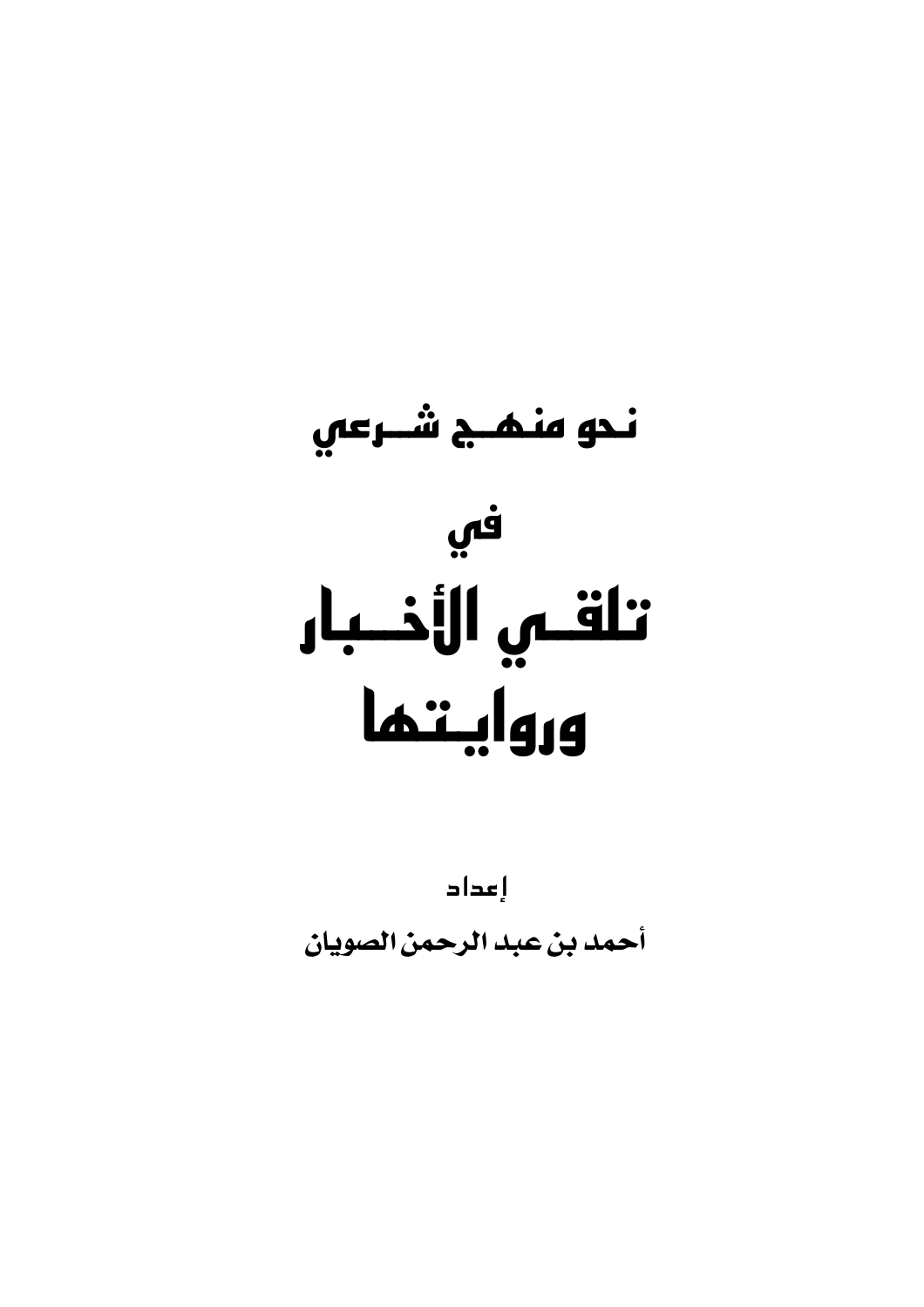# نحو منهج شرعي

# في

# تلقي الأخبار وروايتها

إعداد

**أحمد بن عبد الرحمن الصويان**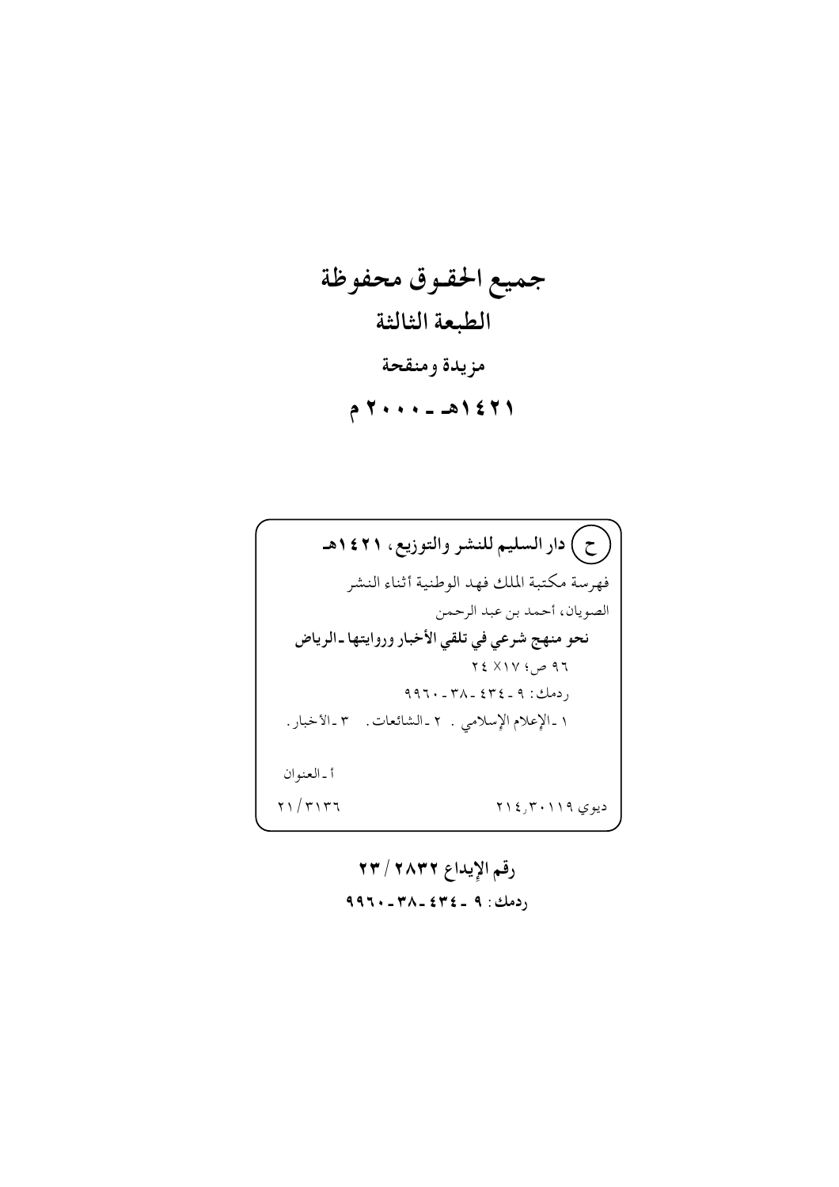**جميع الحقـوق محفوظة**

**الطبعة الثالثة**

**مزيدة ومنقحة**

**١٤٢١هـ - ٢٠٠٠م**

(ح) **دار السليم للنشر والتوزيع، ١٤٢١هـ**

فهرسة مكتبة الملك فهد الوطنية أثناء النشر

الصويان، أحمد بن عبد الرحمن

**نحو منهج شرعي في تلقي الأخبار وروايتها - الرياض**

٩٦ ص؛ ١٧×٢٤

ردمك: ٩ - ٤٣٤ - ٣٨ - ٩٩٦٠

١ - الإعلام الإسلامي . ٢ - الشائعات. ٣ - الأخبار.

أ - العنوان

ديوي ٢١٤,٣٠١١٩ ٢١/٣١٣٦

**رقم الإيداع ٢٨٣٢ / ٢٣**

**ردمك: ٩ - ٤٣٤ - ٣٨ - ٩٩٦٠**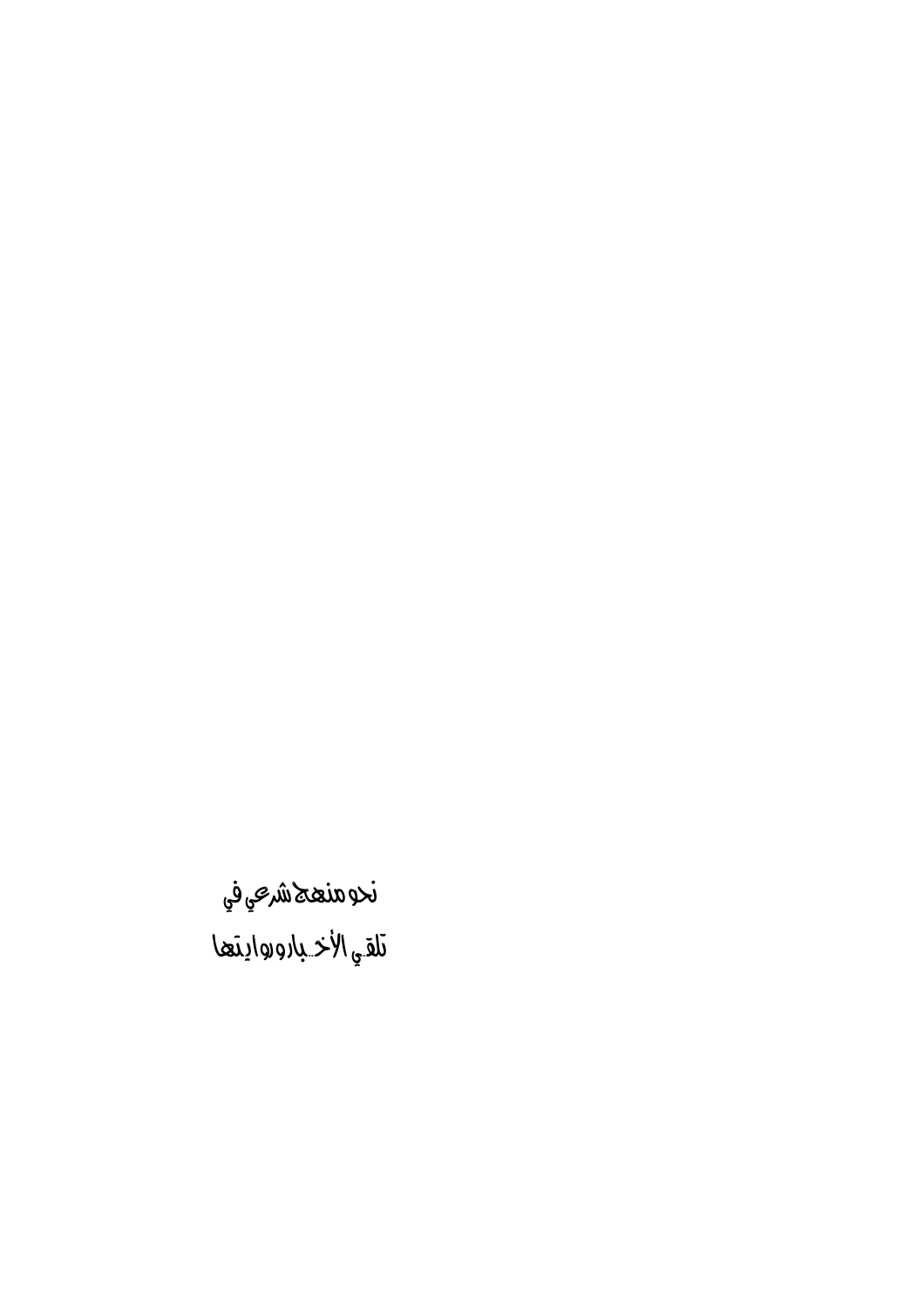# نحو منهج شرعي في
# تلقي الأخبار وروايتها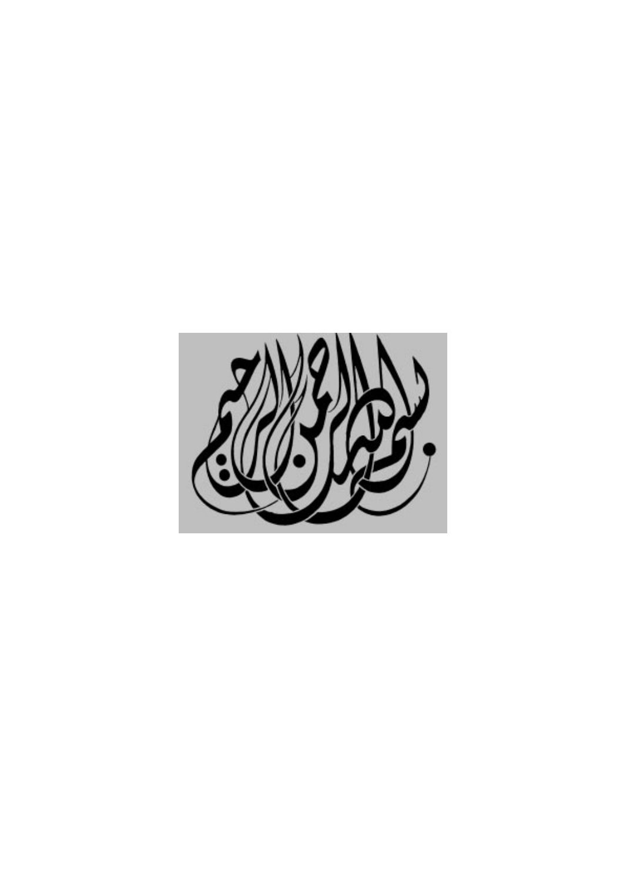بسم الله الرحمن الرحيم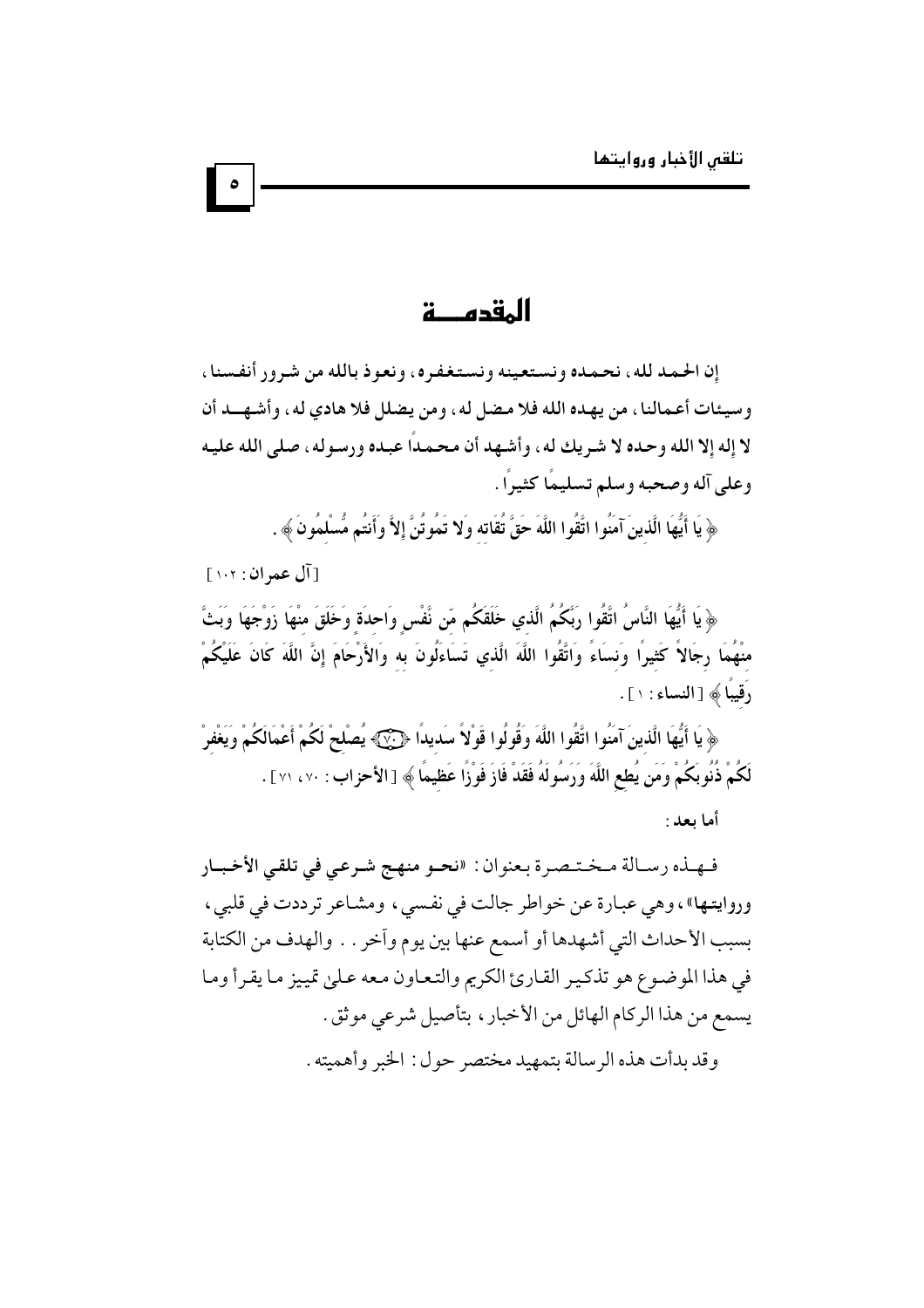# المقدمـــة

**إن الحمد لله، نحمده ونستعينه ونستغفره، ونعوذ بالله من شرور أنفسنا، وسيئات أعمالنا، من يهده الله فلا مضل له، ومن يضلل فلا هادي له، وأشهد أن لا إله إلا الله وحده لا شريك له، وأشهد أن محمداً عبده ورسوله، صلى الله عليه وعلى آله وصحبه وسلم تسليمًا كثيراً.**

﴿ يَا أَيُّهَا الَّذِينَ آمَنُوا اتَّقُوا اللَّهَ حَقَّ تُقَاتِهِ وَلا تَمُوتُنَّ إِلاَّ وَأَنتُم مُّسْلِمُونَ ﴾.

[آل عمران: ١٠٢]

﴿ يَا أَيُّهَا النَّاسُ اتَّقُوا رَبَّكُمُ الَّذِي خَلَقَكُم مِّن نَّفْسٍ وَاحِدَةٍ وَخَلَقَ مِنْهَا زَوْجَهَا وَبَثَّ مِنْهُمَا رِجَالاً كَثِيراً وَنِسَاءً وَاتَّقُوا اللَّهَ الَّذِي تَسَاءَلُونَ بِهِ وَالأَرْحَامَ إِنَّ اللَّهَ كَانَ عَلَيْكُمْ رَقِيباً ﴾ [النساء: ١].

﴿ يَا أَيُّهَا الَّذِينَ آمَنُوا اتَّقُوا اللَّهَ وَقُولُوا قَوْلاً سَدِيداً (٧٠) يُصْلِحْ لَكُمْ أَعْمَالَكُمْ وَيَغْفِرْ لَكُمْ ذُنُوبَكُمْ وَمَن يُطِعِ اللَّهَ وَرَسُولَهُ فَقَدْ فَازَ فَوْزاً عَظِيماً ﴾ [الأحزاب: ٧٠، ٧١].

أما بعد:

فهذه رسالة مختصرة بعنوان: «**نحو منهج شرعي في تلقي الأخبار وروايتها**»، وهي عبارة عن خواطر جالت في نفسي، ومشاعر ترددت في قلبي، بسبب الأحداث التي أشهدها أو أسمع عنها بين يوم وآخر.. والهدف من الكتابة في هذا الموضوع هو تذكير القارئ الكريم والتعاون معه على تمييز ما يقرأ وما يسمع من هذا الركام الهائل من الأخبار، بتأصيل شرعي موثق.

وقد بدأت هذه الرسالة بتمهيد مختصر حول: الخبر وأهميته.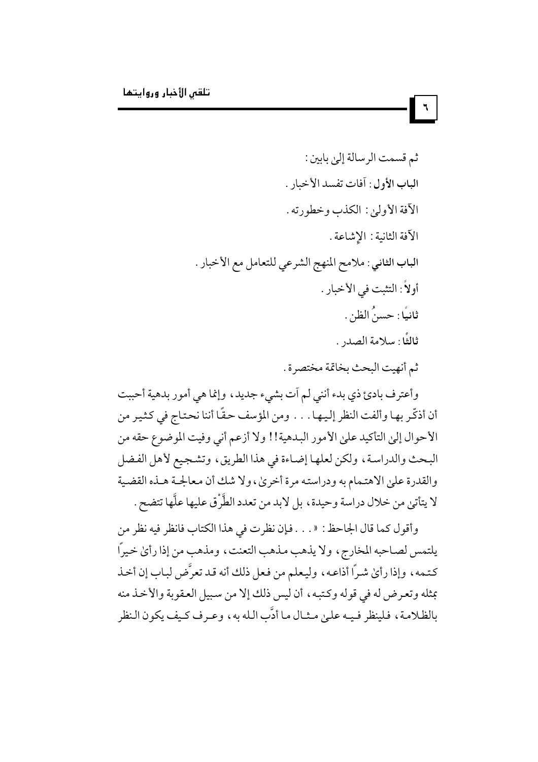ثم قسمت الرسالة إلىٰ بابين :

**الباب الأول** : آفات تفسد الأخبار .

الآفة الأولىٰ : الكذب وخطورته .

الآفة الثانية : الإشاعة .

**الباب الثاني** : ملامح المنهج الشرعي للتعامل مع الأخبار .

**أولاً** : التثبت في الأخبار .

**ثانيًا** : حسنُ الظن .

**ثالثًا** : سلامة الصدر .

ثم أنهيت البحث بخاتمة مختصرة .

وأعترف باديءَ ذي بدء أنني لم آت بشيء جديد ، وإنما هي أمور بدهية أحببت أن أذكّر بها وألفت النظر إليها . . . ومن المؤسف حقًا أننا نحتاج في كثير من الأحوال إلىٰ التأكيد علىٰ الأمور البدهية ! ! ولا أزعم أني وفيت الموضوع حقه من البحث والدراسة ، ولكن لعلها إضاءة في هذا الطريق ، وتشجيع لأهل الفضل والقدرة علىٰ الاهتمام به ودراسته مرة أخرىٰ ، ولا شك أن معالجة هذه القضية لا يتأتىٰ من خلال دراسة وحيدة ، بل لابد من تعدد الطَّرْق عليها علَّها تتضح .

وأقول كما قال الجاحظ : « . . . فإن نظرت في هذا الكتاب فانظر فيه نظر من يلتمس لصاحبه المخارج ، ولا يذهب مذهب التعنت ، ومذهب من إذا رأىٰ خيراً كتمه ، وإذا رأىٰ شراً أذاعه ، وليعلم من فعل ذلك أنه قد تعرَّض لباب إن أخذ بمثله وتعرض له في قوله وكتبه ، أن ليس ذلك إلا من سبيل العقوبة والأخذ منه بالظلامة ، فلينظر فيه علىٰ مثال ما أدَّب الله به ، وعرف كيف يكون النظر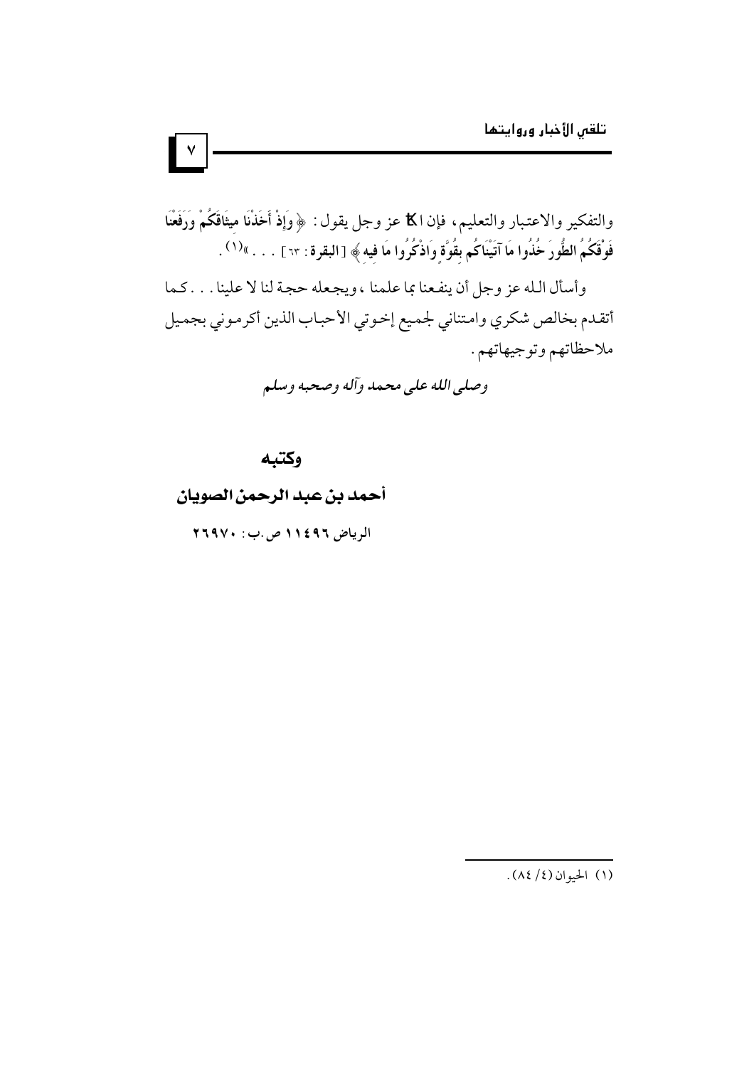والتفكير والاعتبار والتعليم، فإن الله عز وجل يقول: ﴿وَإِذْ أَخَذْنَا مِيثَاقَكُمْ وَرَفَعْنَا فَوْقَكُمُ الطُّورَ خُذُوا مَا آتَيْنَاكُم بِقُوَّةٍ وَاذْكُرُوا مَا فِيهِ﴾ [البقرة: ٦٣] . . . »[(١)].

وأسأل الله عز وجل أن ينفعنا بما علمنا، ويجعله حجة لنا لا علينا . . . كما أتقدم بخالص شكري وامتناني لجميع إخوتي الأحباب الذين أكرموني بجميل ملاحظاتهم وتوجيهاتهم.

*وصلى الله على محمد وآله وصحبه وسلم*

**وكتبه**

**أحمد بن عبد الرحمن الصويان**

الرياض ١١٤٩٦ ص.ب: ٢٦٩٧٠

---

(١) الحيوان (٤/ ٨٤).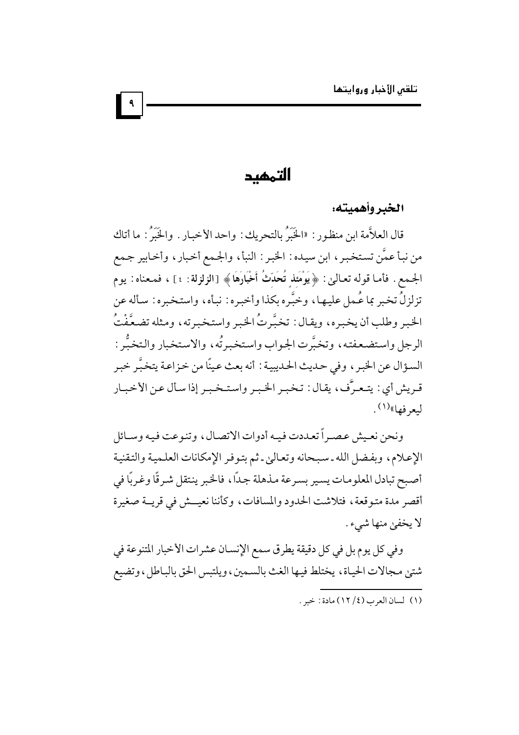# التمهيد

### الخبر وأهميته:

قال العلاَّمة ابن منظور: «الخَبَرُ بالتحريك: واحد الأخبار. والخَبَرُ: ما أتاك من نبأ عمَّن تستخبر، ابن سيده: الخبر: النبأ، والجمع أخبار، وأخابير جمع الجمع. فأما قوله تعالىٰ: ﴿يَوْمَئِذٍ تُحَدِّثُ أَخْبَارَهَا﴾ [الزلزلة: ٤]، فمعناه: يوم تزلزلُ تخبر بما عُمل عليها، وخبَّره بكذا وأخبره: نبأه، واستخبره: سأله عن الخبر وطلب أن يخبره، ويقال: تخبَّرتُ الخبر واستخبرته، ومثله تضعَّفْتُ الرجل واستضعفته، وتخبَّرت الجواب واستخبرتُه، والاستخبار والتخبُّر: السؤال عن الخبر، وفي حديث الحديبية: أنه بعث عينًا من خزاعة يتخبَّر خبر قريش أي: يتعرَّف، يقال: تخبر الخبر واستخبر إذا سأل عن الأخبار ليعرفها»(١).

ونحن نعيش عصراً تعددت فيه أدوات الاتصال، وتنوعت فيه وسائل الإعلام، وبفضل الله ـ سبحانه وتعالىٰ ـ ثم بتوفر الإمكانات العلمية والتقنية أصبح تبادل المعلومات يسير بسرعة مذهلة جدًا، فالخبر ينتقل شرقًا وغربًا في أقصر مدة متوقعة، فتلاشت الحدود والمسافات، وكأننا نعيش في قرية صغيرة لا يخفىٰ منها شيء.

وفي كل يوم بل في كل دقيقة يطرق سمع الإنسان عشرات الأخبار المتنوعة في شتىٰ مجالات الحياة، يختلط فيها الغث بالسمين، ويلتبس الحق بالباطل، وتضيع

---

(١) لسان العرب (٤/ ١٢) مادة: خبر.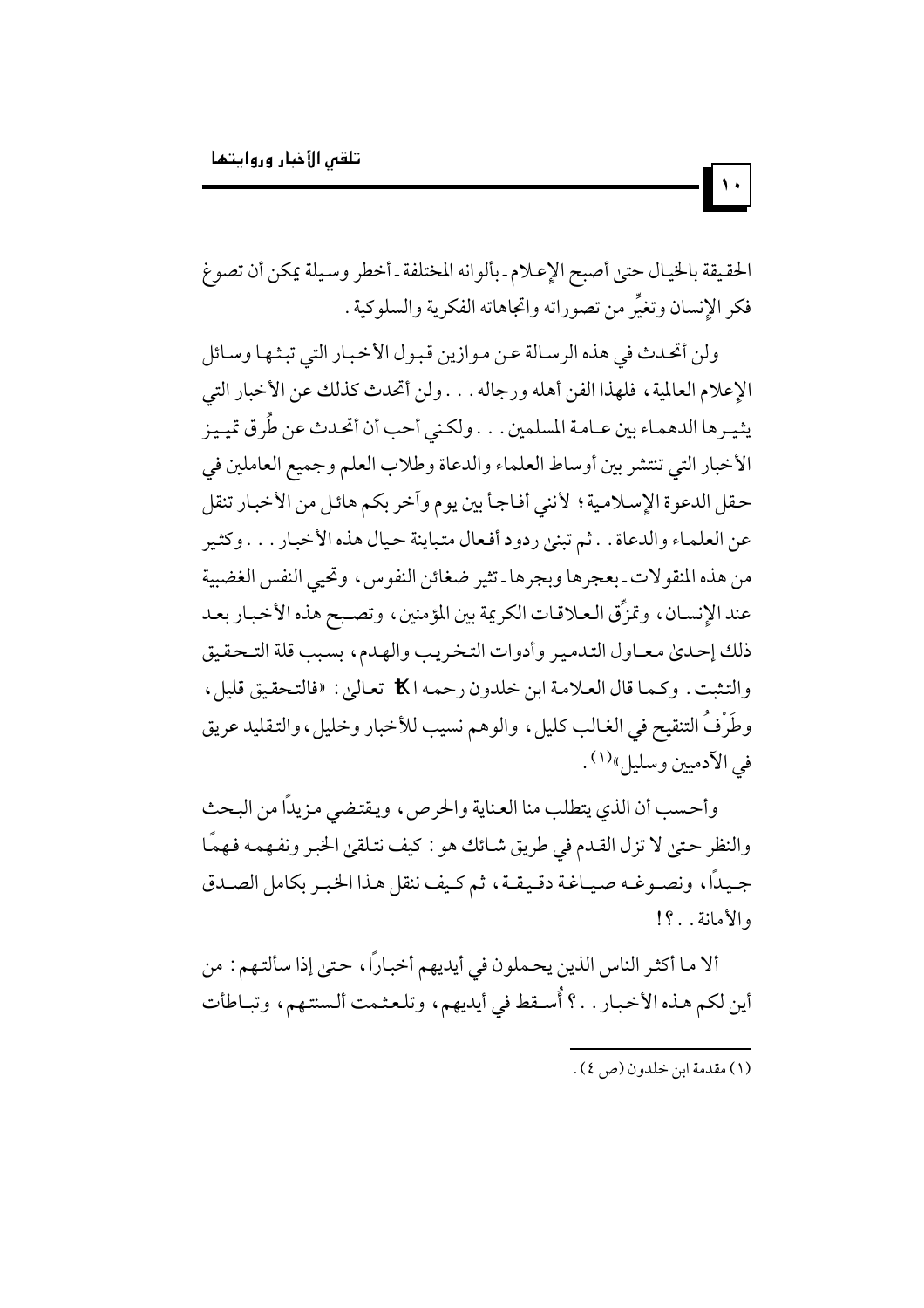الحقيقة بالخيال حتىٰ أصبح الإعلام ـ بألوانه المختلفة ـ أخطر وسيلة يمكن أن تصوغ فكر الإنسان وتغيِّر من تصوراته واتجاهاته الفكرية والسلوكية.

ولن أتحدث في هذه الرسالة عن موازين قبول الأخبار التي تبثها وسائل الإعلام العالمية، فلهذا الفن أهله ورجاله... ولن أتحدث كذلك عن الأخبار التي يثيرها الدهماء بين عامة المسلمين... ولكنني أحب أن أتحدث عن طُرق تمييز الأخبار التي تنتشر بين أوساط العلماء والدعاة وطلاب العلم وجميع العاملين في حقل الدعوة الإسلامية؛ لأنني أفاجأ بين يوم وآخر بكم هائل من الأخبار تنقل عن العلماء والدعاة.. ثم تبنىٰ ردود أفعال متباينة حيال هذه الأخبار... وكثير من هذه المنقولات ـ بعجرها وبجرها ـ تثير ضغائن النفوس، وتحيي النفس الغضبية عند الإنسان، وتمزِّق العلاقات الكريمة بين المؤمنين، وتصبح هذه الأخبار بعد ذلك إحدىٰ معاول التدمير وأدوات التخريب والهدم، بسبب قلة التحقيق والتثبت. وكما قال العلامة ابن خلدون رحمه الله تعالىٰ: «فالتحقيق قليل، وطَرْفُ التنقيح في الغالب كليل، والوهم نسيب للأخبار وخليل، والتقليد عريق في الآدميين وسليل»[1].

وأحسب أن الذي يتطلب منا العناية والحرص، ويقتضي مزيدًا من البحث والنظر حتى لا تزل القدم في طريق شائك هو: كيف نتلقىٰ الخبر ونفهمه فهمًا جيدًا، ونصوغه صياغة دقيقة، ثم كيف ننقل هذا الخبر بكامل الصدق والأمانة..؟!

ألا ما أكثر الناس الذين يحملون في أيديهم أخبارًا، حتىٰ إذا سألتهم: من أين لكم هذه الأخبار..؟ أُسقط في أيديهم، وتلعثمت ألسنتهم، وتباطأت

---

(١) مقدمة ابن خلدون (ص ٤).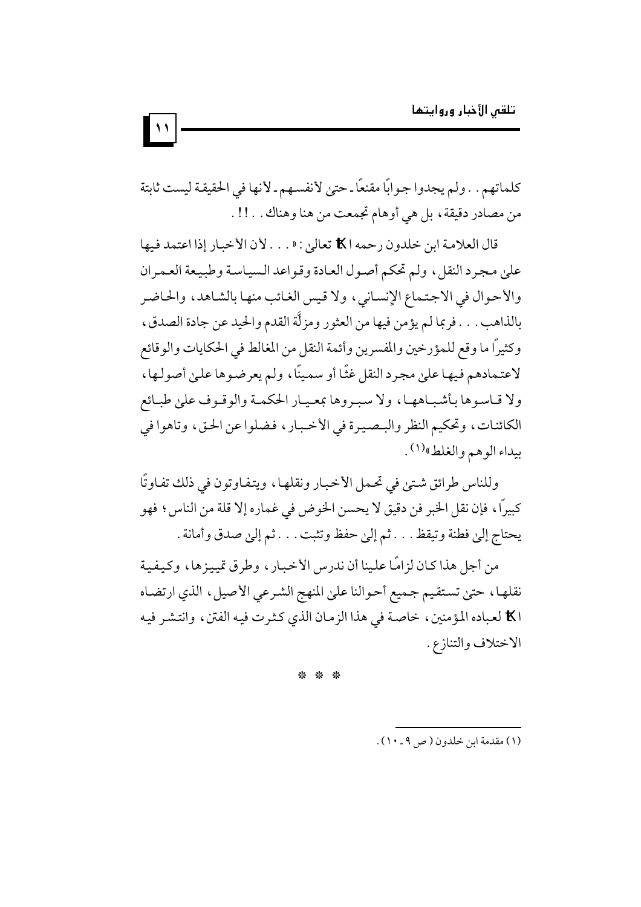كلماتهم . . ولم يجدوا جوابًا مقنعًا ـ حتى لأنفسهم ـ لأنها في الحقيقة ليست ثابتة من مصادر دقيقة، بل هي أوهام تجمعت من هنا وهناك . . !! .

قال العلامة ابن خلدون رحمه الله تعالى: « . . . لأن الأخبار إذا اعتمد فيها على مجرد النقل، ولم تحكم أصول العادة وقواعد السياسة وطبيعة العمران والأحوال في الاجتماع الإنساني، ولا قيس الغائب منها بالشاهد، والحاضر بالذاهب . . . فربما لم يؤمن فيها من العثور ومزلَّة القدم والحيد عن جادة الصدق، وكثيرًا ما وقع للمؤرخين والمفسرين وأئمة النقل من المغالط في الحكايات والوقائع لاعتمادهم فيها على مجرد النقل غثًا أو سمينًا، ولم يعرضوها على أصولها، ولا قاسوها بأشباهها، ولا سبروها بمعيار الحكمة والوقوف على طبائع الكائنات، وتحكيم النظر والبصيرة في الأخبار، فضلوا عن الحق، وتاهوا في بيداء الوهم والغلط»[1].

وللناس طرائق شتى في تحمل الأخبار ونقلها، ويتفاوتون في ذلك تفاوتًا كبيرًا، فإن نقل الخبر فن دقيق لا يحسن الخوض في غماره إلا قلة من الناس؛ فهو يحتاج إلى فطنة وتيقظ . . . ثم إلى حفظ وتثبت . . . ثم إلى صدق وأمانة .

من أجل هذا كان لزامًا علينا أن ندرس الأخبار، وطرق تمييزها، وكيفية نقلها، حتى تستقيم جميع أحوالنا على المنهج الشرعي الأصيل، الذي ارتضاه الله لعباده المؤمنين، خاصة في هذا الزمان الذي كثرت فيه الفتن، وانتشر فيه الاختلاف والتنازع .

* * *

---

(1) مقدمة ابن خلدون ( ص ٩ ـ ١٠ ) .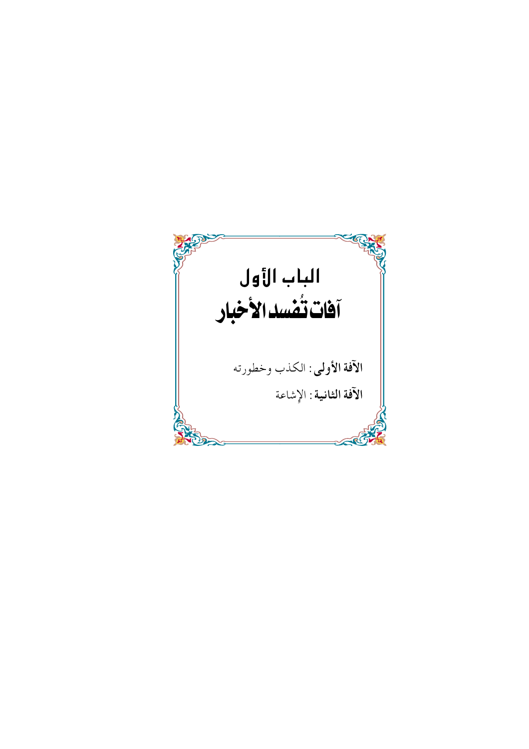# الباب الأول

# آفات تُفسد الأخبار

**الآفة الأولى**: الكذب وخطورته

**الآفة الثانية**: الإِشاعة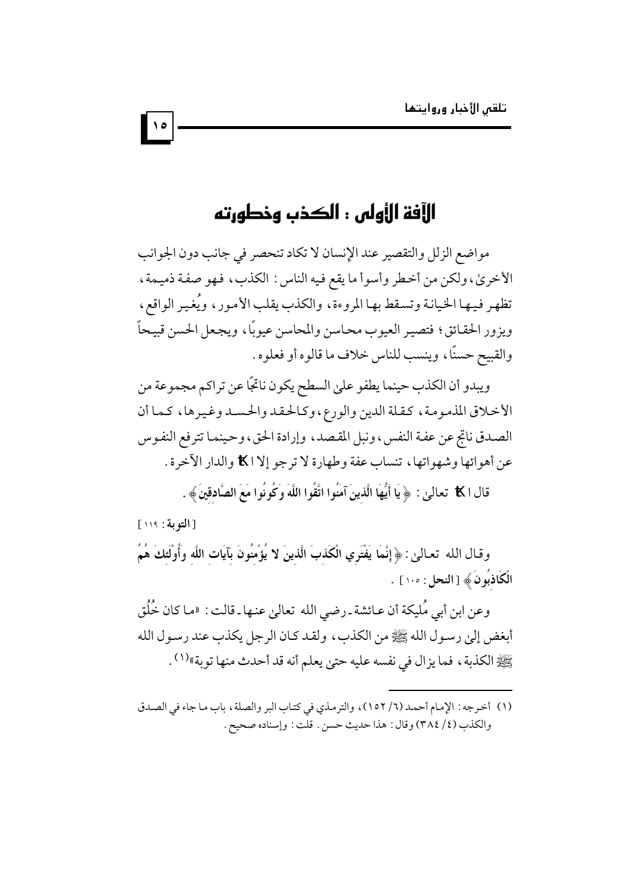# الآفة الأولى : الكذب وخطورته

مواضع الزلل والتقصير عند الإنسان لا تكاد تنحصر في جانب دون الجوانب الأخرىٰ، ولكن من أخطر وأسوأ ما يقع فيه الناس : الكذب، فهو صفة ذميمة، تظهر فيها الخيانة وتسقط بها المروءة، والكذب يقلب الأمور، ويُغير الواقع، ويزور الحقائق؛ فتصير العيوب محاسن والمحاسن عيوبًا، ويجعل الحسن قبيحاً والقبيح حسنًا، وينسب للناس خلاف ما قالوه أو فعلوه .

ويبدو أن الكذب حينما يطفو علىٰ السطح يكون ناتجًا عن تراكم مجموعة من الأخلاق المذمومة، كقلة الدين والورع، وكالحقد والحسد وغيرها، كما أن الصدق ناتج عن عفة النفس، ونبل المقصد، وإرادة الحق، وحينما تترفع النفوس عن أهوائها وشهواتها، تنساب عفة وطهارة لا ترجو إلا الله والدار الآخرة .

قال الله تعالىٰ : ﴿ يَا أَيُّهَا الَّذِينَ آمَنُوا اتَّقُوا اللَّهَ وَكُونُوا مَعَ الصَّادِقِينَ ﴾ .

[التوبة : ١١٩]

وقال الله تعالىٰ : ﴿ إِنَّمَا يَفْتَرِي الْكَذِبَ الَّذِينَ لا يُؤْمِنُونَ بِآيَاتِ اللَّهِ وَأُوْلَئِكَ هُمُ الْكَاذِبُونَ ﴾ [النحل : ١٠٥] .

وعن ابن أبي مُليكة أن عائشة ـ رضي الله تعالىٰ عنها ـ قالت : «ما كان خُلُق أبغض إلىٰ رسول الله ﷺ من الكذب، ولقد كان الرجل يكذب عند رسول الله ﷺ الكذبة، فما يزال في نفسه عليه حتىٰ يعلم أنه قد أحدث منها توبة»(١) .

---

(١) أخرجه : الإمام أحمد (٦/ ١٥٢)، والترمذي في كتاب البر والصلة، باب ما جاء في الصدق والكذب (٤/ ٣٨٤) وقال : هذا حديث حسن . قلت : وإسناده صحيح .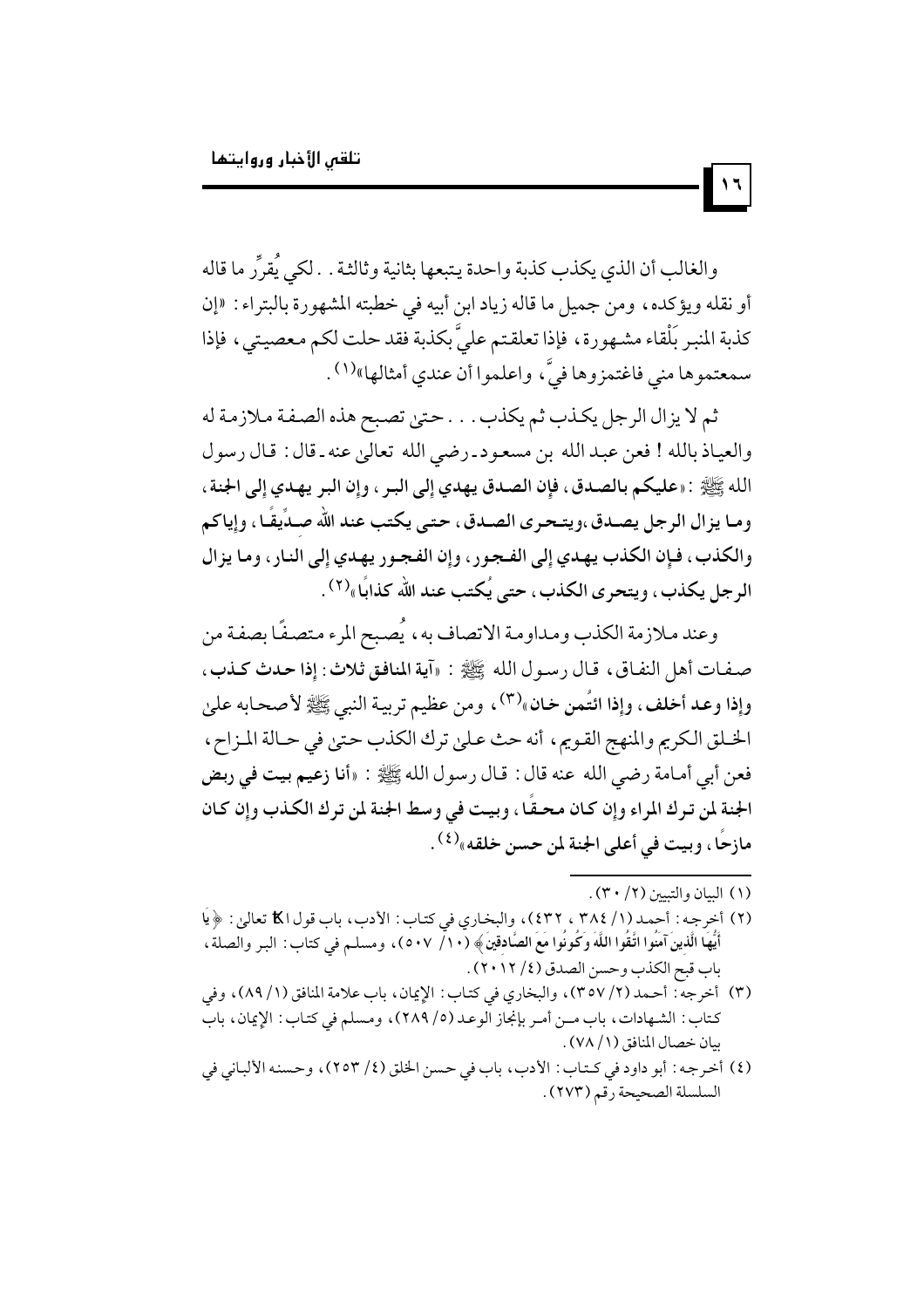والغالب أن الذي يكذب كذبة واحدة يتبعها بثانية وثالثة . . لكي يُقرِّر ما قاله أو نقله ويؤكده، ومن جميل ما قاله زياد ابن أبيه في خطبته المشهورة بالبتراء : «إن كذبة المنبر بَلْقاء مشهورة، فإذا تعلقتم عليَّ بكذبة فقد حلت لكم معصيتي، فإذا سمعتموها مني فاغتمزوها فيَّ، واعلموا أن عندي أمثالها»[1] .

ثم لا يزال الرجل يكذب ثم يكذب . . . حتى تصبح هذه الصفة ملازمة له والعياذ بالله ! فعن عبد الله بن مسعود ـ رضي الله تعالى عنه ـ قال : قال رسول الله ﷺ : «**عليكم بالصدق، فإن الصدق يهدي إلى البر، وإن البر يهدي إلى الجنة، وما يزال الرجل يصدق ،ويتحرى الصدق، حتى يكتب عند الله صِدِّيقًا، وإياكم والكذب، فإن الكذب يهدي إلى الفجور، وإن الفجور يهدي إلى النار، وما يزال الرجل يكذب، ويتحرى الكذب، حتى يُكتب عند الله كذابًا**»[2] .

وعند ملازمة الكذب ومداومة الاتصاف به، يُصبح المرء متصفًا بصفة من صفات أهل النفاق، قال رسول الله ﷺ : «**آية المنافق ثلاث : إذا حدث كذب، وإذا وعد أخلف، وإذا ائتُمن خان**»[3]، ومن عظيم تربية النبي ﷺ لأصحابه على الخلق الكريم والمنهج القويم، أنه حث على ترك الكذب حتى في حالة المزاح، فعن أبي أمامة رضي الله عنه قال : قال رسول الله ﷺ : «**أنا زعيم بيت في ربض الجنة لمن ترك المراء وإن كان محقًا، وبيت في وسط الجنة لمن ترك الكذب وإن كان مازحًا، وبيت في أعلى الجنة لمن حسن خلقه**»[4] .

---

(١) البيان والتبيين (٢/ ٣٠) .

(٢) أخرجه : أحمد (١/ ٣٨٤ ، ٤٣٢)، والبخاري في كتاب : الأدب، باب قول الله تعالى : ﴿يَا أَيُّهَا الَّذِينَ آمَنُوا اتَّقُوا اللَّهَ وَكُونُوا مَعَ الصَّادِقِينَ﴾ (١٠/ ٥٠٧)، ومسلم في كتاب : البر والصلة، باب قبح الكذب وحسن الصدق (٤/ ٢٠١٢) .

(٣) أخرجه : أحمد (٢/ ٣٥٧)، والبخاري في كتاب : الإيمان، باب علامة المنافق (١/ ٨٩)، وفي كتاب : الشهادات، باب من أمر بإنجاز الوعد (٥/ ٢٨٩)، ومسلم في كتاب : الإيمان، باب بيان خصال المنافق (١/ ٧٨) .

(٤) أخرجه : أبو داود في كتاب : الأدب، باب في حسن الخلق (٤/ ٢٥٣)، وحسنه الألباني في السلسلة الصحيحة رقم (٢٧٣) .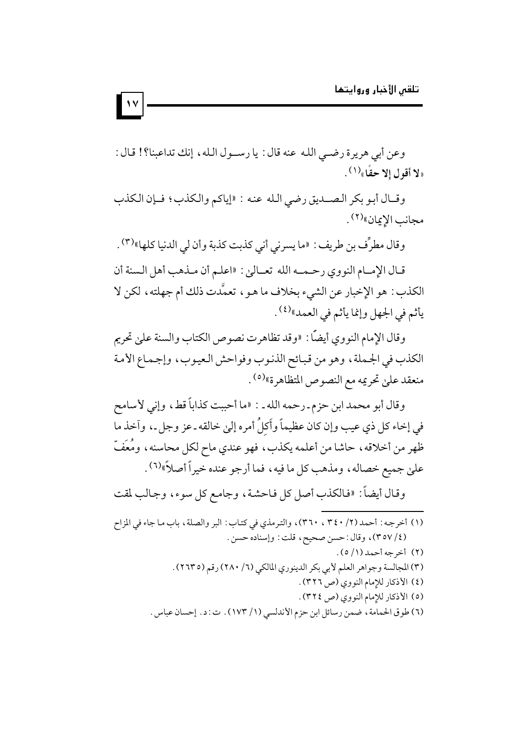وعن أبي هريرة رضي الله عنه قال: يا رسول الله، إنك تداعبنا؟! قال: «**لا أقول إلا حقًا**»[1].

وقال أبو بكر الصديق رضي الله عنه: «إياكم والكذب؛ فإن الكذب مجانب الإيمان»[2].

وقال مطرِّف بن طريف: «ما يسرني أني كذبت كذبة وأن لي الدنيا كلها»[3].

قال الإمام النووي رحمه الله تعالى: «اعلم أن مذهب أهل السنة أن الكذب: هو الإخبار عن الشيء بخلاف ما هو، تعمَّدت ذلك أم جهلته، لكن لا يأثم في الجهل وإنما يأثم في العمد»[4].

وقال الإمام النووي أيضًا: «وقد تظاهرت نصوص الكتاب والسنة على تحريم الكذب في الجملة، وهو من قبائح الذنوب وفواحش العيوب، وإجماع الأمة منعقد على تحريمه مع النصوص المتظاهرة»[5].

وقال أبو محمد ابن حزم ـ رحمه الله ـ: «ما أحببت كذاباً قط، وإني لأسامح في إخاء كل ذي عيب وإن كان عظيماً وأَكِلُ أمره إلى خالقه ـ عز وجل ـ، وآخذ ما ظهر من أخلاقه، حاشا من أعلمه يكذب، فهو عندي ماح لكل محاسنه، ومُعَفّ على جميع خصاله، ومذهب كل ما فيه، فما أرجو عنده خيراً أصلاً»[6].

وقال أيضاً: «فالكذب أصل كل فاحشة، وجامع كل سوء، وجالب لمقت

---

(١) أخرجه: أحمد (٢/ ٣٤٠ ، ٣٦٠)، والترمذي في كتاب: البر والصلة، باب ما جاء في المزاح (٤/ ٣٥٧)، وقال: حسن صحيح، قلت: وإسناده حسن.

(٢) أخرجه أحمد (١/ ٥).

(٣) المجالسة وجواهر العلم لأبي بكر الدينوري المالكي (٦/ ٢٨٠) رقم (٢٦٣٥).

(٤) الأذكار للإمام النووي (ص ٣٢٦).

(٥) الأذكار للإمام النووي (ص ٣٢٤).

(٦) طوق الحمامة، ضمن رسائل ابن حزم الأندلسي (١/ ١٧٣). ت: د. إحسان عباس.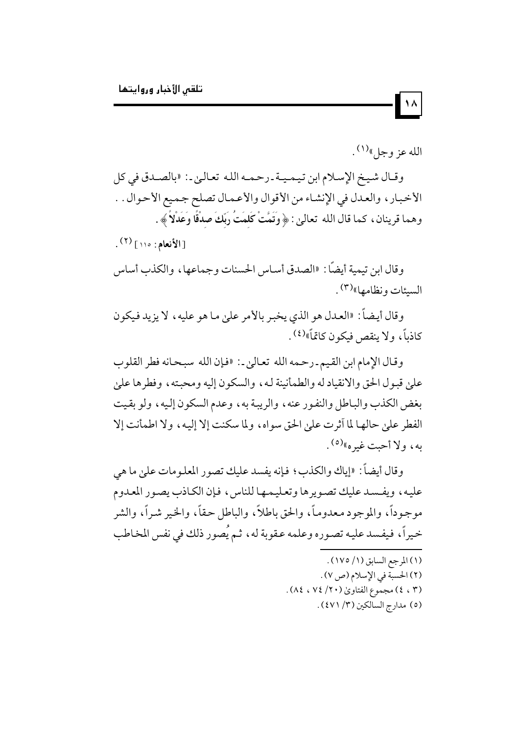الله عز وجل»[1].

وقال شيخ الإسلام ابن تيمية ـ رحمه الله تعالىٰ ـ: «بالصدق في كل الأخبار، والعدل في الإنشاء من الأقوال والأعمال تصلح جميع الأحوال.. وهما قرينان، كما قال الله تعالىٰ: ﴿وَتَمَّتْ كَلِمَتُ رَبِّكَ صِدْقًا وَعَدْلاً﴾.

[**الأنعام**: ١١٥] [2].

وقال ابن تيمية أيضًا: «الصدق أساس الحسنات وجماعها، والكذب أساس السيئات ونظامها»[3].

وقال أيضاً: «العدل هو الذي يخبر بالأمر علىٰ ما هو عليه، لا يزيد فيكون كاذباً، ولا ينقص فيكون كاتماً»[4].

وقال الإمام ابن القيم ـ رحمه الله تعالىٰ ـ: «فإن الله سبحانه فطر القلوب علىٰ قبول الحق والانقياد له والطمأنينة له، والسكون إليه ومحبته، وفطرها علىٰ بغض الكذب والباطل والنفور عنه، والريبة به، وعدم السكون إليه، ولو بقيت الفطر علىٰ حالها لما آثرت علىٰ الحق سواه، ولما سكنت إلا إليه، ولا اطمأنت إلا به، ولا أحبت غيره»[5].

وقال أيضاً: «إياك والكذب؛ فإنه يفسد عليك تصور المعلومات علىٰ ما هي عليه، ويفسد عليك تصويرها وتعليمها للناس، فإن الكاذب يصور المعدوم موجوداً، والموجود معدوماً، والحق باطلاً، والباطل حقاً، والخير شراً، والشر خيراً، فيفسد عليه تصوره وعلمه عقوبة له، ثم يُصور ذلك في نفس المخاطب

---

(١) المرجع السابق (١/ ١٧٥).

(٢) الحسبة في الإسلام (ص ٧).

(٣، ٤) مجموع الفتاوىٰ (٢٠/ ٧٤، ٨٤).

(٥) مدارج السالكين (٣/ ٤٧١).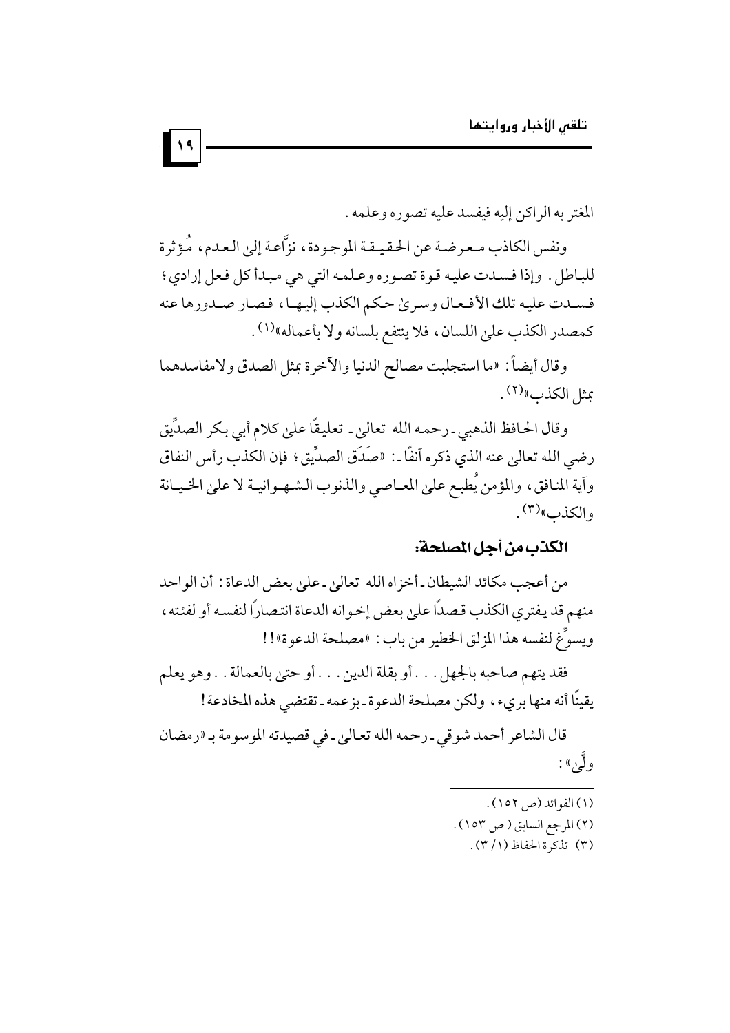المغتر به الراكن إليه فيفسد عليه تصوره وعلمه .

ونفس الكاذب معرضة عن الحقيقة الموجودة، نزَّاعة إلىٰ العدم، مُؤثرة للباطل . وإذا فسدت عليه قوة تصوره وعلمه التي هي مبدأ كل فعل إرادي؛ فسدت عليه تلك الأفعال وسرىٰ حكم الكذب إليها، فصار صدورها عنه كمصدر الكذب علىٰ اللسان، فلا ينتفع بلسانه ولا بأعماله»[1] .

وقال أيضاً : «ما استجلبت مصالح الدنيا والآخرة بمثل الصدق ولامفاسدهما بمثل الكذب»[2] .

وقال الحافظ الذهبي ـ رحمه الله تعالىٰ ـ تعليقًا علىٰ كلام أبي بكر الصدِّيق رضي الله تعالىٰ عنه الذي ذكره آنفًا ـ : «صَدَق الصدِّيق ؛ فإن الكذب رأس النفاق وآية المنافق، والمؤمن يُطبع علىٰ المعاصي والذنوب الشهوانية لا علىٰ الخيانة والكذب»[3] .

## الكذب من أجل المصلحة:

من أعجب مكائد الشيطان ـ أخزاه الله تعالىٰ ـ علىٰ بعض الدعاة : أن الواحد منهم قد يفتري الكذب قصداً علىٰ بعض إخوانه الدعاة انتصاراً لنفسه أو لفئته، ويسوِّغ لنفسه هذا المزلق الخطير من باب : «مصلحة الدعوة»!!

فقد يتهم صاحبه بالجهل . . . أو بقلة الدين . . . أو حتىٰ بالعمالة . . وهو يعلم يقينًا أنه منها بريء، ولكن مصلحة الدعوة ـ بزعمه ـ تقتضي هذه المخادعة!

قال الشاعر أحمد شوقي ـ رحمه الله تعالىٰ ـ في قصيدته الموسومة بـ «رمضان ولَّىٰ» :

---

(١) الفوائد (ص ١٥٢) .

(٢) المرجع السابق ( ص ١٥٣) .

(٣) تذكرة الحفاظ (١/ ٣) .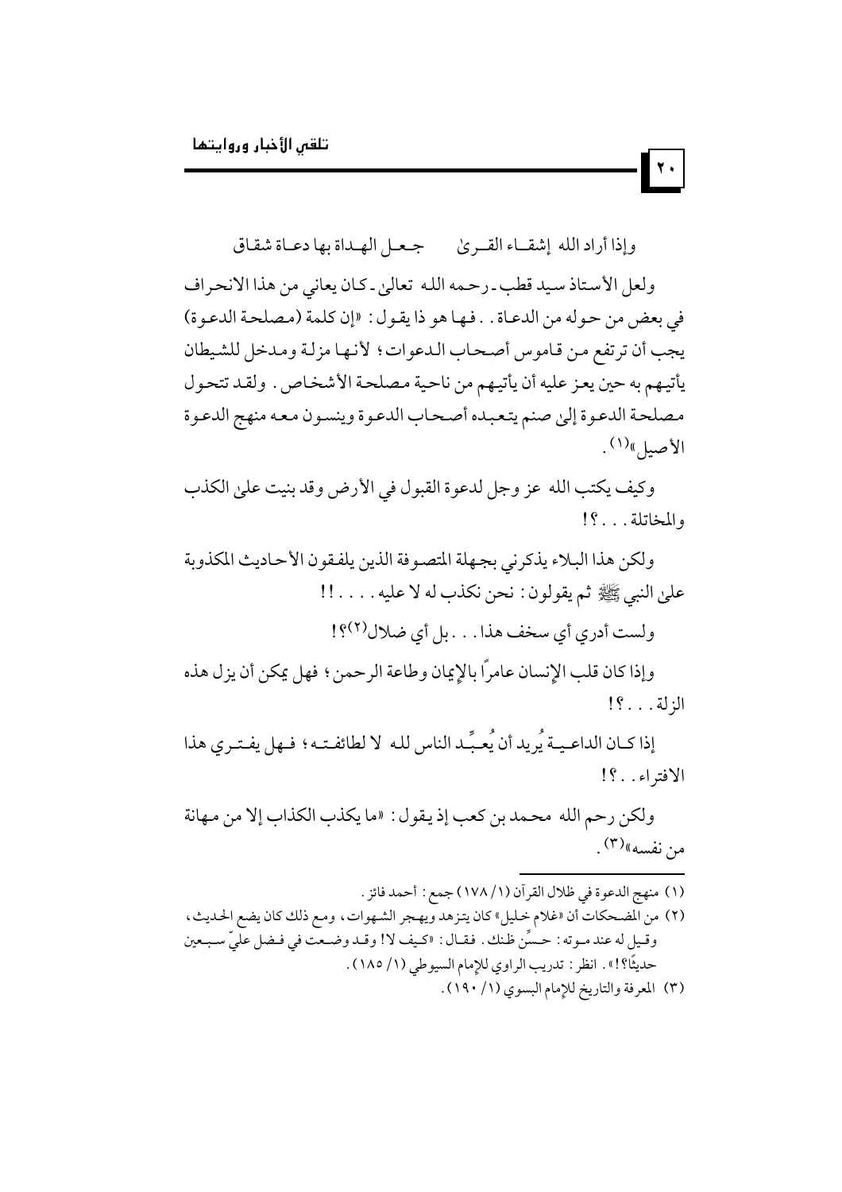وإذا أراد الله إشقــاء القــرىٰ  جـعـل الهـداة بها دعـاة شقـاق

ولعل الأستاذ سيد قطب ـ رحمه الله تعالىٰ ـ كان يعاني من هذا الانحراف في بعض من حوله من الدعاة . . فها هو ذا يقول : «إن كلمة (مصلحة الدعوة) يجب أن ترتفع من قاموس أصحاب الدعوات ؛ لأنها مزلة ومدخل للشيطان يأتيهم به حين يعز عليه أن يأتيهم من ناحية مصلحة الأشخاص . ولقد تتحول مصلحة الدعوة إلىٰ صنم يتعبده أصحاب الدعوة وينسون معه منهج الدعوة الأصيل»[1] .

وكيف يكتب الله عز وجل لدعوة القبول في الأرض وقد بنيت علىٰ الكذب والمخاتلة . . . ؟!

ولكن هذا البلاء يذكرني بجهلة المتصوفة الذين يلفقون الأحاديث المكذوبة علىٰ النبي ﷺ ثم يقولون : نحن نكذب له لا عليه . . . . !!

ولست أدري أي سخف هذا . . . بل أي ضلال[2]؟!

وإذا كان قلب الإنسان عامراً بالإيمان وطاعة الرحمن ؛ فهل يمكن أن يزل هذه الزلة . . . ؟!

إذا كان الداعية يُريد أن يُعبِّد الناس لله لا لطائفته ؛ فهل يفتري هذا الافتراء . . ؟!

ولكن رحم الله محمد بن كعب إذ يقول : «ما يكذب الكذاب إلا من مهانة من نفسه»[3] .

---

(١) منهج الدعوة في ظلال القرآن (١/ ١٧٨) جمع : أحمد فائز .

(٢) من المضحكات أن «غلام خليل» كان يتزهد ويهجر الشهوات ، ومع ذلك كان يضع الحديث ، وقيل له عند موته : حسِّن ظنك . فقال : «كيف لا! وقد وضعت في فضل عليّ سبعين حديثًا؟!» . انظر : تدريب الراوي للإمام السيوطي (١/ ١٨٥) .

(٣) المعرفة والتاريخ للإمام البسوي (١/ ١٩٠) .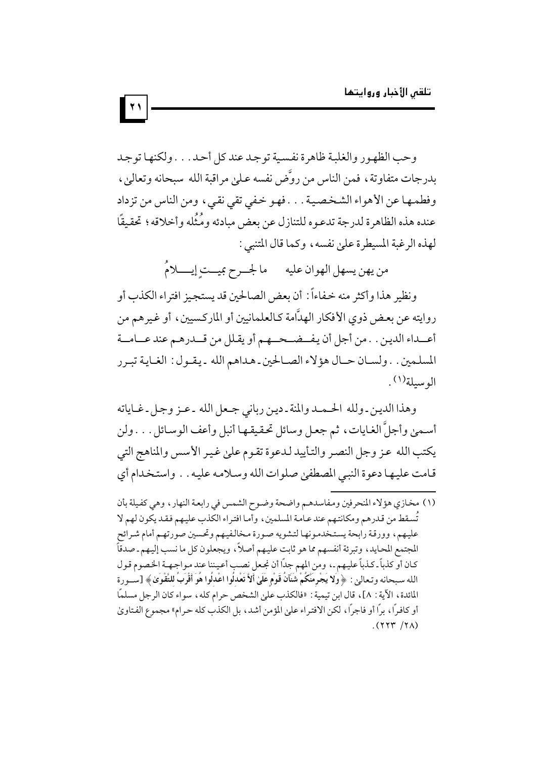وحب الظهور والغلبة ظاهرة نفسية توجد عند كل أحد. . . ولكنها توجد بدرجات متفاوتة، فمن الناس من روَّض نفسه على مراقبة الله سبحانه وتعالى، وفطمها عن الأهواء الشخصية. . . فهو خفي تقي نقي، ومن الناس من تزداد عنده هذه الظاهرة لدرجة تدعوه للتنازل عن بعض مبادئه ومُثُله وأخلاقه؛ تحقيقًا لهذه الرغبة المسيطرة على نفسه، وكما قال المتنبي:

من يهن يسهل الهوان عليه ما لجـرح بميـت إيـلامُ

ونظير هذا وأكثر منه خفاءاً: أن بعض الصالحين قد يستجيز افتراء الكذب أو روايته عن بعض ذوي الأفكار الهدَّامة كالعلمانيين أو الماركسيين، أو غيرهم من أعـداء الدين. . من أجل أن يفضحهم أو يقلل من قدرهم عند عامة المسلمين. . ولسان حال هؤلاء الصالحين ـ هداهم الله ـ يقول: الغاية تبرر الوسيلة(1).

وهذا الدين ـ ولله الحمد والمنة ـ دين رباني جعل الله ـ عز وجل ـ غاياته أسمى وأجلَّ الغايات، ثم جعل وسائل تحقيقها أنبل وأعف الوسائل. . . ولن يكتب الله عز وجل النصر والتأييد لدعوة تقوم على غير الأسس والمناهج التي قامت عليها دعوة النبي المصطفى صلوات الله وسلامه عليه. . واستخدام أي

---

(1) مخازي هؤلاء المنحرفين ومفاسدهم واضحة وضوح الشمس في رابعة النهار، وهي كفيلة بأن تُسقط من قدرهم ومكانتهم عند عامة المسلمين، وأما افتراء الكذب عليهم فقد يكون لهم لا عليهم، وورقة رابحة يستخدمونها لتشويه صورة مخالفيهم وتحسين صورتهم أمام شرائح المجتمع المحايد، وتبرئة أنفسهم مما هو ثابت عليهم أصلاً، ويجعلون كل ما نسب إليهم ـ صدقاً كان أو كذباً ـ كذباً عليهم ـ، ومن المهم جدًا أن نجعل نصب أعيننا عند مواجهة الخصوم قول الله سبحانه وتعالى: ﴿وَلا يَجْرِمَنَّكُمْ شَنَآنُ قَوْمٍ عَلَىٰ أَلاَّ تَعْدِلُوا اعْدِلُوا هُوَ أَقْرَبُ لِلتَّقْوَىٰ﴾ [سورة المائدة، الآية: 8]، قال ابن تيمية: «فالكذب على الشخص حرام كله، سواء كان الرجل مسلمًا أو كافرًا، برًا أو فاجرًا، لكن الافتراء على المؤمن أشد، بل الكذب كله حرام» مجموع الفتاوى (28/ 223).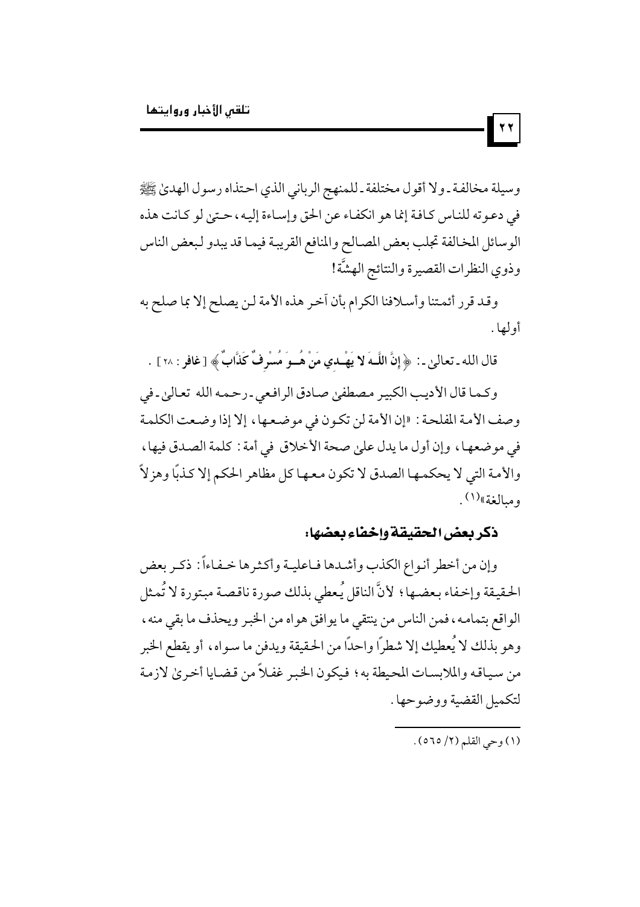وسيلة مخالفة ـ ولا أقول مختلفة ـ للمنهج الرباني الذي احتذاه رسول الهدىٰ ﷺ في دعوته للناس كافة إنما هو انكفاء عن الحق وإساءة إليه، حتىٰ لو كانت هذه الوسائل المخالفة تجلب بعض المصالح والمنافع القريبة فيما قد يبدو لبعض الناس وذوي النظرات القصيرة والنتائج الهشَّة!

وقد قرر أئمتنا وأسلافنا الكرام بأن آخر هذه الأمة لن يصلح إلا بما صلح به أولها.

قال الله ـ تعالىٰ ـ: ﴿ إِنَّ اللَّـهَ لا يَهْـدِي مَنْ هُـوَ مُسْرِفٌ كَذَّابٌ ﴾ [غافر: ٢٨].

وكما قال الأديب الكبير مصطفىٰ صادق الرافعي ـ رحمه الله تعالىٰ ـ في وصف الأمة المفلحة: «إن الأمة لن تكون في موضعها، إلا إذا وضعت الكلمة في موضعها، وإن أول ما يدل علىٰ صحة الأخلاق في أمة: كلمة الصدق فيها، والأمة التي لا يحكمها الصدق لا تكون معها كل مظاهر الحكم إلا كذبًا وهزلاً ومبالغة»[١].

## ذكر بعض الحقيقة وإخفاء بعضها:

وإن من أخطر أنواع الكذب وأشدها فاعلية وأكثرها خفاءً: ذكر بعض الحقيقة وإخفاء بعضها؛ لأنَّ الناقل يُعطي بذلك صورة ناقصة مبتورة لا تُمثل الواقع بتمامه، فمن الناس من ينتقي ما يوافق هواه من الخبر ويحذف ما بقي منه، وهو بذلك لا يُعطيك إلا شطرًا واحدًا من الحقيقة ويدفن ما سواه، أو يقطع الخبر من سياقه والملابسات المحيطة به؛ فيكون الخبر غفلاً من قضايا أخرىٰ لازمة لتكميل القضية ووضوحها.

---

(١) وحي القلم (٢/ ٥٦٥).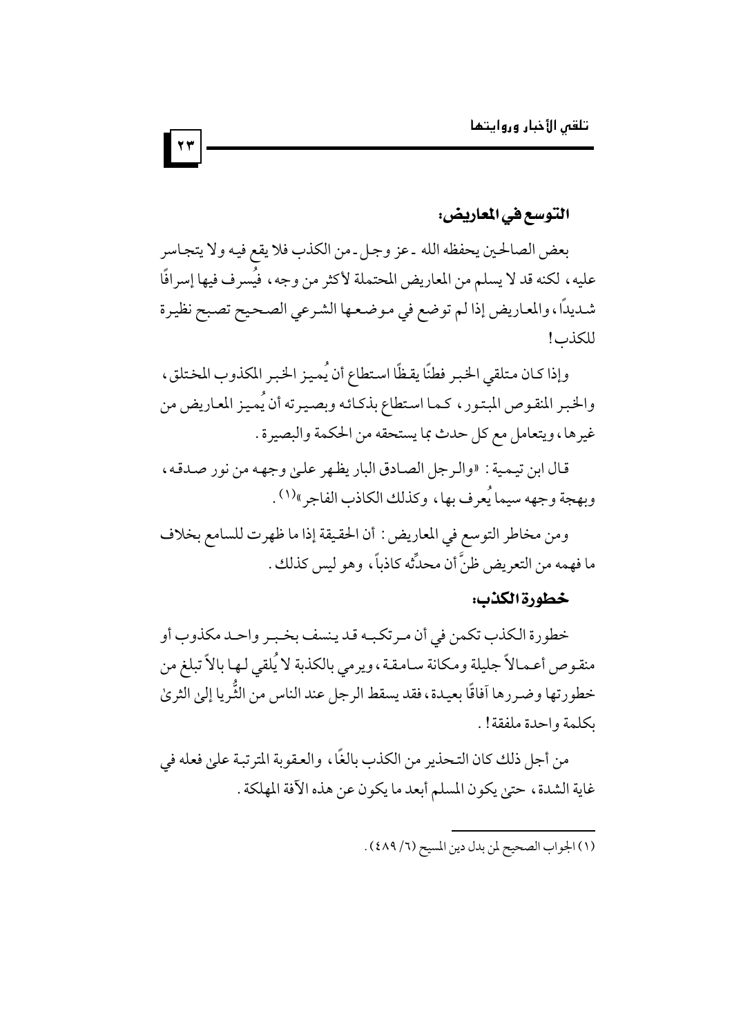## التوسع في المعاريض:

بعض الصالحين يحفظه الله ـ عز وجل ـ من الكذب فلا يقع فيه ولا يتجاسر عليه، لكنه قد لا يسلم من المعاريض المحتملة لأكثر من وجه، فيُسرف فيها إسرافًا شديداً، والمعاريض إذا لم توضع في موضعها الشرعي الصحيح تصبح نظيرة للكذب!

وإذا كان متلقي الخبر فطنًا يقظًا استطاع أن يُميز الخبر المكذوب المختلق، والخبر المنقوص المبتور، كما استطاع بذكائه وبصيرته أن يُميز المعاريض من غيرها، ويتعامل مع كل حدث بما يستحقه من الحكمة والبصيرة.

قال ابن تيمية: «والرجل الصادق البار يظهر على وجهه من نور صدقه، وبهجة وجهه سيما يُعرف بها، وكذلك الكاذب الفاجر»[1].

ومن مخاطر التوسع في المعاريض: أن الحقيقة إذا ما ظهرت للسامع بخلاف ما فهمه من التعريض ظنَّ أن محدِّثه كاذباً، وهو ليس كذلك.

## خطورة الكذب:

خطورة الكذب تكمن في أن مرتكبه قد ينسف بخبر واحد مكذوب أو منقوص أعمالاً جليلة ومكانة سامقة، ويرمي بالكذبة لا يُلقي لها بالاً تبلغ من خطورتها وضررها آفاقًا بعيدة، فقد يسقط الرجل عند الناس من الثُّريا إلى الثرى بكلمة واحدة ملفقة!.

من أجل ذلك كان التحذير من الكذب بالغًا، والعقوبة المترتبة على فعله في غاية الشدة، حتى يكون المسلم أبعد ما يكون عن هذه الآفة المهلكة.

---

(١) الجواب الصحيح لمن بدل دين المسيح (٦/ ٤٨٩).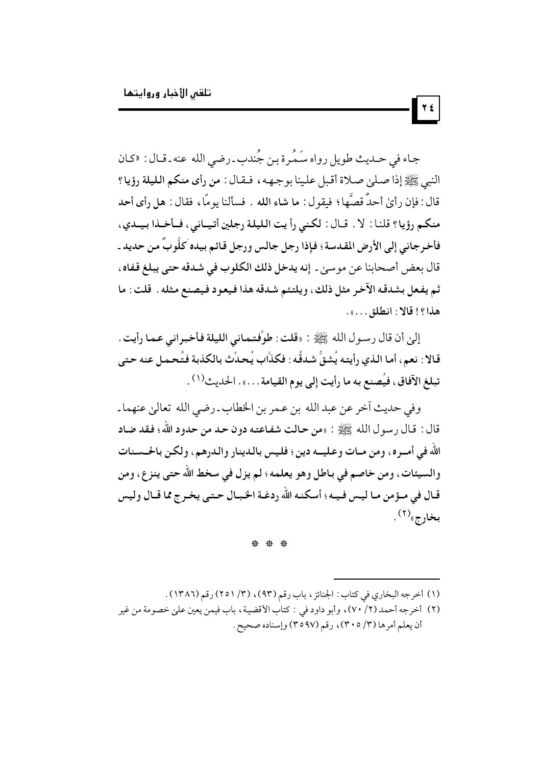جاء في حديث طويل رواه سَمُرة بن جُندب ـ رضي الله عنه ـ قال: «كان النبي ﷺ إذا صلىٰ صلاة أقبل علينا بوجهه، فقال: **من رأى منكم الليلة رؤيا؟** قال: فإن رأىٰ أحدٌ قصَّها؛ فيقول: **ما شاء الله** . فسألنا يومًا، فقال: **هل رأى أحد منكم رؤيا؟** قلنا: لا . قال: **لكني رأيت الليلة رجلين أتياني، فأخذا بيدي، فأخرجاني إلى الأرض المقدسة؛ فإذا رجل جالس ورجل قائم بيده كَلُّوبٌ من حديد** ـ قال بعض أصحابنا عن موسىٰ ـ **إنه يدخل ذلك الكلوب في شدقه حتى يبلغ قفاه، ثم يفعل بشدقه الآخر مثل ذلك، ويلتئم شدقه هذا فيعود فيصنع مثله. قلت: ما هذا؟! قالا: انطلق...**».

إلىٰ أن قال رسول الله ﷺ: «**قلت: طوَّفتماني الليلة فأخبراني عما رأيت. قالا: نعم، أما الذي رأيته يُشقُّ شدقُه: فكذَّاب يُحدِّث بالكذبة فتُحمل عنه حتى تبلغ الآفاق، فيُصنع به ما رأيت إلى يوم القيامة...**». الحديث(1).

وفي حديث آخر عن عبد الله بن عمر بن الخطاب ـ رضي الله تعالىٰ عنهما ـ قال: قال رسول الله ﷺ: «**من حالت شفاعته دون حد من حدود الله؛ فقد ضاد الله في أمره، ومن مات وعليه دين؛ فليس بالدينار والدرهم، ولكن بالحسنات والسيئات، ومن خاصم في باطل وهو يعلمه؛ لم يزل في سخط الله حتى ينزع، ومن قال في مؤمن ما ليس فيه؛ أسكنه الله ردغة الخبال حتى يخرج مما قال وليس بخارج**»(2).

\* \* \*

---

(1) أخرجه البخاري في كتاب: الجنائز، باب رقم (93)، (3/ 251) رقم (1386).

(2) أخرجه أحمد (2/ 70)، وأبو داود في: كتاب الأقضية، باب فيمن يعين علىٰ خصومة من غير أن يعلم أمرها (3/ 305)، رقم (3597) وإسناده صحيح.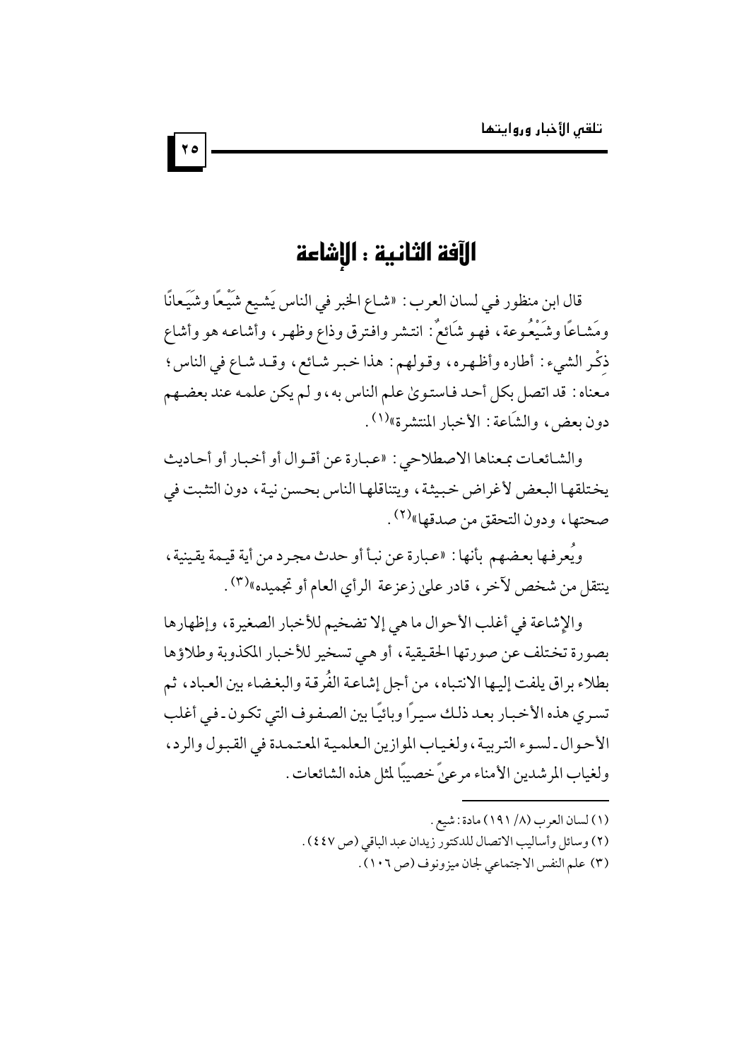## الآفة الثانية : الإشاعة

قال ابن منظور في لسان العرب : «شاع الخبر في الناس يَشيع شَيْعًا وشَيَعانًا ومَشاعًا وشَيْعُوعة، فهو شَائعٌ : انتشر وافترق وذاع وظهر، وأشاعه هو وأشاع ذِكْر الشيء : أطاره وأظهره، وقولهم : هذا خبر شائع، وقد شاع في الناس؛ معناه : قد اتصل بكل أحد فاستوىٰ علم الناس به، و لم يكن علمه عند بعضهم دون بعض، والشَاعة : الأخبار المنتشرة»(١).

والشائعات بمعناها الاصطلاحي : «عبارة عن أقوال أو أخبار أو أحاديث يختلقها البعض لأغراض خبيثة، ويتناقلها الناس بحسن نية، دون التثبت في صحتها، ودون التحقق من صدقها»(٢).

ويُعرفها بعضهم بأنها : «عبارة عن نبأ أو حدث مجرد من أية قيمة يقينية، ينتقل من شخص لآخر، قادر علىٰ زعزعة الرأي العام أو تجميده»(٣).

والإشاعة في أغلب الأحوال ما هي إلا تضخيم للأخبار الصغيرة، وإظهارها بصورة تختلف عن صورتها الحقيقية، أو هي تسخير للأخبار المكذوبة وطلاؤها بطلاء براق يلفت إليها الانتباه، من أجل إشاعة الفُرقة والبغضاء بين العباد، ثم تسري هذه الأخبار بعد ذلك سيرًا وبائيًا بين الصفوف التي تكون ـ في أغلب الأحوال ـ لسوء التربية، ولغياب الموازين العلمية المعتمدة في القبول والرد، ولغياب المرشدين الأمناء مرعىً خصيبًا لمثل هذه الشائعات.

---

(١) لسان العرب (٨/ ١٩١) مادة : شيع.

(٢) وسائل وأساليب الاتصال للدكتور زيدان عبد الباقي (ص ٤٤٧).

(٣) علم النفس الاجتماعي لجان ميزونوف (ص ١٠٦).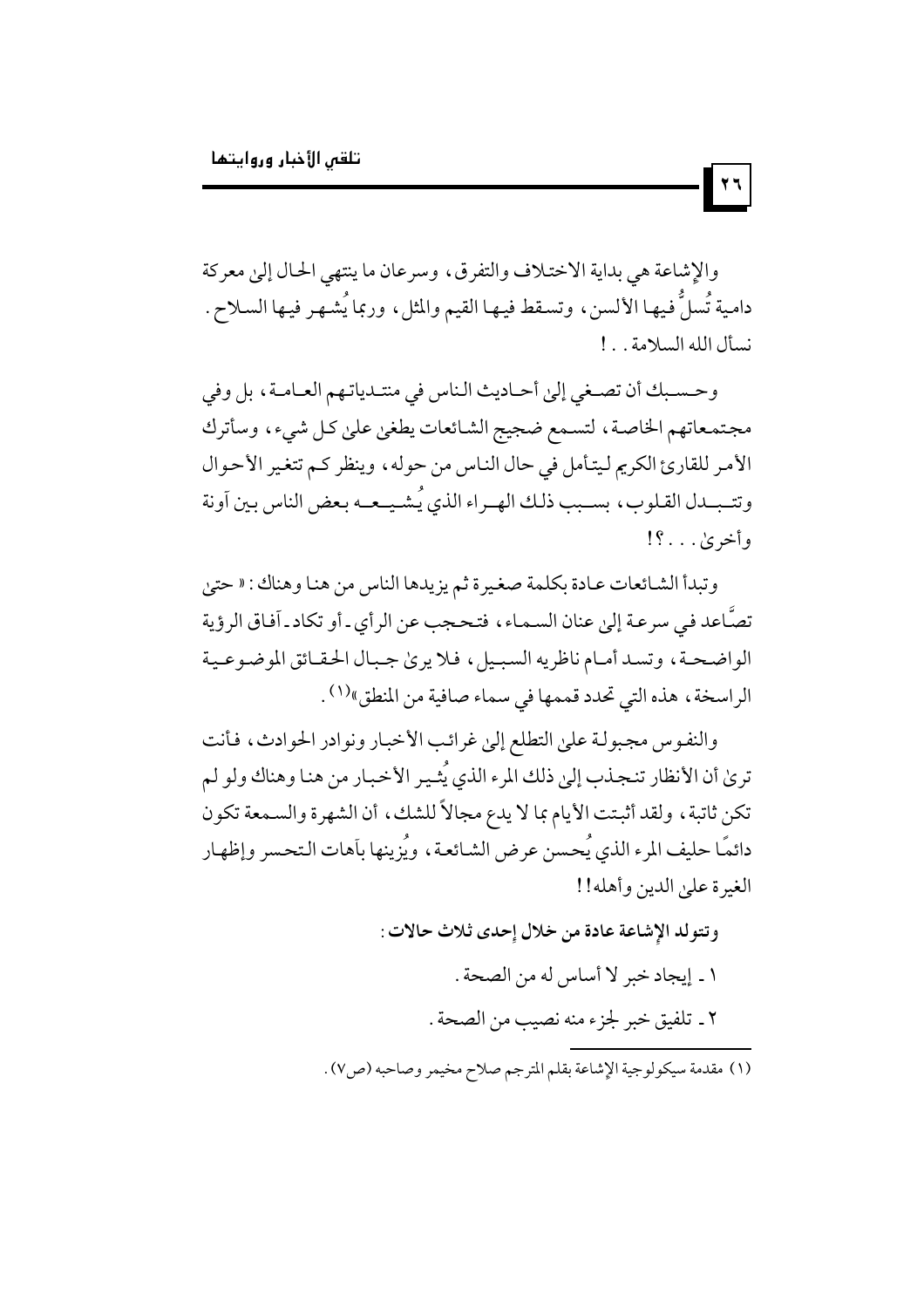والإشاعة هي بداية الاختلاف والتفرق، وسرعان ما ينتهي الحال إلىٰ معركة دامية تُسلُّ فيها الألسن، وتسقط فيها القيم والمثل، وربما يُشهر فيها السلاح. نسأل الله السلامة..!

وحسبك أن تصغي إلىٰ أحاديث الناس في منتدياتهم العامة، بل وفي مجتمعاتهم الخاصة، لتسمع ضجيج الشائعات يطغىٰ علىٰ كل شيء، وسأترك الأمر للقارئ الكريم ليتأمل في حال الناس من حوله، وينظر كم تتغير الأحوال وتتبدل القلوب، بسبب ذلك الهراء الذي يُشيعه بعض الناس بين آونة وأخرىٰ...؟!

وتبدأ الشائعات عادة بكلمة صغيرة ثم يزيدها الناس من هنا وهناك: «حتىٰ تصَّاعد في سرعة إلىٰ عنان السماء، فتحجب عن الرأي - أو تكاد - آفاق الرؤية الواضحة، وتسد أمام ناظريه السبيل، فلا يرىٰ جبال الحقائق الموضوعية الراسخة، هذه التي تحدد قممها في سماء صافية من المنطق»[1].

والنفوس مجبولة علىٰ التطلع إلىٰ غرائب الأخبار ونوادر الحوادث، فأنت ترىٰ أن الأنظار تنجذب إلىٰ ذلك المرء الذي يُثير الأخبار من هنا وهناك ولو لم تكن ثابتة، ولقد أثبتت الأيام بما لا يدع مجالاً للشك، أن الشهرة والسمعة تكون دائمًا حليف المرء الذي يُحسن عرض الشائعة، ويُزينها بآهات التحسر وإظهار الغيرة علىٰ الدين وأهله!!

**وتتولد الإشاعة عادة من خلال إحدى ثلاث حالات:**

١ - إيجاد خبر لا أساس له من الصحة.

٢ - تلفيق خبر لجزء منه نصيب من الصحة.

---

(١) مقدمة سيكولوجية الإشاعة بقلم المترجم صلاح مخيمر وصاحبه (ص٧).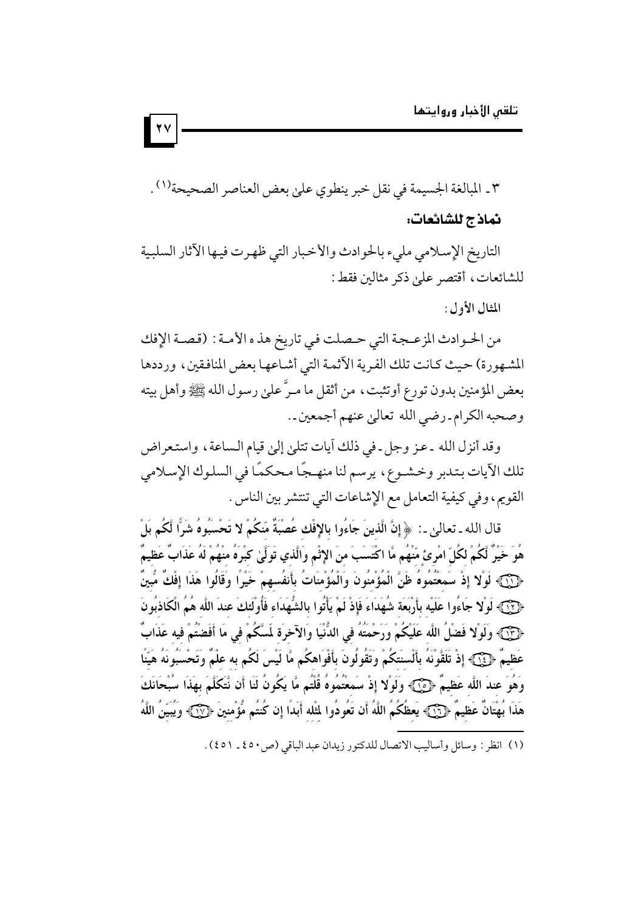٣ ـ المبالغة الجسيمة في نقل خبر ينطوي على بعض العناصر الصحيحة[1].

### نماذج للشائعات:

التاريخ الإسلامي مليء بالحوادث والأخبار التي ظهرت فيها الآثار السلبية للشائعات، أقتصر على ذكر مثالين فقط:

المثال الأول:

من الحوادث المزعجة التي حصلت في تاريخ هذه الأمة: (قصة الإفك المشهورة) حيث كانت تلك الفرية الآثمة التي أشاعها بعض المنافقين، ورددها بعض المؤمنين بدون تورع أو تثبت، من أثقل ما مرَّ على رسول الله ﷺ وأهل بيته وصحبه الكرام ـ رضي الله تعالى عنهم أجمعين ـ.

وقد أنزل الله ـ عز وجل ـ في ذلك آيات تتلى إلى قيام الساعة، واستعراض تلك الآيات بتدبر وخشوع، يرسم لنا منهجًا محكمًا في السلوك الإسلامي القويم، وفي كيفية التعامل مع الإشاعات التي تنتشر بين الناس.

قال الله ـ تعالى ـ: ﴿إِنَّ الَّذِينَ جَاءُوا بِالإِفْكِ عُصْبَةٌ مِّنكُمْ لا تَحْسَبُوهُ شَرًّا لَّكُم بَلْ هُوَ خَيْرٌ لَّكُمْ لِكُلِّ امْرِئٍ مِّنْهُم مَّا اكْتَسَبَ مِنَ الإِثْمِ وَالَّذِي تَوَلَّىٰ كِبْرَهُ مِنْهُمْ لَهُ عَذَابٌ عَظِيمٌ ﴿١١﴾ لَوْلا إِذْ سَمِعْتُمُوهُ ظَنَّ الْمُؤْمِنُونَ وَالْمُؤْمِنَاتُ بِأَنفُسِهِمْ خَيْرًا وَقَالُوا هَذَا إِفْكٌ مُّبِينٌ ﴿١٢﴾ لَوْلا جَاءُوا عَلَيْهِ بِأَرْبَعَةِ شُهَدَاءَ فَإِذْ لَمْ يَأْتُوا بِالشُّهَدَاءِ فَأُوْلَئِكَ عِندَ اللَّهِ هُمُ الْكَاذِبُونَ ﴿١٣﴾ وَلَوْلا فَضْلُ اللَّهِ عَلَيْكُمْ وَرَحْمَتُهُ فِي الدُّنْيَا وَالآخِرَةِ لَمَسَّكُمْ فِي مَا أَفَضْتُمْ فِيهِ عَذَابٌ عَظِيمٌ ﴿١٤﴾ إِذْ تَلَقَّوْنَهُ بِأَلْسِنَتِكُمْ وَتَقُولُونَ بِأَفْوَاهِكُم مَّا لَيْسَ لَكُم بِهِ عِلْمٌ وَتَحْسَبُونَهُ هَيِّنًا وَهُوَ عِندَ اللَّهِ عَظِيمٌ ﴿١٥﴾ وَلَوْلا إِذْ سَمِعْتُمُوهُ قُلْتُم مَّا يَكُونُ لَنَا أَن نَّتَكَلَّمَ بِهَذَا سُبْحَانَكَ هَذَا بُهْتَانٌ عَظِيمٌ ﴿١٦﴾ يَعِظُكُمُ اللَّهُ أَن تَعُودُوا لِمِثْلِهِ أَبَدًا إِن كُنتُم مُّؤْمِنِينَ ﴿١٧﴾ وَيُبَيِّنُ اللَّهُ

---

(١) انظر: وسائل وأساليب الاتصال للدكتور زيدان عبد الباقي (ص٤٥٠ ـ ٤٥١).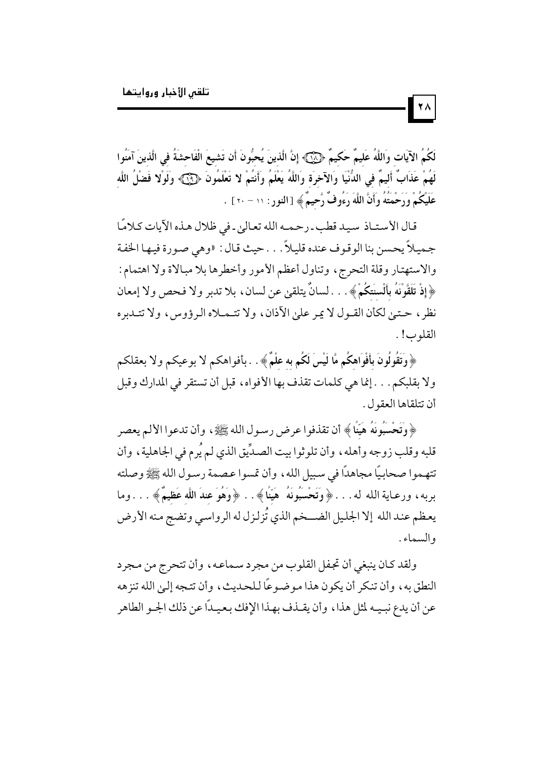لَكُمُ الآيَاتِ وَاللَّهُ عَلِيمٌ حَكِيمٌ ﴿١٨﴾ إِنَّ الَّذِينَ يُحِبُّونَ أَن تَشِيعَ الْفَاحِشَةُ فِي الَّذِينَ آمَنُوا لَهُمْ عَذَابٌ أَلِيمٌ فِي الدُّنْيَا وَالآخِرَةِ وَاللَّهُ يَعْلَمُ وَأَنتُمْ لا تَعْلَمُونَ ﴿١٩﴾ وَلَوْلا فَضْلُ اللَّهِ عَلَيْكُمْ وَرَحْمَتُهُ وَأَنَّ اللَّهَ رَءُوفٌ رَّحِيمٌ﴾ [النور: ١١ - ٢٠] .

قال الأستاذ سيد قطب ـ رحمه الله تعالى ـ في ظلال هذه الآيات كلامًا جميلاً يحسن بنا الوقوف عنده قليلاً . . . حيث قال: «وهي صورة فيها الخفة والاستهتار وقلة التحرج، وتناول أعظم الأمور وأخطرها بلا مبالاة ولا اهتمام: ﴿إِذْ تَلَقَّوْنَهُ بِأَلْسِنَتِكُمْ﴾ . . . لسانٌ يتلقى عن لسان، بلا تدبر ولا فحص ولا إمعان نظر، حتى لكأن القول لا يمر على الآذان، ولا تتملاه الرؤوس، ولا تتدبره القلوب! .

﴿وَتَقُولُونَ بِأَفْوَاهِكُم مَّا لَيْسَ لَكُم بِهِ عِلْمٌ﴾ . . بأفواهكم لا بوعيكم ولا بعقلكم ولا بقلبكم . . . إنما هي كلمات تقذف بها الأفواه، قبل أن تستقر في المدارك وقبل أن تتلقاها العقول .

﴿وَتَحْسَبُونَهُ هَيِّنًا﴾ أن تقذفوا عرض رسول الله ﷺ، وأن تدعوا الألم يعصر قلبه وقلب زوجه وأهله، وأن تلوثوا بيت الصدِّيق الذي لم يُرم في الجاهلية، وأن تتهموا صحابيًا مجاهدًا في سبيل الله، وأن تمسوا عصمة رسول الله ﷺ وصلته بربه، ورعاية الله له . . . ﴿وَتَحْسَبُونَهُ هَيِّنًا﴾ . . ﴿وَهُوَ عِندَ اللَّهِ عَظِيمٌ﴾ . . . وما يعظم عند الله إلا الجليل الضخم الذي تُزلزل له الرواسي وتضج منه الأرض والسماء .

ولقد كان ينبغي أن تجفل القلوب من مجرد سماعه، وأن تتحرج من مجرد النطق به، وأن تنكر أن يكون هذا موضوعًا للحديث، وأن تتجه إلى الله تنزهه عن أن يدع نبيه لمثل هذا، وأن يقذف بهذا الإفك بعيدًا عن ذلك الجو الطاهر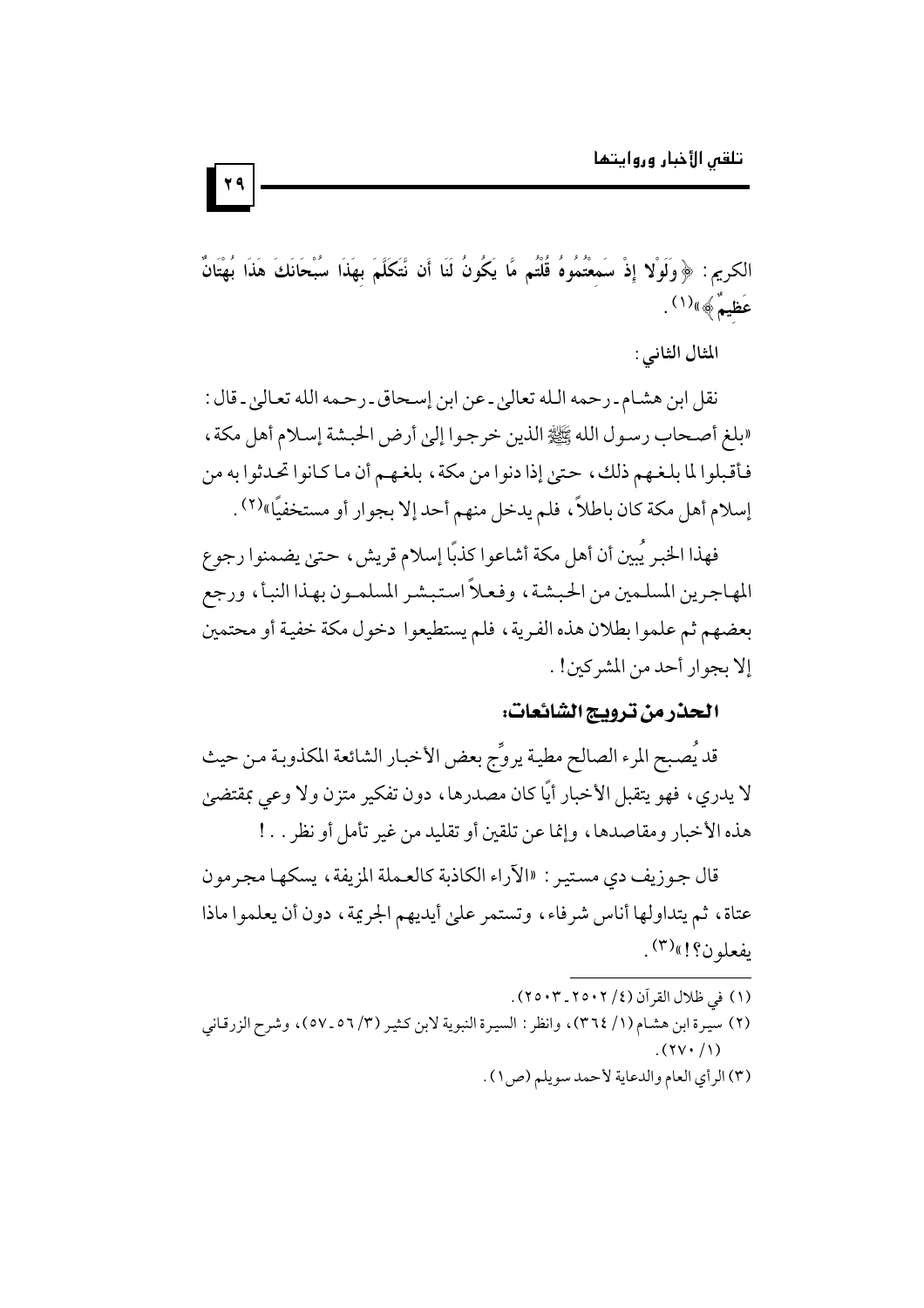الكريم: ﴿وَلَوْلَا إِذْ سَمِعْتُمُوهُ قُلْتُم مَّا يَكُونُ لَنَا أَن نَّتَكَلَّمَ بِهَذَا سُبْحَانَكَ هَذَا بُهْتَانٌ عَظِيمٌ﴾»[1].

**المثال الثاني:**

نقل ابن هشام - رحمه الله تعالى - عن ابن إسحاق - رحمه الله تعالى - قال: «بلغ أصحاب رسول الله ﷺ الذين خرجوا إلى أرض الحبشة إسلام أهل مكة، فأقبلوا لما بلغهم ذلك، حتى إذا دنوا من مكة، بلغهم أن ما كانوا تحدثوا به من إسلام أهل مكة كان باطلاً، فلم يدخل منهم أحد إلا بجوار أو مستخفيًا»[2].

فهذا الخبر يُبين أن أهل مكة أشاعوا كذبًا إسلام قريش، حتى يضمنوا رجوع المهاجرين المسلمين من الحبشة، وفعلاً استبشر المسلمون بهذا النبأ، ورجع بعضهم ثم علموا بطلان هذه الفرية، فلم يستطيعوا دخول مكة خفية أو محتمين إلا بجوار أحد من المشركين!.

## الحذر من ترويج الشائعات:

قد يُصبح المرء الصالح مطية يروِّج بعض الأخبار الشائعة المكذوبة من حيث لا يدري، فهو يتقبل الأخبار أيًا كان مصدرها، دون تفكير متزن ولا وعي بمقتضى هذه الأخبار ومقاصدها، وإنما عن تلقين أو تقليد من غير تأمل أو نظر.. !

قال جوزيف دي مستير: «الآراء الكاذبة كالعملة المزيفة، يسكها مجرمون عتاة، ثم يتداولها أناس شرفاء، وتستمر على أيديهم الجريمة، دون أن يعلموا ماذا يفعلون؟!»[3].

---

(١) في ظلال القرآن (٤/ ٢٥٠٢ ـ ٢٥٠٣).

(٢) سيرة ابن هشام (١/ ٣٦٤)، وانظر: السيرة النبوية لابن كثير (٣/ ٥٦ ـ ٥٧)، وشرح الزرقاني (١/ ٢٧٠).

(٣) الرأي العام والدعاية لأحمد سويلم (ص١).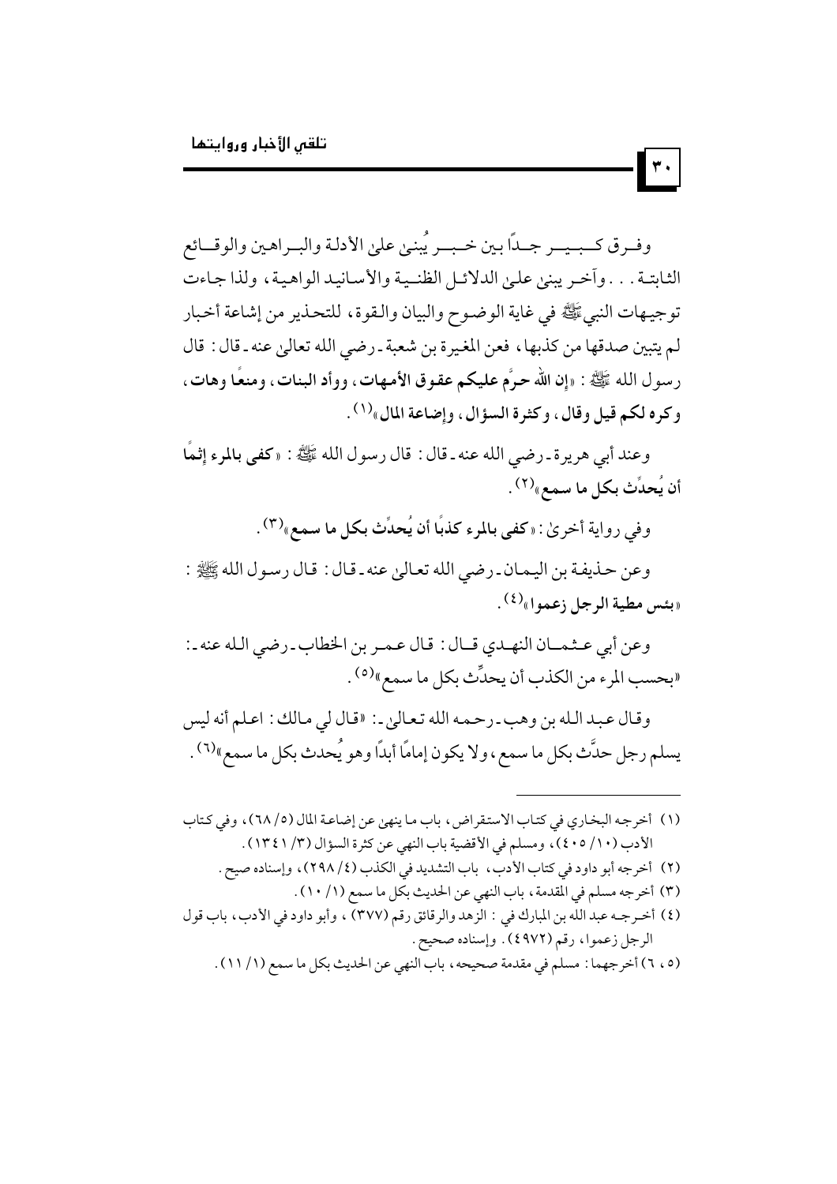وفرق كبير جداً بين خبر يُبنى على الأدلة والبراهين والوقائع الثابتة... وآخر يبنى على الدلائل الظنية والأسانيد الواهية، ولذا جاءت توجيهات النبي ﷺ في غاية الوضوح والبيان والقوة، للتحذير من إشاعة أخبار لم يتبين صدقها من كذبها، فعن المغيرة بن شعبة ـ رضي الله تعالى عنه ـ قال: قال رسول الله ﷺ: «**إن الله حرَّم عليكم عقوق الأمهات، ووأد البنات، ومنعًا وهات، وكره لكم قيل وقال، وكثرة السؤال، وإضاعة المال**»(1).

وعند أبي هريرة ـ رضي الله عنه ـ قال: قال رسول الله ﷺ: «**كفى بالمرء إثمًا أن يُحدِّث بكل ما سمع**»(2).

وفي رواية أخرى: «**كفى بالمرء كذبًا أن يُحدِّث بكل ما سمع**»(3).

وعن حذيفة بن اليمان ـ رضي الله تعالى عنه ـ قال: قال رسول الله ﷺ: «**بئس مطية الرجل زعموا**»(4).

وعن أبي عثمان النهدي قال: قال عمر بن الخطاب ـ رضي الله عنه ـ: «بحسب المرء من الكذب أن يحدِّث بكل ما سمع»(5).

وقال عبد الله بن وهب ـ رحمه الله تعالى ـ: «قال لي مالك: اعلم أنه ليس يسلم رجل حدَّث بكل ما سمع، ولا يكون إمامًا أبدًا وهو يُحدث بكل ما سمع»(6).

---

(1) أخرجه البخاري في كتاب الاستقراض، باب ما ينهى عن إضاعة المال (5/68)، وفي كتاب الأدب (10/405)، ومسلم في الأقضية باب النهي عن كثرة السؤال (3/1341).

(2) أخرجه أبو داود في كتاب الأدب، باب التشديد في الكذب (4/298)، وإسناده صيح.

(3) أخرجه مسلم في المقدمة، باب النهي عن الحديث بكل ما سمع (1/10).

(4) أخرجه عبد الله بن المبارك في: الزهد والرقائق رقم (377)، وأبو داود في الأدب، باب قول الرجل زعموا، رقم (4972). وإسناده صحيح.

(5، 6) أخرجهما: مسلم في مقدمة صحيحه، باب النهي عن الحديث بكل ما سمع (1/11).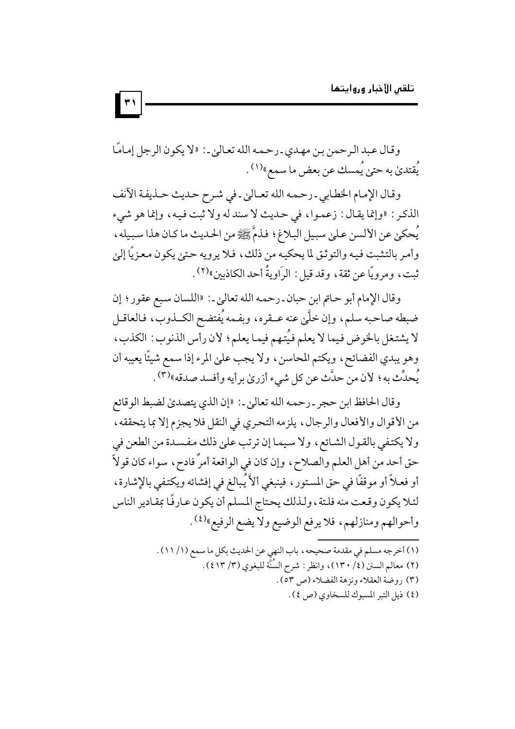وقال عبد الرحمن بن مهدي ـ رحمه الله تعالىٰ ـ: «لا يكون الرجل إمامًا يُقتدىٰ به حتىٰ يُمسك عن بعض ما سمع»[(١)].

وقال الإمام الخطابي ـ رحمه الله تعالىٰ ـ في شرح حديث حذيفة الآنف الذكر: «وإنما يقال: زعموا، في حديث لا سند له ولا ثبت فيه، وإنما هو شيء يُحكىٰ عن الألسن علىٰ سبيل البلاغ؛ فذمَّ ﷺ من الحديث ما كان هذا سبيله، وأمر بالتثبت فيه والتوثق لما يحكيه من ذلك، فلا يرويه حتىٰ يكون معزيًا إلىٰ ثبت، ومرويًا عن ثقة، وقد قيل: الرَاويةُ أحد الكاذبين»[(٢)].

وقال الإمام أبو حاتم ابن حبان ـ رحمه الله تعالىٰ ـ: «اللسان سبع عقور؛ إن ضبطه صاحبه سلم، وإن خلَّىٰ عنه عقره، وبفمه يُفتضح الكذوب، فالعاقل لا يشتغل بالخوض فيما لا يعلم فيُتهم فيما يعلم؛ لأن رأس الذنوب: الكذب، وهو يبدي الفضائح، ويكتم المحاسن، ولا يجب علىٰ المرء إذا سمع شيئًا يعيبه أن يُحدِّث به؛ لأن من حدَّث عن كل شيء أزرىٰ برأيه وأفسد صدقه»[(٣)].

وقال الحافظ ابن حجر ـ رحمه الله تعالىٰ ـ: «إن الذي يتصدىٰ لضبط الوقائع من الأقوال والأفعال والرجال، يلزمه التحري في النقل فلا يجزم إلا بما يتحققه، ولا يكتفي بالقول الشائع، ولا سيما إن ترتب علىٰ ذلك مفسدة من الطعن في حق أحد من أهل العلم والصلاح، وإن كان في الواقعة أمرٌ فادح، سواء كان قولاً أو فعلاً أو موقفًا في حق المستور، فينبغي ألاَّ يُبالغ في إفشائه ويكتفي بالإشارة، لئلا يكون وقعت منه فلتة، ولذلك يحتاج المسلم أن يكون عارفًا بمقادير الناس وأحوالهم ومنازلهم، فلا يرفع الوضيع ولا يضع الرفيع»[(٤)].

---

(١) أخرجه مسلم في مقدمة صحيحه، باب النهي عن الحديث بكل ما سمع (١/ ١١).

(٢) معالم السنن (٤/ ١٣٠)، وانظر: شرح السُّنَّة للبغوي (٣/ ٤١٣).

(٣) روضة العقلاء ونزهة الفضلاء (ص ٥٣).

(٤) ذيل التبر المسبوك للسخاوي (ص ٤).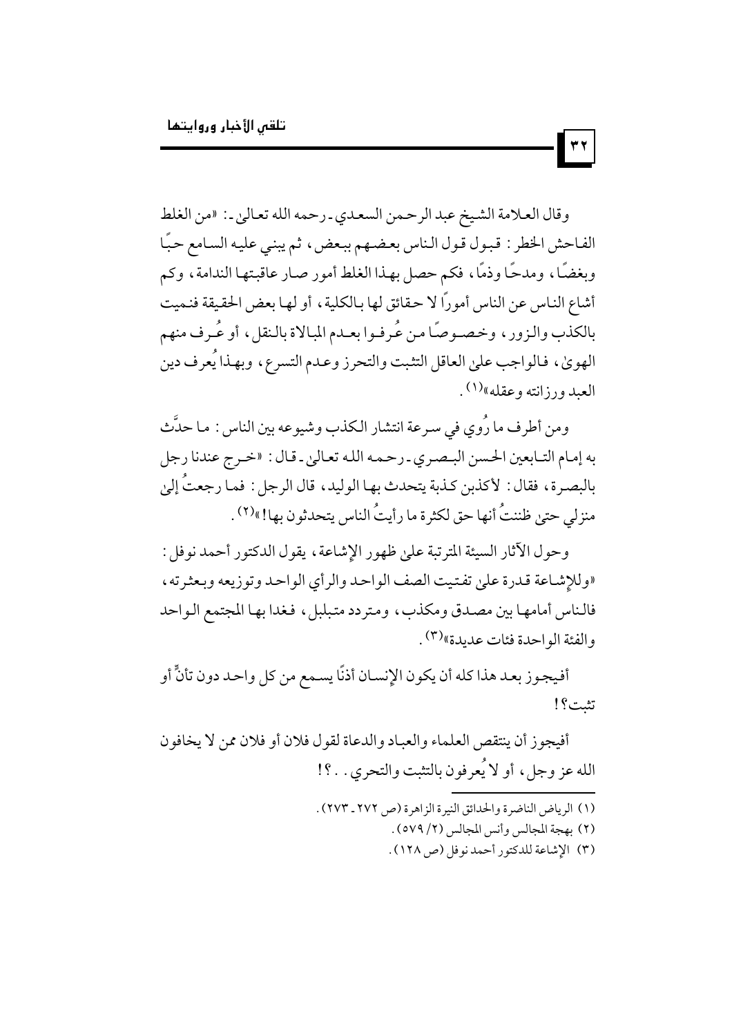وقال العلامة الشيخ عبد الرحمن السعدي ـ رحمه الله تعالى ـ: «من الغلط الفاحش الخطر: قبول قول الناس بعضهم ببعض، ثم يبني عليه السامع حبًا وبغضًا، ومدحًا وذمًا، فكم حصل بهذا الغلط أمور صار عاقبتها الندامة، وكم أشاع الناس عن الناس أمورًا لا حقائق لها بالكلية، أو لها بعض الحقيقة فنميت بالكذب والزور، وخصوصًا من عُرفوا بعدم المبالاة بالنقل، أو عُرف منهم الهوى، فالواجب على العاقل التثبت والتحرز وعدم التسرع، وبهذا يُعرف دين العبد ورزانته وعقله»[1].

ومن أطرف ما رُوي في سرعة انتشار الكذب وشيوعه بين الناس: ما حدَّث به إمام التابعين الحسن البصري ـ رحمه الله تعالى ـ قال: «خرج عندنا رجل بالبصرة، فقال: لأكذبن كذبة يتحدث بها الوليد، قال الرجل: فما رجعتُ إلى منزلي حتى ظننتُ أنها حق لكثرة ما رأيتُ الناس يتحدثون بها!»[2].

وحول الآثار السيئة المترتبة على ظهور الإشاعة، يقول الدكتور أحمد نوفل: «وللإشاعة قدرة على تفتيت الصف الواحد والرأي الواحد وتوزيعه وبعثرته، فالناس أمامها بين مصدق ومكذب، ومتردد متبلبل، فغدا بها المجتمع الواحد والفئة الواحدة فئات عديدة»[3].

أفيجوز بعد هذا كله أن يكون الإنسان أذنًا يسمع من كل واحد دون تأنٍّ أو تثبت؟!

أفيجوز أن ينتقص العلماء والعباد والدعاة لقول فلان أو فلان ممن لا يخافون الله عز وجل، أو لا يُعرفون بالتثبت والتحري..؟!

---

(١) الرياض الناضرة والحدائق النيرة الزاهرة (ص ٢٧٢ ـ ٢٧٣).

(٢) بهجة المجالس وأنس المجالس (٢/ ٥٧٩).

(٣) الإشاعة للدكتور أحمد نوفل (ص ١٢٨).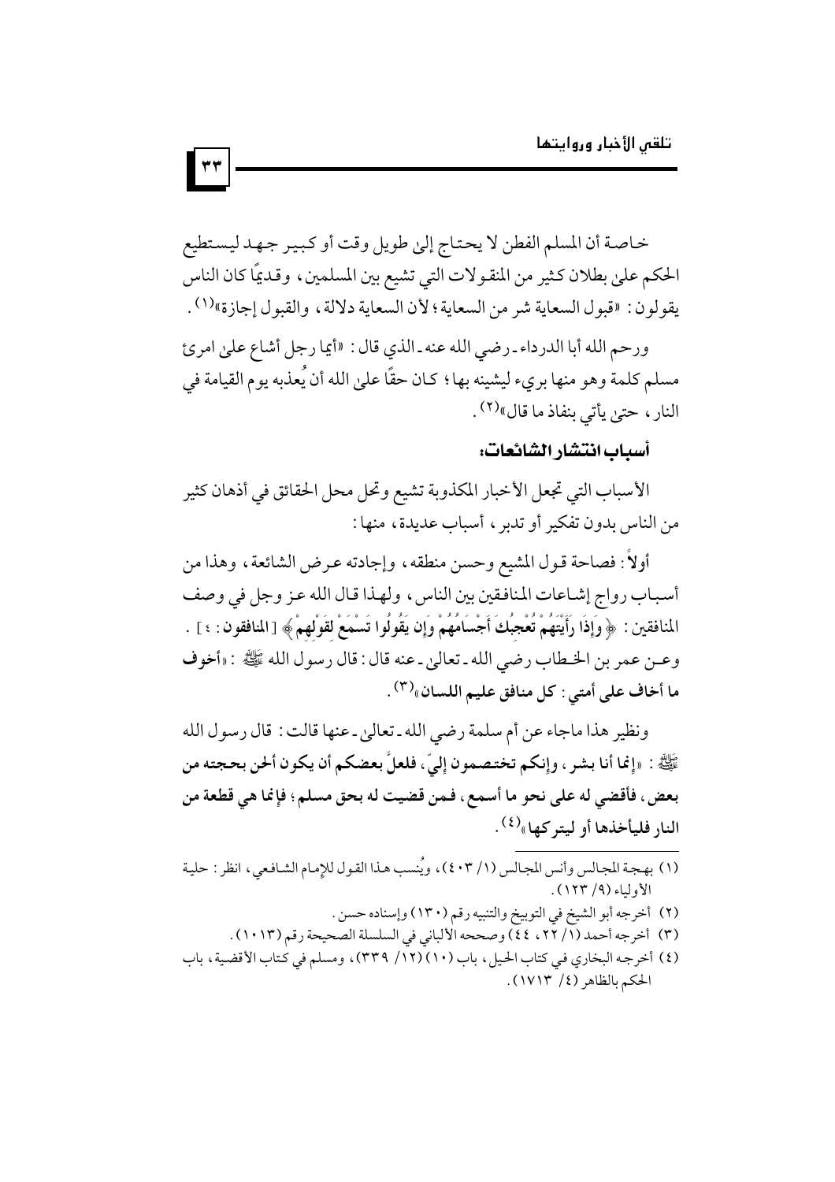خاصة أن المسلم الفطن لا يحتاج إلى طويل وقت أو كبير جهد ليستطيع الحكم على بطلان كثير من المنقولات التي تشيع بين المسلمين، وقديمًا كان الناس يقولون: «قبول السعاية شر من السعاية؛ لأن السعاية دلالة، والقبول إجازة»[(١)].

ورحم الله أبا الدرداء -رضي الله عنه- الذي قال: «أيما رجل أشاع على امرئ مسلم كلمة وهو منها بريء ليشينه بها؛ كان حقًا على الله أن يُعذبه يوم القيامة في النار، حتى يأتي بنفاذ ما قال»[(٢)].

### أسباب انتشار الشائعات:

الأسباب التي تجعل الأخبار المكذوبة تشيع وتحل محل الحقائق في أذهان كثير من الناس بدون تفكير أو تدبر، أسباب عديدة، منها:

أولاً: فصاحة قول المشيع وحسن منطقه، وإجادته عرض الشائعة، وهذا من أسباب رواج إشاعات المنافقين بين الناس، ولهذا قال الله عز وجل في وصف المنافقين: ﴿ **وَإِذَا رَأَيْتَهُمْ تُعْجِبُكَ أَجْسَامُهُمْ وَإِن يَقُولُوا تَسْمَعْ لِقَوْلِهِمْ** ﴾ [**المنافقون**: ٤]. وعن عمر بن الخطاب رضي الله -تعالى- عنه قال: قال رسول الله ﷺ: «**أخوف ما أخاف على أمتي: كل منافق عليم اللسان**»[(٣)].

ونظير هذا ماجاء عن أم سلمة رضي الله -تعالى- عنها قالت: قال رسول الله ﷺ: «**إنما أنا بشر، وإنكم تختصمون إليّ، فلعلَّ بعضكم أن يكون ألحن بحجته من بعض، فأقضي له على نحو ما أسمع، فمن قضيت له بحق مسلم؛ فإنما هي قطعة من النار فليأخذها أو ليتركها**»[(٤)].

---

(١) بهجة المجالس وأنس المجالس (١/ ٤٠٣)، ويُنسب هذا القول للإمام الشافعي، انظر: حلية الأولياء (٩/ ١٢٣).

(٢) أخرجه أبو الشيخ في التوبيخ والتنبيه رقم (١٣٠) وإسناده حسن.

(٣) أخرجه أحمد (١/ ٢٢، ٤٤) وصححه الألباني في السلسلة الصحيحة رقم (١٠١٣).

(٤) أخرجه البخاري في كتاب الحيل، باب (١٠) (١٢/ ٣٣٩)، ومسلم في كتاب الأقضية، باب الحكم بالظاهر (٤/ ١٧١٣).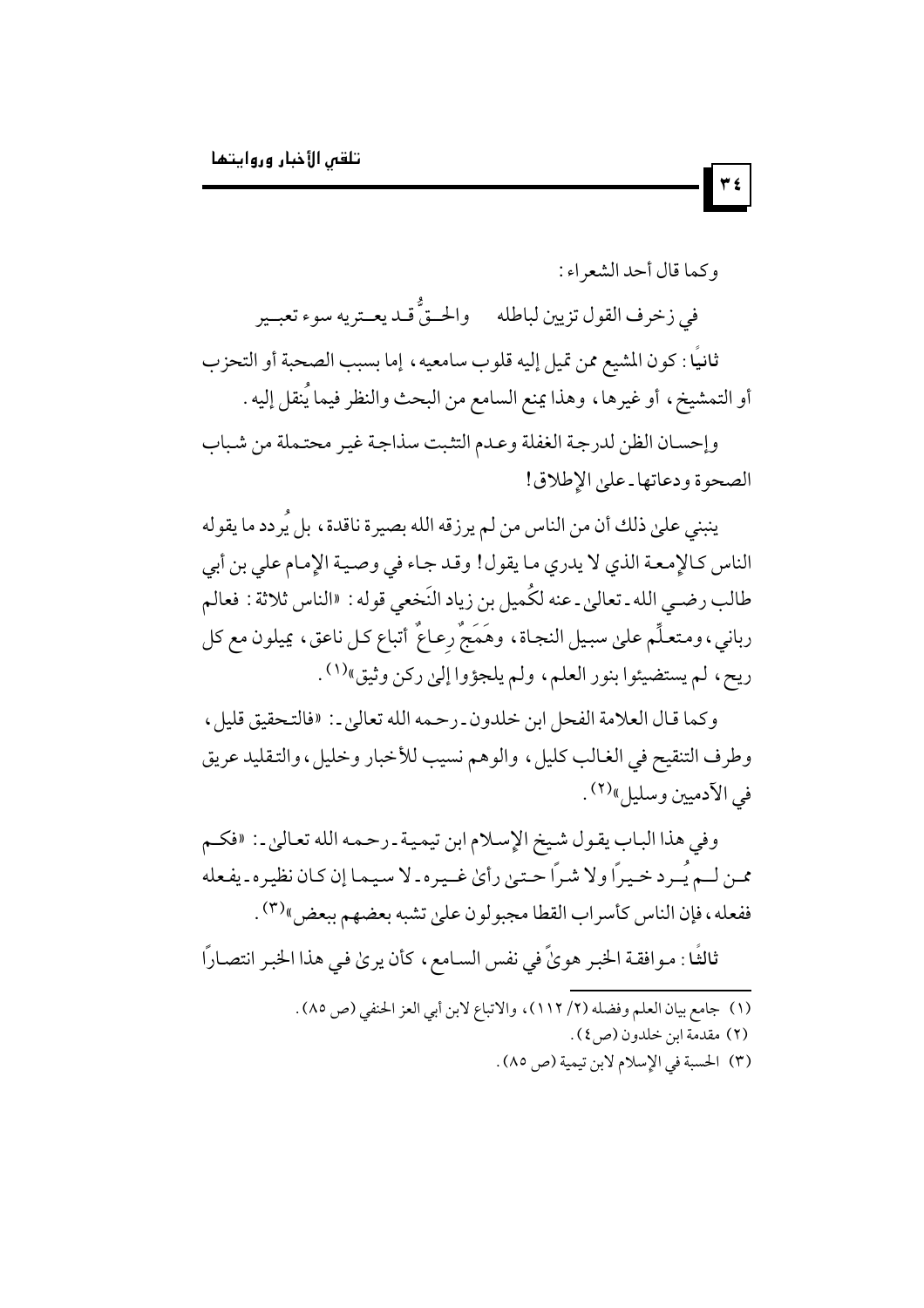وكما قال أحد الشعراء:

في زخرف القول تزيين لباطله     والحـقُّ قـد يعـتريه سوء تعبـير

**ثانيًا**: كون المشيع ممن تميل إليه قلوب سامعيه، إما بسبب الصحبة أو التحزب أو التمشيخ، أو غيرها، وهذا يمنع السامع من البحث والنظر فيما يُنقل إليه.

وإحسان الظن لدرجة الغفلة وعدم التثبت سذاجة غير محتملة من شباب الصحوة ودعاتها ـ على الإطلاق!

ينبني على ذلك أن من الناس من لم يرزقه الله بصيرة ناقدة، بل يُردد ما يقوله الناس كالإمعة الذي لا يدري ما يقول! وقد جاء في وصية الإمام علي بن أبي طالب رضي الله ـ تعالى ـ عنه لكُميل بن زياد النَخعي قوله: «الناس ثلاثة: فعالم رباني، ومتعلِّم على سبيل النجاة، وهَمَجٌ رِعاعٌ أتباع كل ناعق، يميلون مع كل ريح، لم يستضيئوا بنور العلم، ولم يلجؤوا إلى ركن وثيق»[1].

وكما قال العلامة الفحل ابن خلدون ـ رحمه الله تعالى ـ: «فالتحقيق قليل، وطرف التنقيح في الغالب كليل، والوهم نسيب للأخبار وخليل، والتقليد عريق في الآدميين وسليل»[2].

وفي هذا الباب يقول شيخ الإسلام ابن تيمية ـ رحمه الله تعالى ـ: «فكم ممن لم يُرد خيراً ولا شراً حتى رأى غيره ـ لا سيما إن كان نظيره ـ يفعله ففعله، فإن الناس كأسراب القطا مجبولون على تشبه بعضهم ببعض»[3].

**ثالثًا**: موافقة الخبر هوىً في نفس السامع، كأن يرى في هذا الخبر انتصاراً

---

(١) جامع بيان العلم وفضله (٢/ ١١٢)، والاتباع لابن أبي العز الحنفي (ص ٨٥).

(٢) مقدمة ابن خلدون (ص٤).

(٣) الحسبة في الإسلام لابن تيمية (ص ٨٥).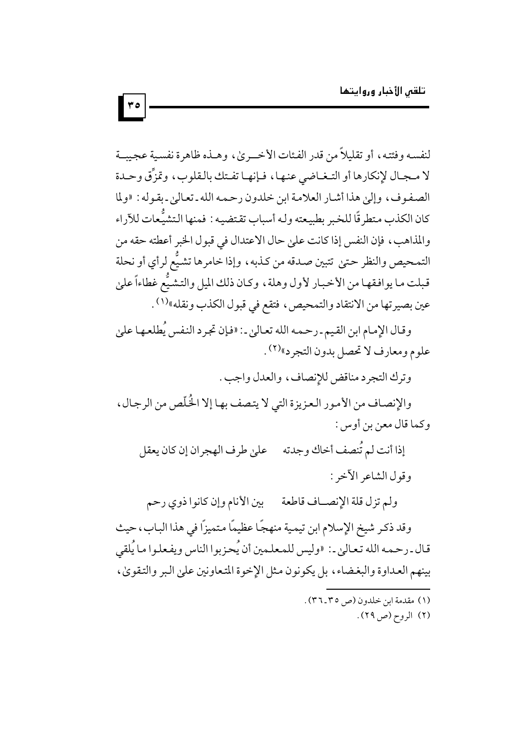لنفسه وفئته، أو تقليلاً من قدر الفئات الأخرىٰ، وهذه ظاهرة نفسية عجيبة لا مجال لإنكارها أو التغاضي عنها، فإنها تفتك بالقلوب، وتمزِّق وحدة الصفوف، وإلىٰ هذا أشار العلامة ابن خلدون رحمه الله ـ تعالىٰ ـ بقوله: «ولما كان الكذب متطرقًا للخبر بطبيعته وله أسباب تقتضيه: فمنها التشيُّعات للآراء والمذاهب، فإن النفس إذا كانت علىٰ حال الاعتدال في قبول الخبر أعطته حقه من التمحيص والنظر حتىٰ تتبين صدقه من كذبه، وإذا خامرها تشيُّع لرأي أو نحلة قبلت ما يوافقها من الأخبار لأول وهلة، وكان ذلك الميل والتشيُّع غطاءً علىٰ عين بصيرتها من الانتقاد والتمحيص، فتقع في قبول الكذب ونقله»[1].

وقال الإمام ابن القيم ـ رحمه الله تعالىٰ ـ: «فإن تجرد النفس يُطلعها علىٰ علوم ومعارف لا تحصل بدون التجرد»[2].

وترك التجرد مناقض للإنصاف، والعدل واجب.

والإنصاف من الأمور العزيزة التي لا يتصف بها إلا الخُلّص من الرجال، وكما قال معن بن أوس:

إذا أنت لم تُنصف أخاك وجدته    علىٰ طرف الهجران إن كان يعقل

وقول الشاعر الآخر:

ولم تزل قلة الإنصاف قاطعة    بين الأنام وإن كانوا ذوي رحم

وقد ذكر شيخ الإسلام ابن تيمية منهجًا عظيمًا متميزًا في هذا الباب، حيث قال ـ رحمه الله تعالىٰ ـ: «وليس للمعلمين أن يُحزبوا الناس ويفعلوا ما يُلقي بينهم العداوة والبغضاء، بل يكونون مثل الإخوة المتعاونين علىٰ البر والتقوىٰ،

---

(١) مقدمة ابن خلدون (ص ٣٥ـ٣٦).

(٢) الروح (ص ٢٩).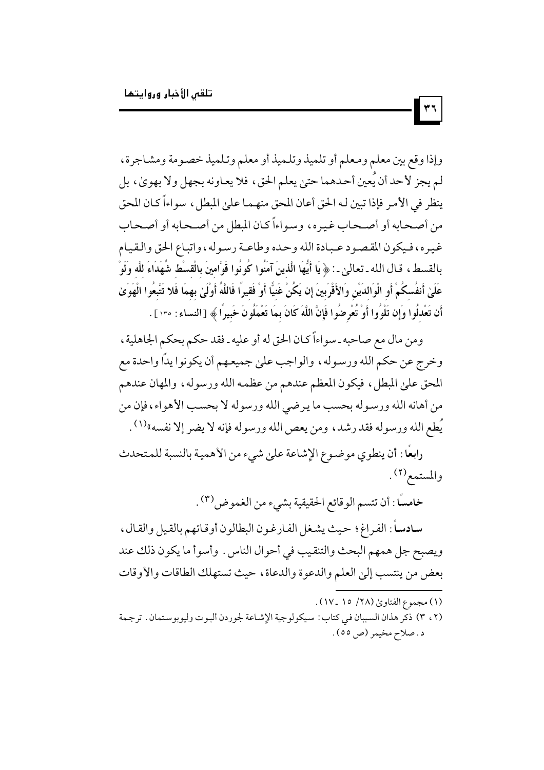وإذا وقع بين معلم ومعلم أو تلميذ وتلميذ أو معلم وتلميذ خصومة ومشاجرة، لم يجز لأحد أن يُعين أحدهما حتى يعلم الحق، فلا يعاونه بجهل ولا بهوى، بل ينظر في الأمر فإذا تبين له الحق أعان المحق منهما على المبطل، سواءاً كان المحق من أصحابه أو أصحاب غيره، وسواءاً كان المبطل من أصحابه أو أصحاب غيره، فيكون المقصود عبادة الله وحده وطاعة رسوله، واتباع الحق والقيام بالقسط، قال الله ـ تعالى ـ: ﴿ **يَا أَيُّهَا الَّذِينَ آمَنُوا كُونُوا قَوَّامِينَ بِالْقِسْطِ شُهَدَاءَ لِلَّهِ وَلَوْ عَلَىٰ أَنفُسِكُمْ أَوِ الْوَالِدَيْنِ وَالْأَقْرَبِينَ إِن يَكُنْ غَنِيًّا أَوْ فَقِيرًا فَاللَّهُ أَوْلَىٰ بِهِمَا فَلَا تَتَّبِعُوا الْهَوَىٰ أَن تَعْدِلُوا وَإِن تَلْوُوا أَوْ تُعْرِضُوا فَإِنَّ اللَّهَ كَانَ بِمَا تَعْمَلُونَ خَبِيرًا** ﴾ [النساء: ١٣٥].

ومن مال مع صاحبه ـ سواءاً كان الحق له أو عليه ـ فقد حكم بحكم الجاهلية، وخرج عن حكم الله ورسوله، والواجب على جميعهم أن يكونوا يدًا واحدة مع المحق على المبطل، فيكون المعظم عندهم من عظمه الله ورسوله، والمهان عندهم من أهانه الله ورسوله بحسب ما يرضي الله ورسوله لا بحسب الأهواء، فإن من يُطع الله ورسوله فقد رشد، ومن يعص الله ورسوله فإنه لا يضر إلا نفسه»[١].

**رابعًا**: أن ينطوي موضوع الإشاعة على شيء من الأهمية بالنسبة للمتحدث والمستمع[٢].

**خامسًا**: أن تتسم الوقائع الحقيقية بشيء من الغموض[٣].

**سادساً**: الفراغ؛ حيث يشغل الفارغون البطالون أوقاتهم بالقيل والقال، ويصبح جل همهم البحث والتنقيب في أحوال الناس. وأسوأ ما يكون ذلك عند بعض من ينتسب إلى العلم والدعوة والدعاة، حيث تستهلك الطاقات والأوقات

---

(١) مجموع الفتاوى (٢٨/ ١٥ ـ ١٧).

(٢، ٣) ذكر هذان السببان في كتاب: سيكولوجية الإشاعة لجوردن ألبوت وليوبوستمان. ترجمة د. صلاح مخيمر (ص ٥٥).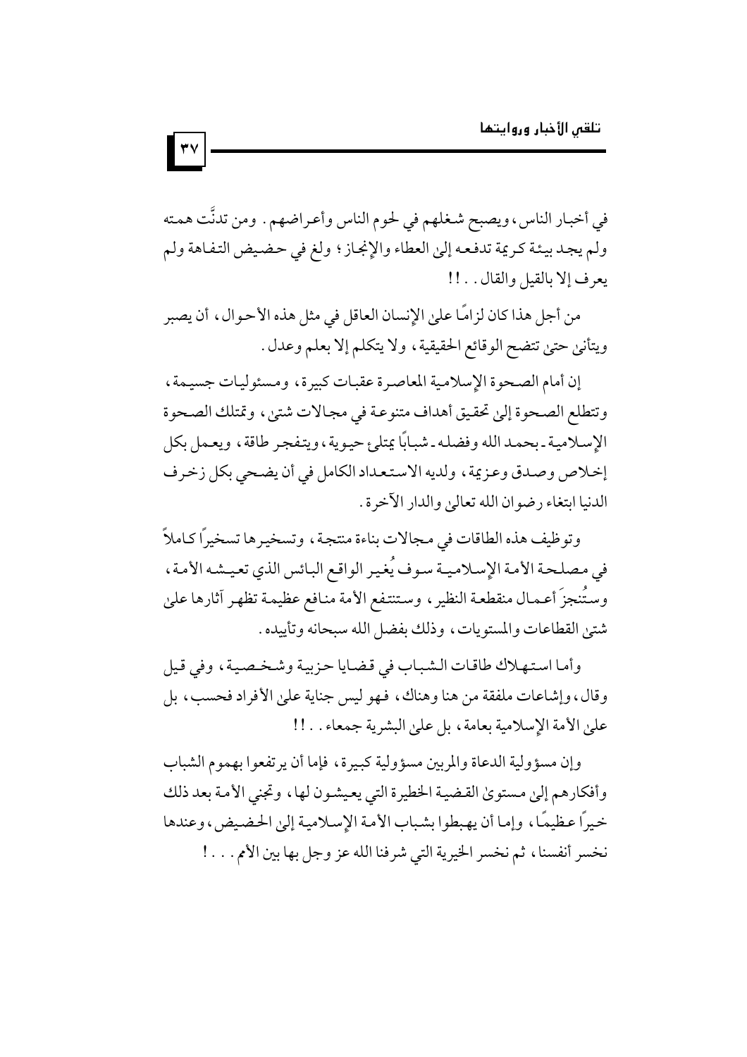في أخبار الناس، ويصبح شغلهم في لحوم الناس وأعراضهم. ومن تدنَّت همته ولم يجد بيئة كريمة تدفعه إلى العطاء والإنجاز؛ ولغ في حضيض التفاهة ولم يعرف إلا بالقيل والقال..!!

من أجل هذا كان لزامًا على الإنسان العاقل في مثل هذه الأحوال، أن يصبر ويتأنى حتى تتضح الوقائع الحقيقية، ولا يتكلم إلا بعلم وعدل.

إن أمام الصحوة الإسلامية المعاصرة عقبات كبيرة، ومسئوليات جسيمة، وتتطلع الصحوة إلى تحقيق أهداف متنوعة في مجالات شتى، وتمتلك الصحوة الإسلامية ـ بحمد الله وفضله ـ شبابًا يمتلئ حيوية، ويتفجر طاقة، ويعمل بكل إخلاص وصدق وعزيمة، ولديه الاستعداد الكامل في أن يضحي بكل زخرف الدنيا ابتغاء رضوان الله تعالى والدار الآخرة.

وتوظيف هذه الطاقات في مجالات بناءة منتجة، وتسخيرها تسخيرًا كاملاً في مصلحة الأمة الإسلامية سوف يُغير الواقع البائس الذي تعيشه الأمة، وستُنجزَ أعمال منقطعة النظير، وستنتفع الأمة منافع عظيمة تظهر آثارها على شتى القطاعات والمستويات، وذلك بفضل الله سبحانه وتأييده.

وأما استهلاك طاقات الشباب في قضايا حزبية وشخصية، وفي قيل وقال، وإشاعات ملفقة من هنا وهناك، فهو ليس جناية على الأفراد فحسب، بل على الأمة الإسلامية بعامة، بل على البشرية جمعاء..!!

وإن مسؤولية الدعاة والمربين مسؤولية كبيرة، فإما أن يرتفعوا بهموم الشباب وأفكارهم إلى مستوى القضية الخطيرة التي يعيشون لها، وتجني الأمة بعد ذلك خيرًا عظيمًا، وإما أن يهبطوا بشباب الأمة الإسلامية إلى الحضيض، وعندها نخسر أنفسنا، ثم نخسر الخيرية التي شرفنا الله عز وجل بها بين الأمم...!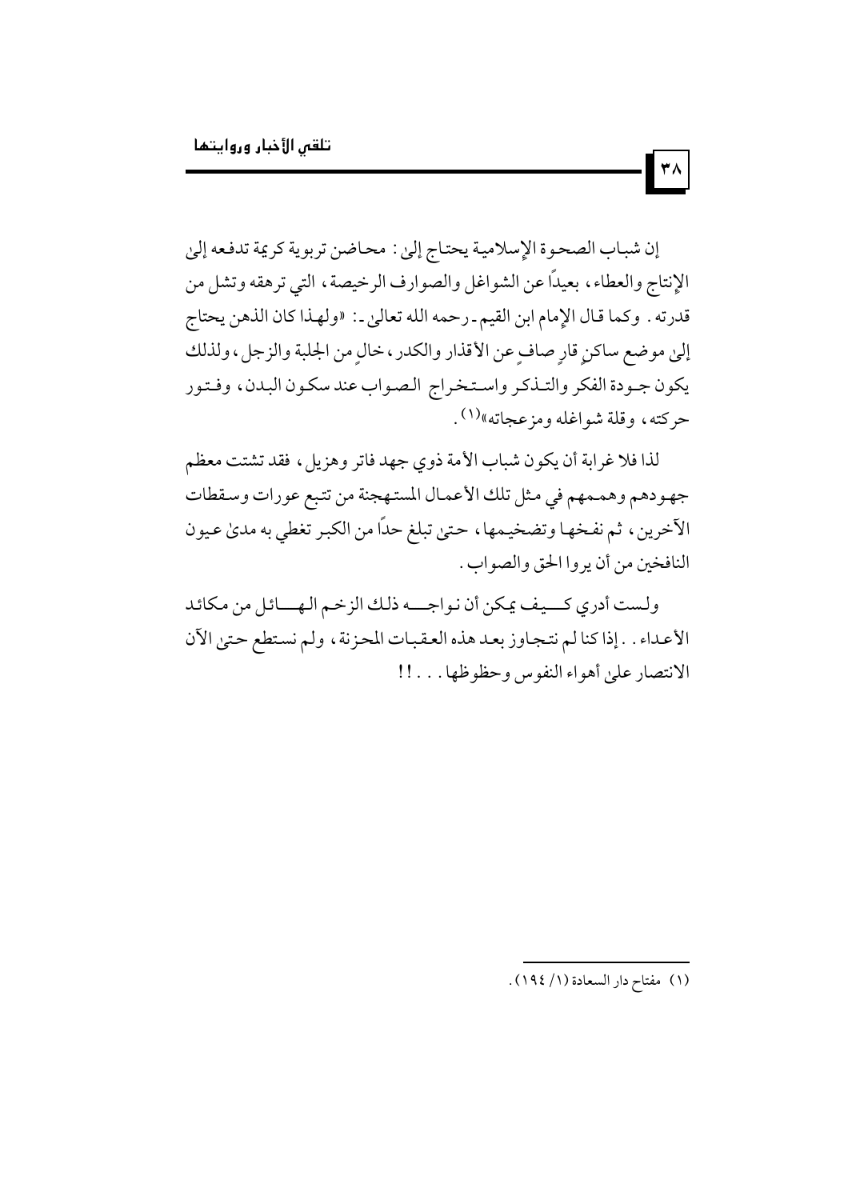إن شباب الصحوة الإسلامية يحتاج إلىٰ: محاضن تربوية كريمة تدفعه إلىٰ الإنتاج والعطاء، بعيداً عن الشواغل والصوارف الرخيصة، التي ترهقه وتشل من قدرته. وكما قال الإمام ابن القيم ـ رحمه الله تعالىٰ ـ: «ولهذا كان الذهن يحتاج إلىٰ موضع ساكنٍ قارٍ صافٍ عن الأقذار والكدر، خالٍ من الجلبة والزجل، ولذلك يكون جودة الفكر والتذكر واستخراج الصواب عند سكون البدن، وفتور حركته، وقلة شواغله ومزعجاته»[1].

لذا فلا غرابة أن يكون شباب الأمة ذوي جهد فاتر وهزيل، فقد تشتت معظم جهودهم وهممهم في مثل تلك الأعمال المستهجنة من تتبع عورات وسقطات الآخرين، ثم نفخها وتضخيمها، حتىٰ تبلغ حداً من الكبر تغطي به مدىٰ عيون النافخين من أن يروا الحق والصواب.

ولست أدري كيف يمكن أن نواجه ذلك الزخم الهائل من مكائد الأعداء.. إذا كنا لم نتجاوز بعد هذه العقبات المحزنة، ولم نستطع حتىٰ الآن الانتصار علىٰ أهواء النفوس وحظوظها...!!

---

(١) مفتاح دار السعادة (١/ ١٩٤).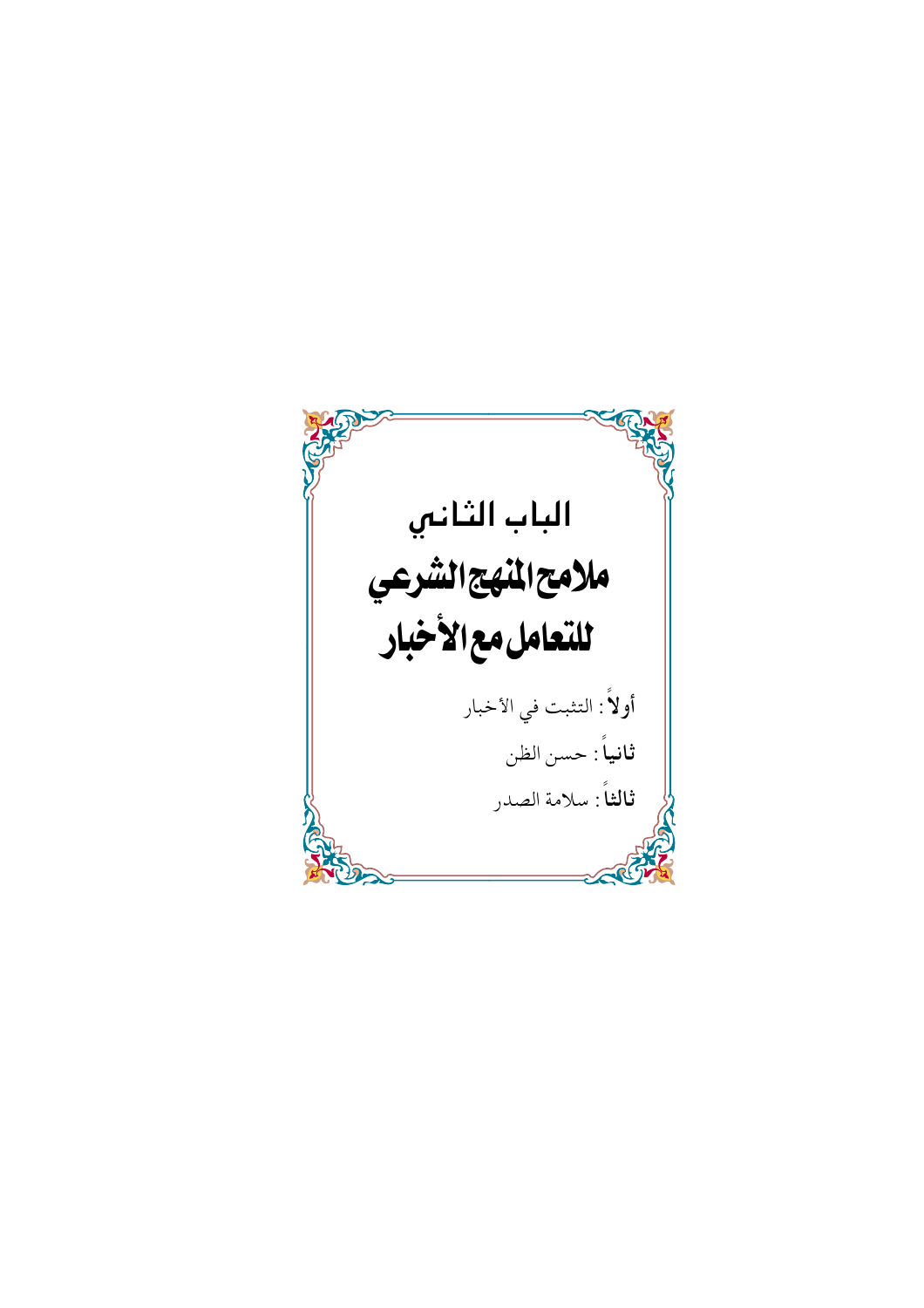# الباب الثاني

# ملامح المنهج الشرعي للتعامل مع الأخبار

**أولاً**: التثبت في الأخبار

**ثانياً**: حسن الظن

**ثالثاً**: سلامة الصدر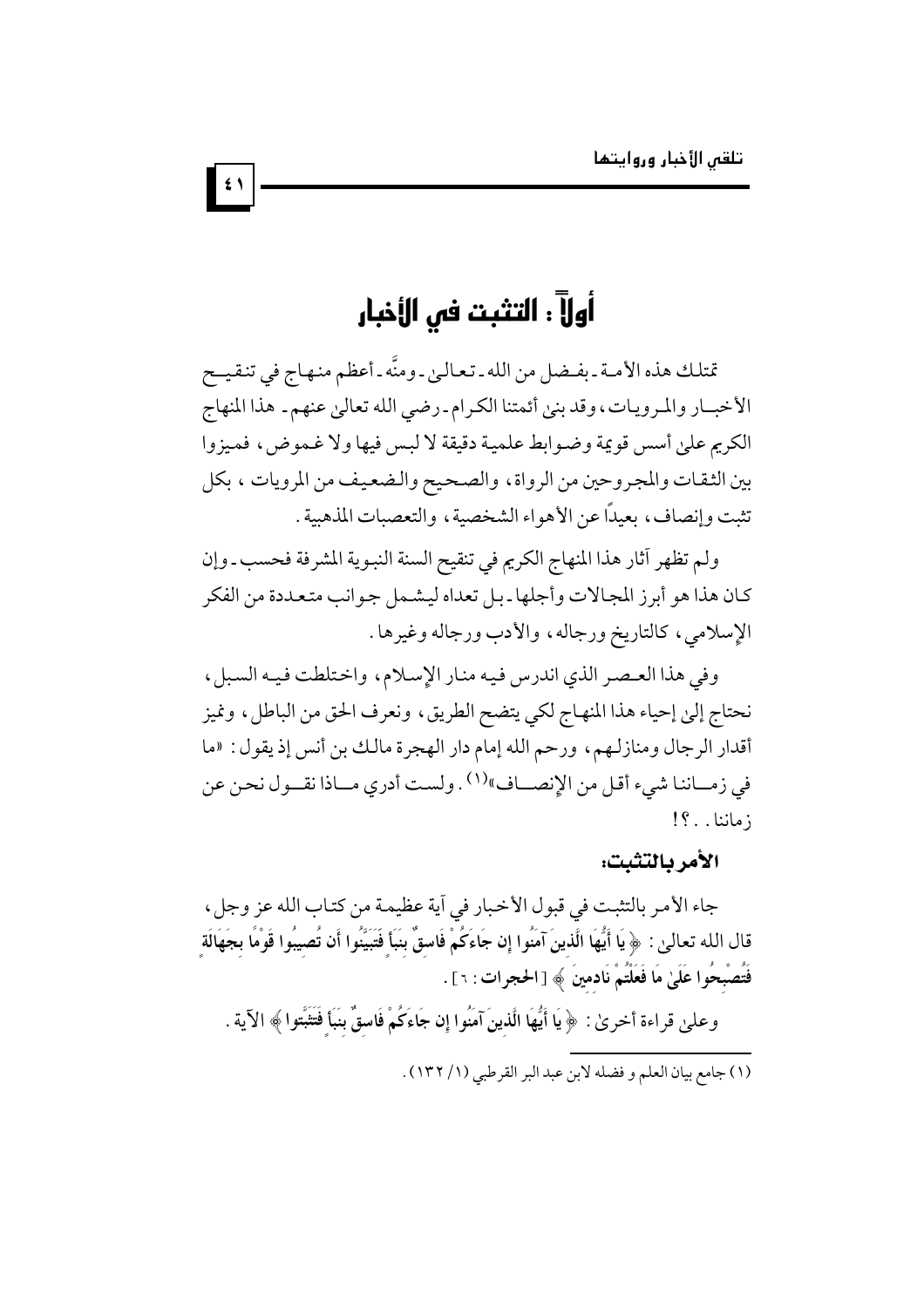# أولاً : التثبت في الأخبار

تمتلك هذه الأمة ـ بفضل من الله ـ تعالىٰ ـ ومنَّه ـ أعظم منهاج في تنقيح الأخبار والمرويات، وقد بنىٰ أئمتنا الكرام ـ رضي الله تعالىٰ عنهم ـ هذا المنهاج الكريم علىٰ أسس قوية وضوابط علمية دقيقة لا لبس فيها ولا غموض، فميزوا بين الثقات والمجروحين من الرواة، والصحيح والضعيف من المرويات، بكل تثبت وإنصاف، بعيداً عن الأهواء الشخصية، والتعصبات المذهبية.

ولم تظهر آثار هذا المنهاج الكريم في تنقيح السنة النبوية المشرفة فحسب ـ وإن كان هذا هو أبرز المجالات وأجلها ـ بل تعداه ليشمل جوانب متعددة من الفكر الإسلامي، كالتاريخ ورجاله، والأدب ورجاله وغيرها.

وفي هذا العصر الذي اندرس فيه منار الإسلام، واختلطت فيه السبل، نحتاج إلىٰ إحياء هذا المنهاج لكي يتضح الطريق، ونعرف الحق من الباطل، ونميز أقدار الرجال ومنازلهم، ورحم الله إمام دار الهجرة مالك بن أنس إذ يقول: «ما في زماننا شيء أقل من الإنصاف»[1]. ولست أدري ماذا نقول نحن عن زماننا..؟!

### الأمر بالتثبت:

جاء الأمر بالتثبت في قبول الأخبار في آية عظيمة من كتاب الله عز وجل، قال الله تعالىٰ: ﴿ **يَا أَيُّهَا الَّذِينَ آمَنُوا إِن جَاءَكُمْ فَاسِقٌ بِنَبَأٍ فَتَبَيَّنُوا أَن تُصِيبُوا قَوْمًا بِجَهَالَةٍ فَتُصْبِحُوا عَلَىٰ مَا فَعَلْتُمْ نَادِمِينَ** ﴾ [**الحجرات**: ٦].

وعلىٰ قراءة أخرىٰ: ﴿ **يَا أَيُّهَا الَّذِينَ آمَنُوا إِن جَاءَكُمْ فَاسِقٌ بِنَبَأٍ فَتَثَبَّتُوا** ﴾ الآية.

---

(١) جامع بيان العلم و فضله لابن عبد البر القرطبي (١/ ١٣٢).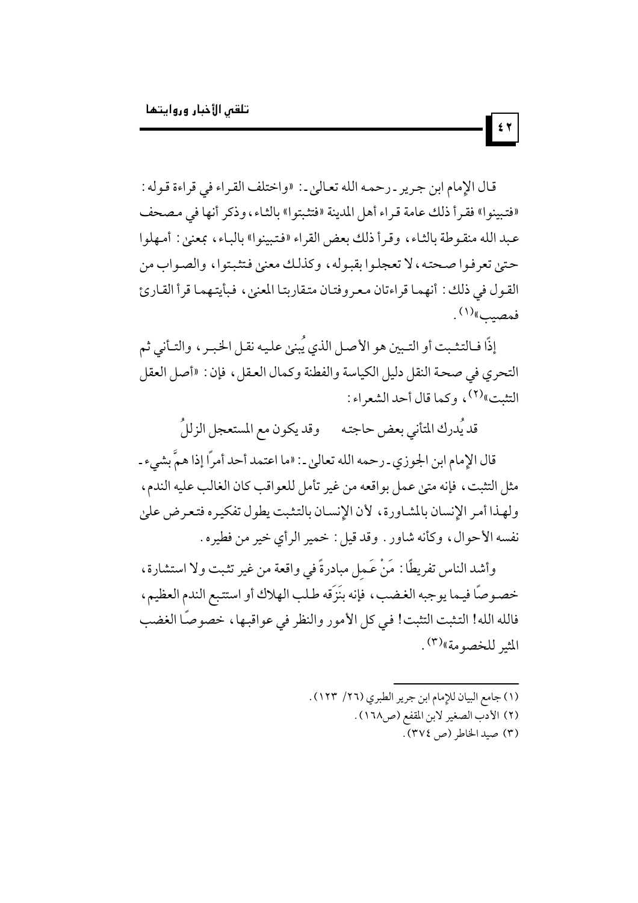قال الإمام ابن جرير ـ رحمه الله تعالى ـ: «واختلف القراء في قراءة قوله: «فتبينوا» فقرأ ذلك عامة قراء أهل المدينة «فتثبتوا» بالثاء، وذكر أنها في مصحف عبد الله منقوطة بالثاء، وقرأ ذلك بعض القراء «فتبينوا» بالباء، بمعنى: أمهلوا حتى تعرفوا صحته، لا تعجلوا بقبوله، وكذلك معنى فتثبتوا، والصواب من القول في ذلك: أنهما قراءتان معروفتان متقاربتا المعنى، فبأيتهما قرأ القارئ فمصيب»[1].

إذًا فالتثبت أو التبين هو الأصل الذي يُبنى عليه نقل الخبر، والتأني ثم التحري في صحة النقل دليل الكياسة والفطنة وكمال العقل، فإن: «أصل العقل التثبت»[2]، وكما قال أحد الشعراء:

قد يُدرك المتأني بعض حاجته ... وقد يكون مع المستعجل الزللُ

قال الإمام ابن الجوزي ـ رحمه الله تعالى ـ: «ما اعتمد أحد أمراً إذا همَّ بشيء ـ مثل التثبت، فإنه متى عمل بواقعه من غير تأمل للعواقب كان الغالب عليه الندم، ولهذا أمر الإنسان بالمشاورة، لأن الإنسان بالتثبت يطول تفكيره فتعرض على نفسه الأحوال، وكأنه شاور. وقد قيل: خمير الرأي خير من فطيره.

وأشد الناس تفريطًا: مَنْ عَمِل مبادرةً في واقعة من غير تثبت ولا استشارة، خصوصًا فيما يوجبه الغضب، فإنه بنَزَقه طلب الهلاك أو استتبع الندم العظيم، فالله الله! التثبت التثبت! في كل الأمور والنظر في عواقبها، خصوصًا الغضب المثير للخصومة»[3].

---

(١) جامع البيان للإمام ابن جرير الطبري (٢٦/ ١٢٣).

(٢) الأدب الصغير لابن المقفع (ص١٦٨).

(٣) صيد الخاطر (ص ٣٧٤).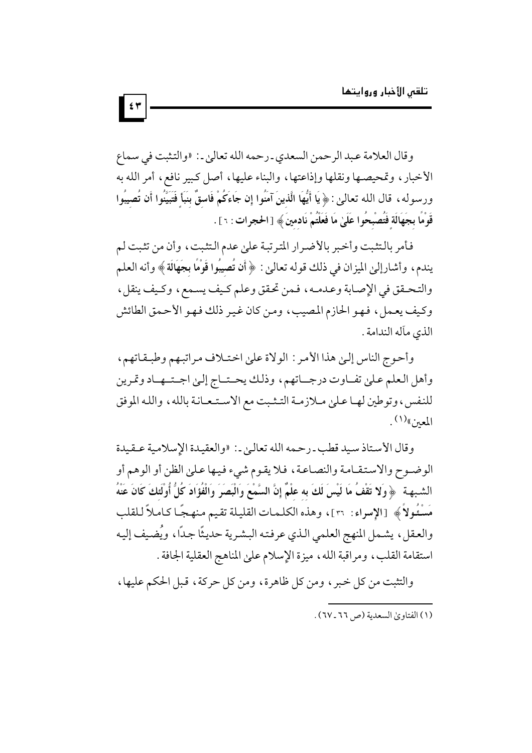وقال العلامة عبد الرحمن السعدي ـ رحمه الله تعالىٰ ـ: «والتثبت في سماع الأخبار، وتمحيصها ونقلها وإذاعتها، والبناء عليها، أصل كبير نافع، أمر الله به ورسوله، قال الله تعالىٰ: ﴿ يَا أَيُّهَا الَّذِينَ آمَنُوا إِن جَاءَكُمْ فَاسِقٌ بِنَبَأٍ فَتَبَيَّنُوا أَن تُصِيبُوا قَوْمًا بِجَهَالَةٍ فَتُصْبِحُوا عَلَىٰ مَا فَعَلْتُمْ نَادِمِينَ ﴾ [الحجرات: ٦].

فأمر بالتثبت وأخبر بالأضرار المترتبة علىٰ عدم التثبت، وأن من تثبت لم يندم، وأشار إلىٰ الميزان في ذلك قوله تعالىٰ: ﴿ أَن تُصِيبُوا قَوْمًا بِجَهَالَةٍ ﴾ وأنه العلم والتحقق في الإصابة وعدمه، فمن تحقق وعلم كيف يسمع، وكيف ينقل، وكيف يعمل، فهو الحازم المصيب، ومن كان غير ذلك فهو الأحمق الطائش الذي مآله الندامة.

وأحوج الناس إلىٰ هذا الأمر: الولاة علىٰ اختلاف مراتبهم وطبقاتهم، وأهل العلم علىٰ تفاوت درجاتهم، وذلك يحتاج إلىٰ اجتهاد وتمرين للنفس، وتوطين لها علىٰ ملازمة التثبت مع الاستعانة بالله، والله الموفق المعين»[1].

وقال الأستاذ سيد قطب ـ رحمه الله تعالىٰ ـ: «والعقيدة الإسلامية عقيدة الوضوح والاستقامة والنصاعة، فلا يقوم شيء فيها علىٰ الظن أو الوهم أو الشبهة ﴿ وَلَا تَقْفُ مَا لَيْسَ لَكَ بِهِ عِلْمٌ إِنَّ السَّمْعَ وَالْبَصَرَ وَالْفُؤَادَ كُلُّ أُولَٰئِكَ كَانَ عَنْهُ مَسْئُولًا ﴾ [الإسراء: ٣٦]، وهذه الكلمات القليلة تقيم منهجًا كاملاً للقلب والعقل، يشمل المنهج العلمي الذي عرفته البشرية حديثًا جدًا، ويُضيف إليه استقامة القلب، ومراقبة الله، ميزة الإسلام علىٰ المناهج العقلية الجافة.

والتثبت من كل خبر، ومن كل ظاهرة، ومن كل حركة، قبل الحكم عليها،

---

(١) الفتاوىٰ السعدية (ص ٦٦ ـ ٦٧).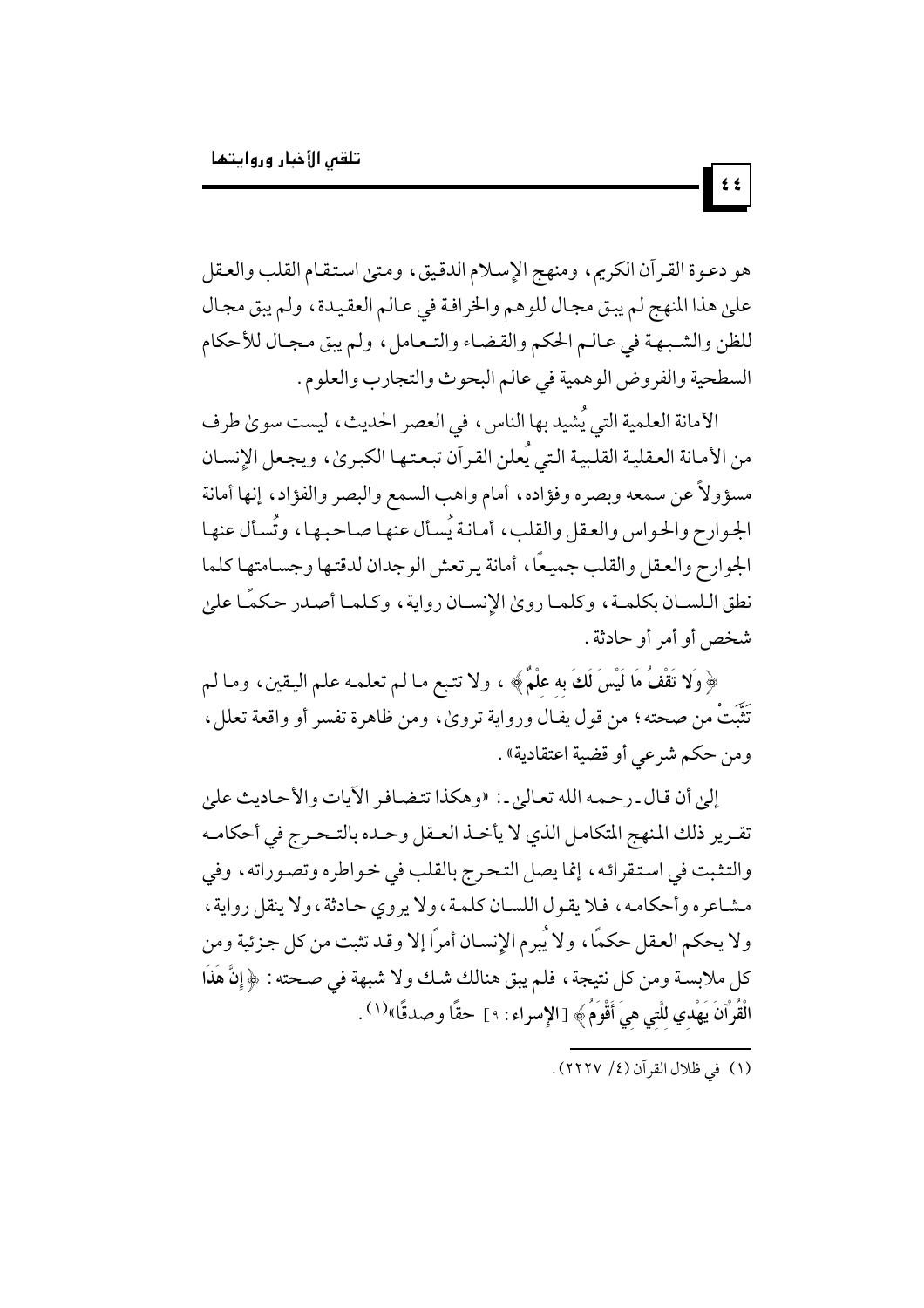هو دعوة القرآن الكريم، ومنهج الإسلام الدقيق، ومتى استقام القلب والعقل على هذا المنهج لم يبق مجال للوهم والخرافة في عالم العقيدة، ولم يبق مجال للظن والشبهة في عالم الحكم والقضاء والتعامل، ولم يبق مجال للأحكام السطحية والفروض الوهمية في عالم البحوث والتجارب والعلوم.

الأمانة العلمية التي يُشيد بها الناس، في العصر الحديث، ليست سوى طرف من الأمانة العقلية القلبية التي يُعلن القرآن تبعتها الكبرى، ويجعل الإنسان مسؤولاً عن سمعه وبصره وفؤاده، أمام واهب السمع والبصر والفؤاد، إنها أمانة الجوارح والحواس والعقل والقلب، أمانة يُسأل عنها صاحبها، وتُسأل عنها الجوارح والعقل والقلب جميعًا، أمانة يرتعش الوجدان لدقتها وجسامتها كلما نطق اللسان بكلمة، وكلما روى الإنسان رواية، وكلما أصدر حكمًا على شخص أو أمر أو حادثة.

﴿ **وَلَا تَقْفُ مَا لَيْسَ لَكَ بِهِ عِلْمٌ** ﴾، ولا تتبع ما لم تعلمه علم اليقين، وما لم تَتَثَبَّتْ من صحته؛ من قول يقال ورواية تروى، ومن ظاهرة تفسر أو واقعة تعلل، ومن حكم شرعي أو قضية اعتقادية».

إلى أن قال ـ رحمه الله تعالى ـ: «وهكذا تتضافر الآيات والأحاديث على تقرير ذلك المنهج المتكامل الذي لا يأخذ العقل وحده بالتحرج في أحكامه والتثبت في استقرائه، إنما يصل التحرج بالقلب في خواطره وتصوراته، وفي مشاعره وأحكامه، فلا يقول اللسان كلمة، ولا يروي حادثة، ولا ينقل رواية، ولا يحكم العقل حكمًا، ولا يُبرم الإنسان أمرًا إلا وقد تثبت من كل جزئية ومن كل ملابسة ومن كل نتيجة، فلم يبق هنالك شك ولا شبهة في صحته: ﴿ **إِنَّ هَٰذَا الْقُرْآنَ يَهْدِي لِلَّتِي هِيَ أَقْوَمُ** ﴾ [**الإسراء**: ٩] حقًا وصدقًا»[١].

---

(١) في ظلال القرآن (٤/ ٢٢٢٧).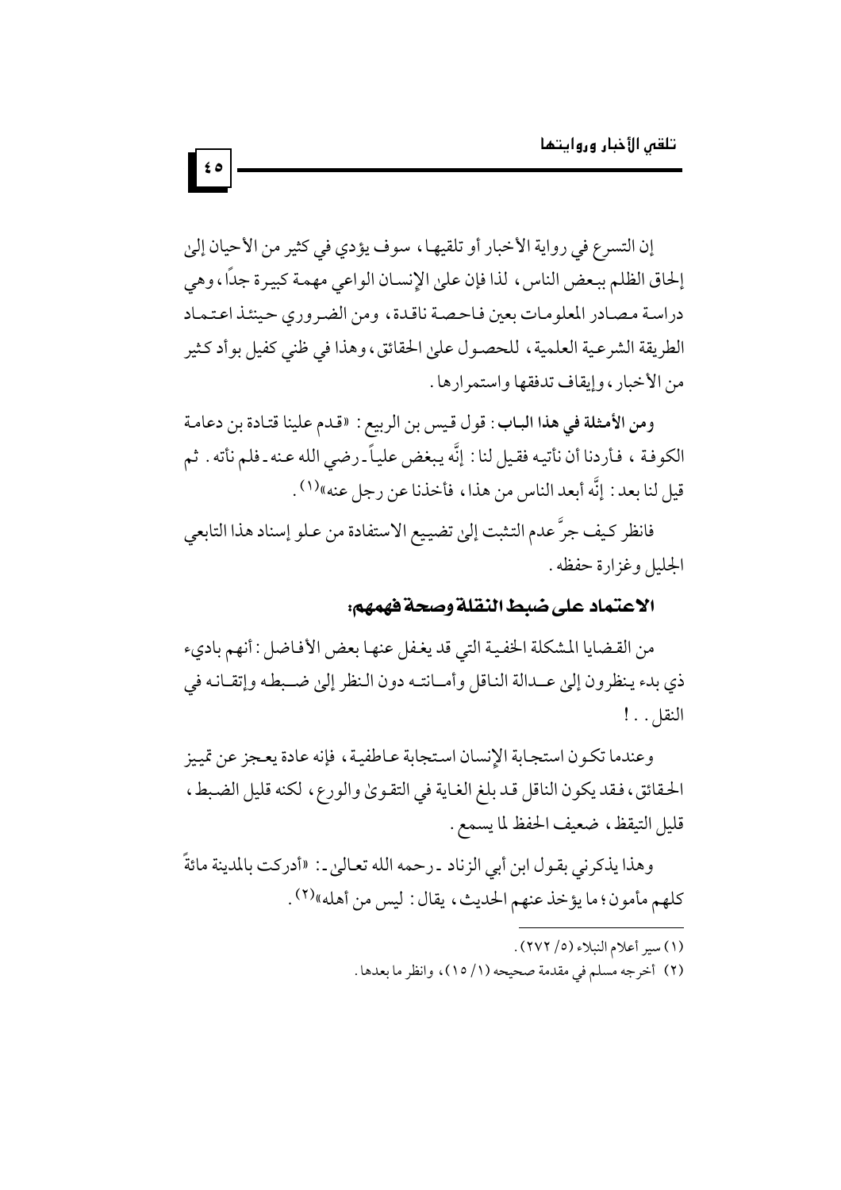إن التسرع في رواية الأخبار أو تلقيها، سوف يؤدي في كثير من الأحيان إلى إلحاق الظلم ببعض الناس، لذا فإن على الإنسان الواعي مهمة كبيرة جداً، وهي دراسة مصادر المعلومات بعين فاحصة ناقدة، ومن الضروري حينئذ اعتماد الطريقة الشرعية العلمية، للحصول على الحقائق، وهذا في ظني كفيل بوأد كثير من الأخبار، وإيقاف تدفقها واستمرارها.

**ومن الأمثلة في هذا الباب**: قول قيس بن الربيع: «قدم علينا قتادة بن دعامة الكوفة، فأردنا أن نأتيه فقيل لنا: إنَّه يبغض علياً ـ رضي الله عنه ـ فلم نأته. ثم قيل لنا بعد: إنَّه أبعد الناس من هذا، فأخذنا عن رجل عنه»[1].

فانظر كيف جرَّ عدم التثبت إلى تضييع الاستفادة من علو إسناد هذا التابعي الجليل وغزارة حفظه.

## الاعتماد على ضبط النقلة وصحة فهمهم:

من القضايا المشكلة الخفية التي قد يغفل عنها بعض الأفاضل: أنهم بادىء ذي بدء ينظرون إلى عدالة الناقل وأمانته دون النظر إلى ضبطه وإتقانه في النقل..!

وعندما تكون استجابة الإنسان استجابة عاطفية، فإنه عادة يعجز عن تمييز الحقائق، فقد يكون الناقل قد بلغ الغاية في التقوى والورع، لكنه قليل الضبط، قليل التيقظ، ضعيف الحفظ لما يسمع.

وهذا يذكرني بقول ابن أبي الزناد ـ رحمه الله تعالى ـ: «أدركت بالمدينة مائةً كلهم مأمون؛ ما يؤخذ عنهم الحديث، يقال: ليس من أهله»[2].

---

(١) سير أعلام النبلاء (٥/ ٢٧٢).

(٢) أخرجه مسلم في مقدمة صحيحه (١/ ١٥)، وانظر ما بعدها.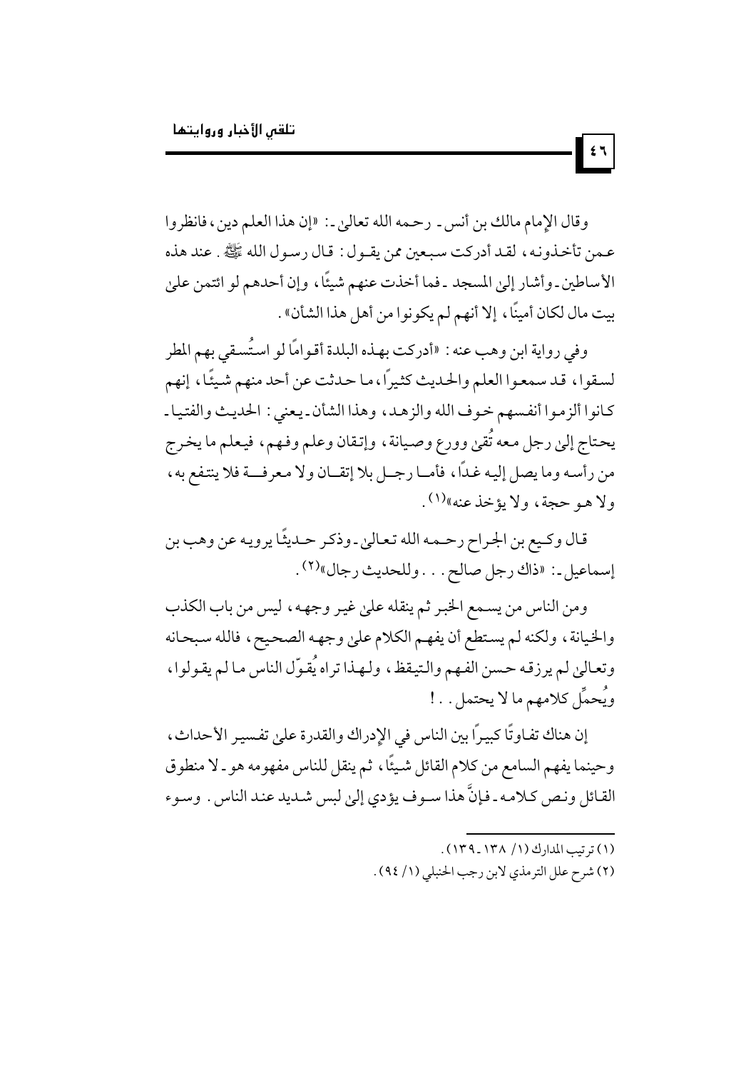وقال الإمام مالك بن أنس ـ رحمه الله تعالىٰ ـ: «إن هذا العلم دين، فانظروا عمن تأخذونه، لقد أدركت سبعين ممن يقول: قال رسول الله ﷺ. عند هذه الأساطين ـ وأشار إلىٰ المسجد ـ فما أخذت عنهم شيئًا، وإن أحدهم لو ائتمن علىٰ بيت مال لكان أمينًا، إلا أنهم لم يكونوا من أهل هذا الشأن».

وفي رواية ابن وهب عنه: «أدركت بهذه البلدة أقوامًا لو استُسقي بهم المطر لسقوا، قد سمعوا العلم والحديث كثيرًا، ما حدثت عن أحد منهم شيئًا، إنهم كانوا ألزموا أنفسهم خوف الله والزهد، وهذا الشأن ـ يعني: الحديث والفتيا ـ يحتاج إلىٰ رجل معه تُقىٰ وورع وصيانة، وإتقان وعلم وفهم، فيعلم ما يخرج من رأسه وما يصل إليه غدًا، فأما رجل بلا إتقان ولا معرفة فلا ينتفع به، ولا هو حجة، ولا يؤخذ عنه»[1].

قال وكيع بن الجراح رحمه الله تعالىٰ ـ وذكر حديثًا يرويه عن وهب بن إسماعيل ـ: «ذاك رجل صالح... وللحديث رجال»[2].

ومن الناس من يسمع الخبر ثم ينقله علىٰ غير وجهه، ليس من باب الكذب والخيانة، ولكنه لم يستطع أن يفهم الكلام علىٰ وجهه الصحيح، فالله سبحانه وتعالىٰ لم يرزقه حسن الفهم والتيقظ، ولهذا تراه يُقوّل الناس ما لم يقولوا، ويُحمِّل كلامهم ما لا يحتمل..!

إن هناك تفاوتًا كبيرًا بين الناس في الإدراك والقدرة علىٰ تفسير الأحداث، وحينما يفهم السامع من كلام القائل شيئًا، ثم ينقل للناس مفهومه هو ـ لا منطوق القائل ونص كلامه ـ فإنَّ هذا سوف يؤدي إلىٰ لبس شديد عند الناس. وسوء

---

(١) ترتيب المدارك (١/ ١٣٨ ـ ١٣٩).

(٢) شرح علل الترمذي لابن رجب الحنبلي (١/ ٩٤).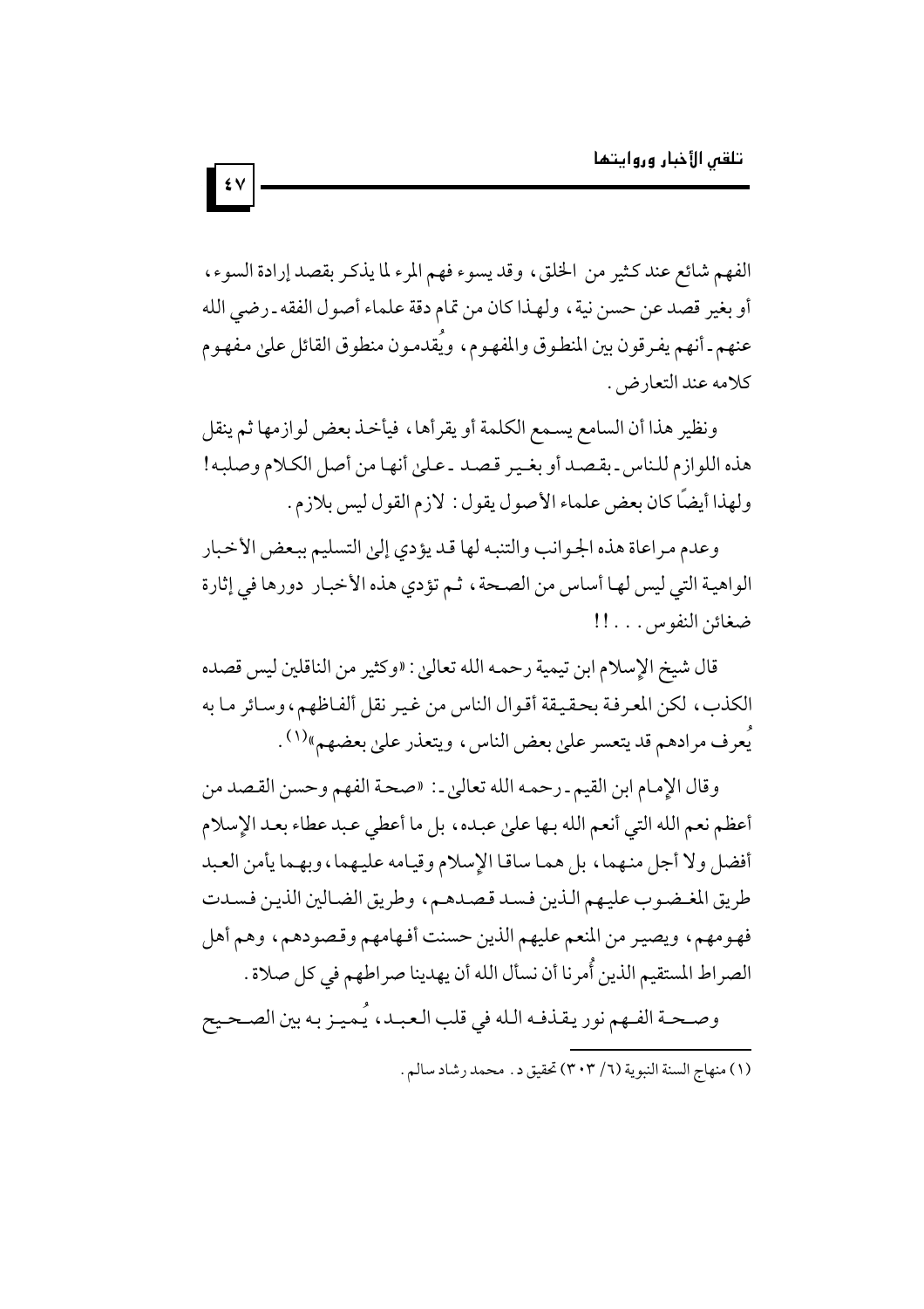الفهم شائع عند كثير من الخلق، وقد يسوء فهم المرء لما يذكر بقصد إرادة السوء، أو بغير قصد عن حسن نية، ولهذا كان من تمام دقة علماء أصول الفقه ـ رضي الله عنهم ـ أنهم يفرقون بين المنطوق والمفهوم، ويُقدمون منطوق القائل على مفهوم كلامه عند التعارض.

ونظير هذا أن السامع يسمع الكلمة أو يقرأها، فيأخذ بعض لوازمها ثم ينقل هذه اللوازم للناس ـ بقصد أو بغير قصد ـ على أنها من أصل الكلام وصلبه! ولهذا أيضًا كان بعض علماء الأصول يقول: لازم القول ليس بلازم.

وعدم مراعاة هذه الجوانب والتنبه لها قد يؤدي إلى التسليم ببعض الأخبار الواهية التي ليس لها أساس من الصحة، ثم تؤدي هذه الأخبار دورها في إثارة ضغائن النفوس. . . !!

قال شيخ الإسلام ابن تيمية رحمه الله تعالى: «وكثير من الناقلين ليس قصده الكذب، لكن المعرفة بحقيقة أقوال الناس من غير نقل ألفاظهم، وسائر ما به يُعرف مرادهم قد يتعسر على بعض الناس، ويتعذر على بعضهم»[1].

وقال الإمام ابن القيم ـ رحمه الله تعالى ـ: «صحة الفهم وحسن القصد من أعظم نعم الله التي أنعم الله بها على عبده، بل ما أعطي عبد عطاء بعد الإسلام أفضل ولا أجل منهما، بل هما ساقا الإسلام وقيامه عليهما، وبهما يأمن العبد طريق المغضوب عليهم الذين فسد قصدهم، وطريق الضالين الذين فسدت فهومهم، ويصير من المنعم عليهم الذين حسنت أفهامهم وقصودهم، وهم أهل الصراط المستقيم الذين أُمرنا أن نسأل الله أن يهدينا صراطهم في كل صلاة.

وصحة الفهم نور يقذفه الله في قلب العبد، يُميز به بين الصحيح

---

(١) منهاج السنة النبوية (٦/ ٣٠٣) تحقيق د. محمد رشاد سالم.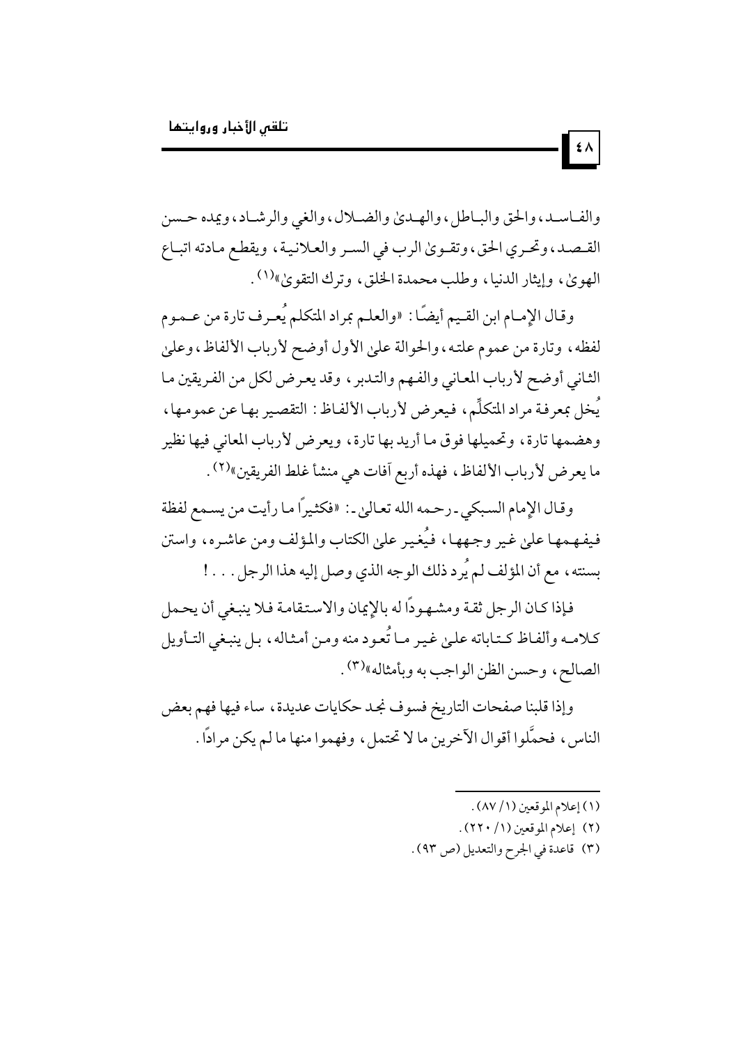والفاسد، والحق والباطل، والهدى والضلال، والغي والرشاد، ويمده حسن القصد، وتحري الحق، وتقوى الرب في السر والعلانية، ويقطع مادته اتباع الهوى، وإيثار الدنيا، وطلب محمدة الخلق، وترك التقوى»(1).

وقال الإمام ابن القيم أيضًا: «والعلم بمراد المتكلم يُعرف تارة من عموم لفظه، وتارة من عموم علته، والحوالة على الأول أوضح لأرباب الألفاظ، وعلى الثاني أوضح لأرباب المعاني والفهم والتدبر، وقد يعرض لكل من الفريقين ما يُخل بمعرفة مراد المتكلِّم، فيعرض لأرباب الألفاظ: التقصير بها عن عمومها، وهضمها تارة، وتحميلها فوق ما أريد بها تارة، ويعرض لأرباب المعاني فيها نظير ما يعرض لأرباب الألفاظ، فهذه أربع آفات هي منشأ غلط الفريقين»(2).

وقال الإمام السبكي - رحمه الله تعالى -: «فكثيرًا ما رأيت من يسمع لفظة فيفهمها على غير وجهها، فيُغير على الكتاب والمؤلف ومن عاشره، واستن بسنته، مع أن المؤلف لم يُرد ذلك الوجه الذي وصل إليه هذا الرجل... !

فإذا كان الرجل ثقة ومشهودًا له بالإيمان والاستقامة فلا ينبغي أن يحمل كلامه وألفاظ كتاباته على غير ما تُعود منه ومن أمثاله، بل ينبغي التأويل الصالح، وحسن الظن الواجب به وبأمثاله»(3).

وإذا قلبنا صفحات التاريخ فسوف نجد حكايات عديدة، ساء فيها فهم بعض الناس، فحمَّلوا أقوال الآخرين ما لا تحتمل، وفهموا منها ما لم يكن مرادًا.

---

(1) إعلام الموقعين (1/ 87).

(2) إعلام الموقعين (1/ 220).

(3) قاعدة في الجرح والتعديل (ص 93).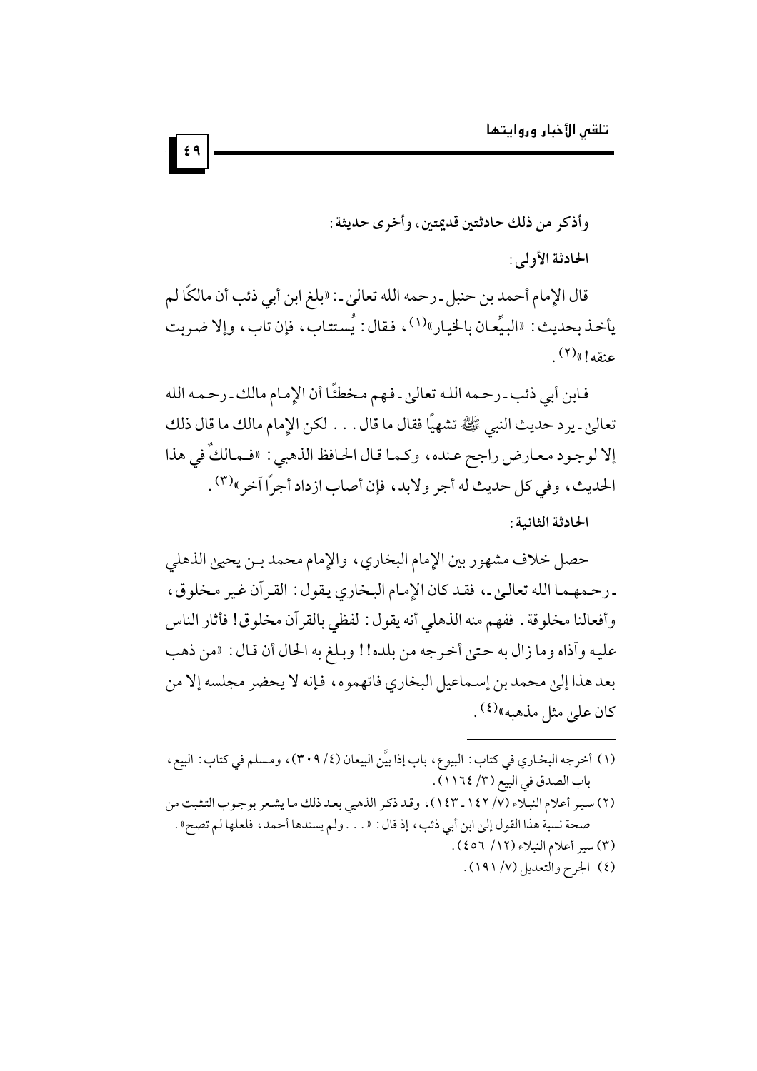وأذكر من ذلك حادثتين قديمتين، وأخرى حديثة:

**الحادثة الأولى:**

قال الإمام أحمد بن حنبل ـ رحمه الله تعالى ـ: «بلغ ابن أبي ذئب أن مالكًا لم يأخذ بحديث: «البيِّعان بالخيار»[1]، فقال: يُستتاب، فإن تاب، وإلا ضربت عنقه!»[2].

فابن أبي ذئب ـ رحمه الله تعالى ـ فهم مخطئًا أن الإمام مالك ـ رحمه الله تعالى ـ يرد حديث النبي ﷺ تشهيًا فقال ما قال... لكن الإمام مالك ما قال ذلك إلا لوجود معارض راجح عنده، وكما قال الحافظ الذهبي: «فمالكٌ في هذا الحديث، وفي كل حديث له أجر ولابد، فإن أصاب ازداد أجرًا آخر»[3].

**الحادثة الثانية:**

حصل خلاف مشهور بين الإمام البخاري، والإمام محمد بن يحيى الذهلي ـ رحمهما الله تعالى ـ، فقد كان الإمام البخاري يقول: القرآن غير مخلوق، وأفعالنا مخلوقة. ففهم منه الذهلي أنه يقول: لفظي بالقرآن مخلوق! فأثار الناس عليه وآذاه وما زال به حتى أخرجه من بلده!! وبلغ به الحال أن قال: «من ذهب بعد هذا إلى محمد بن إسماعيل البخاري فاتهموه، فإنه لا يحضر مجلسه إلا من كان على مثل مذهبه»[4].

---

(١) أخرجه البخاري في كتاب: البيوع، باب إذا بيَّن البيعان (٤/ ٣٠٩)، ومسلم في كتاب: البيع، باب الصدق في البيع (٣/ ١١٦٤).

(٢) سير أعلام النبلاء (٧/ ١٤٢ ـ ١٤٣)، وقد ذكر الذهبي بعد ذلك ما يشعر بوجوب التثبت من صحة نسبة هذا القول إلى ابن أبي ذئب، إذ قال: «... ولم يسندها أحمد، فلعلها لم تصح».

(٣) سير أعلام النبلاء (١٢/ ٤٥٦).

(٤) الجرح والتعديل (٧/ ١٩١).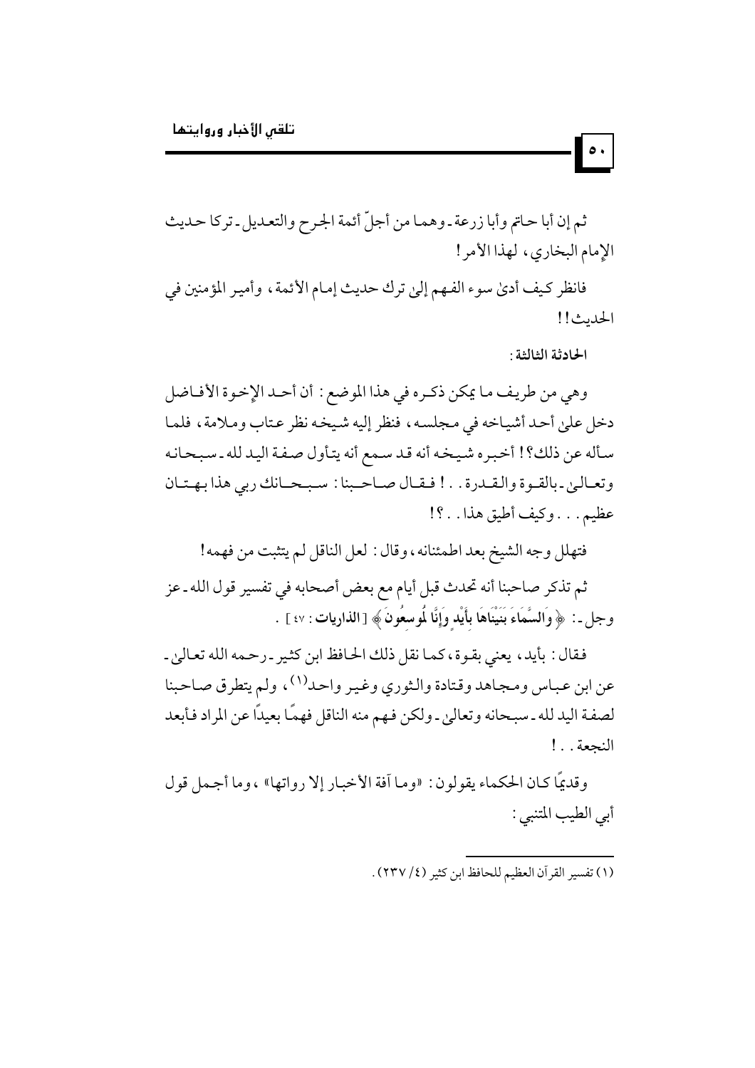ثم إن أبا حاتم وأبا زرعة ـ وهما من أجلّ أئمة الجرح والتعديل ـ تركا حديث الإمام البخاري، لهذا الأمر!

فانظر كيف أدىٰ سوء الفهم إلىٰ ترك حديث إمام الأئمة، وأمير المؤمنين في الحديث!!

**الحادثة الثالثة:**

وهي من طريف ما يمكن ذكره في هذا الموضع: أن أحد الإخوة الأفاضل دخل علىٰ أحد أشياخه في مجلسه، فنظر إليه شيخه نظر عتاب وملامة، فلما سأله عن ذلك؟! أخبره شيخه أنه قد سمع أنه يتأول صفة اليد لله ـ سبحانه وتعالىٰ ـ بالقوة والقدرة..! فقال صاحبنا: سبحانك ربي هذا بهتان عظيم... وكيف أطيق هذا..؟!

فتهلل وجه الشيخ بعد اطمئنانه، وقال: لعل الناقل لم يتثبت من فهمه!

ثم تذكر صاحبنا أنه تحدث قبل أيام مع بعض أصحابه في تفسير قول الله ـ عز وجل ـ: ﴿ **وَالسَّمَاءَ بَنَيْنَاهَا بِأَيْدٍ وَإِنَّا لَمُوسِعُونَ** ﴾ [**الذاريات**: ٤٧].

فقال: بأيد، يعني بقوة، كما نقل ذلك الحافظ ابن كثير ـ رحمه الله تعالىٰ ـ عن ابن عباس ومجاهد وقتادة والثوري وغير واحد[1]، ولم يتطرق صاحبنا لصفة اليد لله ـ سبحانه وتعالىٰ ـ ولكن فهم منه الناقل فهمًا بعيدًا عن المراد فأبعد النجعة..!

وقديمًا كان الحكماء يقولون: «وما آفة الأخبار إلا رواتها»، وما أجمل قول أبي الطيب المتنبي:

---

(١) تفسير القرآن العظيم للحافظ ابن كثير (٤/ ٢٣٧).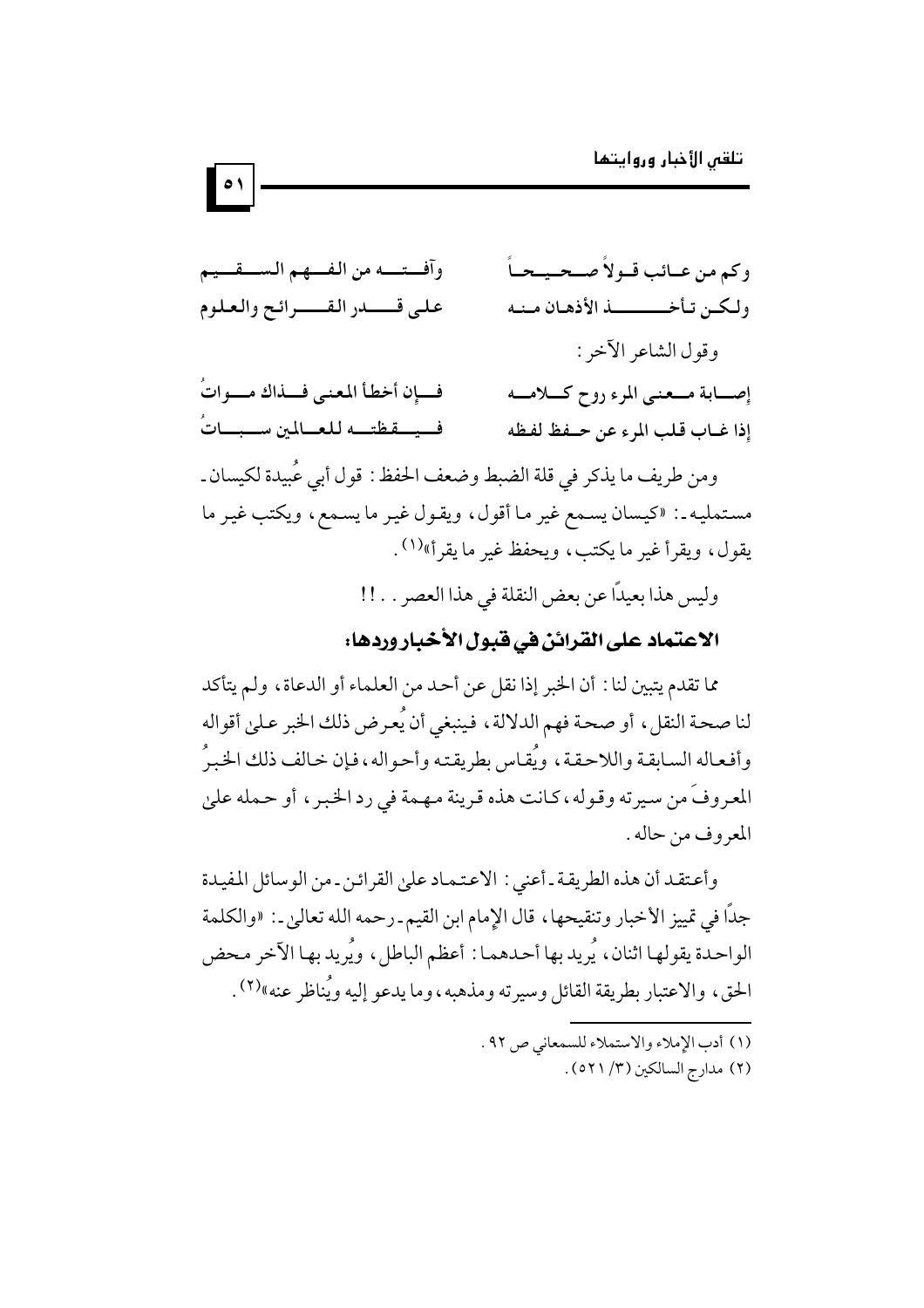وكم من عائب قولاً صحيحاً … وآفته من الفهم السقيم

ولكن تأخذ الأذهان منه … على قدر القرائح والعلوم

وقول الشاعر الآخر:

إصابة معنى المرء روح كلامه … فإن أخطأ المعنى فذاك مواتُ

إذا غاب قلب المرء عن حفظ لفظه … فيقظته للعالمين سباتُ

ومن طريف ما يذكر في قلة الضبط وضعف الحفظ: قول أبي عُبيدة لكيسان - مستمليه -: «كيسان يسمع غير ما أقول، ويقول غير ما يسمع، ويكتب غير ما يقول، ويقرأ غير ما يكتب، ويحفظ غير ما يقرأ»(١).

وليس هذا بعيداً عن بعض النقلة في هذا العصر..!!

## الاعتماد على القرائن في قبول الأخبار وردها:

مما تقدم يتبين لنا: أن الخبر إذا نقل عن أحد من العلماء أو الدعاة، ولم يتأكد لنا صحة النقل، أو صحة فهم الدلالة، فينبغي أن يُعرض ذلك الخبر على أقواله وأفعاله السابقة واللاحقة، ويُقاس بطريقته وأحواله، فإن خالف ذلك الخبرُ المعروفَ من سيرته وقوله، كانت هذه قرينة مهمة في رد الخبر، أو حمله على المعروف من حاله.

وأعتقد أن هذه الطريقة - أعني: الاعتماد على القرائن - من الوسائل المفيدة جداً في تمييز الأخبار وتنقيحها، قال الإمام ابن القيم - رحمه الله تعالى -: «والكلمة الواحدة يقولها اثنان، يُريد بها أحدهما: أعظم الباطل، ويُريد بها الآخر محض الحق، والاعتبار بطريقة القائل وسيرته ومذهبه، وما يدعو إليه ويُناظر عنه»(٢).

---

(١) أدب الإملاء والاستملاء للسمعاني ص ٩٢.

(٢) مدارج السالكين (٣/ ٥٢١).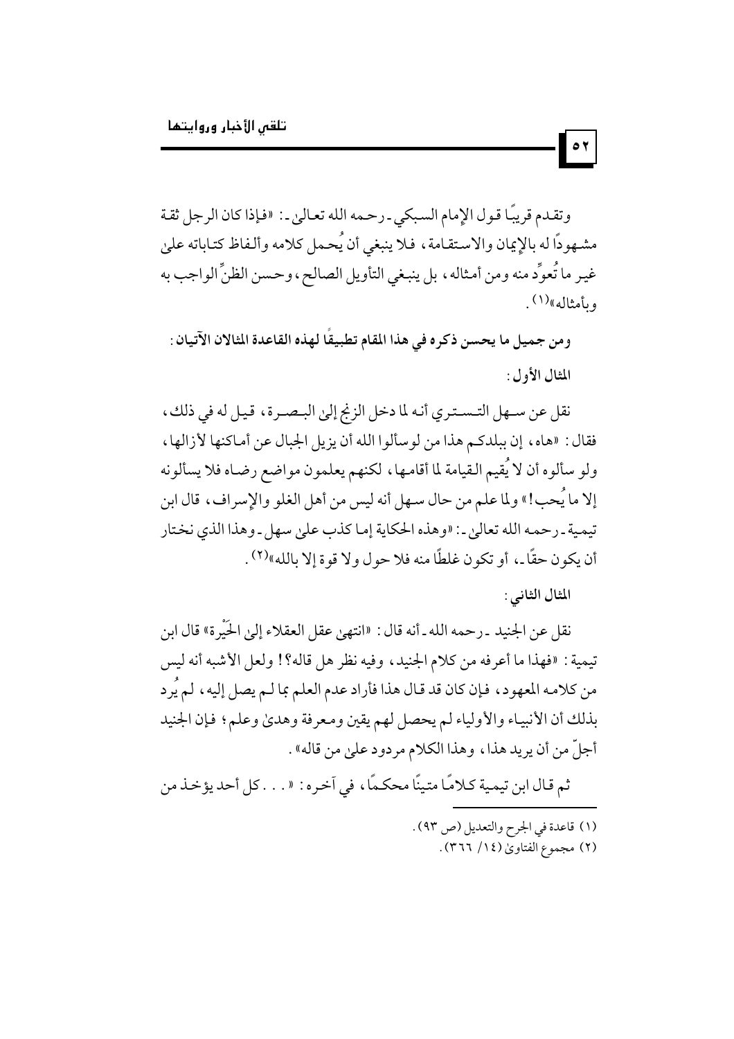وتقدم قريبًا قول الإمام السبكي ـ رحمه الله تعالى ـ: «فإذا كان الرجل ثقة مشهودًا له بالإيمان والاستقامة، فلا ينبغي أن يُحمل كلامه وألفاظ كتاباته على غير ما تُعوِّد منه ومن أمثاله، بل ينبغي التأويل الصالح، وحسن الظنِّ الواجب به وبأمثاله»[1].

**ومن جميل ما يحسن ذكره في هذا المقام تطبيقًا لهذه القاعدة المثالان الآتيان:**

**المثال الأول:**

نقل عن سهل التستري أنه لما دخل الزنج إلى البصرة، قيل له في ذلك، فقال: «هاه، إن ببلدكم هذا من لوسألوا الله أن يزيل الجبال عن أماكنها لأزالها، ولو سألوه أن لا يُقيم القيامة لما أقامها، لكنهم يعلمون مواضع رضاه فلا يسألونه إلا ما يُحب!» ولما علم من حال سهل أنه ليس من أهل الغلو والإسراف، قال ابن تيمية ـ رحمه الله تعالى ـ: «وهذه الحكاية إما كذب على سهل ـ وهذا الذي نختار أن يكون حقًا ـ، أو تكون غلطًا منه فلا حول ولا قوة إلا بالله»[2].

**المثال الثاني:**

نقل عن الجنيد ـ رحمه الله ـ أنه قال: «انتهى عقل العقلاء إلى الحَيْرة» قال ابن تيمية: «فهذا ما أعرفه من كلام الجنيد، وفيه نظر هل قاله؟! ولعل الأشبه أنه ليس من كلامه المعهود، فإن كان قد قال هذا فأراد عدم العلم بما لم يصل إليه، لم يُرد بذلك أن الأنبياء والأولياء لم يحصل لهم يقين ومعرفة وهدى وعلم؛ فإن الجنيد أجلّ من أن يريد هذا، وهذا الكلام مردود على من قاله».

ثم قال ابن تيمية كلامًا متينًا محكمًا، في آخره: «... كل أحد يؤخذ من

---

(١) قاعدة في الجرح والتعديل (ص ٩٣).

(٢) مجموع الفتاوى (١٤/ ٣٦٦).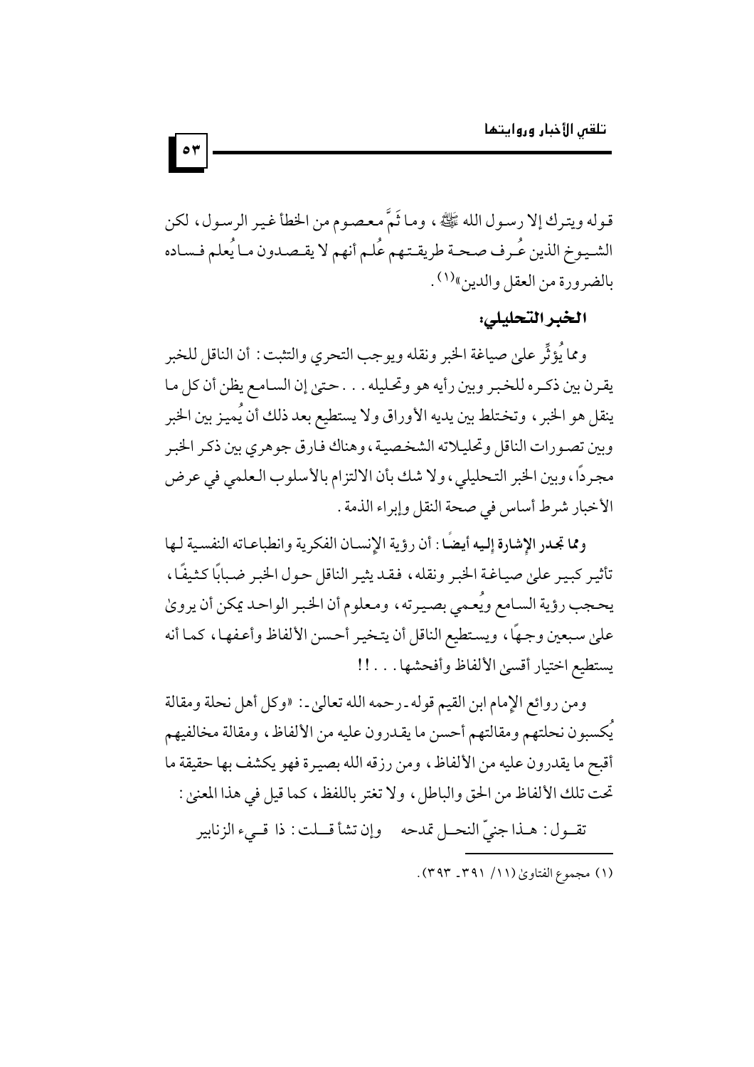قوله ويترك إلا رسول الله ﷺ، وما ثَمَّ معصوم من الخطأ غير الرسول، لكن الشيوخ الذين عُرف صحة طريقتهم عُلم أنهم لا يقصدون ما يُعلم فساده بالضرورة من العقل والدين»(1).

### الخبر التحليلي:

ومما يُؤثِّر على صياغة الخبر ونقله ويوجب التحري والتثبت: أن الناقل للخبر يقرن بين ذكره للخبر وبين رأيه هو وتحليله . . . حتى إن السامع يظن أن كل ما ينقل هو الخبر، وتختلط بين يديه الأوراق ولا يستطيع بعد ذلك أن يُميز بين الخبر وبين تصورات الناقل وتحليلاته الشخصية، وهناك فارق جوهري بين ذكر الخبر مجردًا، وبين الخبر التحليلي، ولا شك بأن الالتزام بالأسلوب العلمي في عرض الأخبار شرط أساس في صحة النقل وإبراء الذمة.

**ومما تجدر الإشارة إليه أيضًا**: أن رؤية الإنسان الفكرية وانطباعاته النفسية لها تأثير كبير على صياغة الخبر ونقله، فقد يثير الناقل حول الخبر ضبابًا كثيفًا، يحجب رؤية السامع ويُعمي بصيرته، ومعلوم أن الخبر الواحد يمكن أن يروى على سبعين وجهًا، ويستطيع الناقل أن يتخير أحسن الألفاظ وأعفها، كما أنه يستطيع اختيار أقسى الألفاظ وأفحشها . . . !!

ومن روائع الإمام ابن القيم قوله ـ رحمه الله تعالى ـ: «وكل أهل نحلة ومقالة يُكسبون نحلتهم ومقالتهم أحسن ما يقدرون عليه من الألفاظ، ومقالة مخالفيهم أقبح ما يقدرون عليه من الألفاظ، ومن رزقه الله بصيرة فهو يكشف بها حقيقة ما تحت تلك الألفاظ من الحق والباطل، ولا تغتر باللفظ، كما قيل في هذا المعنى:

تقول: هذا جنيّ النحل تمدحه ... وإن تشأ قلت: ذا قيء الزنابير

---

(1) مجموع الفتاوى (11/ 391 ـ 393).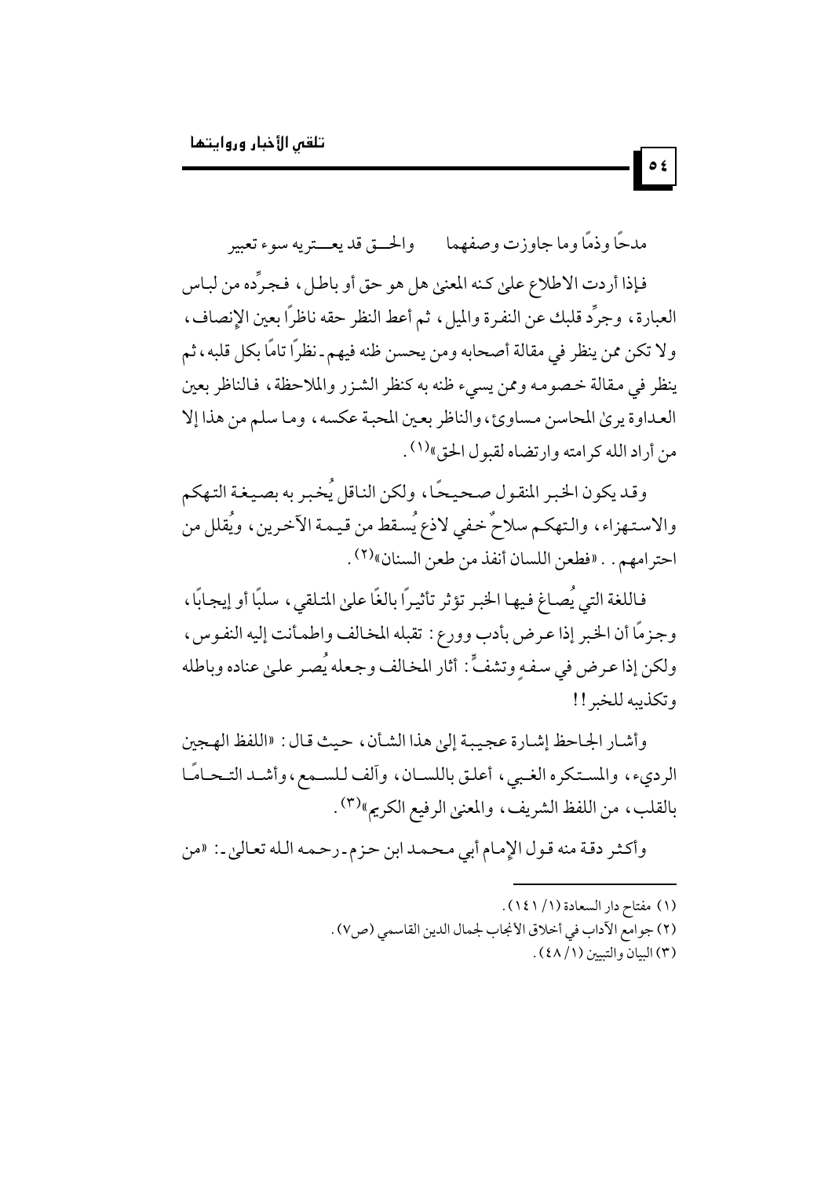مدحًا وذمًا وما جاوزت وصفهما　　　والحق قد يعتريه سوء تعبير

فإذا أردت الاطلاع على كنه المعنى هل هو حق أو باطل، فجرِّده من لباس العبارة، وجرِّد قلبك عن النفرة والميل، ثم أعط النظر حقه ناظرًا بعين الإنصاف، ولا تكن ممن ينظر في مقالة أصحابه ومن يحسن ظنه فيهم ـ نظرًا تامًا بكل قلبه، ثم ينظر في مقالة خصومه وممن يسيء ظنه به كنظر الشزر والملاحظة، فالناظر بعين العداوة يرى المحاسن مساوئ، والناظر بعين المحبة عكسه، وما سلم من هذا إلا من أراد الله كرامته وارتضاه لقبول الحق»[1].

وقد يكون الخبر المنقول صحيحًا، ولكن الناقل يُخبر به بصيغة التهكم والاستهزاء، والتهكم سلاحٌ خفي لاذع يُسقط من قيمة الآخرين، ويُقلل من احترامهم. . «فطعن اللسان أنفذ من طعن السنان»[2].

فاللغة التي يُصاغ فيها الخبر تؤثر تأثيرًا بالغًا على المتلقي، سلبًا أو إيجابًا، وجزمًا أن الخبر إذا عرض بأدب وورع: تقبله المخالف واطمأنت إليه النفوس، ولكن إذا عرض في سفهٍ وتشفٍّ: أثار المخالف وجعله يُصر على عناده وباطله وتكذيبه للخبر!!

وأشار الجاحظ إشارة عجيبة إلى هذا الشأن، حيث قال: «اللفظ الهجين الرديء، والمستكره الغبي، أعلق باللسان، وآلف للسمع، وأشد التحامًا بالقلب، من اللفظ الشريف، والمعنى الرفيع الكريم»[3].

وأكثر دقة منه قول الإمام أبي محمد ابن حزم ـ رحمه الله تعالى ـ: «من

---

(١) مفتاح دار السعادة (١/ ١٤١).

(٢) جوامع الآداب في أخلاق الأنجاب لجمال الدين القاسمي (ص٧).

(٣) البيان والتبيين (١/ ٤٨).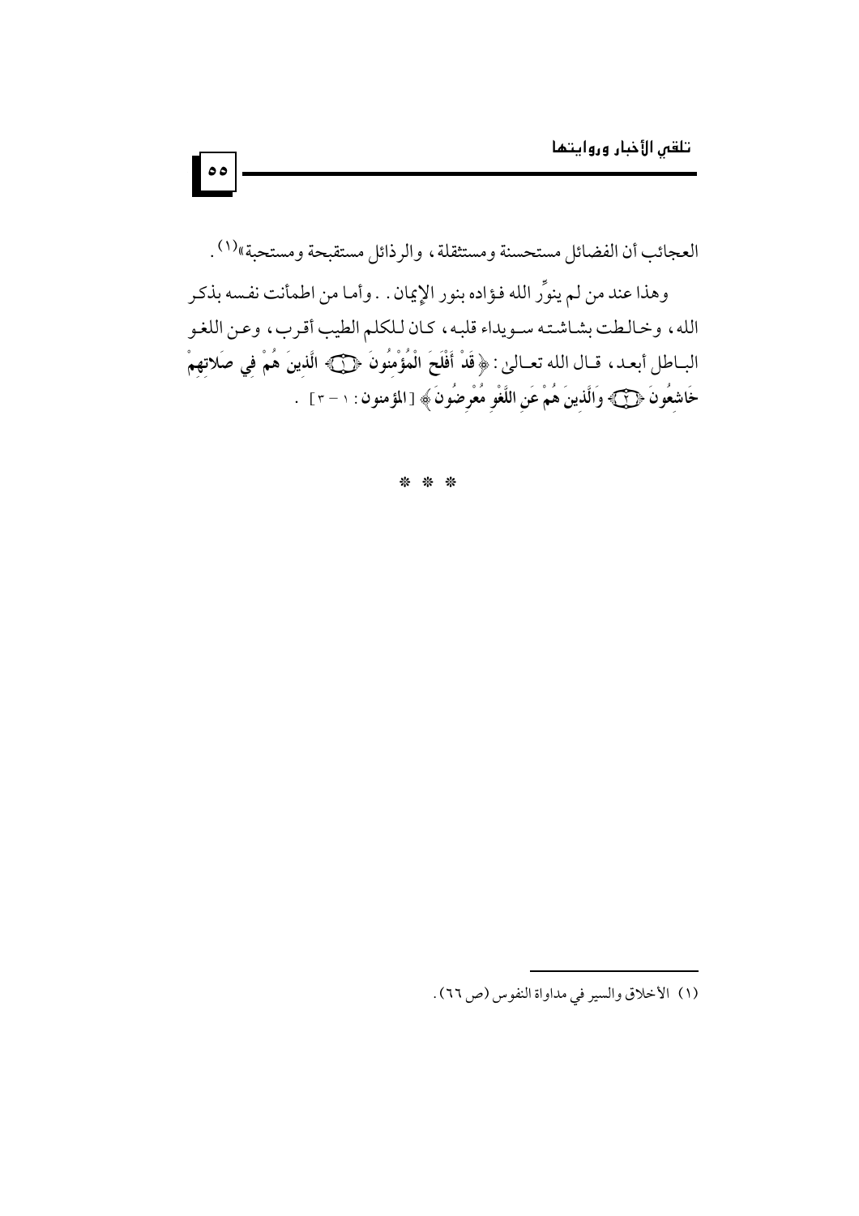العجائب أن الفضائل مستحسنة ومستثقلة، والرذائل مستقبحة ومستحبة»[1].

وهذا عند من لم ينوِّر الله فؤاده بنور الإيمان.. وأما من اطمأنت نفسه بذكر الله، وخالطت بشاشته سويداء قلبه، كان للكلم الطيب أقرب، وعن اللغو الباطل أبعد، قال الله تعالى: ﴿**قَدْ أَفْلَحَ الْمُؤْمِنُونَ ۝ الَّذِينَ هُمْ فِي صَلاتِهِمْ خَاشِعُونَ ۝ وَالَّذِينَ هُمْ عَنِ اللَّغْوِ مُعْرِضُونَ**﴾ [**المؤمنون**: ١ - ٣].

* * *

---

(١) الأخلاق والسير في مداواة النفوس (ص ٦٦).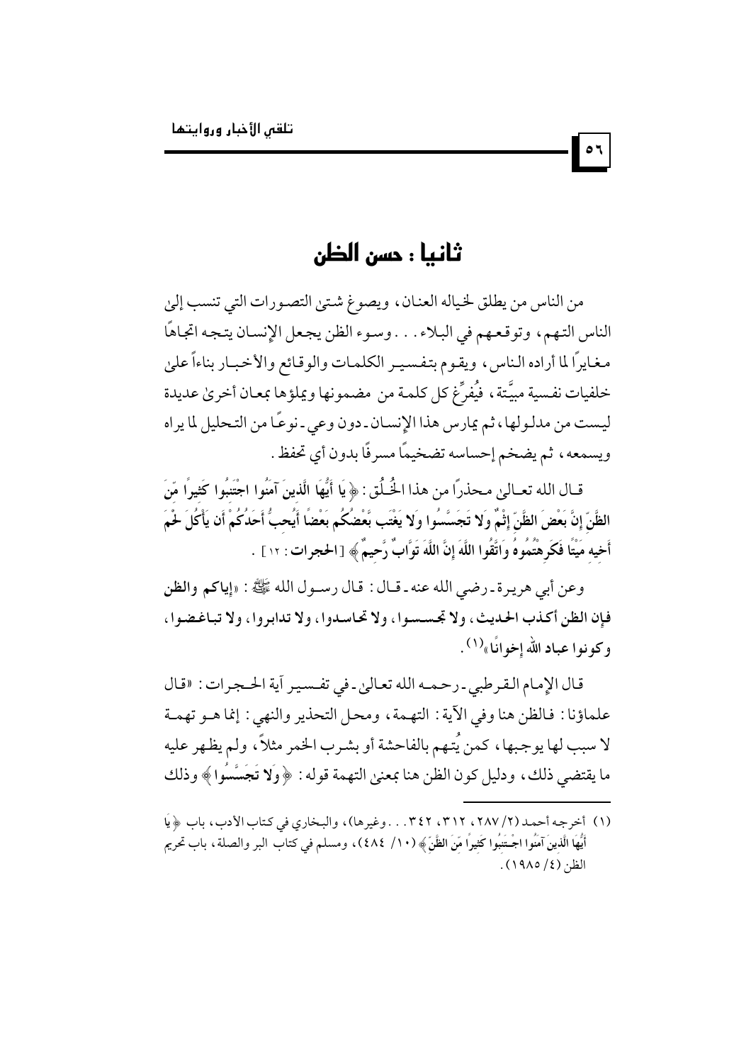## ثانيا : حسن الظن

من الناس من يطلق لخياله العنان، ويصوغ شتىٰ التصورات التي تنسب إلىٰ الناس التهم، وتوقعهم في البلاء . . . وسوء الظن يجعل الإنسان يتجه اتجاهًا مغايرًا لما أراده الناس، ويقوم بتفسير الكلمات والوقائع والأخبار بناءاً علىٰ خلفيات نفسية مبيَّتة، فيُفرِّغ كل كلمة من مضمونها ويملؤها بمعان أخرىٰ عديدة ليست من مدلولها، ثم يمارس هذا الإنسان ـ دون وعي ـ نوعًا من التحليل لما يراه ويسمعه، ثم يضخم إحساسه تضخيمًا مسرفًا بدون أي تحفظ .

قال الله تعالىٰ محذراً من هذا الخُلُق : ﴿ يَا أَيُّهَا الَّذِينَ آمَنُوا اجْتَنِبُوا كَثِيراً مِّنَ الظَّنِّ إِنَّ بَعْضَ الظَّنِّ إِثْمٌ وَلا تَجَسَّسُوا وَلا يَغْتَب بَّعْضُكُم بَعْضاً أَيُحِبُّ أَحَدُكُمْ أَن يَأْكُلَ لَحْمَ أَخِيهِ مَيْتاً فَكَرِهْتُمُوهُ وَاتَّقُوا اللَّهَ إِنَّ اللَّهَ تَوَّابٌ رَّحِيمٌ ﴾ [**الحجرات** : ١٢] .

وعن أبي هريرة ـ رضي الله عنه ـ قال : قال رسول الله ﷺ : «**إياكم والظن فإن الظن أكذب الحديث، ولا تجسسوا، ولا تحاسدوا، ولا تدابروا، ولا تباغضوا، وكونوا عباد الله إخوانًا**»(١) .

قال الإمام القرطبي ـ رحمه الله تعالىٰ ـ في تفسير آية الحجرات : «قال علماؤنا : فالظن هنا وفي الآية : التهمة، ومحل التحذير والنهي : إنما هو تهمة لا سبب لها يوجبها، كمن يُتهم بالفاحشة أو بشرب الخمر مثلاً، ولم يظهر عليه ما يقتضي ذلك، ودليل كون الظن هنا بمعنىٰ التهمة قوله : ﴿ وَلا تَجَسَّسُوا ﴾ وذلك

---

(١) أخرجه أحمد (٢/ ٢٨٧، ٣١٢، ٣٤٢ . . . وغيرها)، والبخاري في كتاب الأدب، باب ﴿ يَا أَيُّهَا الَّذِينَ آمَنُوا اجْتَنِبُوا كَثِيراً مِّنَ الظَّنِّ ﴾ (١٠/ ٤٨٤)، ومسلم في كتاب البر والصلة، باب تحريم الظن (٤/ ١٩٨٥) .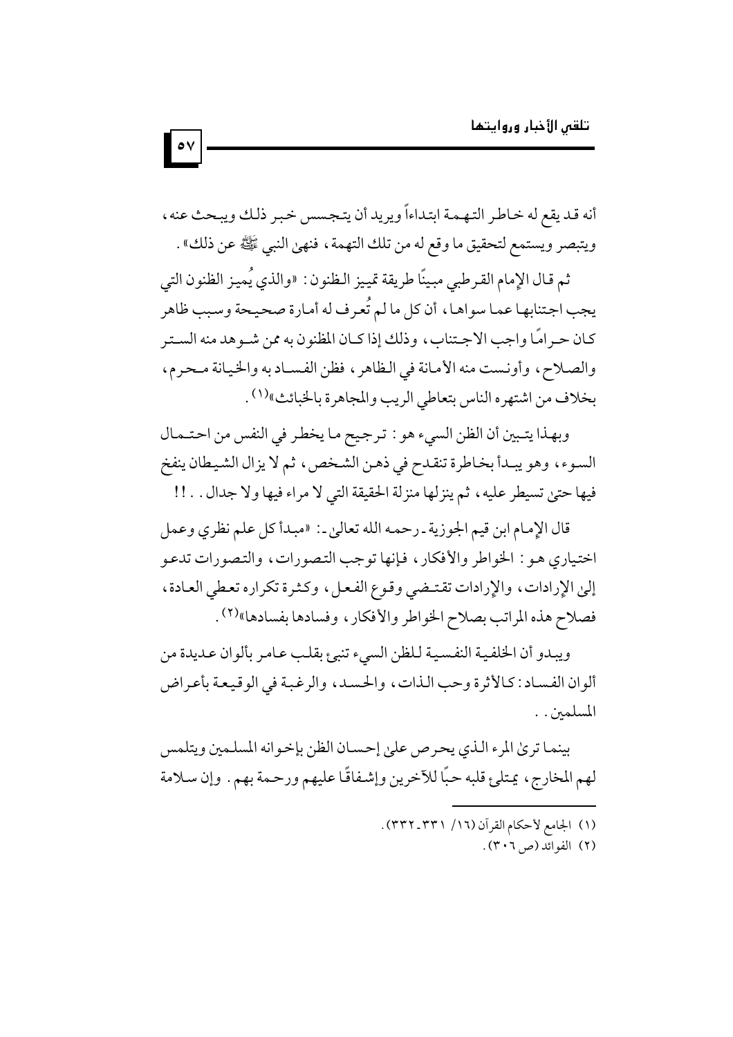أنه قد يقع له خاطر التهمة ابتداءاً ويريد أن يتجسس خبر ذلك ويبحث عنه، ويتبصر ويستمع لتحقيق ما وقع له من تلك التهمة، فنهىٰ النبي ﷺ عن ذلك».

ثم قال الإمام القرطبي مبينًا طريقة تمييز الظنون: «والذي يُميز الظنون التي يجب اجتنابها عما سواها، أن كل ما لم تُعرف له أمارة صحيحة وسبب ظاهر كان حرامًا واجب الاجتناب، وذلك إذا كان المظنون به ممن شوهد منه الستر والصلاح، وأونست منه الأمانة في الظاهر، فظن الفساد به والخيانة محرم، بخلاف من اشتهره الناس بتعاطي الريب والمجاهرة بالخبائث»[1].

وبهذا يتبين أن الظن السيء هو: ترجيح ما يخطر في النفس من احتمال السوء، وهو يبدأ بخاطرة تنقدح في ذهن الشخص، ثم لا يزال الشيطان ينفخ فيها حتى تسيطر عليه، ثم ينزلها منزلة الحقيقة التي لا مراء فيها ولا جدال..!!

قال الإمام ابن قيم الجوزية ـ رحمه الله تعالىٰ ـ: «مبدأ كل علم نظري وعمل اختياري هو: الخواطر والأفكار، فإنها توجب التصورات، والتصورات تدعو إلى الإرادات، والإرادات تقتضي وقوع الفعل، وكثرة تكراره تعطي العادة، فصلاح هذه المراتب بصلاح الخواطر والأفكار، وفسادها بفسادها»[2].

ويبدو أن الخلفية النفسية للظن السيء تنبئ بقلب عامر بألوان عديدة من ألوان الفساد: كالأثرة وحب الذات، والحسد، والرغبة في الوقيعة بأعراض المسلمين..

بينما ترىٰ المرء الذي يحرص علىٰ إحسان الظن بإخوانه المسلمين ويتلمس لهم المخارج، يمتلئ قلبه حبًا للآخرين وإشفاقًا عليهم ورحمة بهم. وإن سلامة

---

(١) الجامع لأحكام القرآن (١٦/ ٣٣١-٣٣٢).

(٢) الفوائد (ص ٣٠٦).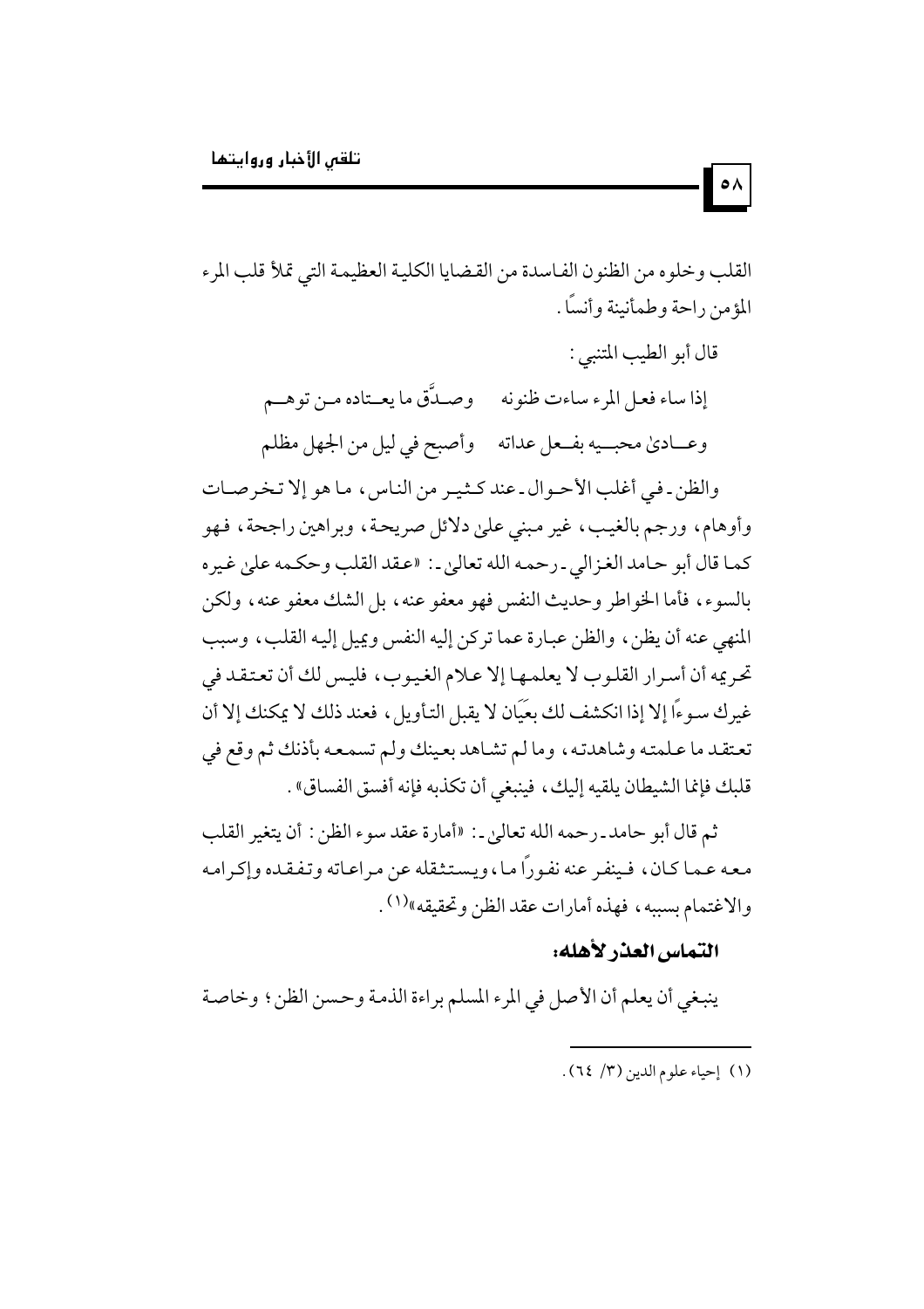القلب وخلوه من الظنون الفاسدة من القضايا الكلية العظيمة التي تملأ قلب المرء المؤمن راحة وطمأنينة وأنسًا.

قال أبو الطيب المتنبي:

إذا ساء فعل المرء ساءت ظنونه وصـدَّق ما يعـتاده مـن توهـم

وعـادىٰ محبـيه بفـعل عداته وأصبح في ليل من الجهل مظلم

والظن ـ في أغلب الأحوال ـ عند كثير من الناس، ما هو إلا تخرصات وأوهام، ورجم بالغيب، غير مبني علىٰ دلائل صريحة، وبراهين راجحة، فهو كما قال أبو حامد الغزالي ـ رحمه الله تعالىٰ ـ: «عقد القلب وحكمه علىٰ غيره بالسوء، فأما الخواطر وحديث النفس فهو معفو عنه، بل الشك معفو عنه، ولكن المنهي عنه أن يظن، والظن عبارة عما تركن إليه النفس ويميل إليه القلب، وسبب تحريمه أن أسرار القلوب لا يعلمها إلا علام الغيوب، فليس لك أن تعتقد في غيرك سوءًا إلا إذا انكشف لك بعَيان لا يقبل التأويل، فعند ذلك لا يمكنك إلا أن تعتقد ما علمته وشاهدته، وما لم تشاهد بعينك ولم تسمعه بأذنك ثم وقع في قلبك فإنما الشيطان يلقيه إليك، فينبغي أن تكذبه فإنه أفسق الفساق».

ثم قال أبو حامد ـ رحمه الله تعالىٰ ـ: «أمارة عقد سوء الظن: أن يتغير القلب معه عما كان، فينفر عنه نفورًا ما، ويستثقله عن مراعاته وتفقده وإكرامه والاغتمام بسببه، فهذه أمارات عقد الظن وتحقيقه»[1].

### التماس العذر لأهله:

ينبغي أن يعلم أن الأصل في المرء المسلم براءة الذمة وحسن الظن؛ وخاصة

---

(١) إحياء علوم الدين (٣/ ٦٤).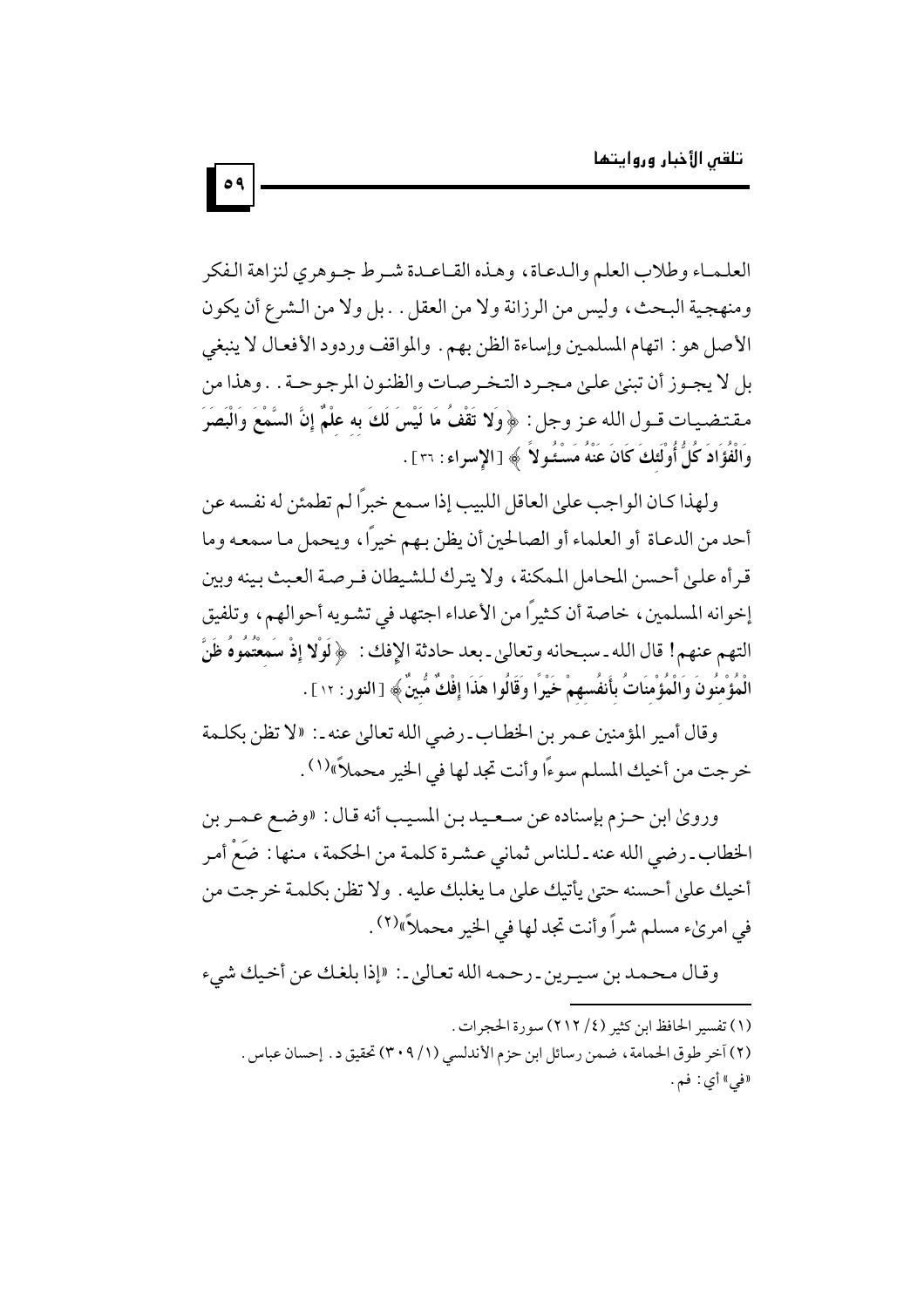العلماء وطلاب العلم والدعاة، وهذه القاعدة شرط جوهري لنزاهة الفكر ومنهجية البحث، وليس من الرزانة ولا من العقل.. بل ولا من الشرع أن يكون الأصل هو: اتهام المسلمين وإساءة الظن بهم. والمواقف وردود الأفعال لا ينبغي بل لا يجوز أن تبنى على مجرد التخرصات والظنون المرجوحة.. وهذا من مقتضيات قول الله عز وجل: ﴿ **وَلَا تَقْفُ مَا لَيْسَ لَكَ بِهِ عِلْمٌ إِنَّ السَّمْعَ وَالْبَصَرَ وَالْفُؤَادَ كُلُّ أُولَئِكَ كَانَ عَنْهُ مَسْئُولاً** ﴾ [الإسراء: ٣٦].

ولهذا كان الواجب على العاقل اللبيب إذا سمع خبراً لم تطمئن له نفسه عن أحد من الدعاة أو العلماء أو الصالحين أن يظن بهم خيراً، ويحمل ما سمعه وما قرأه على أحسن المحامل الممكنة، ولا يترك للشيطان فرصة العبث بينه وبين إخوانه المسلمين، خاصة أن كثيراً من الأعداء اجتهد في تشويه أحوالهم، وتلفيق التهم عنهم! قال الله ـ سبحانه وتعالى ـ بعد حادثة الإفك: ﴿ **لَوْلا إِذْ سَمِعْتُمُوهُ ظَنَّ الْمُؤْمِنُونَ وَالْمُؤْمِنَاتُ بِأَنفُسِهِمْ خَيْرًا وَقَالُوا هَذَا إِفْكٌ مُّبِينٌ** ﴾ [النور: ١٢].

وقال أمير المؤمنين عمر بن الخطاب ـ رضي الله تعالى عنه ـ: «لا تظن بكلمة خرجت من أخيك المسلم سوءاً وأنت تجد لها في الخير محملاً»(١).

وروى ابن حزم بإسناده عن سعيد بن المسيب أنه قال: «وضع عمر بن الخطاب ـ رضي الله عنه ـ للناس ثماني عشرة كلمة من الحكمة، منها: ضَعْ أمر أخيك على أحسنه حتى يأتيك على ما يغلبك عليه. ولا تظن بكلمة خرجت من في امرئ مسلم شراً وأنت تجد لها في الخير محملاً»(٢).

وقال محمد بن سيرين ـ رحمه الله تعالى ـ: «إذا بلغك عن أخيك شيء

---

(١) تفسير الحافظ ابن كثير (٤/ ٢١٢) سورة الحجرات.

(٢) آخر طوق الحمامة، ضمن رسائل ابن حزم الأندلسي (١/ ٣٠٩) تحقيق د. إحسان عباس. «في» أي: فم.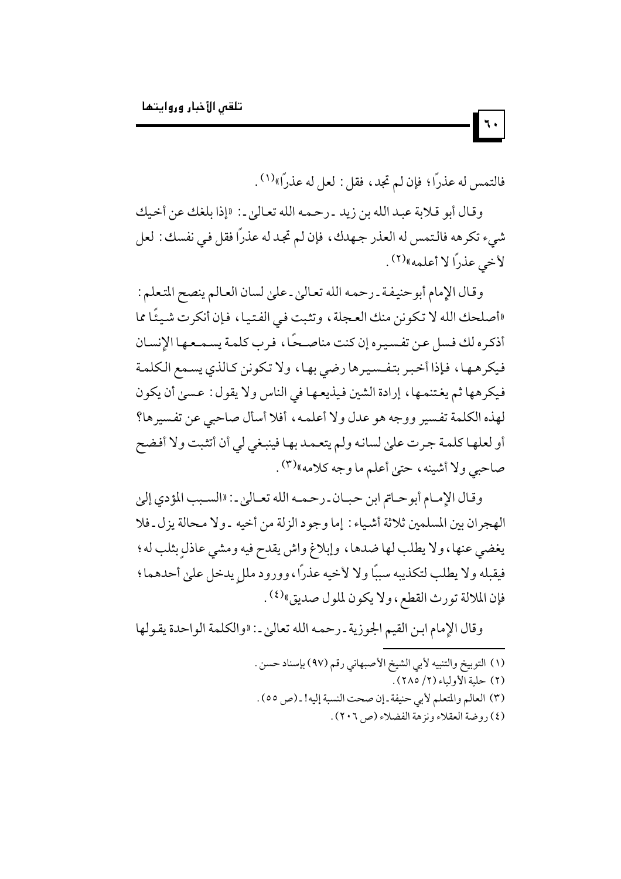فالتمس له عذرًا؛ فإن لم تجد، فقل: لعل له عذرًا»[1].

وقال أبو قلابة عبد الله بن زيد ـ رحمه الله تعالى ـ: «إذا بلغك عن أخيك شيء تكرهه فالتمس له العذر جهدك، فإن لم تجد له عذرًا فقل في نفسك: لعل لأخي عذرًا لا أعلمه»[2].

وقال الإمام أبوحنيفة ـ رحمه الله تعالى ـ على لسان العالم ينصح المتعلم: «أصلحك الله لا تكونن منك العجلة، وتثبت في الفتيا، فإن أنكرت شيئًا مما أذكره لك فسل عن تفسيره إن كنت مناصحًا، فرب كلمة يسمعها الإنسان فيكرهها، فإذا أخبر بتفسيرها رضي بها، ولا تكونن كالذي يسمع الكلمة فيكرهها ثم يغتنمها، إرادة الشين فيذيعها في الناس ولا يقول: عسى أن يكون لهذه الكلمة تفسير ووجه هو عدل ولا أعلمه، أفلا أسأل صاحبي عن تفسيرها؟ أو لعلها كلمة جرت على لسانه ولم يتعمد بها فينبغي لي أن أتثبت ولا أفضح صاحبي ولا أشينه، حتى أعلم ما وجه كلامه»[3].

وقال الإمام أبوحاتم ابن حبان ـ رحمه الله تعالى ـ: «السبب المؤدي إلى الهجران بين المسلمين ثلاثة أشياء: إما وجود الزلة من أخيه ـ ولا محالة يزل ـ فلا يغضي عنها، ولا يطلب لها ضدها، وإبلاغ واش يقدح فيه ومشي عاذلٍ بثلب له؛ فيقبله ولا يطلب لتكذيبه سببًا ولا لأخيه عذرًا، وورود مللٍ يدخل على أحدهما؛ فإن الملالة تورث القطع، ولا يكون لملول صديق»[4].

وقال الإمام ابن القيم الجوزية ـ رحمه الله تعالى ـ: «والكلمة الواحدة يقولها

---

(١) التوبيخ والتنبيه لأبي الشيخ الأصبهاني رقم (٩٧) بإسناد حسن.

(٢) حلية الأولياء (٢/ ٢٨٥).

(٣) العالم والمتعلم لأبي حنيفة ـ إن صحت النسبة إليه! ـ (ص ٥٥).

(٤) روضة العقلاء ونزهة الفضلاء (ص ٢٠٦).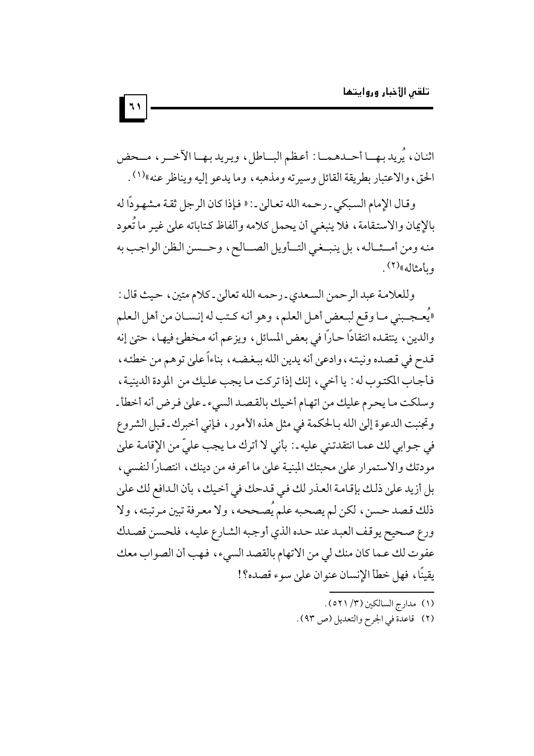اثنان، يُريد بهــا أحــدهمــا: أعظم البــاطل، ويريد بهــا الآخــر، مــحض الحق، والاعتبار بطريقة القائل وسيرته ومذهبه، وما يدعو إليه ويناظر عنه»[1].

وقال الإمام السبكي ـ رحمه الله تعالى ـ: «فإذا كان الرجل ثقة مشهودًا له بالإيمان والاستقامة، فلا ينبغي أن يحمل كلامه وألفاظ كتاباته على غير ما تُعود منه ومن أمــثــاله، بل ينبــغي التــأويل الصــالح، وحــسن الظن الواجب به وبأمثاله»[2].

وللعلامة عبد الرحمن السعدي ـ رحمه الله تعالى ـ كلام متين، حيث قال: «يُعـجـبني مـا وقع لبعض أهل العلم، وهو أنه كـتب له إنسـان من أهل العلم والدين، ينتقده انتقاداً حاراً في بعض المسائل، ويزعم أنه مخطئ فيها، حتى إنه قدح في قصده ونيته، وادعى أنه يدين الله ببغضه، بناءاً على توهم من خطئه، فأجاب المكتوب له: يا أخي، إنك إذا تركت ما يجب عليك من المودة الدينية، وسلكت ما يحرم عليك من اتهام أخيك بالقصد السيء ـ على فرض أنه أخطأ ـ وتجنبت الدعوة إلى الله بالحكمة في مثل هذه الأمور، فإني أخبرك ـ قبل الشروع في جوابي لك عما انتقدتني عليه ـ: بأني لا أترك ما يجب عليّ من الإقامة على مودتك والاستمرار على محبتك المبنية على ما أعرفه من دينك، انتصاراً لنفسي، بل أزيد على ذلك بإقامة العذر لك في قدحك في أخيك، بأن الدافع لك على ذلك قصد حسن، لكن لم يصحبه علم يُصحِحه، ولا معرفة تبين مرتبته، ولا ورع صحيح يوقف العبد عند حده الذي أوجبه الشارع عليه، فلحسن قصدك عفوت لك عما كان منك لي من الاتهام بالقصد السيء، فهب أن الصواب معك يقينًا، فهل خطأ الإنسان عنوان على سوء قصده؟!

---

(١) مدارج السالكين (٣/ ٥٢١).

(٢) قاعدة في الجرح والتعديل (ص ٩٣).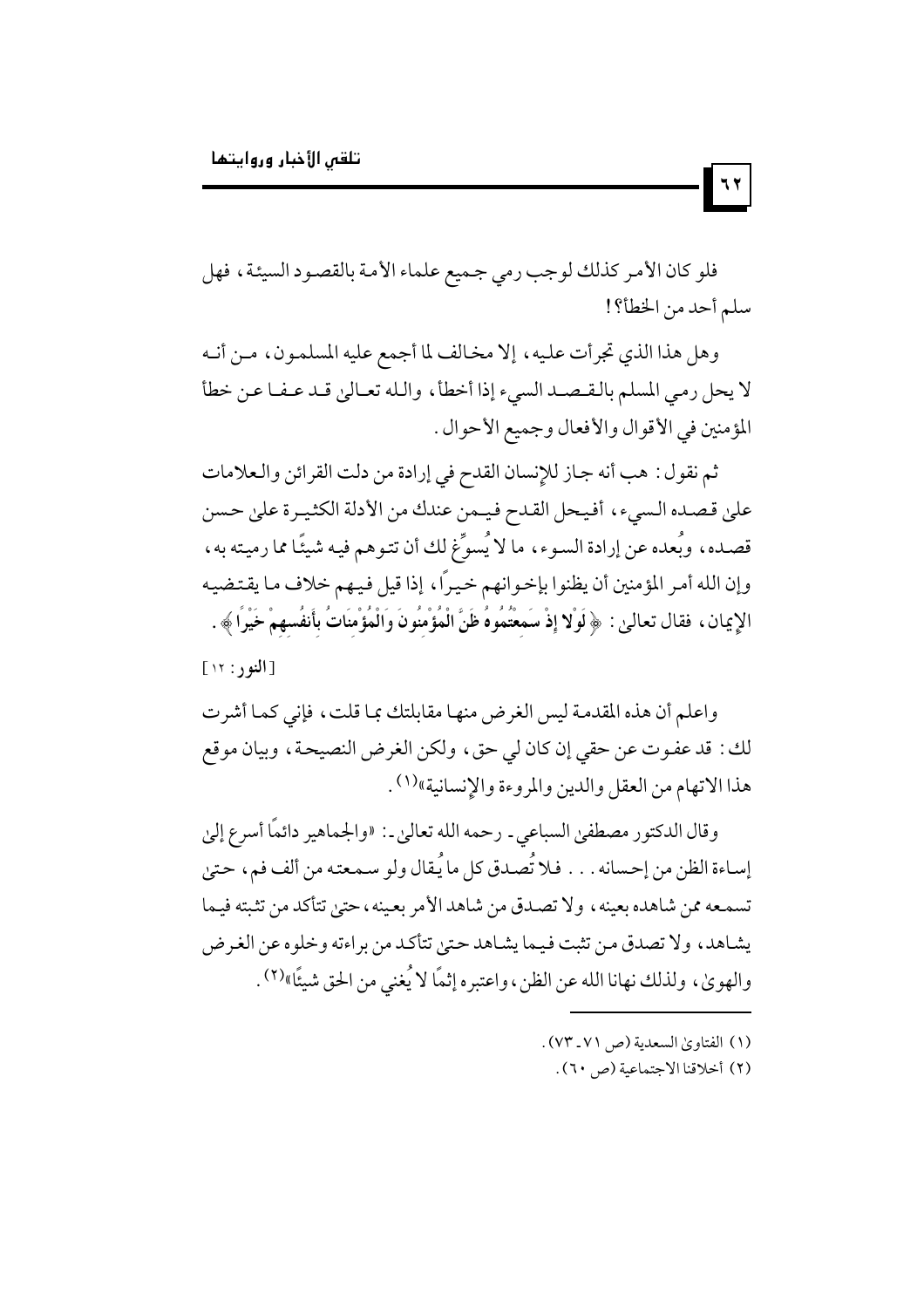فلو كان الأمر كذلك لوجب رمي جميع علماء الأمة بالقصود السيئة، فهل سلم أحد من الخطأ؟!

وهل هذا الذي تجرأت عليه، إلا مخالف لما أجمع عليه المسلمون، من أنه لا يحل رمي المسلم بالقصد السيء إذا أخطأ، والله تعالى قد عفا عن خطأ المؤمنين في الأقوال والأفعال وجميع الأحوال.

ثم نقول: هب أنه جاز للإنسان القدح في إرادة من دلت القرائن والعلامات على قصده السيء، أفيحل القدح فيمن عندك من الأدلة الكثيرة على حسن قصده، وبُعده عن إرادة السوء، ما لا يُسوِّغ لك أن تتوهم فيه شيئًا مما رميته به، وإن الله أمر المؤمنين أن يظنوا بإخوانهم خيراً، إذا قيل فيهم خلاف ما يقتضيه الإيمان، فقال تعالى: ﴿**لَوْلا إِذْ سَمِعْتُمُوهُ ظَنَّ الْمُؤْمِنُونَ وَالْمُؤْمِنَاتُ بِأَنفُسِهِمْ خَيْراً**﴾. [**النور**: ١٢]

واعلم أن هذه المقدمة ليس الغرض منها مقابلتك بما قلت، فإني كما أشرت لك: قد عفوت عن حقي إن كان لي حق، ولكن الغرض النصيحة، وبيان موقع هذا الاتهام من العقل والدين والمروءة والإنسانية»[(١)].

وقال الدكتور مصطفى السباعي - رحمه الله تعالى -: «والجماهير دائمًا أسرع إلى إساءة الظن من إحسانه . . . فلا تُصدق كل ما يُقال ولو سمعته من ألف فم، حتى تسمعه ممن شاهده بعينه، ولا تصدق من شاهد الأمر بعينه، حتى تتأكد من تثبته فيما يشاهد، ولا تصدق من تثبت فيما يشاهد حتى تتأكد من براءته وخلوه عن الغرض والهوى، ولذلك نهانا الله عن الظن، واعتبره إثمًا لا يُغني من الحق شيئًا»[(٢)].

---

(١) الفتاوى السعدية (ص ٧١-٧٣).

(٢) أخلاقنا الاجتماعية (ص ٦٠).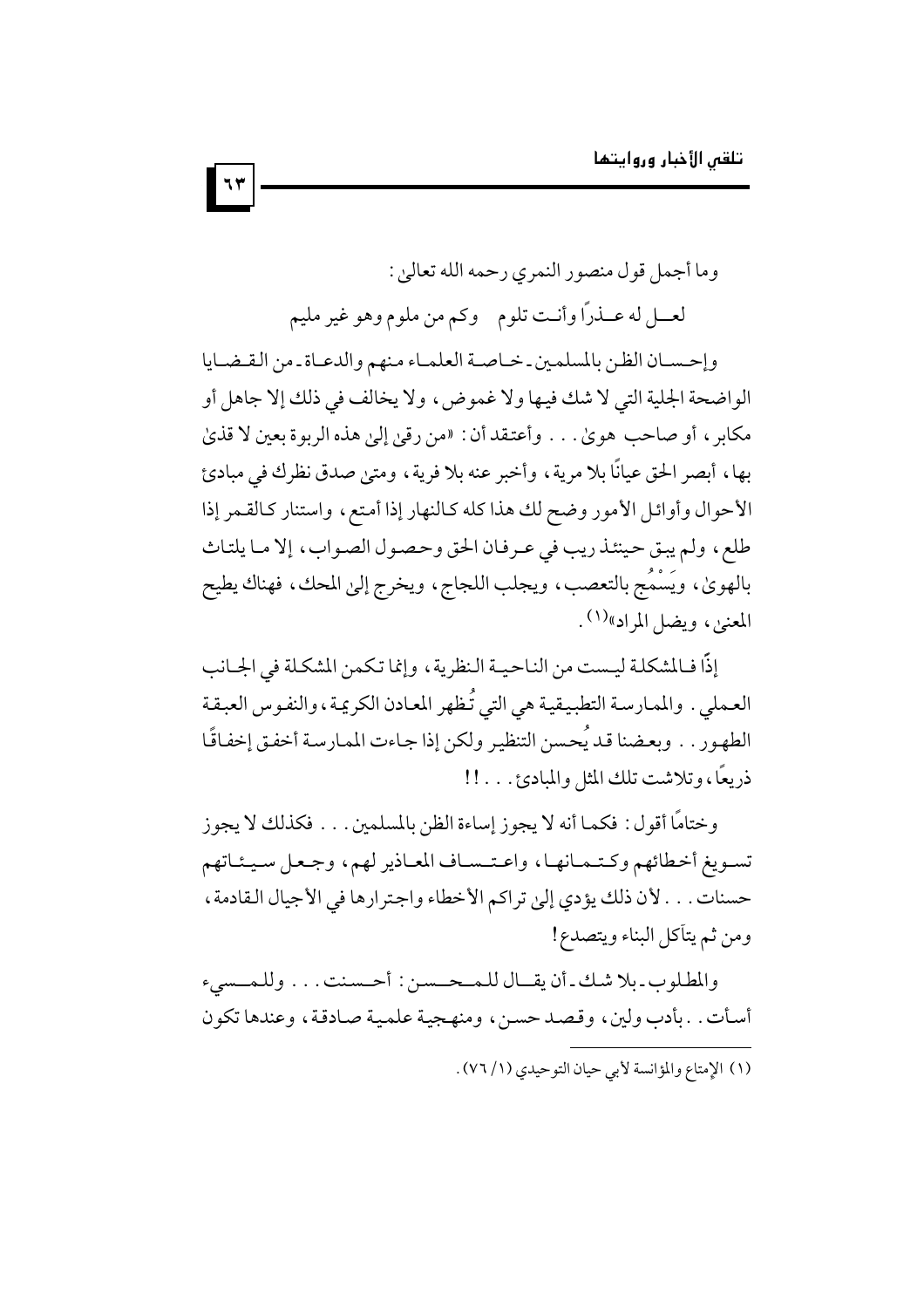وما أجمل قول منصور النمري رحمه الله تعالى:

لعل له عذرًا وأنت تلوم    وكم من ملوم وهو غير مليم

وإحسان الظن بالمسلمين ـ خاصة العلماء منهم والدعاة ـ من القضايا الواضحة الجلية التي لا شك فيها ولا غموض، ولا يخالف في ذلك إلا جاهل أو مكابر، أو صاحب هوى. . . وأعتقد أن: «من رقى إلى هذه الربوة بعين لا قذى بها، أبصر الحق عيانًا بلا مرية، وأخبر عنه بلا فرية، ومتى صدق نظرك في مبادئ الأحوال وأوائل الأمور وضح لك هذا كله كالنهار إذا أمتع، واستنار كالقمر إذا طلع، ولم يبق حينئذ ريب في عرفان الحق وحصول الصواب، إلا ما يلتاث بالهوى، ويَسْمُج بالتعصب، ويجلب اللجاج، ويخرج إلى المحك، فهناك يطيح المعنى، ويضل المراد»[1].

إذًا فالمشكلة ليست من الناحية النظرية، وإنما تكمن المشكلة في الجانب العملي. والممارسة التطبيقية هي التي تُظهر المعادن الكريمة، والنفوس العبقة الطهور. . وبعضنا قد يُحسن التنظير ولكن إذا جاءت الممارسة أخفق إخفاقًا ذريعًا، وتلاشت تلك المثل والمبادئ. . . !!

وختامًا أقول: فكما أنه لا يجوز إساءة الظن بالمسلمين. . . فكذلك لا يجوز تسويغ أخطائهم وكتمانها، واعتساف المعاذير لهم، وجعل سيئاتهم حسنات. . . لأن ذلك يؤدي إلى تراكم الأخطاء واجترارها في الأجيال القادمة، ومن ثم يتآكل البناء ويتصدع!

والمطلوب ـ بلا شك ـ أن يقال للمحسن: أحسنت. . . وللمسيء أسأت. . بأدب ولين، وقصد حسن، ومنهجية علمية صادقة، وعندها تكون

---

(١) الإمتاع والمؤانسة لأبي حيان التوحيدي (١/ ٧٦).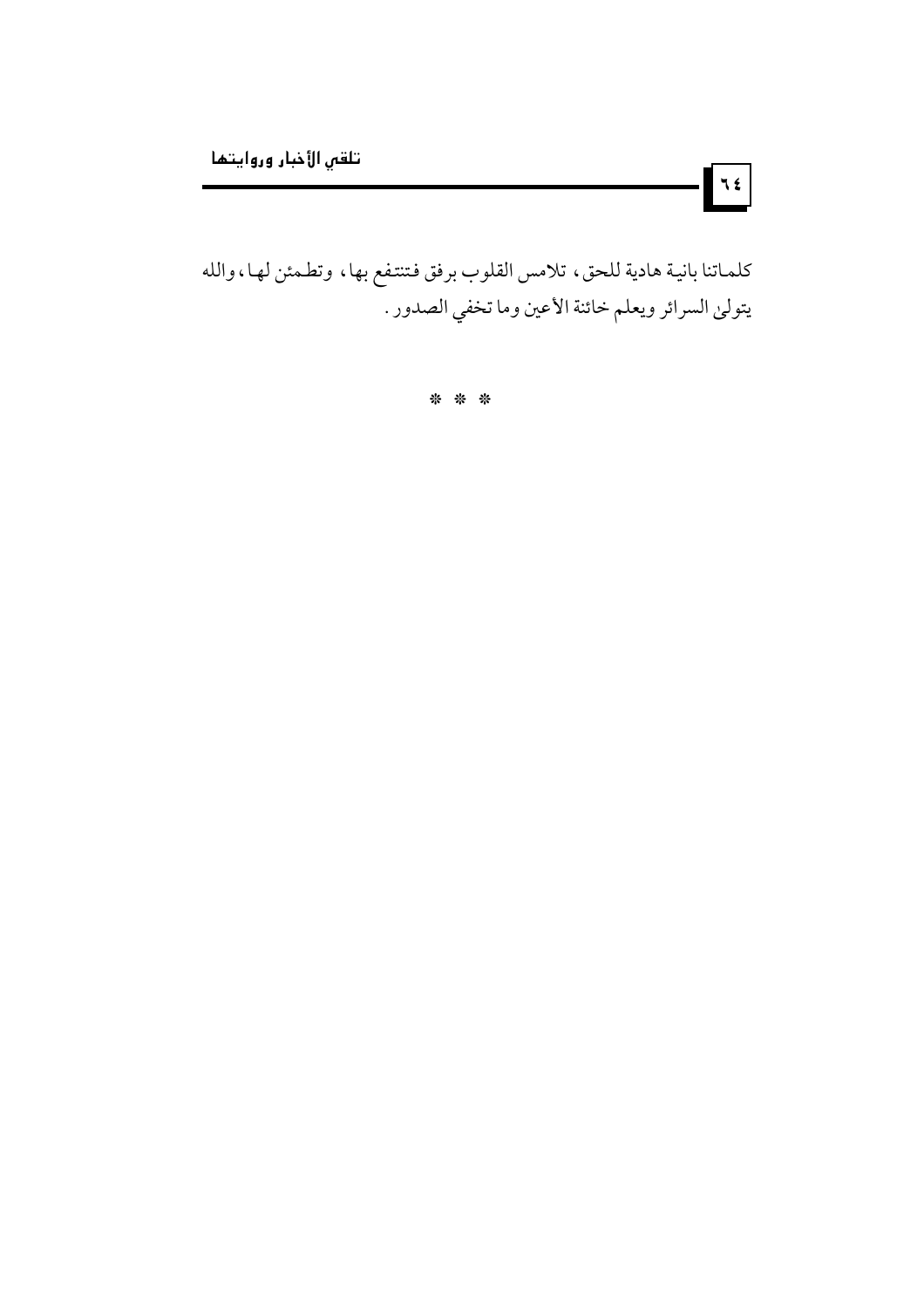كلماتنا بانية هادية للحق، تلامس القلوب برفق فتنتفع بها، وتطمئن لها، والله يتولىٰ السرائر ويعلم خائنة الأعين وما تخفي الصدور.

* * *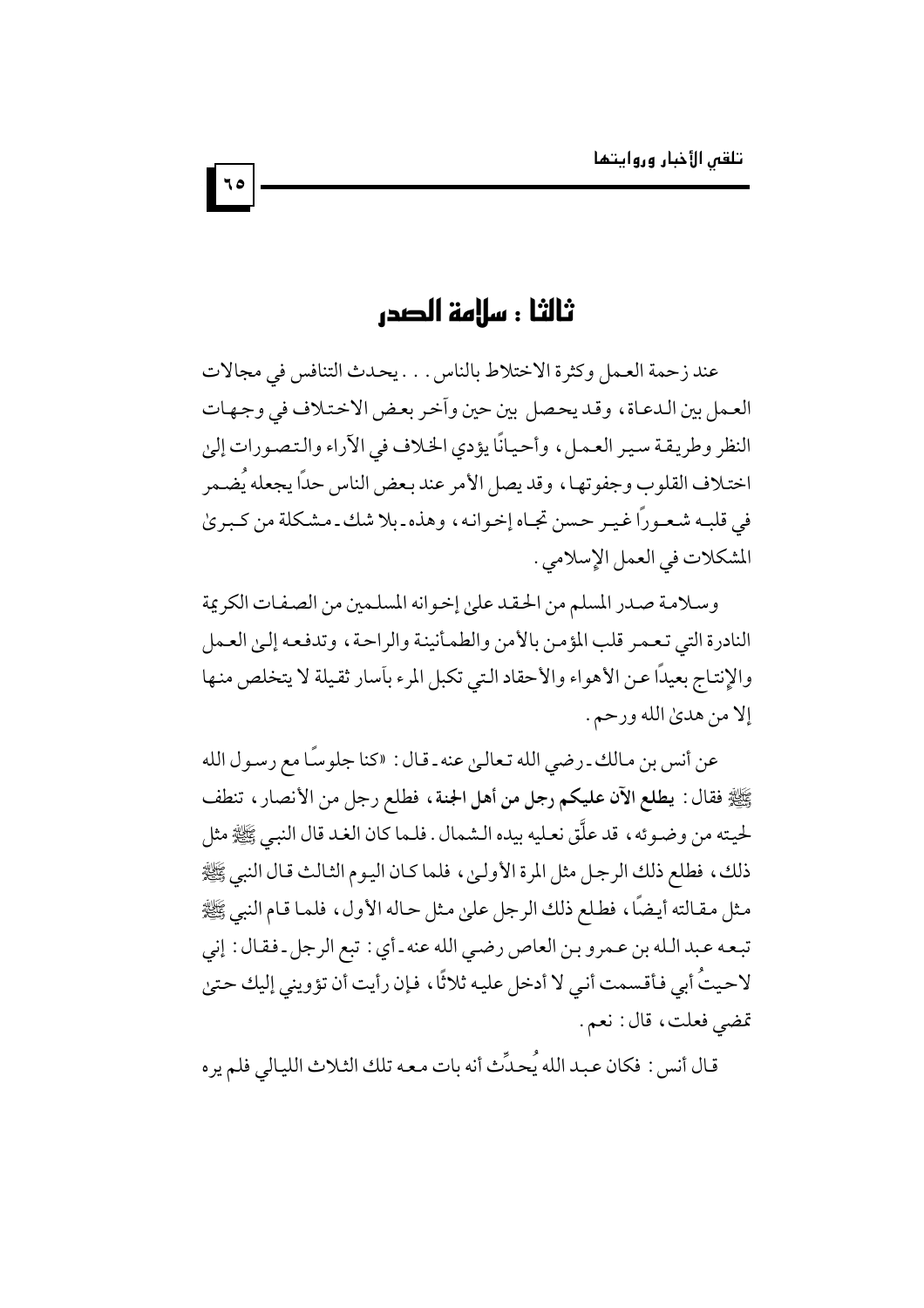# ثالثا : سلامة الصدر

عند زحمة العمل وكثرة الاختلاط بالناس . . . يحدث التنافس في مجالات العمل بين الدعاة، وقد يحصل بين حين وآخر بعض الاختلاف في وجهات النظر وطريقة سير العمل، وأحيانًا يؤدي الخلاف في الآراء والتصورات إلىٰ اختلاف القلوب وجفوتها، وقد يصل الأمر عند بعض الناس حدًا يجعله يُضمر في قلبه شعوراً غير حسن تجاه إخوانه، وهذه ـ بلا شك ـ مشكلة من كبرىٰ المشكلات في العمل الإسلامي.

وسلامة صدر المسلم من الحقد علىٰ إخوانه المسلمين من الصفات الكريمة النادرة التي تعمر قلب المؤمن بالأمن والطمأنينة والراحة، وتدفعه إلىٰ العمل والإنتاج بعيدًا عن الأهواء والأحقاد التي تكبل المرء بآسار ثقيلة لا يتخلص منها إلا من هدىٰ الله ورحم.

عن أنس بن مالك ـ رضي الله تعالىٰ عنه ـ قال: «كنا جلوسًا مع رسول الله ﷺ فقال: **يطلع الآن عليكم رجل من أهل الجنة**، فطلع رجل من الأنصار، تنطف لحيته من وضوئه، قد علَّق نعليه بيده الشمال. فلما كان الغد قال النبي ﷺ مثل ذلك، فطلع ذلك الرجل مثل المرة الأولىٰ، فلما كان اليوم الثالث قال النبي ﷺ مثل مقالته أيضًا، فطلع ذلك الرجل علىٰ مثل حاله الأول، فلما قام النبي ﷺ تبعه عبد الله بن عمرو بن العاص رضي الله عنه ـ أي: تبع الرجل ـ فقال: إني لاحيتُ أبي فأقسمت أني لا أدخل عليه ثلاثًا، فإن رأيت أن تؤويني إليك حتىٰ تمضي فعلت، قال: نعم.

قال أنس: فكان عبد الله يُحدِّث أنه بات معه تلك الثلاث الليالي فلم يره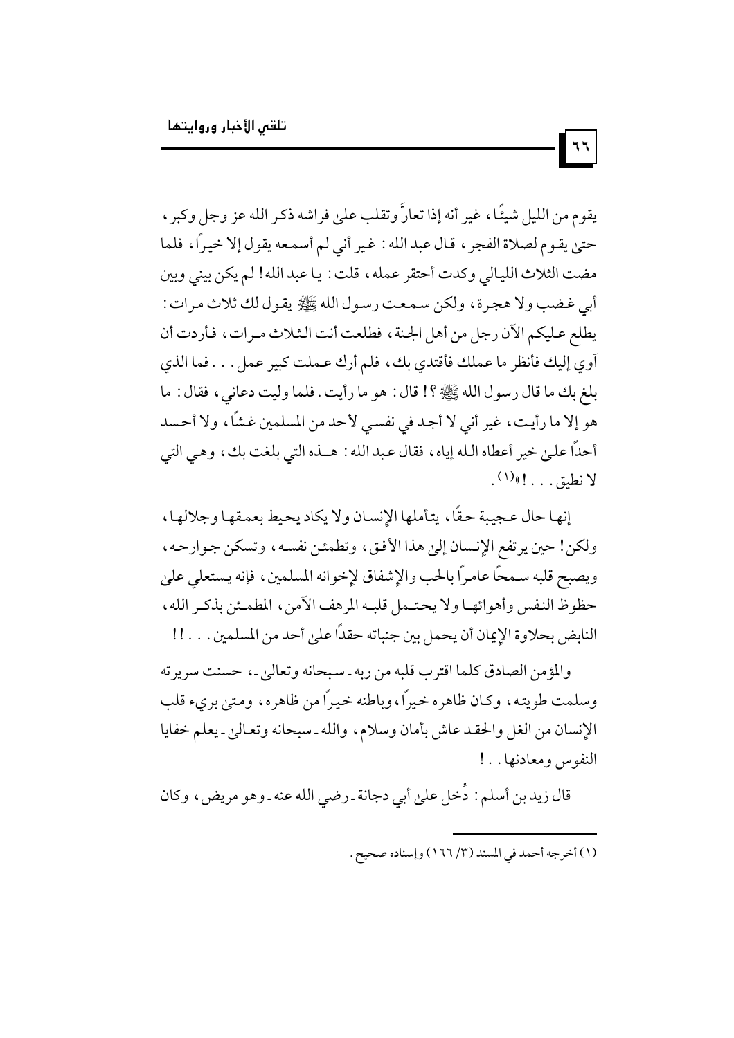يقوم من الليل شيئًا، غير أنه إذا تعارَّ وتقلب على فراشه ذكر الله عز وجل وكبر، حتى يقوم لصلاة الفجر، قال عبد الله: غير أني لم أسمعه يقول إلا خيرًا، فلما مضت الثلاث الليالي وكدت أحتقر عمله، قلت: يا عبد الله! لم يكن بيني وبين أبي غضب ولا هجرة، ولكن سمعت رسول الله ﷺ يقول لك ثلاث مرات: يطلع عليكم الآن رجل من أهل الجنة، فطلعت أنت الثلاث مرات، فأردت أن آوي إليك فأنظر ما عملك فأقتدي بك، فلم أرك عملت كبير عمل... فما الذي بلغ بك ما قال رسول الله ﷺ؟! قال: هو ما رأيت. فلما وليت دعاني، فقال: ما هو إلا ما رأيت، غير أني لا أجد في نفسي لأحد من المسلمين غشًا، ولا أحسد أحدًا على خير أعطاه الله إياه، فقال عبد الله: هذه التي بلغت بك، وهي التي لا نطيق...!»[1].

إنها حال عجيبة حقًا، يتأملها الإنسان ولا يكاد يحيط بعمقها وجلالها، ولكن! حين يرتفع الإنسان إلى هذا الأفق، وتطمئن نفسه، وتسكن جوارحه، ويصبح قلبه سمحًا عامرًا بالحب والإشفاق لإخوانه المسلمين، فإنه يستعلي على حظوظ النفس وأهوائها ولا يحتمل قلبه المرهف الآمن، المطمئن بذكر الله، النابض بحلاوة الإيمان أن يحمل بين جنباته حقدًا على أحد من المسلمين...!!

والمؤمن الصادق كلما اقترب قلبه من ربه ـ سبحانه وتعالى ـ، حسنت سريرته وسلمت طويته، وكان ظاهره خيرًا، وباطنه خيرًا من ظاهره، ومتى بريء قلب الإنسان من الغل والحقد عاش بأمان وسلام، والله ـ سبحانه وتعالى ـ يعلم خفايا النفوس ومعادنها..!

قال زيد بن أسلم: دُخل على أبي دجانة ـ رضي الله عنه ـ وهو مريض، وكان

---

(١) أخرجه أحمد في المسند (٣/ ١٦٦) وإسناده صحيح.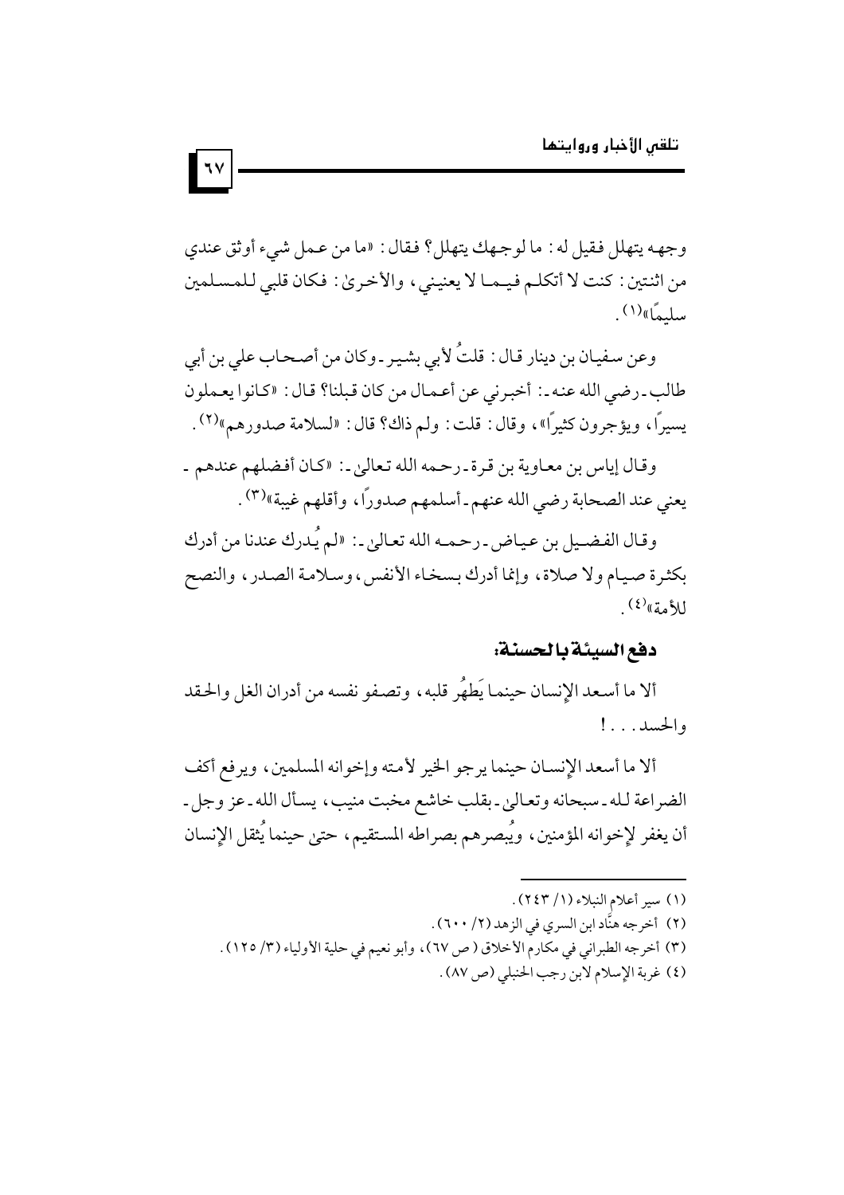وجهه يتهلل فقيل له: ما لوجهك يتهلل؟ فقال: «ما من عمل شيء أوثق عندي من اثنتين: كنت لا أتكلم فيما لا يعنيني، والأخرى: فكان قلبي للمسلمين سليمًا»[1].

وعن سفيان بن دينار قال: قلتُ لأبي بشير -وكان من أصحاب علي بن أبي طالب- رضي الله عنه-: أخبرني عن أعمال من كان قبلنا؟ قال: «كانوا يعملون يسيرًا، ويؤجرون كثيرًا»، وقال: قلت: ولم ذاك؟ قال: «لسلامة صدورهم»[2].

وقال إياس بن معاوية بن قرة -رحمه الله تعالى-: «كان أفضلهم عندهم -يعني عند الصحابة رضي الله عنهم- أسلمهم صدورًا، وأقلهم غيبة»[3].

وقال الفضيل بن عياض -رحمه الله تعالى-: «لم يُدرك عندنا من أدرك بكثرة صيام ولا صلاة، وإنما أدرك بسخاء الأنفس، وسلامة الصدر، والنصح للأمة»[4].

### دفع السيئة بالحسنة:

ألا ما أسعد الإنسان حينما يَطهُر قلبه، وتصفو نفسه من أدران الغل والحقد والحسد...!

ألا ما أسعد الإنسان حينما يرجو الخير لأمته وإخوانه المسلمين، ويرفع أكف الضراعة لله -سبحانه وتعالى- بقلب خاشع مخبت منيب، يسأل الله -عز وجل- أن يغفر لإخوانه المؤمنين، ويُبصرهم بصراطه المستقيم، حتى حينما يُثقل الإنسان

---

(١) سير أعلام النبلاء (١/ ٢٤٣).

(٢) أخرجه هنَّاد ابن السري في الزهد (٢/ ٦٠٠).

(٣) أخرجه الطبراني في مكارم الأخلاق (ص ٦٧)، وأبو نعيم في حلية الأولياء (٣/ ١٢٥).

(٤) غربة الإسلام لابن رجب الحنبلي (ص ٨٧).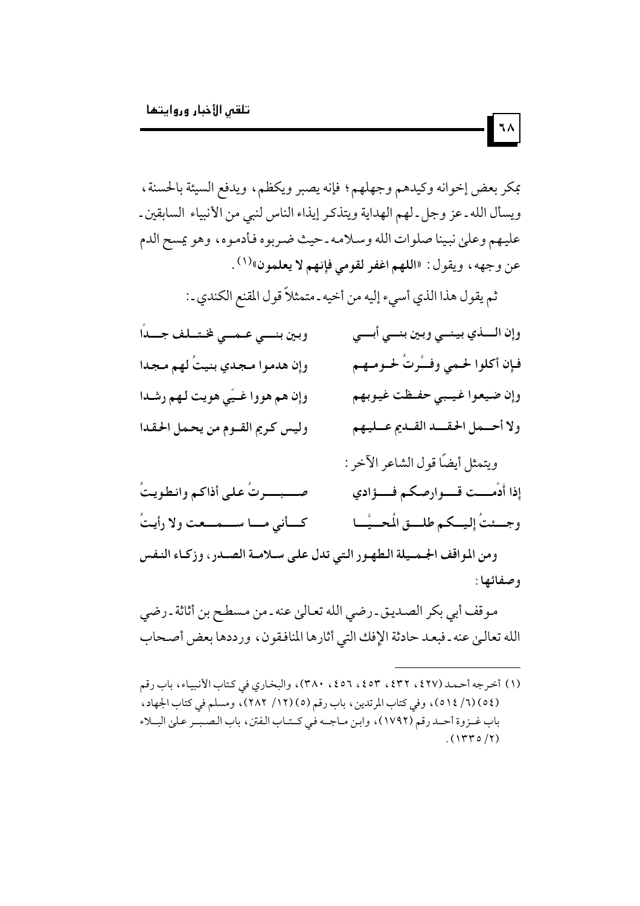بمكر بعض إخوانه وكيدهم وجهلهم؛ فإنه يصبر ويكظم، ويدفع السيئة بالحسنة، ويسأل الله ـ عز وجل ـ لهم الهداية ويتذكر إيذاء الناس لنبي من الأنبياء السابقين ـ عليهم وعلى نبينا صلوات الله وسلامه ـ حيث ضربوه فأدموه، وهو يمسح الدم عن وجهه، ويقول: «**اللهم اغفر لقومي فإنهم لا يعلمون**»[1].

ثم يقول هذا الذي أسيء إليه من أخيه ـ متمثلاً قول المقنع الكندي ـ:

**وإن الذي بيني وبين بني أبي ... وبين بني عمي لمختلف جداً**

**فإن أكلوا لحمي وفرتُ لحومهم ... وإن هدموا مجدي بنيتُ لهم مجدا**

**وإن ضيعوا غيبي حفظت غيوبهم ... وإن هم هووا غيّي هويت لهم رشدا**

**ولا أحمل الحقد القديم عليهم ... وليس كريم القوم من يحمل الحقدا**

ويتمثل أيضاً قول الشاعر الآخر:

**إذا أَدْمَت قوارصكم فؤادي ... صبرتُ على أذاكم وانطويتُ**

**وجئتُ إليكم طلق المُحيَّا ... كأني ما سمعت ولا رأيتُ**

**ومن المواقف الجميلة الطهور التي تدل على سلامة الصدر، وزكاء النفس وصفائها:**

موقف أبي بكر الصديق ـ رضي الله تعالى عنه ـ من مسطح بن أثاثة ـ رضي الله تعالى عنه ـ فبعد حادثة الإفك التي أثارها المنافقون، ورددها بعض أصحاب

---

(١) أخرجه أحمد (٤٢٧، ٤٣٢، ٤٥٣، ٤٥٦، ٣٨٠)، والبخاري في كتاب الأنبياء، باب رقم (٥٤) (٦/ ٥١٤)، وفي كتاب المرتدين، باب رقم (٥) (١٢/ ٢٨٢)، ومسلم في كتاب الجهاد، باب غزوة أحد رقم (١٧٩٢)، وابن ماجه في كتاب الفتن، باب الصبر على البلاء (٢/ ١٣٣٥).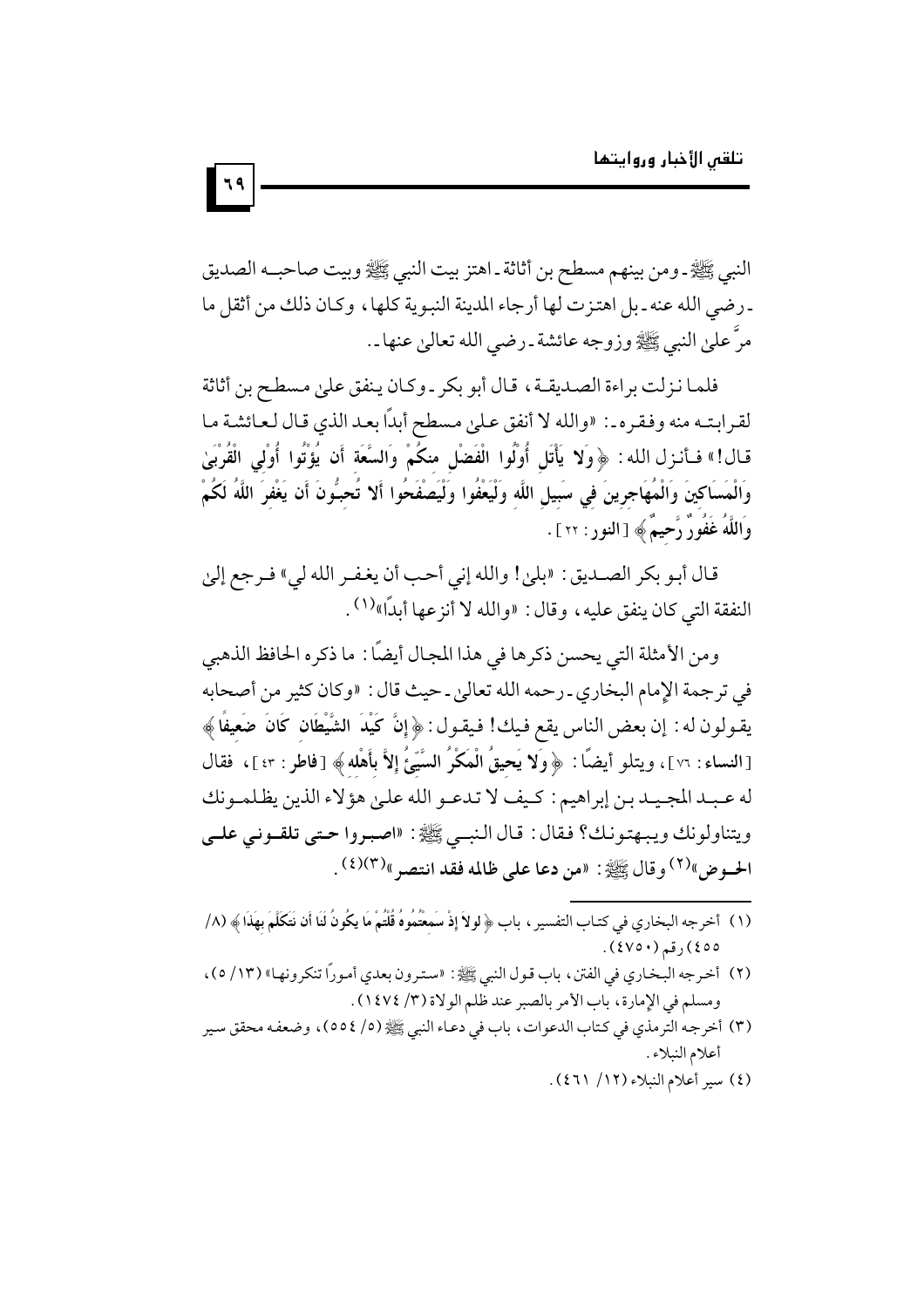النبي ﷺ - ومن بينهم مسطح بن أثاثة - اهتز بيت النبي ﷺ وبيت صاحبه الصديق - رضي الله عنه - بل اهتزت لها أرجاء المدينة النبوية كلها، وكان ذلك من أثقل ما مرَّ على النبي ﷺ وزوجه عائشة - رضي الله تعالى عنها -.

فلما نزلت براءة الصديقة، قال أبو بكر - وكان ينفق على مسطح بن أثاثة لقرابته منه وفقره -: «والله لا أنفق على مسطح أبداً بعد الذي قال لعائشة ما قال!» فأنزل الله: ﴿ **وَلا يَأْتَلِ أُولُوا الْفَضْلِ منكُمْ وَالسَّعَةِ أَن يُؤْتُوا أُوْلِي الْقُرْبَىٰ وَالْمَسَاكِينَ وَالْمُهَاجِرِينَ فِي سَبِيلِ اللَّهِ وَلْيَعْفُوا وَلْيَصْفَحُوا أَلا تُحِبُّونَ أَن يَغْفِرَ اللَّهُ لَكُمْ وَاللَّهُ غَفُورٌ رَّحِيمٌ** ﴾ [**النور**: ٢٢].

قال أبو بكر الصديق: «بلى! والله إني أحب أن يغفر الله لي» فرجع إلى النفقة التي كان ينفق عليه، وقال: «والله لا أنزعها أبداً»(١).

ومن الأمثلة التي يحسن ذكرها في هذا المجال أيضًا: ما ذكره الحافظ الذهبي في ترجمة الإمام البخاري - رحمه الله تعالى - حيث قال: «وكان كثير من أصحابه يقولون له: إن بعض الناس يقع فيك! فيقول: ﴿ **إِنَّ كَيْدَ الشَّيْطَانِ كَانَ ضَعِيفًا** ﴾ [**النساء**: ٧٦]، ويتلو أيضًا: ﴿ **وَلا يَحِيقُ الْمَكْرُ السَّيِّئُ إِلاَّ بِأَهْلِهِ** ﴾ [**فاطر**: ٤٣]، فقال له عبد المجيد بن إبراهيم: كيف لا تدعو الله على هؤلاء الذين يظلمونك ويتناولونك ويبهتونك؟ فقال: قال النبي ﷺ: «**اصبروا حتى تلقوني على الحوض**»(٢) وقال ﷺ: «**من دعا على ظالمه فقد انتصر**»(٣)(٤).

---

(١) أخرجه البخاري في كتاب التفسير، باب ﴿ لولا إذْ سَمِعْتُمُوهُ قُلْتُم مَا يكُونُ لَنَا أَن نَتَكَلَّمَ بِهَذَا ﴾ (٨/ ٤٥٥) رقم (٤٧٥٠).

(٢) أخرجه البخاري في الفتن، باب قول النبي ﷺ: «سترون بعدي أموراً تنكرونها» (١٣/ ٥)، ومسلم في الإمارة، باب الأمر بالصبر عند ظلم الولاة (٣/ ١٤٧٤).

(٣) أخرجه الترمذي في كتاب الدعوات، باب في دعاء النبي ﷺ (٥/ ٥٥٤)، وضعفه محقق سير أعلام النبلاء.

(٤) سير أعلام النبلاء (١٢/ ٤٦١).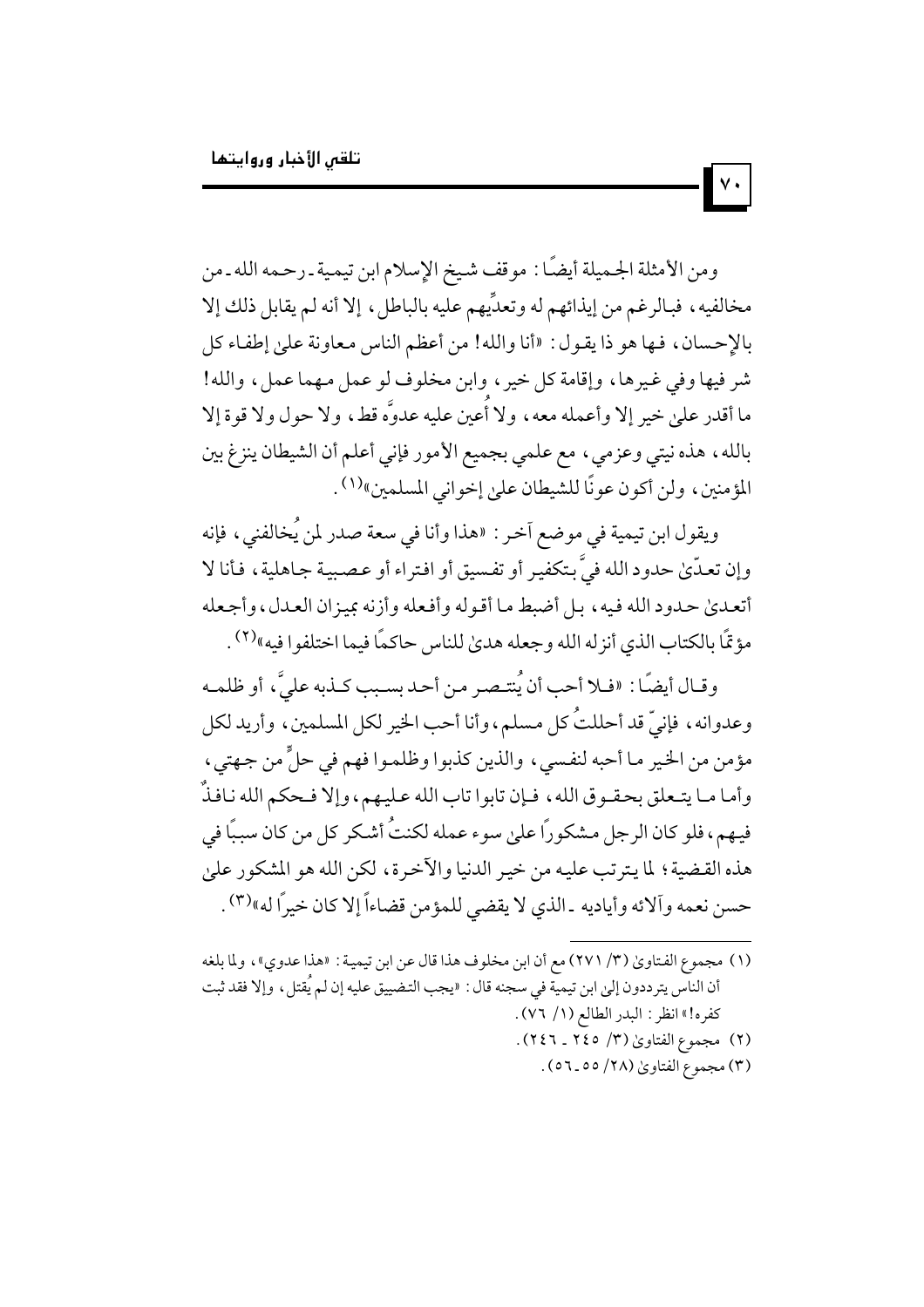ومن الأمثلة الجميلة أيضًا: موقف شيخ الإسلام ابن تيمية ـ رحمه الله ـ من مخالفيه، فبالرغم من إيذائهم له وتعدِّيهم عليه بالباطل، إلا أنه لم يقابل ذلك إلا بالإحسان، فها هو ذا يقول: «أنا والله! من أعظم الناس معاونة على إطفاء كل شر فيها وفي غيرها، وإقامة كل خير، وابن مخلوف لو عمل مهما عمل، والله! ما أقدر على خير إلا وأعمله معه، ولا أُعين عليه عدوَّه قط، ولا حول ولا قوة إلا بالله، هذه نيتي وعزمي، مع علمي بجميع الأمور فإني أعلم أن الشيطان ينزغ بين المؤمنين، ولن أكون عونًا للشيطان على إخواني المسلمين»[1].

ويقول ابن تيمية في موضع آخر: «هذا وأنا في سعة صدر لمن يُخالفني، فإنه وإن تعدّى حدود الله فيَّ بتكفير أو تفسيق أو افتراء أو عصبية جاهلية، فأنا لا أتعدى حدود الله فيه، بل أضبط ما أقوله وأفعله وأزنه بميزان العدل، وأجعله مؤتمًا بالكتاب الذي أنزله الله وجعله هدى للناس حاكمًا فيما اختلفوا فيه»[2].

وقال أيضًا: «فلا أحب أن يُنتصر من أحد بسبب كذبه عليَّ، أو ظلمه وعدوانه، فإنيّ قد أحللتُ كل مسلم، وأنا أحب الخير لكل المسلمين، وأريد لكل مؤمن من الخير ما أحبه لنفسي، والذين كذبوا وظلموا فهم في حلٍّ من جهتي، وأما ما يتعلق بحقوق الله، فإن تابوا تاب الله عليهم، وإلا فحكم الله نافذٌ فيهم، فلو كان الرجل مشكوراً على سوء عمله لكنتُ أشكر كل من كان سببًا في هذه القضية؛ لما يترتب عليه من خير الدنيا والآخرة، لكن الله هو المشكور على حسن نعمه وآلائه وأياديه ـ الذي لا يقضي للمؤمن قضاءاً إلا كان خيرًا له»[3].

---

(١) مجموع الفتاوى (٣/ ٢٧١) مع أن ابن مخلوف هذا قال عن ابن تيمية: «هذا عدوي»، ولما بلغه أن الناس يترددون إلى ابن تيمية في سجنه قال: «يجب التضييق عليه إن لم يُقتل، وإلا فقد ثبت كفره!» انظر: البدر الطالع (١/ ٧٦).

(٢) مجموع الفتاوى (٣/ ٢٤٥ ـ ٢٤٦).

(٣) مجموع الفتاوى (٢٨/ ٥٥ ـ ٥٦).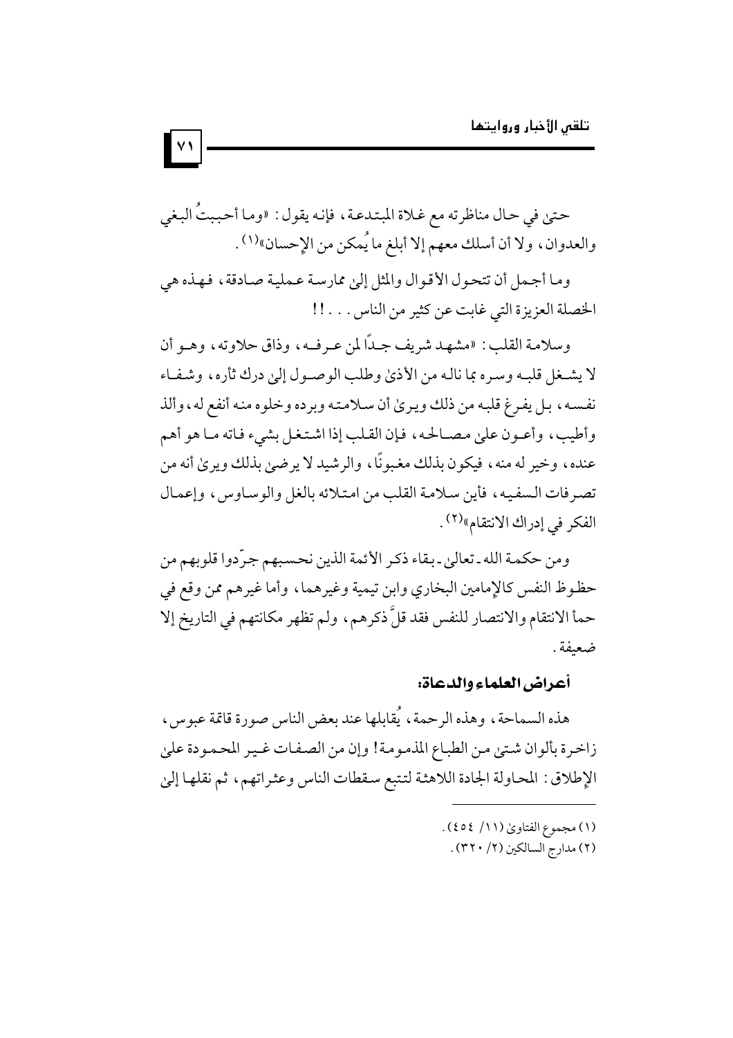حتىٰ في حال مناظرته مع غلاة المبتدعة، فإنه يقول: «وما أحببتُ البغي والعدوان، ولا أن أسلك معهم إلا أبلغ ما يُمكن من الإحسان»[1].

وما أجمل أن تتحول الأقوال والمثل إلىٰ ممارسة عملية صادقة، فهذه هي الخصلة العزيزة التي غابت عن كثير من الناس...!!

وسلامة القلب: «مشهد شريف جداً لمن عرفه، وذاق حلاوته، وهو أن لا يشغل قلبه وسره بما ناله من الأذىٰ وطلب الوصول إلىٰ درك ثأره، وشفاء نفسه، بل يفرغ قلبه من ذلك ويرىٰ أن سلامته وبرده وخلوه منه أنفع له، وألذ وأطيب، وأعون علىٰ مصالحه، فإن القلب إذا اشتغل بشيء فاته ما هو أهم عنده، وخير له منه، فيكون بذلك مغبوناً، والرشيد لا يرضىٰ بذلك ويرىٰ أنه من تصرفات السفيه، فأين سلامة القلب من امتلائه بالغل والوساوس، وإعمال الفكر في إدراك الانتقام»[2].

ومن حكمة الله ـ تعالىٰ ـ بقاء ذكر الأئمة الذين نحسبهم جرّدوا قلوبهم من حظوظ النفس كالإمامين البخاري وابن تيمية وغيرهما، وأما غيرهم ممن وقع في حمأ الانتقام والانتصار للنفس فقد قلَّ ذكرهم، ولم تظهر مكانتهم في التاريخ إلا ضعيفة.

### أعراض العلماء والدعاة:

هذه السماحة، وهذه الرحمة، يُقابلها عند بعض الناس صورة قاتمة عبوس، زاخرة بألوان شتىٰ من الطباع المذمومة! وإن من الصفات غير المحمودة علىٰ الإطلاق: المحاولة الجادة اللاهثة لتتبع سقطات الناس وعثراتهم، ثم نقلها إلىٰ

---

(١) مجموع الفتاوىٰ (١١/ ٤٥٤).

(٢) مدارج السالكين (٢/ ٣٢٠).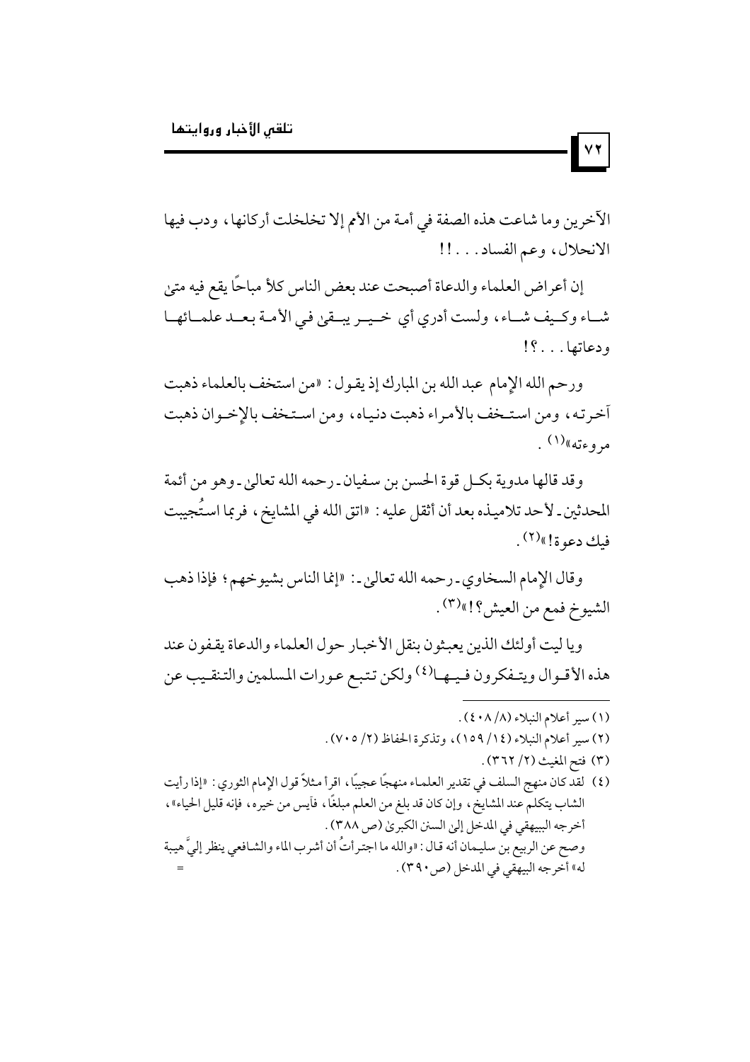الآخرين وما شاعت هذه الصفة في أمة من الأمم إلا تخلخلت أركانها، ودب فيها الانحلال، وعم الفساد. . . !!

إن أعراض العلماء والدعاة أصبحت عند بعض الناس كلأً مباحًا يقع فيه متى شاء وكيف شاء، ولست أدري أي خير يبقى في الأمة بعد علمائها ودعاتها. . . ؟!

ورحم الله الإمام عبد الله بن المبارك إذ يقول: «من استخف بالعلماء ذهبت آخرته، ومن استخف بالأمراء ذهبت دنياه، ومن استخف بالإخوان ذهبت مروءته»[1] .

وقد قالها مدوية بكل قوة الحسن بن سفيان ـ رحمه الله تعالى ـ وهو من أئمة المحدثين ـ لأحد تلاميذه بعد أن أثقل عليه: «اتق الله في المشايخ، فربما استُجيبت فيك دعوة!»[2] .

وقال الإمام السخاوي ـ رحمه الله تعالى ـ: «إنما الناس بشيوخهم؛ فإذا ذهب الشيوخ فمع من العيش؟!»[3] .

ويا ليت أولئك الذين يعبثون بنقل الأخبار حول العلماء والدعاة يقفون عند هذه الأقوال ويتفكرون فيها[4] ولكن تتبع عورات المسلمين والتنقيب عن

---

(١) سير أعلام النبلاء (٨/ ٤٠٨).

(٢) سير أعلام النبلاء (١٤/ ١٥٩)، وتذكرة الحفاظ (٢/ ٧٠٥).

(٣) فتح المغيث (٢/ ٣٦٢).

(٤) لقد كان منهج السلف في تقدير العلماء منهجًا عجيبًا، اقرأ مثلاً قول الإمام الثوري: «إذا رأيت الشاب يتكلم عند المشايخ، وإن كان قد بلغ من العلم مبلغًا، فأيس من خيره، فإنه قليل الحياء»، أخرجه البيهقي في المدخل إلى السنن الكبرى (ص ٣٨٨).

وصح عن الربيع بن سليمان أنه قال: «والله ما اجترأتُ أن أشرب الماء والشافعي ينظر إليَّ هيبة له» أخرجه البيهقي في المدخل (ص٣٩٠). =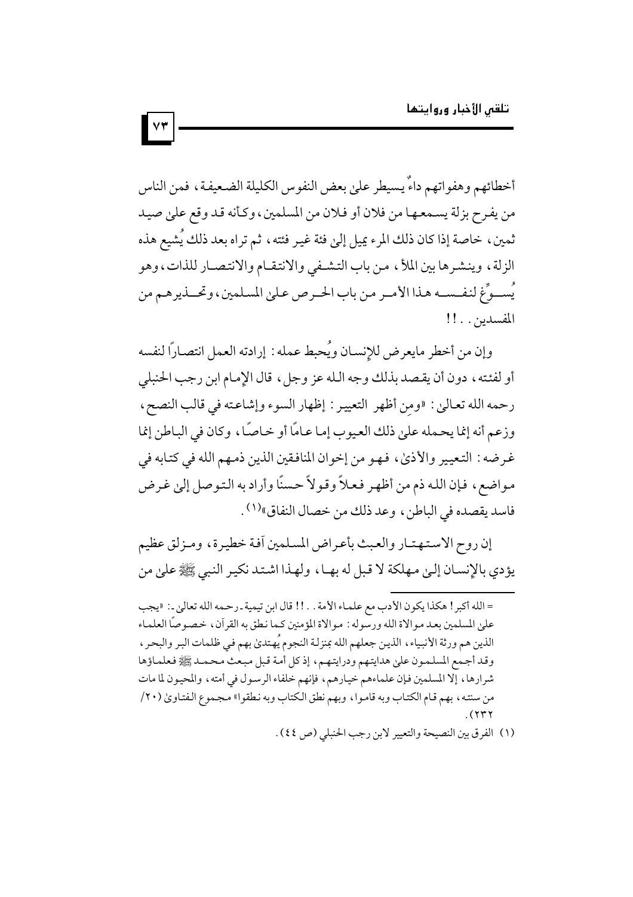أخطائهم وهفواتهم داءٌ يسيطر على بعض النفوس الكليلة الضعيفة، فمن الناس من يفرح بزلة يسمعها من فلان أو فلان من المسلمين، وكأنه قد وقع على صيد ثمين، خاصة إذا كان ذلك المرء يميل إلى فئة غير فئته، ثم تراه بعد ذلك يُشيع هذه الزلة، وينشرها بين الملأ، من باب التشفي والانتقام والانتصار للذات، وهو يُسوِّغ لنفسه هذا الأمر من باب الحرص على المسلمين، وتحذيرهم من المفسدين..!!

وإن من أخطر مايعرض للإنسان ويُحبط عمله: إرادته العمل انتصاراً لنفسه أو لفئته، دون أن يقصد بذلك وجه الله عز وجل، قال الإمام ابن رجب الحنبلي رحمه الله تعالى: «ومن أظهر التعيير: إظهار السوء وإشاعته في قالب النصح، وزعم أنه إنما يحمله على ذلك العيوب إما عاماً أو خاصاً، وكان في الباطن إنما غرضه: التعيير والأذى، فهو من إخوان المنافقين الذين ذمهم الله في كتابه في مواضع، فإن الله ذم من أظهر فعلاً وقولاً حسناً وأراد به التوصل إلى غرض فاسد يقصده في الباطن، وعد ذلك من خصال النفاق»[1].

إن روح الاستهتار والعبث بأعراض المسلمين آفة خطيرة، ومزلق عظيم يؤدي بالإنسان إلى مهلكة لا قبل له بها، ولهذا اشتد نكير النبي ﷺ على من

---

= الله أكبر! هكذا يكون الأدب مع علماء الأمة..!! قال ابن تيمية -رحمه الله تعالى-: «يجب على المسلمين بعد موالاة الله ورسوله: موالاة المؤمنين كما نطق به القرآن، خصوصاً العلماء الذين هم ورثة الأنبياء، الذين جعلهم الله بمنزلة النجوم يُهتدى بهم في ظلمات البر والبحر، وقد أجمع المسلمون على هدايتهم ودرايتهم، إذ كل أمة قبل مبعث محمد ﷺ فعلماؤها شرارها، إلا المسلمين فإن علماءهم خيارهم، فإنهم خلفاء الرسول في أمته، والمحيون لما مات من سنته، بهم قام الكتاب وبه قاموا، وبهم نطق الكتاب وبه نطقوا» مجموع الفتاوى (٢٠/ ٢٣٢).

(١) الفرق بين النصيحة والتعيير لابن رجب الحنبلي (ص ٤٤).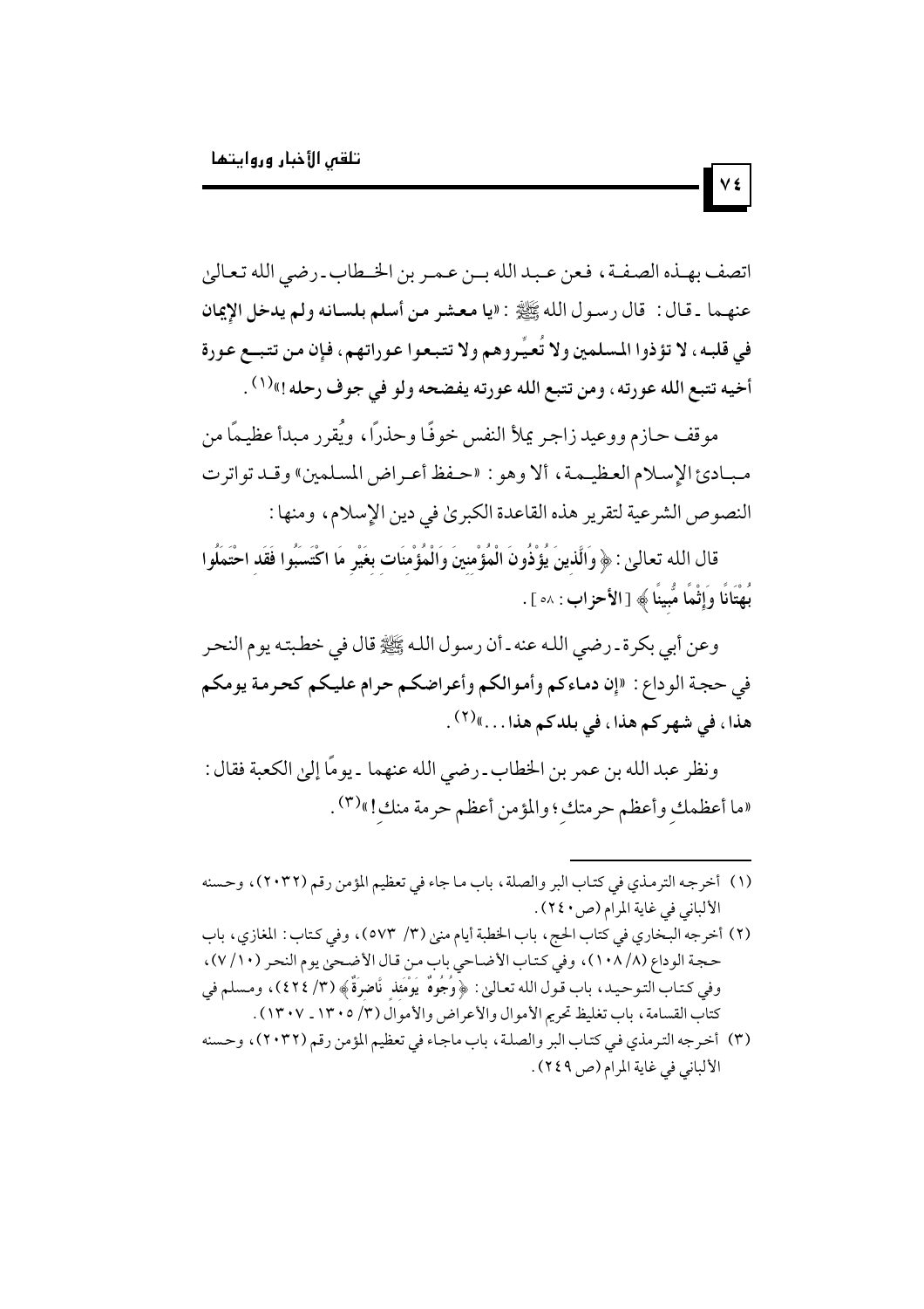اتصف بهذه الصفة، فعن عبد الله بن عمر بن الخطاب ـ رضي الله تعالى عنهما ـ قال: قال رسول الله ﷺ: **«يا معشر من أسلم بلسانه ولم يدخل الإيمان في قلبه، لا تؤذوا المسلمين ولا تُعيِّروهم ولا تتبعوا عوراتهم، فإن من تتبع عورة أخيه تتبع الله عورته، ومن تتبع الله عورته يفضحه ولو في جوف رحله!»**[1].

موقف حازم ووعيد زاجر يملأ النفس خوفًا وحذرًا، ويُقرر مبدأ عظيمًا من مبادئ الإسلام العظيمة، ألا وهو: «حفظ أعراض المسلمين» وقد تواترت النصوص الشرعية لتقرير هذه القاعدة الكبرىٰ في دين الإسلام، ومنها:

قال الله تعالىٰ: **﴿ وَالَّذِينَ يُؤْذُونَ الْمُؤْمِنِينَ وَالْمُؤْمِنَاتِ بِغَيْرِ مَا اكْتَسَبُوا فَقَدِ احْتَمَلُوا بُهْتَانًا وَإِثْمًا مُّبِينًا ﴾** [**الأحزاب**: ٥٨].

وعن أبي بكرة ـ رضي الله عنه ـ أن رسول الله ﷺ قال في خطبته يوم النحر في حجة الوداع: **«إن دماءكم وأموالكم وأعراضكم حرام عليكم كحرمة يومكم هذا، في شهركم هذا، في بلدكم هذا...»**[2].

ونظر عبد الله بن عمر بن الخطاب ـ رضي الله عنهما ـ يومًا إلىٰ الكعبة فقال: «ما أعظمكِ وأعظم حرمتكِ؛ والمؤمن أعظم حرمة منكِ!»[3].

---

(١) أخرجه الترمذي في كتاب البر والصلة، باب ما جاء في تعظيم المؤمن رقم (٢٠٣٢)، وحسنه الألباني في غاية المرام (ص٢٤٠).

(٢) أخرجه البخاري في كتاب الحج، باب الخطبة أيام منىٰ (٣/ ٥٧٣)، وفي كتاب: المغازي، باب حجة الوداع (٨/ ١٠٨)، وفي كتاب الأضاحي باب من قال الأضحىٰ يوم النحر (١٠/ ٧)، وفي كتاب التوحيد، باب قول الله تعالىٰ: ﴿ وُجُوهٌ يَوْمَئِذٍ نَّاضِرَةٌ ﴾ (٣/ ٤٢٤)، ومسلم في كتاب القسامة، باب تغليظ تحريم الأموال والأعراض والأموال (٣/ ١٣٠٥ ـ ١٣٠٧).

(٣) أخرجه الترمذي في كتاب البر والصلة، باب ماجاء في تعظيم المؤمن رقم (٢٠٣٢)، وحسنه الألباني في غاية المرام (ص ٢٤٩).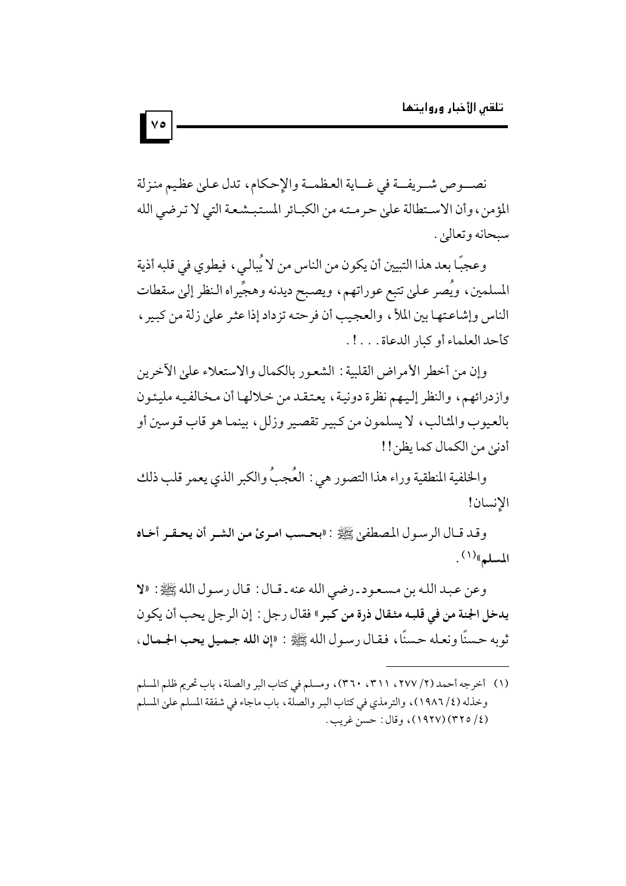نصـــوص شــريفــة في غــاية العظمــة والإحكام، تدل علىٰ عظيم منزلة المؤمن، وأن الاسـتطالة علىٰ حرمـته من الكبـائر المستبـشعة التي لا ترضي الله سبحانه وتعالىٰ.

وعجبًا بعد هذا التبيين أن يكون من الناس من لا يُبالي، فيطوي في قلبه أذية المسلمين، ويُصر علىٰ تتبع عوراتهم، ويصبح ديدنه وهجِّيراه النظر إلىٰ سقطات الناس وإشاعتها بين الملأ، والعجيب أن فرحته تزداد إذا عثر علىٰ زلة من كبير، كأحد العلماء أو كبار الدعاة. . . !.

وإن من أخطر الأمراض القلبية: الشعور بالكمال والاستعلاء علىٰ الآخرين وازدرائهم، والنظر إليهم نظرة دونية، يعتقد من خلالها أن مخالفيه مليئون بالعيوب والمثالب، لا يسلمون من كبير تقصير وزلل، بينما هو قاب قوسين أو أدنىٰ من الكمال كما يظن!!

والخلفية المنطقية وراء هذا التصور هي: العُجبُ والكبر الذي يعمر قلب ذلك الإنسان!

وقد قال الرسول المصطفىٰ ﷺ: «**بحسب امرئ من الشر أن يحقر أخاه المسلم**»(1).

وعن عبد الله بن مسعود ـ رضي الله عنه ـ قال: قال رسول الله ﷺ: «**لا يدخل الجنة من في قلبه مثقال ذرة من كبر**» فقال رجل: إن الرجل يحب أن يكون ثوبه حسنًا ونعله حسنًا، فقال رسول الله ﷺ: «**إن الله جميل يحب الجمال،**

---

(1) أخرجه أحمد (2/ 277، 311، 360)، ومسلم في كتاب البر والصلة، باب تحريم ظلم المسلم وخذله (4/ 1986)، والترمذي في كتاب البر والصلة، باب ماجاء في شفقة المسلم على المسلم (4/ 325) (1927)، وقال: حسن غريب.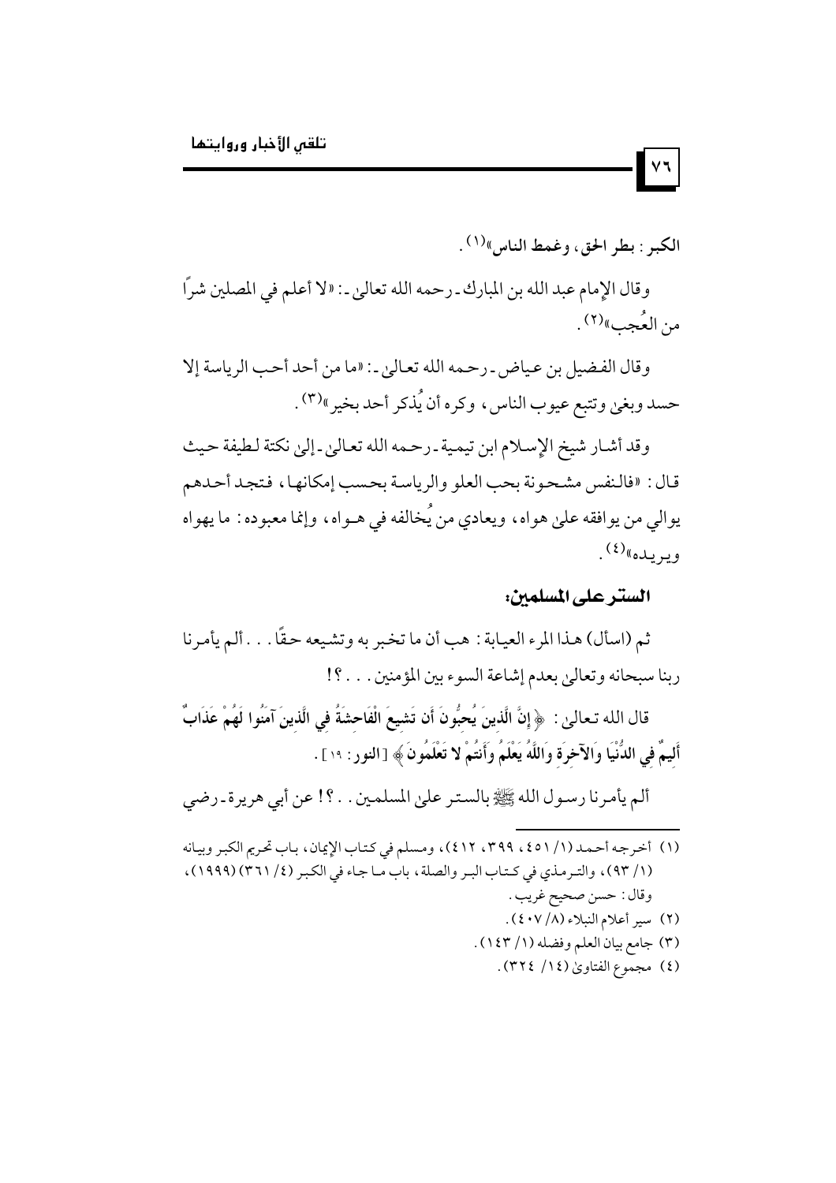**الكبر: بطر الحق، وغمط الناس»**[1].

وقال الإمام عبد الله بن المبارك ـ رحمه الله تعالىٰ ـ: «لا أعلم في المصلين شرًا من العُجب»[2].

وقال الفضيل بن عياض ـ رحمه الله تعالىٰ ـ: «ما من أحد أحب الرياسة إلا حسد وبغىٰ وتتبع عيوب الناس، وكره أن يُذكر أحد بخير»[3].

وقد أشار شيخ الإسلام ابن تيمية ـ رحمه الله تعالىٰ ـ إلىٰ نكتة لطيفة حيث قال: «فالنفس مشحونة بحب العلو والرياسة بحسب إمكانها، فتجد أحدهم يوالي من يوافقه علىٰ هواه، ويعادي من يُخالفه في هواه، وإنما معبوده: ما يهواه ويريده»[4].

### الستر على المسلمين:

ثم (اسأل) هذا المرء العيابة: هب أن ما تخبر به وتشيعه حقًا... ألم يأمرنا ربنا سبحانه وتعالىٰ بعدم إشاعة السوء بين المؤمنين...؟!

قال الله تعالىٰ: ﴿**إِنَّ الَّذِينَ يُحِبُّونَ أَن تَشِيعَ الْفَاحِشَةُ فِي الَّذِينَ آمَنُوا لَهُمْ عَذَابٌ أَلِيمٌ فِي الدُّنْيَا وَالآخِرَةِ وَاللَّهُ يَعْلَمُ وَأَنتُمْ لا تَعْلَمُونَ**﴾ [النور: ١٩].

ألم يأمرنا رسول الله ﷺ بالستر على المسلمين..؟! عن أبي هريرة ـ رضي

---

(١) أخرجه أحمد (١/ ٤٥١، ٣٩٩، ٤١٢)، ومسلم في كتاب الإيمان، باب تحريم الكبر وبيانه (١/ ٩٣)، والترمذي في كتاب البر والصلة، باب ما جاء في الكبر (٤/ ٣٦١) (١٩٩٩)، وقال: حسن صحيح غريب.

(٢) سير أعلام النبلاء (٨/ ٤٠٧).

(٣) جامع بيان العلم وفضله (١/ ١٤٣).

(٤) مجموع الفتاوىٰ (١٤/ ٣٢٤).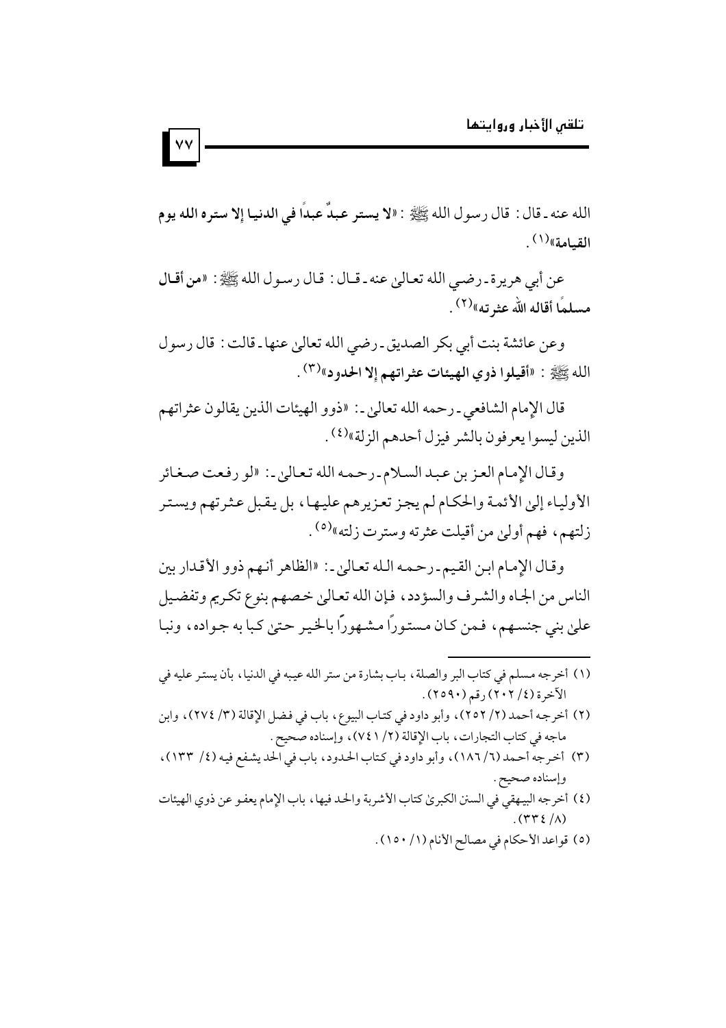الله عنه ـ قال: قال رسول الله ﷺ: «**لا يستر عبدٌ عبداً في الدنيا إلا ستره الله يوم القيامة**»(١).

عن أبي هريرة ـ رضي الله تعالىٰ عنه ـ قال: قال رسول الله ﷺ: «**من أقال مسلمًا أقاله الله عثرته**»(٢).

وعن عائشة بنت أبي بكر الصديق ـ رضي الله تعالىٰ عنها ـ قالت: قال رسول الله ﷺ: «**أقيلوا ذوي الهيئات عثراتهم إلا الحدود**»(٣).

قال الإمام الشافعي ـ رحمه الله تعالىٰ ـ: «ذوو الهيئات الذين يقالون عثراتهم الذين ليسوا يعرفون بالشر فيزل أحدهم الزلة»(٤).

وقال الإمام العز بن عبد السلام ـ رحمه الله تعالىٰ ـ: «لو رفعت صغائر الأولياء إلىٰ الأئمة والحكام لم يجز تعزيرهم عليها، بل يقبل عثرتهم ويستر زلتهم، فهم أولىٰ من أقيلت عثرته وسترت زلته»(٥).

وقال الإمام ابن القيم ـ رحمه الله تعالىٰ ـ: «الظاهر أنهم ذوو الأقدار بين الناس من الجاه والشرف والسؤدد، فإن الله تعالىٰ خصهم بنوع تكريم وتفضيل علىٰ بني جنسهم، فمن كان مستوراً مشهوراً بالخير حتىٰ كبا به جواده، ونبا

---

(١) أخرجه مسلم في كتاب البر والصلة، باب بشارة من ستر الله عيبه في الدنيا، بأن يستر عليه في الآخرة (٤/ ٢٠٢) رقم (٢٥٩٠).

(٢) أخرجه أحمد (٢/ ٢٥٢)، وأبو داود في كتاب البيوع، باب في فضل الإقالة (٣/ ٢٧٤)، وابن ماجه في كتاب التجارات، باب الإقالة (٢/ ٧٤١)، وإسناده صحيح.

(٣) أخرجه أحمد (٦/ ١٨٦)، وأبو داود في كتاب الحدود، باب في الحد يشفع فيه (٤/ ١٣٣)، وإسناده صحيح.

(٤) أخرجه البيهقي في السنن الكبرىٰ كتاب الأشربة والحد فيها، باب الإمام يعفو عن ذوي الهيئات (٨/ ٣٣٤).

(٥) قواعد الأحكام في مصالح الأنام (١/ ١٥٠).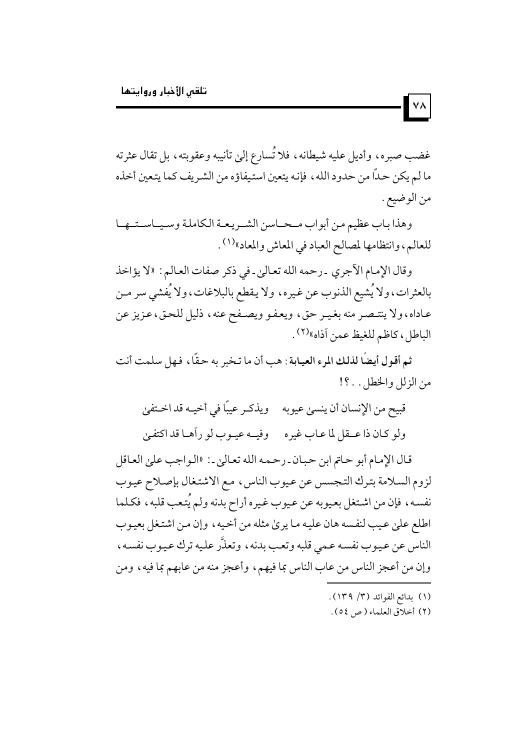غضب صبره، وأديل عليه شيطانه، فلا تُسارع إلى تأنيبه وعقوبته، بل تقال عثرته ما لم يكن حداً من حدود الله، فإنه يتعين استيفاؤه من الشريف كما يتعين أخذه من الوضيع.

وهذا باب عظيم من أبواب محاسن الشريعة الكاملة وسياستها للعالم، وانتظامها لمصالح العباد في المعاش والمعاد»[1].

وقال الإمام الآجري ـ رحمه الله تعالى ـ في ذكر صفات العالم: «لا يؤاخذ بالعثرات، ولا يُشيع الذنوب عن غيره، ولا يقطع بالبلاغات، ولا يُفشي سر من عاداه، ولا ينتصر منه بغير حق، ويعفو ويصفح عنه، ذليل للحق، عزيز عن الباطل، كاظم للغيظ عمن آذاه»[2].

**ثم أقول أيضًا لذلك المرء العيابة:** هب أن ما تخبر به حقًا، فهل سلمت أنت من الزلل والخطل..؟!

قبيح من الإنسان أن ينسى عيوبه ... ويذكر عيبًا في أخيه قد اختفى

ولو كان ذا عقل لما عاب غيره ... وفيه عيوب لو رآها قد اكتفى

قال الإمام أبو حاتم ابن حبان ـ رحمه الله تعالى ـ: «الواجب على العاقل لزوم السلامة بترك التجسس عن عيوب الناس، مع الاشتغال بإصلاح عيوب نفسه، فإن من اشتغل بعيوبه عن عيوب غيره أراح بدنه ولم يُتعب قلبه، فكلما اطلع على عيب لنفسه هان عليه ما يرى مثله من أخيه، وإن من اشتغل بعيوب الناس عن عيوب نفسه عمي قلبه وتعب بدنه، وتعذَّر عليه ترك عيوب نفسه، وإن من أعجز الناس من عاب الناس بما فيهم، وأعجز منه من عابهم بما فيه، ومن

---

(١) بدائع الفوائد (٣/ ١٣٩).

(٢) أخلاق العلماء (ص ٥٤).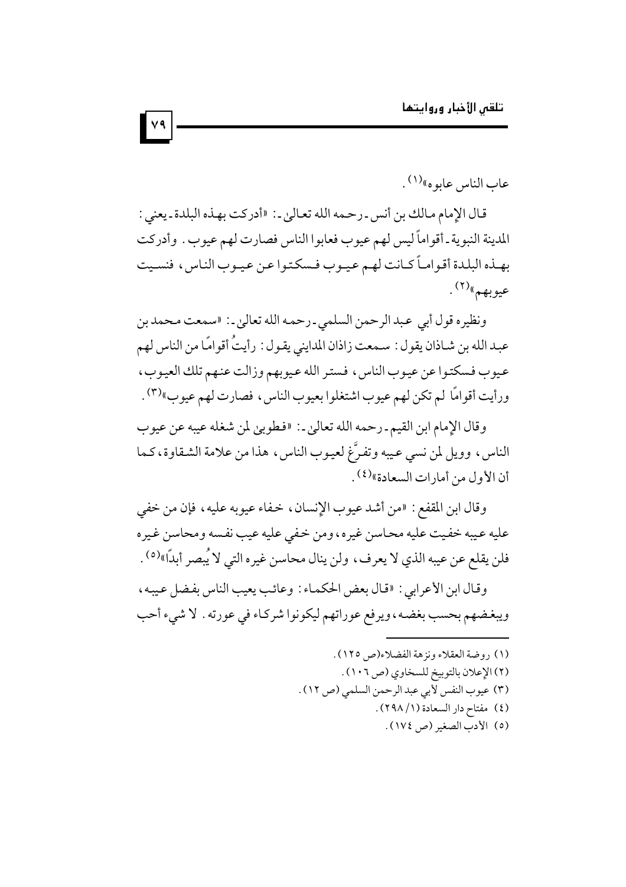عاب الناس عابوه»(١).

قال الإمام مالك بن أنس ـ رحمه الله تعالى ـ: «أدركت بهذه البلدة ـ يعني: المدينة النبوية ـ أقواماً ليس لهم عيوب فعابوا الناس فصارت لهم عيوب. وأدركت بهذه البلدة أقواماً كانت لهم عيوب فسكتوا عن عيوب الناس، فنسيت عيوبهم»(٢).

ونظيره قول أبي عبد الرحمن السلمي ـ رحمه الله تعالى ـ: «سمعت محمد بن عبد الله بن شاذان يقول: سمعت زاذان المدايني يقول: رأيتُ أقوامًا من الناس لهم عيوب فسكتوا عن عيوب الناس، فستر الله عيوبهم وزالت عنهم تلك العيوب، ورأيت أقوامًا لم تكن لهم عيوب اشتغلوا بعيوب الناس، فصارت لهم عيوب»(٣).

وقال الإمام ابن القيم ـ رحمه الله تعالى ـ: «فطوبى لمن شغله عيبه عن عيوب الناس، وويل لمن نسي عيبه وتفرَّغ لعيوب الناس، هذا من علامة الشقاوة، كما أن الأول من أمارات السعادة»(٤).

وقال ابن المقفع: «من أشد عيوب الإنسان، خفاء عيوبه عليه، فإن من خفي عليه عيبه خفيت عليه محاسن غيره، ومن خفي عليه عيب نفسه ومحاسن غيره فلن يقلع عن عيبه الذي لا يعرف، ولن ينال محاسن غيره التي لا يُبصر أبدًا»(٥).

وقال ابن الأعرابي: «قال بعض الحكماء: وعائب يعيب الناس بفضل عيبه، ويبغضهم بحسب بغضه، ويرفع عوراتهم ليكونوا شركاء في عورته. لا شيء أحب

---

(١) روضة العقلاء ونزهة الفضلاء (ص ١٢٥).
(٢) الإعلان بالتوبيخ للسخاوي (ص ١٠٦).
(٣) عيوب النفس لأبي عبد الرحمن السلمي (ص ١٢).
(٤) مفتاح دار السعادة (١/ ٢٩٨).
(٥) الأدب الصغير (ص ١٧٤).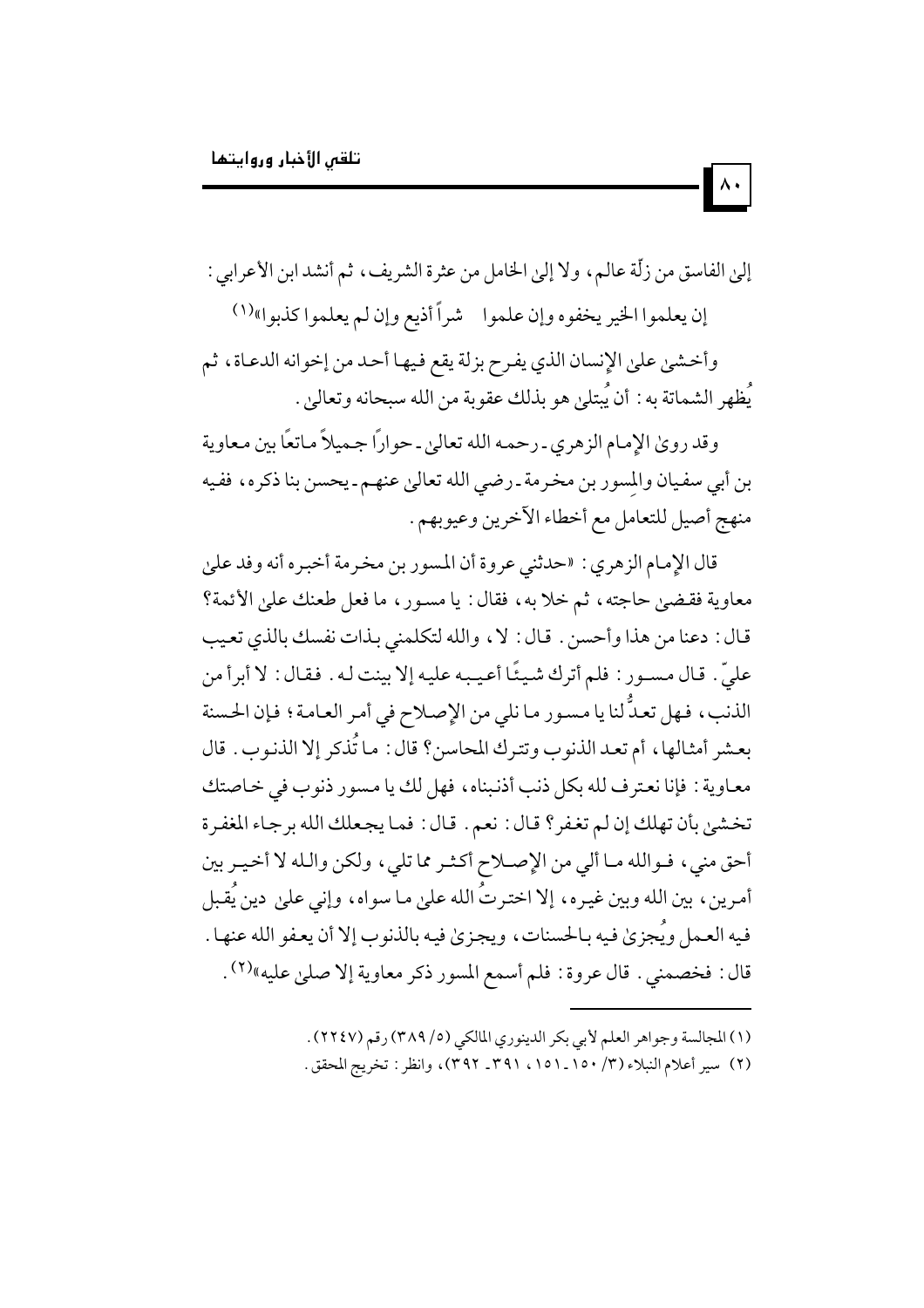إلى الفاسق من زلّة عالم، ولا إلى الخامل من عثرة الشريف، ثم أنشد ابن الأعرابي:

إن يعلموا الخير يخفوه وإن علموا    شراً أذيع وإن لم يعلموا كذبوا»[1]

وأخشى على الإنسان الذي يفرح بزلة يقع فيها أحد من إخوانه الدعاة، ثم يُظهر الشماتة به: أن يُبتلى هو بذلك عقوبة من الله سبحانه وتعالى.

وقد روى الإمام الزهري ـ رحمه الله تعالى ـ حواراً جميلاً ماتعًا بين معاوية بن أبي سفيان والمِسور بن مخرمة ـ رضي الله تعالى عنهم ـ يحسن بنا ذكره، ففيه منهج أصيل للتعامل مع أخطاء الآخرين وعيوبهم.

قال الإمام الزهري: «حدثني عروة أن المسور بن مخرمة أخبره أنه وفد على معاوية فقضى حاجته، ثم خلا به، فقال: يا مسور، ما فعل طعنك على الأئمة؟ قال: دعنا من هذا وأحسن. قال: لا، والله لتكلمني بذات نفسك بالذي تعيب عليّ. قال مسور: فلم أترك شيئًا أعيبه عليه إلا بينت له. فقال: لا أبرأ من الذنب، فهل تعدُّ لنا يا مسور ما نلي من الإصلاح في أمر العامة؛ فإن الحسنة بعشر أمثالها، أم تعد الذنوب وتترك المحاسن؟ قال: ما تُذكر إلا الذنوب. قال معاوية: فإنا نعترف لله بكل ذنب أذنبناه، فهل لك يا مسور ذنوب في خاصتك تخشى بأن تهلك إن لم تغفر؟ قال: نعم. قال: فما يجعلك الله برجاء المغفرة أحق مني، فوالله ما ألي من الإصلاح أكثر مما تلي، ولكن والله لا أخير بين أمرين، بين الله وبين غيره، إلا اخترتُ الله على ما سواه، وإني على دين يُقبل فيه العمل ويُجزى فيه بالحسنات، ويجزى فيه بالذنوب إلا أن يعفو الله عنها. قال: فخصمني. قال عروة: فلم أسمع المسور ذكر معاوية إلا صلى عليه»[2].

---

(1) المجالسة وجواهر العلم لأبي بكر الدينوري المالكي (٥/ ٣٨٩) رقم (٢٢٤٧).

(2) سير أعلام النبلاء (٣/ ١٥٠ ـ ١٥١، ٣٩١ ـ ٣٩٢)، وانظر: تخريج المحقق.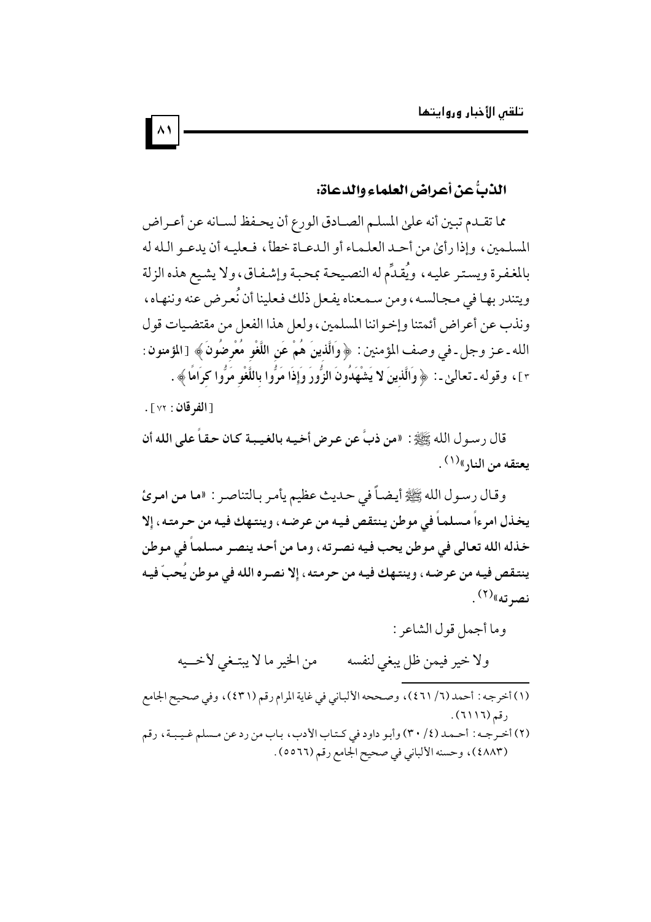### الذبُّ عن أعراض العلماء والدعاة:

مما تقدم تبين أنه على المسلم الصادق الورع أن يحفظ لسانه عن أعراض المسلمين، وإذا رأى من أحد العلماء أو الدعاة خطأ، فعليه أن يدعو الله له بالمغفرة ويستر عليه، ويُقدِّم له النصيحة بمحبة وإشفاق، ولا يشيع هذه الزلة ويتندر بها في مجالسه، ومن سمعناه يفعل ذلك فعلينا أن نُعرض عنه وننهاه، ونذب عن أعراض أئمتنا وإخواننا المسلمين، ولعل هذا الفعل من مقتضيات قول الله ـ عز وجل ـ في وصف المؤمنين: ﴿ **وَالَّذِينَ هُمْ عَنِ اللَّغْوِ مُعْرِضُونَ** ﴾ [المؤمنون: ٣]، وقوله ـ تعالى ـ: ﴿ **وَالَّذِينَ لا يَشْهَدُونَ الزُّورَ وَإِذَا مَرُّوا بِاللَّغْوِ مَرُّوا كِرَامًا** ﴾.

[**الفرقان**: ٧٢].

قال رسول الله ﷺ: «**من ذبَّ عن عرض أخيه بالغيبة كان حقاً على الله أن يعتقه من النار**»(١).

وقال رسول الله ﷺ أيضاً في حديث عظيم يأمر بالتناصر: «**ما من امرئ يخذل امرءاً مسلماً في موطن ينتقص فيه من عرضه، وينتهك فيه من حرمته، إلا خذله الله تعالى في موطن يحب فيه نصرته، وما من أحد ينصر مسلماً في موطن ينتقص فيه من عرضه، وينتهك فيه من حرمته، إلا نصره الله في موطن يُحبّ فيه نصرته**»(٢).

وما أجمل قول الشاعر:

ولا خير فيمن ظل يبغي لنفسه ... من الخير ما لا يبتغي لأخيه

---

(١) أخرجه: أحمد (٦/ ٤٦١)، وصححه الألباني في غاية المرام رقم (٤٣١)، وفي صحيح الجامع رقم (٦١١٦).

(٢) أخرجه: أحمد (٤/ ٣٠) وأبو داود في كتاب الأدب، باب من رد عن مسلم غيبة، رقم (٤٨٨٣)، وحسنه الألباني في صحيح الجامع رقم (٥٥٦٦).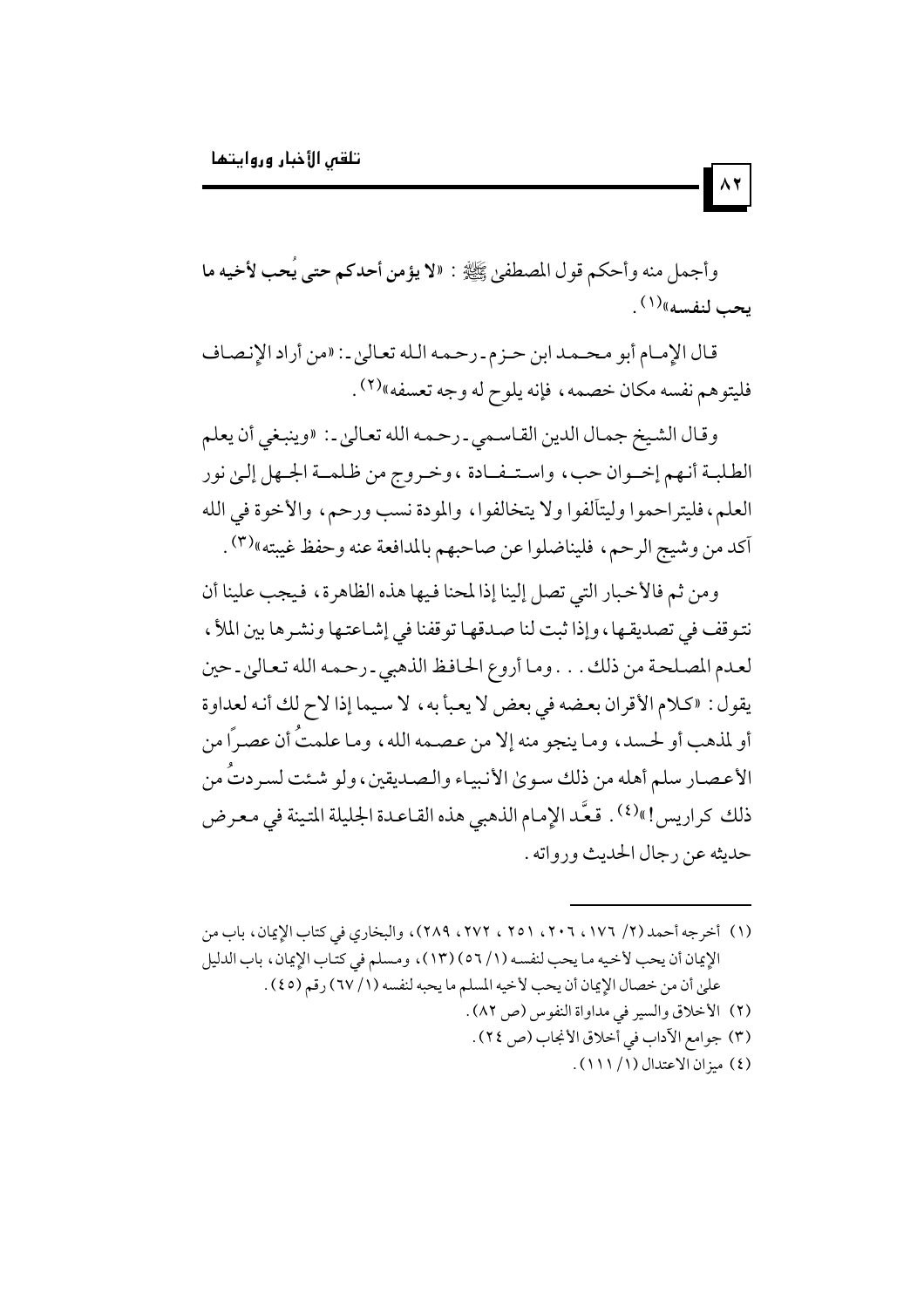وأجمل منه وأحكم قول المصطفى ﷺ : «**لا يؤمن أحدكم حتى يُحب لأخيه ما يحب لنفسه**»[1] .

قال الإمام أبو محمد ابن حزم - رحمه الله تعالى - : «من أراد الإنصاف فليتوهم نفسه مكان خصمه ، فإنه يلوح له وجه تعسفه»[2] .

وقال الشيخ جمال الدين القاسمي - رحمه الله تعالى - : «وينبغي أن يعلم الطلبة أنهم إخوان حب ، واستفادة ، وخروج من ظلمة الجهل إلى نور العلم ، فليتراحموا وليتآلفوا ولا يتخالفوا ، والمودة نسب ورحم ، والأخوة في الله آكد من وشيج الرحم ، فليناضلوا عن صاحبهم بالمدافعة عنه وحفظ غيبته»[3] .

ومن ثم فالأخبار التي تصل إلينا إذا لمحنا فيها هذه الظاهرة ، فيجب علينا أن نتوقف في تصديقها ، وإذا ثبت لنا صدقها توقفنا في إشاعتها ونشرها بين الملأ ، لعدم المصلحة من ذلك . . . وما أروع الحافظ الذهبي - رحمه الله تعالى - حين يقول : «كلام الأقران بعضه في بعض لا يعبأ به ، لا سيما إذا لاح لك أنه لعداوة أو لمذهب أو لحسد ، وما ينجو منه إلا من عصمه الله ، وما علمتُ أن عصراً من الأعصار سلم أهله من ذلك سوى الأنبياء والصديقين ، ولو شئت لسردتُ من ذلك كراريس!»[4] . قعَّد الإمام الذهبي هذه القاعدة الجليلة المتينة في معرض حديثه عن رجال الحديث ورواته .

---

(١) أخرجه أحمد (٢/ ١٧٦ ، ٢٠٦ ، ٢٥١ ، ٢٧٢ ، ٢٨٩)، والبخاري في كتاب الإيمان، باب من الإيمان أن يحب لأخيه ما يحب لنفسه (١/ ٥٦) (١٣)، ومسلم في كتاب الإيمان، باب الدليل على أن من خصال الإيمان أن يحب لأخيه المسلم ما يحبه لنفسه (١/ ٦٧) رقم (٤٥) .

(٢) الأخلاق والسير في مداواة النفوس (ص ٨٢) .

(٣) جوامع الآداب في أخلاق الأنجاب (ص ٢٤) .

(٤) ميزان الاعتدال (١/ ١١١) .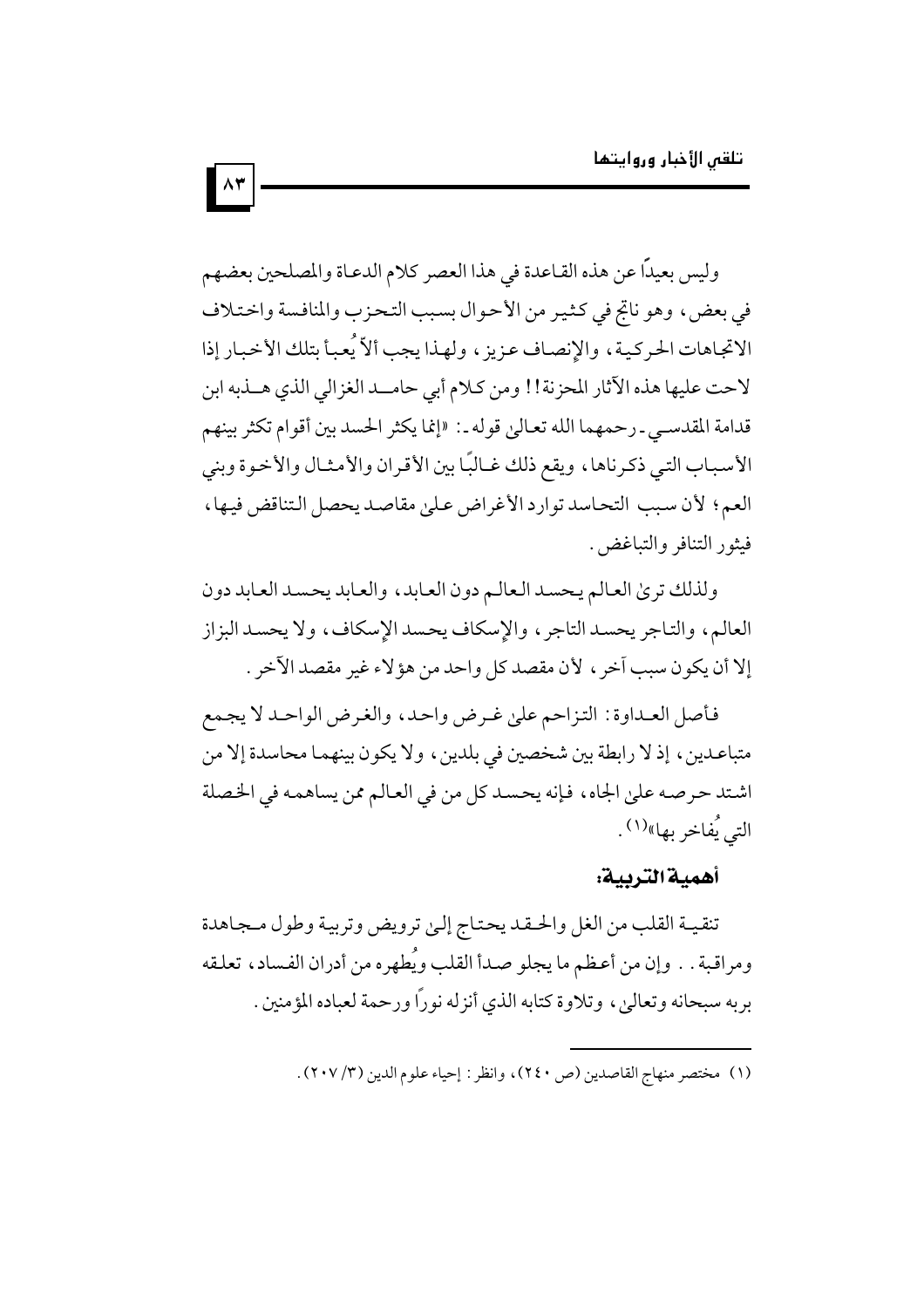وليس بعيداً عن هذه القاعدة في هذا العصر كلام الدعاة والمصلحين بعضهم في بعض، وهو ناتج في كثير من الأحوال بسبب التحزب والمنافسة واختلاف الاتجاهات الحركية، والإنصاف عزيز، ولهذا يجب ألاّ يُعبأ بتلك الأخبار إذا لاحت عليها هذه الآثار المحزنة!! ومن كلام أبي حامد الغزالي الذي هذبه ابن قدامة المقدسي ـ رحمهما الله تعالىٰ قوله ـ: «إنما يكثر الحسد بين أقوام تكثر بينهم الأسباب التي ذكرناها، ويقع ذلك غالبًا بين الأقران والأمثال والأخوة وبني العم؛ لأن سبب التحاسد توارد الأغراض علىٰ مقاصد يحصل التناقض فيها، فيثور التنافر والتباغض.

ولذلك ترىٰ العالم يحسد العالم دون العابد، والعابد يحسد العابد دون العالم، والتاجر يحسد التاجر، والإسكاف يحسد الإسكاف، ولا يحسد البزاز إلا أن يكون سبب آخر، لأن مقصد كل واحد من هؤلاء غير مقصد الآخر.

فأصل العداوة: التزاحم علىٰ غرض واحد، والغرض الواحد لا يجمع متباعدين، إذ لا رابطة بين شخصين في بلدين، ولا يكون بينهما محاسدة إلا من اشتد حرصه علىٰ الجاه، فإنه يحسد كل من في العالم ممن يساهمه في الخصلة التي يُفاخر بها»(1).

### أهمية التربية:

تنقية القلب من الغل والحقد يحتاج إلىٰ ترويض وتربية وطول مجاهدة ومراقبة.. وإن من أعظم ما يجلو صدأ القلب ويُطهره من أدران الفساد، تعلقه بربه سبحانه وتعالىٰ، وتلاوة كتابه الذي أنزله نوراً ورحمة لعباده المؤمنين.

---

(1) مختصر منهاج القاصدين (ص ٢٤٠)، وانظر: إحياء علوم الدين (٣/ ٢٠٧).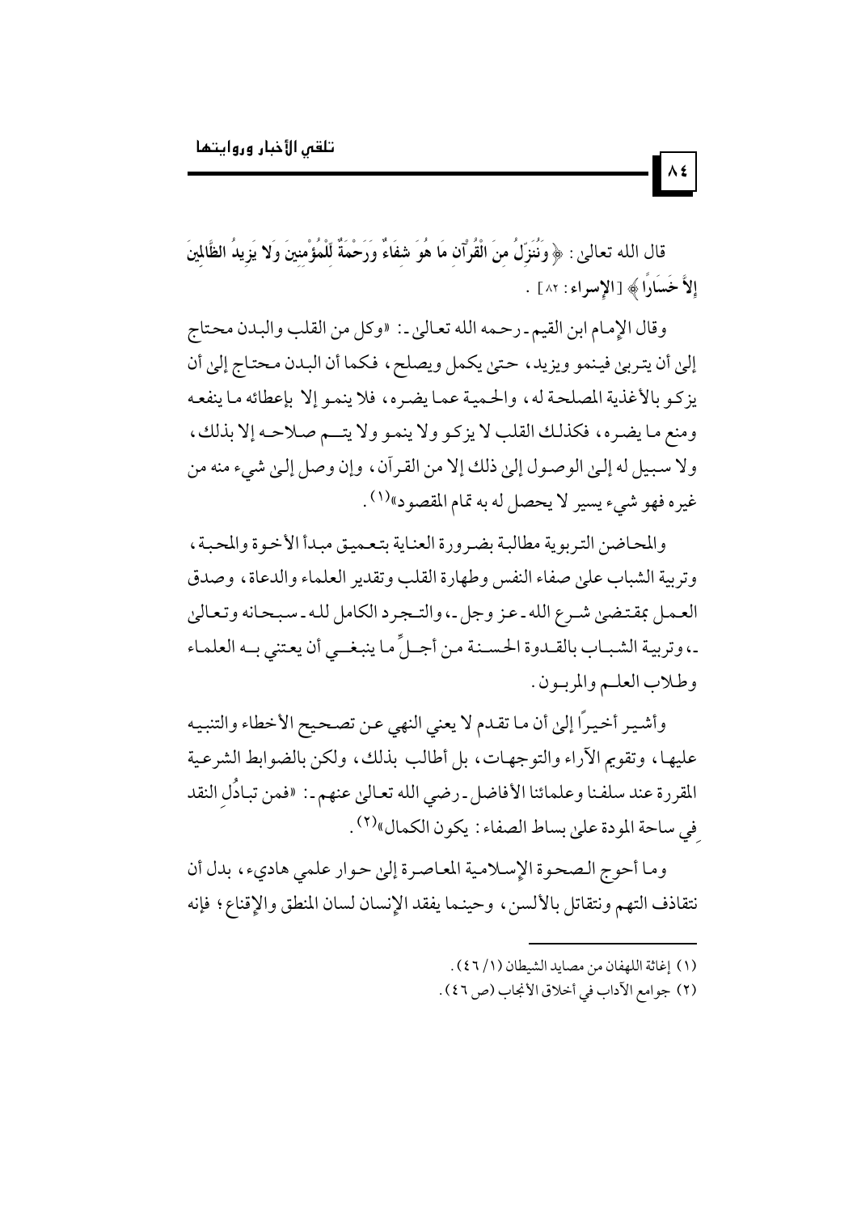قال الله تعالى: ﴿ وَنُنَزِّلُ مِنَ الْقُرْآنِ مَا هُوَ شِفَاءٌ وَرَحْمَةٌ لِّلْمُؤْمِنِينَ وَلا يَزِيدُ الظَّالِمِينَ إِلاَّ خَسَارًا ﴾ [الإسراء: ٨٢].

وقال الإمام ابن القيم ـ رحمه الله تعالى ـ: «وكل من القلب والبدن محتاج إلى أن يتربى فينمو ويزيد، حتى يكمل ويصلح، فكما أن البدن محتاج إلى أن يزكو بالأغذية المصلحة له، والحمية عما يضره، فلا ينمو إلا بإعطائه ما ينفعه ومنع ما يضره، فكذلك القلب لا يزكو ولا ينمو ولا يتم صلاحه إلا بذلك، ولا سبيل له إلى الوصول إلى ذلك إلا من القرآن، وإن وصل إلى شيء منه من غيره فهو شيء يسير لا يحصل له به تمام المقصود»[1].

والمحاضن التربوية مطالبة بضرورة العناية بتعميق مبدأ الأخوة والمحبة، وتربية الشباب على صفاء النفس وطهارة القلب وتقدير العلماء والدعاة، وصدق العمل بمقتضى شرع الله ـ عز وجل ـ، والتجرد الكامل لله ـ سبحانه وتعالى ـ، وتربية الشباب بالقدوة الحسنة من أجلِّ ما ينبغي أن يعتني به العلماء وطلاب العلم والمربون.

وأشير أخيراً إلى أن ما تقدم لا يعني النهي عن تصحيح الأخطاء والتنبيه عليها، وتقويم الآراء والتوجهات، بل أطالب بذلك، ولكن بالضوابط الشرعية المقررة عند سلفنا وعلمائنا الأفاضل ـ رضي الله تعالى عنهم ـ: «فمن تبادُلِ النقد في ساحة المودة على بساط الصفاء: يكون الكمال»[2].

وما أحوج الصحوة الإسلامية المعاصرة إلى حوار علمي هادىء، بدل أن نتقاذف التهم ونتقاتل بالألسن، وحينما يفقد الإنسان لسان المنطق والإقناع؛ فإنه

---

(١) إغاثة اللهفان من مصايد الشيطان (١/ ٤٦).

(٢) جوامع الآداب في أخلاق الأنجاب (ص ٤٦).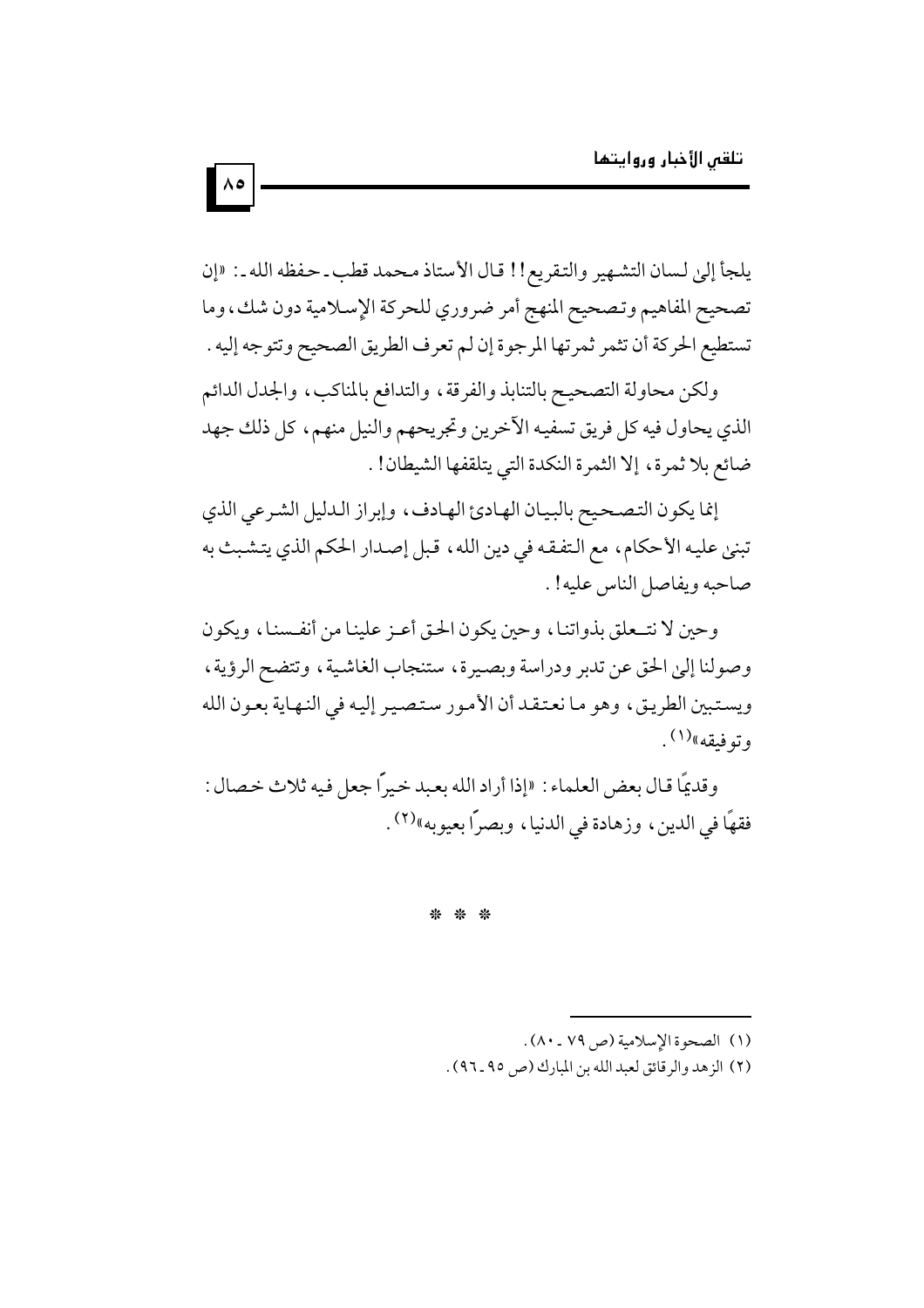يلجأ إلىٰ لسان التشهير والتقريع!! قال الأستاذ محمد قطب ـ حفظه الله ـ: «إن تصحيح المفاهيم وتصحيح المنهج أمر ضروري للحركة الإسلامية دون شك، وما تستطيع الحركة أن تثمر ثمرتها المرجوة إن لم تعرف الطريق الصحيح وتتوجه إليه.

ولكن محاولة التصحيح بالتنابذ والفرقة، والتدافع بالمناكب، والجدل الدائم الذي يحاول فيه كل فريق تسفيه الآخرين وتجريحهم والنيل منهم، كل ذلك جهد ضائع بلا ثمرة، إلا الثمرة النكدة التي يتلقفها الشيطان!.

إنما يكون التصحيح بالبيان الهادئ الهادف، وإبراز الدليل الشرعي الذي تبنىٰ عليه الأحكام، مع التفقه في دين الله، قبل إصدار الحكم الذي يتشبث به صاحبه ويفاصل الناس عليه!.

وحين لا نتعلق بذواتنا، وحين يكون الحق أعز علينا من أنفسنا، ويكون وصولنا إلىٰ الحق عن تدبر ودراسة وبصيرة، ستنجاب الغاشية، وتتضح الرؤية، ويستبين الطريق، وهو ما نعتقد أن الأمور ستصير إليه في النهاية بعون الله وتوفيقه»[1].

وقديمًا قال بعض العلماء: «إذا أراد الله بعبد خيراً جعل فيه ثلاث خصال: فقهًا في الدين، وزهادة في الدنيا، وبصراً بعيوبه»[2].

* * *

---

(١) الصحوة الإسلامية (ص ٧٩ ـ ٨٠).

(٢) الزهد والرقائق لعبد الله بن المبارك (ص ٩٥ ـ ٩٦).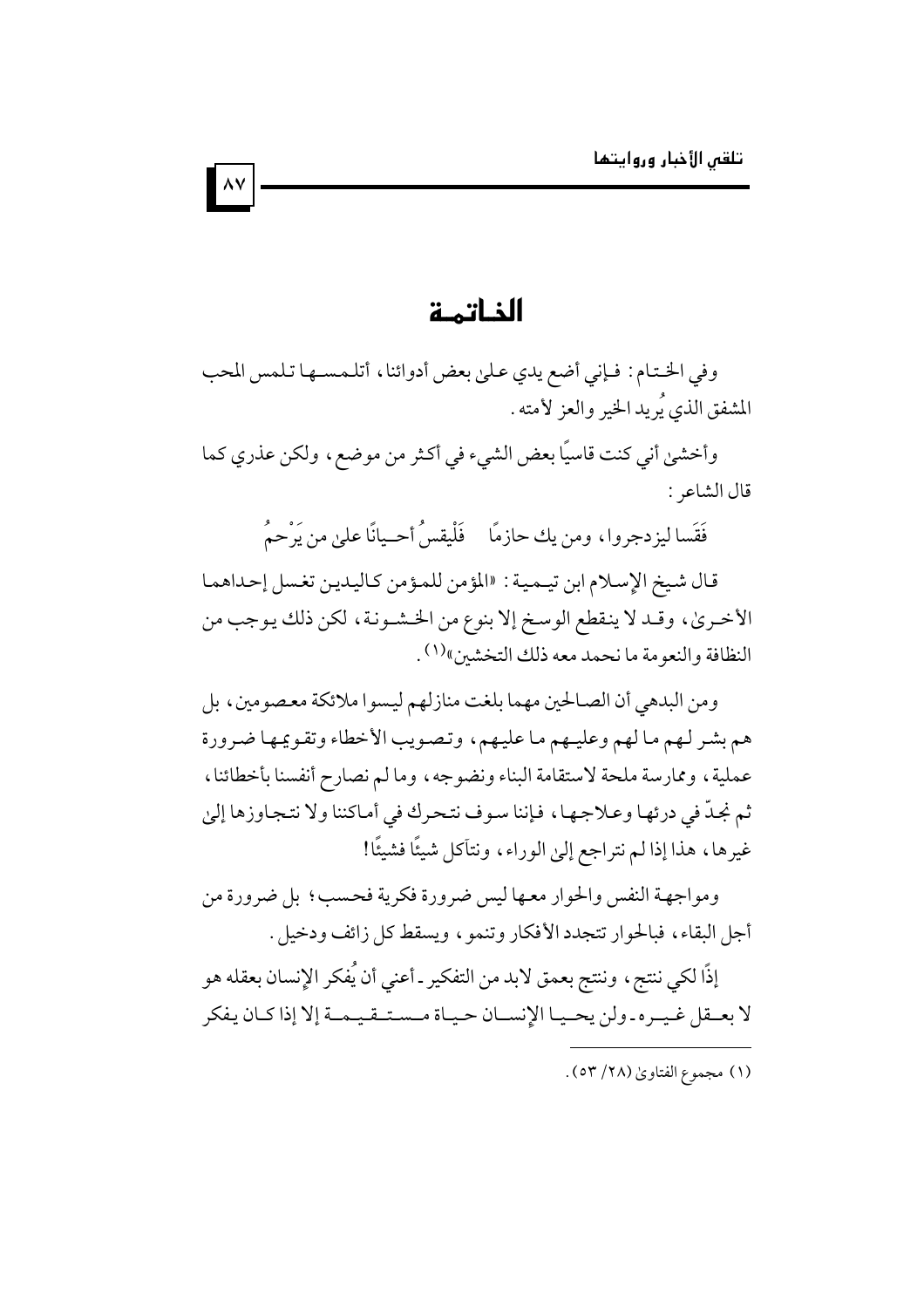# الخاتمة

وفي الختام: فإني أضع يدي على بعض أدوائنا، أتلمسها تلمس المحب المشفق الذي يُريد الخير والعز لأمته.

وأخشى أني كنت قاسيًا بعض الشيء في أكثر من موضع، ولكن عذري كما قال الشاعر:

فَقَسا ليزدجروا، ومن يك حازمًا　　فَلْيقسُ أحيانًا على من يَرْحَمُ

قال شيخ الإسلام ابن تيمية: «المؤمن للمؤمن كاليدين تغسل إحداهما الأخرى، وقد لا ينقطع الوسخ إلا بنوع من الخشونة، لكن ذلك يوجب من النظافة والنعومة ما نحمد معه ذلك التخشين»[1].

ومن البدهي أن الصالحين مهما بلغت منازلهم ليسوا ملائكة معصومين، بل هم بشر لهم ما لهم وعليهم ما عليهم، وتصويب الأخطاء وتقويمها ضرورة عملية، وممارسة ملحة لاستقامة البناء ونضوجه، وما لم نصارح أنفسنا بأخطائنا، ثم نجدّ في درئها وعلاجها، فإننا سوف نتحرك في أماكننا ولا نتجاوزها إلى غيرها، هذا إذا لم نتراجع إلى الوراء، ونتآكل شيئًا فشيئًا!

ومواجهة النفس والحوار معها ليس ضرورة فكرية فحسب؛ بل ضرورة من أجل البقاء، فبالحوار تتجدد الأفكار وتنمو، ويسقط كل زائف ودخيل.

إذًا لكي ننتج، وننتج بعمق لابد من التفكير - أعني أن يُفكر الإنسان بعقله هو لا بعقل غيره - ولن يحيا الإنسان حياة مستقيمة إلا إذا كان يفكر

---

(١) مجموع الفتاوى (٢٨/ ٥٣).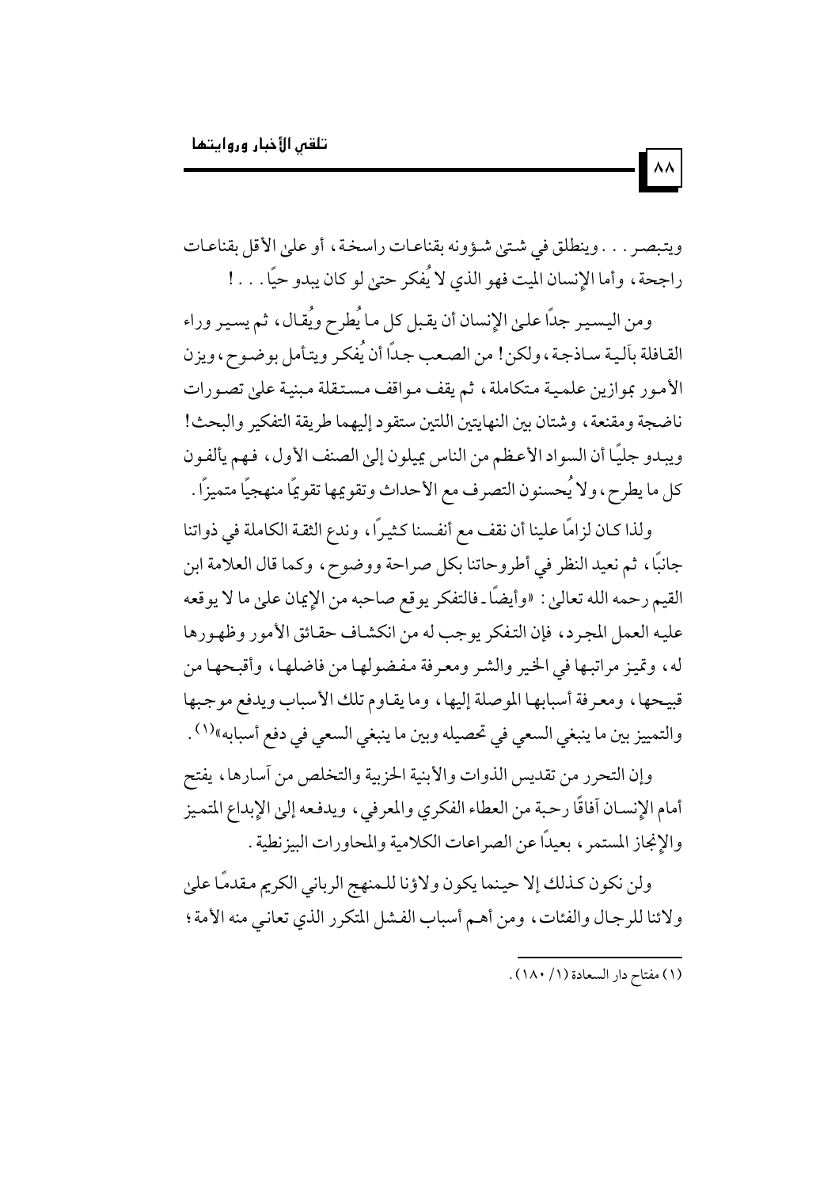ويتبصر . . . وينطلق في شتى شؤونه بقناعات راسخة، أو على الأقل بقناعات راجحة، وأما الإنسان الميت فهو الذي لا يُفكر حتى لو كان يبدو حيًا. . . !

ومن اليسير جدًا على الإنسان أن يقبل كل ما يُطرح ويُقال، ثم يسير وراء القافلة بآلية ساذجة، ولكن! من الصعب جدًا أن يُفكر ويتأمل بوضوح، ويزن الأمور بموازين علمية متكاملة، ثم يقف مواقف مستقلة مبنية على تصورات ناضجة ومقنعة، وشتان بين النهايتين اللتين ستقود إليهما طريقة التفكير والبحث! ويبدو جليًا أن السواد الأعظم من الناس يميلون إلى الصنف الأول، فهم يألفون كل ما يطرح، ولا يُحسنون التصرف مع الأحداث وتقويمها تقويمًا منهجيًا متميزًا.

ولذا كان لزامًا علينا أن نقف مع أنفسنا كثيرًا، وندع الثقة الكاملة في ذواتنا جانبًا، ثم نعيد النظر في أطروحاتنا بكل صراحة ووضوح، وكما قال العلامة ابن القيم رحمه الله تعالى: «وأيضًا ـ فالتفكر يوقع صاحبه من الإيمان على ما لا يوقعه عليه العمل المجرد، فإن التفكر يوجب له من انكشاف حقائق الأمور وظهورها له، وتميز مراتبها في الخير والشر ومعرفة مفضولها من فاضلها، وأقبحها من قبيحها، ومعرفة أسبابها الموصلة إليها، وما يقاوم تلك الأسباب ويدفع موجبها والتمييز بين ما ينبغي السعي في تحصيله وبين ما ينبغي السعي في دفع أسبابه»[1].

وإن التحرر من تقديس الذوات والأبنية الحزبية والتخلص من آسارها، يفتح أمام الإنسان آفاقًا رحبة من العطاء الفكري والمعرفي، ويدفعه إلى الإبداع المتميز والإنجاز المستمر، بعيدًا عن الصراعات الكلامية والمحاورات البيزنطية.

ولن نكون كذلك إلا حينما يكون ولاؤنا للمنهج الرباني الكريم مقدمًا على ولائنا للرجال والفئات، ومن أهم أسباب الفشل المتكرر الذي تعاني منه الأمة؛

---

(١) مفتاح دار السعادة (١/ ١٨٠).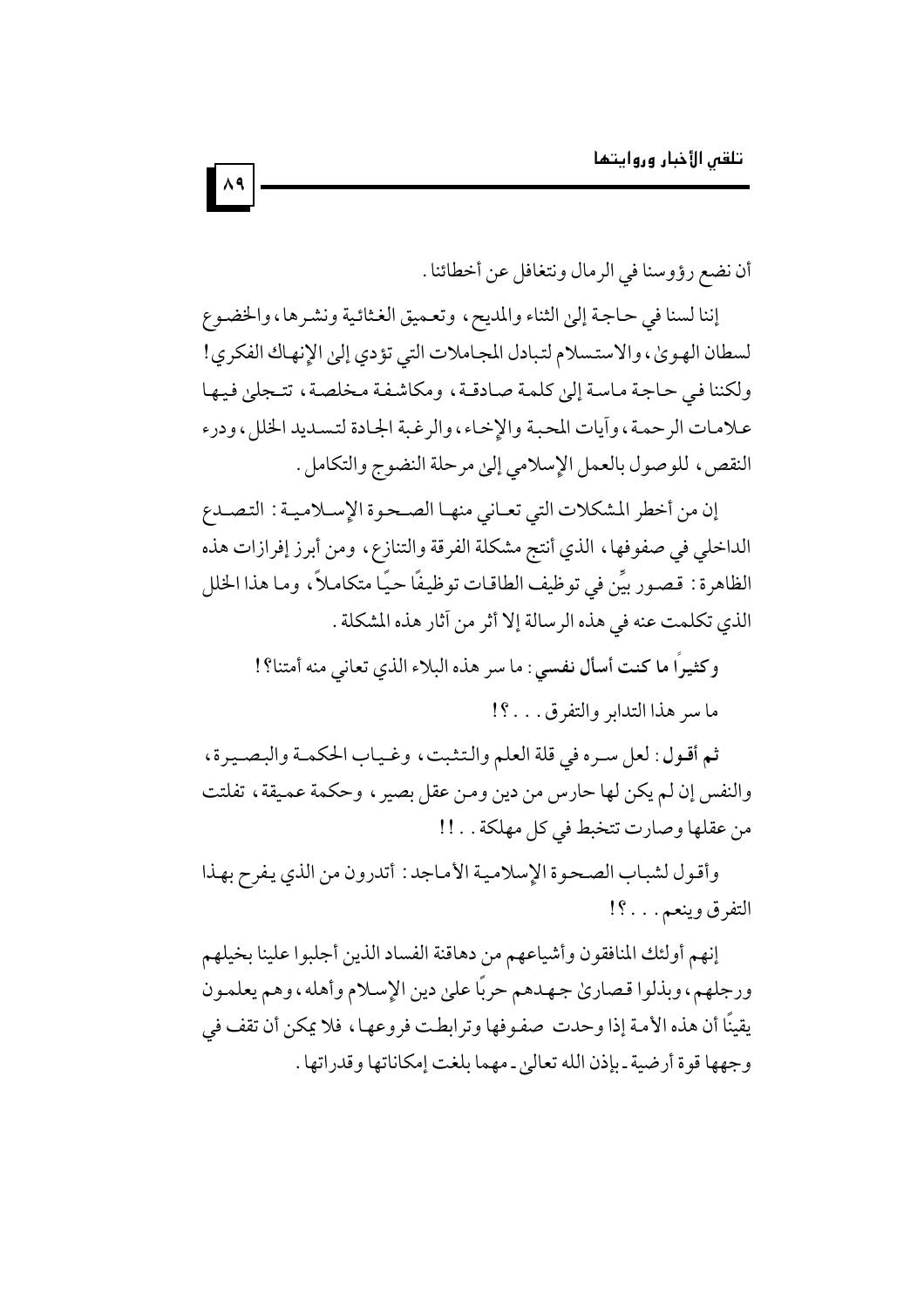أن نضع رؤوسنا في الرمال ونتغافل عن أخطائنا.

إننا لسنا في حاجة إلى الثناء والمديح، وتعميق الغثائية ونشرها، والخضوع لسطان الهوى، والاستسلام لتبادل المجاملات التي تؤدي إلى الإنهاك الفكري! ولكننا في حاجة ماسة إلى كلمة صادقة، ومكاشفة مخلصة، تتجلى فيها علامات الرحمة، وآيات المحبة والإخاء، والرغبة الجادة لتسديد الخلل، ودرء النقص، للوصول بالعمل الإسلامي إلى مرحلة النضوج والتكامل.

إن من أخطر المشكلات التي تعاني منها الصحوة الإسلامية: التصدع الداخلي في صفوفها، الذي أنتج مشكلة الفرقة والتنازع، ومن أبرز إفرازات هذه الظاهرة: قصور بيِّن في توظيف الطاقات توظيفًا حيًا متكاملاً، وما هذا الخلل الذي تكلمت عنه في هذه الرسالة إلا أثر من آثار هذه المشكلة.

**وكثيراً ما كنت أسأل نفسي**: ما سر هذه البلاء الذي تعاني منه أمتنا؟!

ما سر هذا التدابر والتفرق...؟!

**ثم أقول**: لعل سره في قلة العلم والتثبت، وغياب الحكمة والبصيرة، والنفس إن لم يكن لها حارس من دين ومن عقل بصير، وحكمة عميقة، تفلتت من عقلها وصارت تتخبط في كل مهلكة..!!

وأقول لشباب الصحوة الإسلامية الأماجد: أتدرون من الذي يفرح بهذا التفرق وينعم...؟!

إنهم أولئك المنافقون وأشياعهم من دهاقنة الفساد الذين أجلبوا علينا بخيلهم ورجلهم، وبذلوا قصارى جهدهم حربًا على دين الإسلام وأهله، وهم يعلمون يقينًا أن هذه الأمة إذا وحدت صفوفها وترابطت فروعها، فلا يمكن أن تقف في وجهها قوة أرضية - بإذن الله تعالى - مهما بلغت إمكاناتها وقدراتها.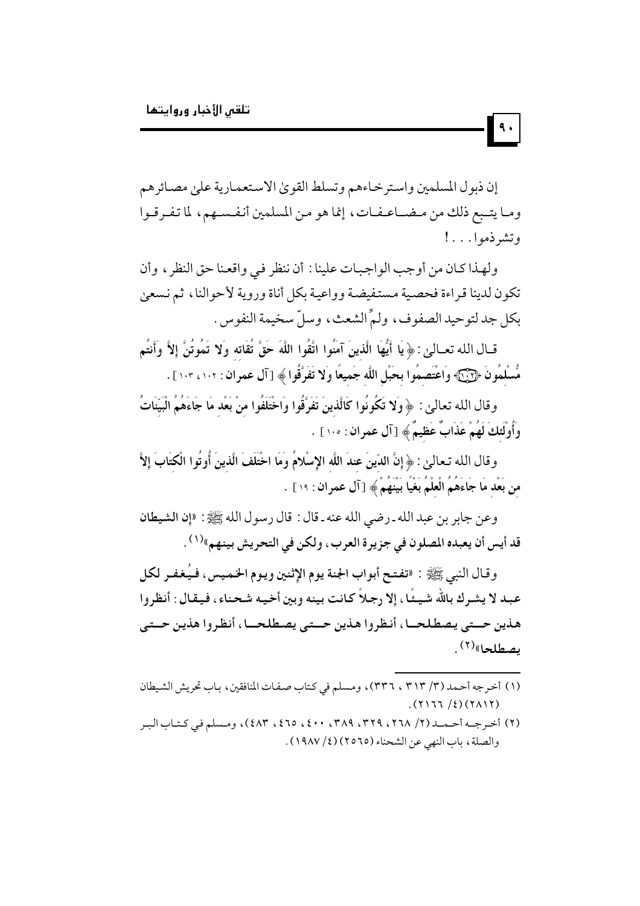إن ذبول المسلمين واسترخاءهم وتسلط القوى الاستعمارية على مصائرهم وما يتبع ذلك من مضاعفات، إنما هو من المسلمين أنفسهم، لما تفرقوا وتشرذموا...!

ولهذا كان من أوجب الواجبات علينا: أن ننظر في واقعنا حق النظر، وأن تكون لدينا قراءة فحصية مستفيضة وواعية بكل أناة وروية لأحوالنا، ثم نسعى بكل جد لتوحيد الصفوف، ولمّ الشعث، وسلّ سخيمة النفوس.

قال الله تعالى: ﴿يَا أَيُّهَا الَّذِينَ آمَنُوا اتَّقُوا اللَّهَ حَقَّ تُقَاتِهِ وَلا تَمُوتُنَّ إِلاَّ وَأَنتُم مُّسْلِمُونَ ۝ وَاعْتَصِمُوا بِحَبْلِ اللَّهِ جَمِيعًا وَلا تَفَرَّقُوا﴾ [آل عمران: ١٠٢، ١٠٣].

وقال الله تعالى: ﴿وَلا تَكُونُوا كَالَّذِينَ تَفَرَّقُوا وَاخْتَلَفُوا مِنْ بَعْدِ مَا جَاءَهُمُ الْبَيِّنَاتُ وَأُولَئِكَ لَهُمْ عَذَابٌ عَظِيمٌ﴾ [آل عمران: ١٠٥].

وقال الله تعالى: ﴿إِنَّ الدِّينَ عِندَ اللَّهِ الإِسْلامُ وَمَا اخْتَلَفَ الَّذِينَ أُوتُوا الْكِتَابَ إِلاَّ مِن بَعْدِ مَا جَاءَهُمُ الْعِلْمُ بَغْيًا بَيْنَهُمْ﴾ [آل عمران: ١٩].

وعن جابر بن عبد الله ـ رضي الله عنه ـ قال: قال رسول الله ﷺ: **«إن الشيطان قد أيس أن يعبده المصلون في جزيرة العرب، ولكن في التحريش بينهم»**[(١)].

وقال النبي ﷺ: **«تفتح أبواب الجنة يوم الإثنين ويوم الخميس، فيُغفر لكل عبد لا يشرك بالله شيئًا، إلا رجلاً كانت بينه وبين أخيه شحناء، فيقال: أنظروا هذين حتى يصطلحا، أنظروا هذين حتى يصطلحا، أنظروا هذين حتى يصطلحا»**[(٢)].

---

(١) أخرجه أحمد (٣/ ٣١٣، ٣٣٦)، ومسلم في كتاب صفات المنافقين، باب تحريش الشيطان (٢٨١٢) (٤/ ٢١٦٦).

(٢) أخرجه أحمد (٢/ ٢٦٨، ٣٢٩، ٣٨٩، ٤٠٠، ٤٦٥، ٤٨٣)، ومسلم في كتاب البر والصلة، باب النهي عن الشحناء (٢٥٦٥) (٤/ ١٩٨٧).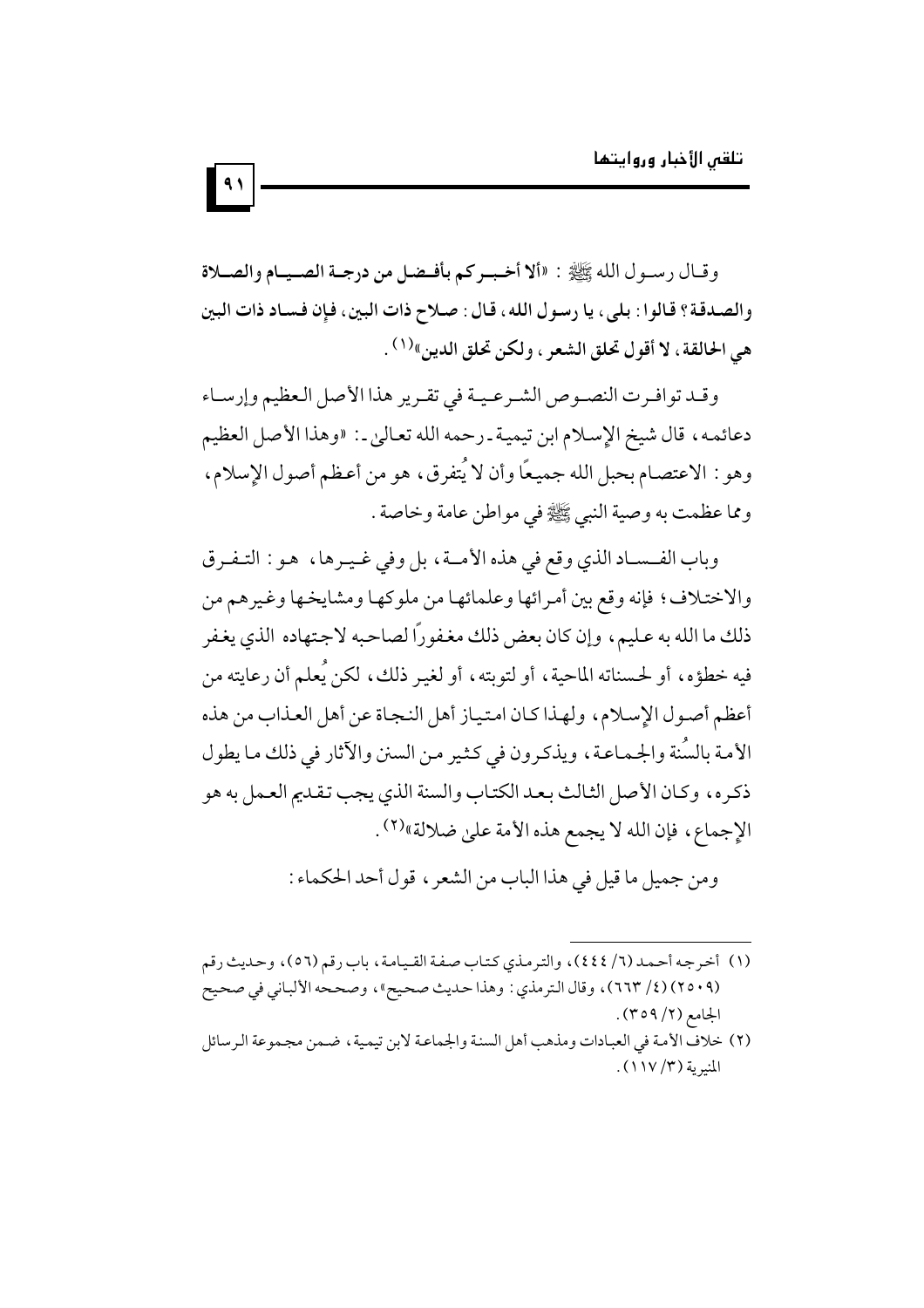وقال رسول الله ﷺ : «**ألا أخبركم بأفضل من درجة الصيام والصلاة والصدقة؟ قالوا: بلى، يا رسول الله، قال: صلاح ذات البين، فإن فساد ذات البين هي الحالقة، لا أقول تحلق الشعر، ولكن تحلق الدين**»[1].

وقد توافرت النصوص الشرعية في تقرير هذا الأصل العظيم وإرساء دعائمه، قال شيخ الإسلام ابن تيمية ـ رحمه الله تعالى ـ: «وهذا الأصل العظيم وهو: الاعتصام بحبل الله جميعًا وأن لا يُتفرق، هو من أعظم أصول الإسلام، ومما عظمت به وصية النبي ﷺ في مواطن عامة وخاصة.

وباب الفساد الذي وقع في هذه الأمة، بل وفي غيرها، هو: التفرق والاختلاف؛ فإنه وقع بين أمرائها وعلمائها من ملوكها ومشايخها وغيرهم من ذلك ما الله به عليم، وإن كان بعض ذلك مغفورًا لصاحبه لاجتهاده الذي يغفر فيه خطؤه، أو لحسناته الماحية، أو لتوبته، أو لغير ذلك، لكن يُعلم أن رعايته من أعظم أصول الإسلام، ولهذا كان امتياز أهل النجاة عن أهل العذاب من هذه الأمة بالسُنة والجماعة، ويذكرون في كثير من السنن والآثار في ذلك ما يطول ذكره، وكان الأصل الثالث بعد الكتاب والسنة الذي يجب تقديم العمل به هو الإجماع، فإن الله لا يجمع هذه الأمة على ضلالة»[2].

ومن جميل ما قيل في هذا الباب من الشعر، قول أحد الحكماء:

---

(١) أخرجه أحمد (٦/ ٤٤٤)، والترمذي كتاب صفة القيامة، باب رقم (٥٦)، وحديث رقم (٢٥٠٩) (٤/ ٦٦٣)، وقال الترمذي: وهذا حديث صحيح»، وصححه الألباني في صحيح الجامع (٢/ ٣٥٩).

(٢) خلاف الأمة في العبادات ومذهب أهل السنة والجماعة لابن تيمية، ضمن مجموعة الرسائل المنيرية (٣/ ١١٧).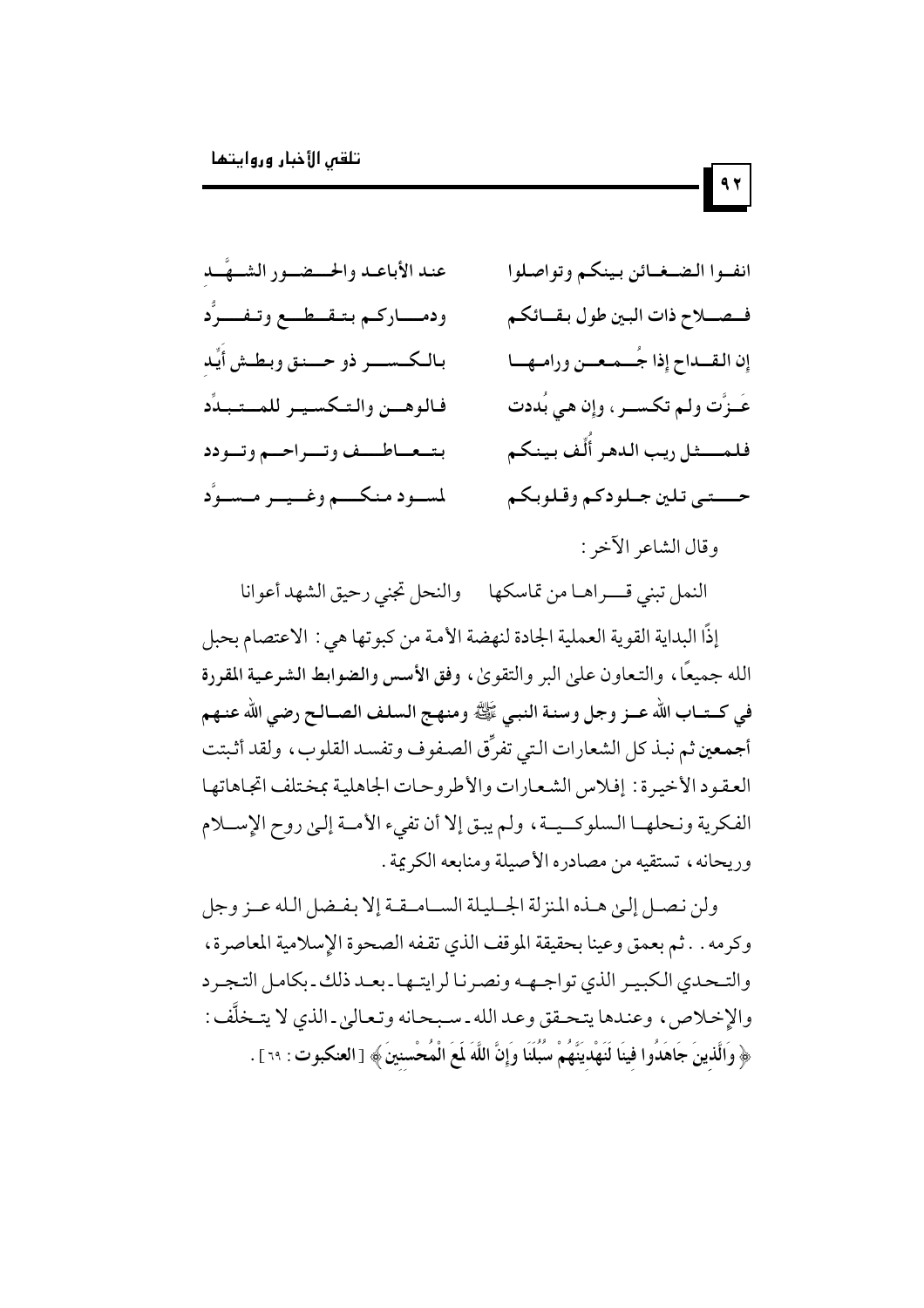انفوا الضغائن بينكم وتواصلوا ... عند الأباعد والحضور الشهَّد

فصلاح ذات البين طول بقائكم ... ودماركم بتقطع وتفرُّد

إن القداح إذا جُمعن ورامها ... بالكسر ذو حنق وبطش أيِّد

عَزَّت ولم تكسر، وإن هي بُددت ... فالوهن والتكسير للمتبدِّد

فلمثل ريب الدهر أُلِّف بينكم ... بتعاطف وتراحم وتودد

حتى تلين جلودكم وقلوبكم ... لمسود منكم وغير مسوَّد

وقال الشاعر الآخر:

النمل تبني قراها من تماسكها ... والنحل تجني رحيق الشهد أعوانا

إذًا البداية القوية العملية الجادة لنهضة الأمة من كبوتها هي: الاعتصام بحبل الله جميعًا، والتعاون على البر والتقوى، **وفق الأسس والضوابط الشرعية المقررة في كتاب الله عز وجل وسنة النبي ﷺ ومنهج السلف الصالح رضي الله عنهم أجمعين** ثم نبذ كل الشعارات التي تفرِّق الصفوف وتفسد القلوب، ولقد أثبتت العقود الأخيرة: إفلاس الشعارات والأطروحات الجاهلية بمختلف اتجاهاتها الفكرية ونحلها السلوكية، ولم يبق إلا أن تفيء الأمة إلى روح الإسلام وريحانه، تستقيه من مصادره الأصيلة ومنابعه الكريمة.

ولن نصل إلى هذه المنزلة الجليلة السامقة إلا بفضل الله عز وجل وكرمه.. ثم بعمق وعينا بحقيقة الموقف الذي تقفه الصحوة الإسلامية المعاصرة، والتحدي الكبير الذي تواجهه ونصرنا لرايتها -بعد ذلك- بكامل التجرد والإخلاص، وعندها يتحقق وعد الله -سبحانه وتعالى- الذي لا يتخلَّف: ﴿وَالَّذِينَ جَاهَدُوا فِينَا لَنَهْدِيَنَّهُمْ سُبُلَنَا وَإِنَّ اللَّهَ لَمَعَ الْمُحْسِنِينَ﴾ [**العنكبوت**: ٦٩].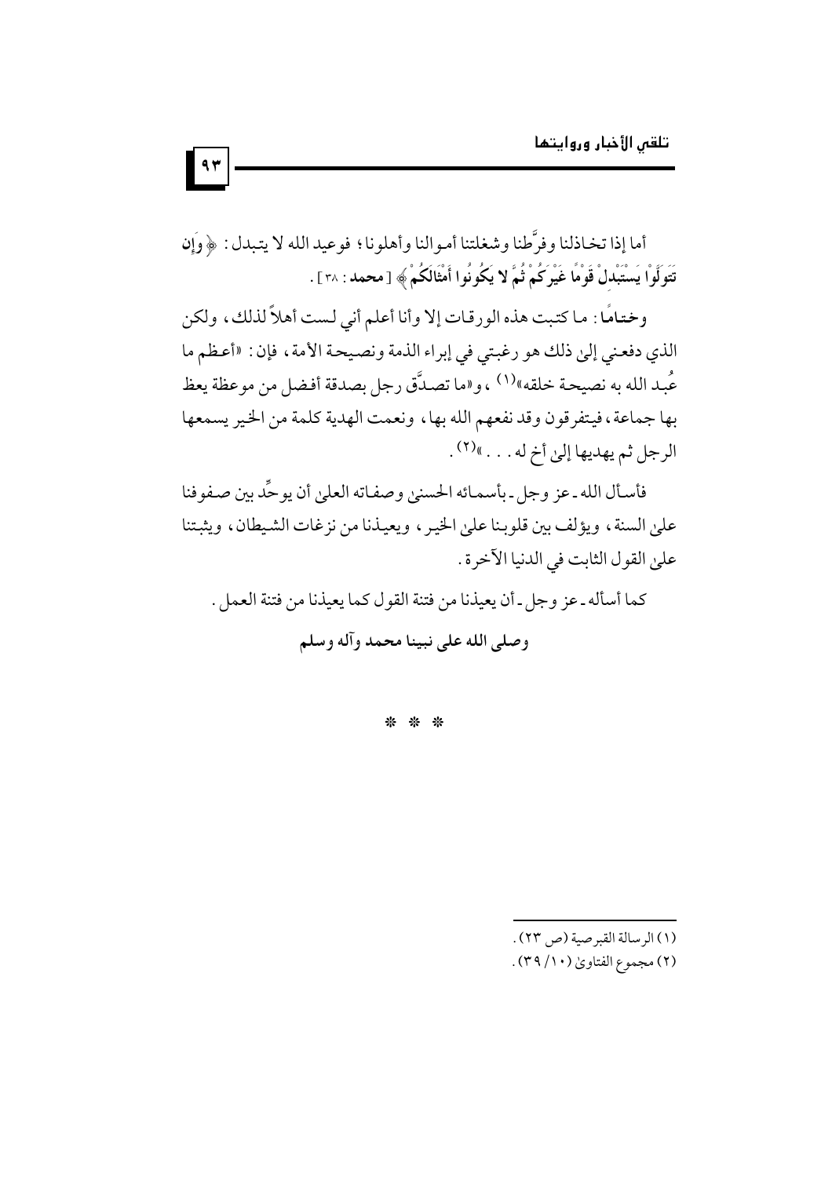أما إذا تخاذلنا وفرَّطنا وشغلتنا أموالنا وأهلونا؛ فوعيد الله لا يتبدل: ﴿ وَإِن تَتَوَلَّوْا يَسْتَبْدِلْ قَوْمًا غَيْرَكُمْ ثُمَّ لا يَكُونُوا أَمْثَالَكُمْ ﴾ [ محمد: ٣٨ ].

وختامًا: ما كتبت هذه الورقات إلا وأنا أعلم أني لست أهلاً لذلك، ولكن الذي دفعني إلى ذلك هو رغبتي في إبراء الذمة ونصيحة الأمة، فإن: «أعظم ما عُبد الله به نصيحة خلقه»[١]، و«ما تصدَّق رجل بصدقة أفضل من موعظة يعظ بها جماعة، فيتفرقون وقد نفعهم الله بها، ونعمت الهدية كلمة من الخير يسمعها الرجل ثم يهديها إلى أخ له...»[٢].

فأسأل الله ـ عز وجل ـ بأسمائه الحسنى وصفاته العلى أن يوحِّد بين صفوفنا على السنة، ويؤلف بين قلوبنا على الخير، ويعيذنا من نزغات الشيطان، ويثبتنا على القول الثابت في الدنيا الآخرة.

كما أسأله ـ عز وجل ـ أن يعيذنا من فتنة القول كما يعيذنا من فتنة العمل.

**وصلى الله على نبينا محمد وآله وسلم**

* * *

---

(١) الرسالة القبرصية (ص ٢٣).

(٢) مجموع الفتاوى (١٠/ ٣٩).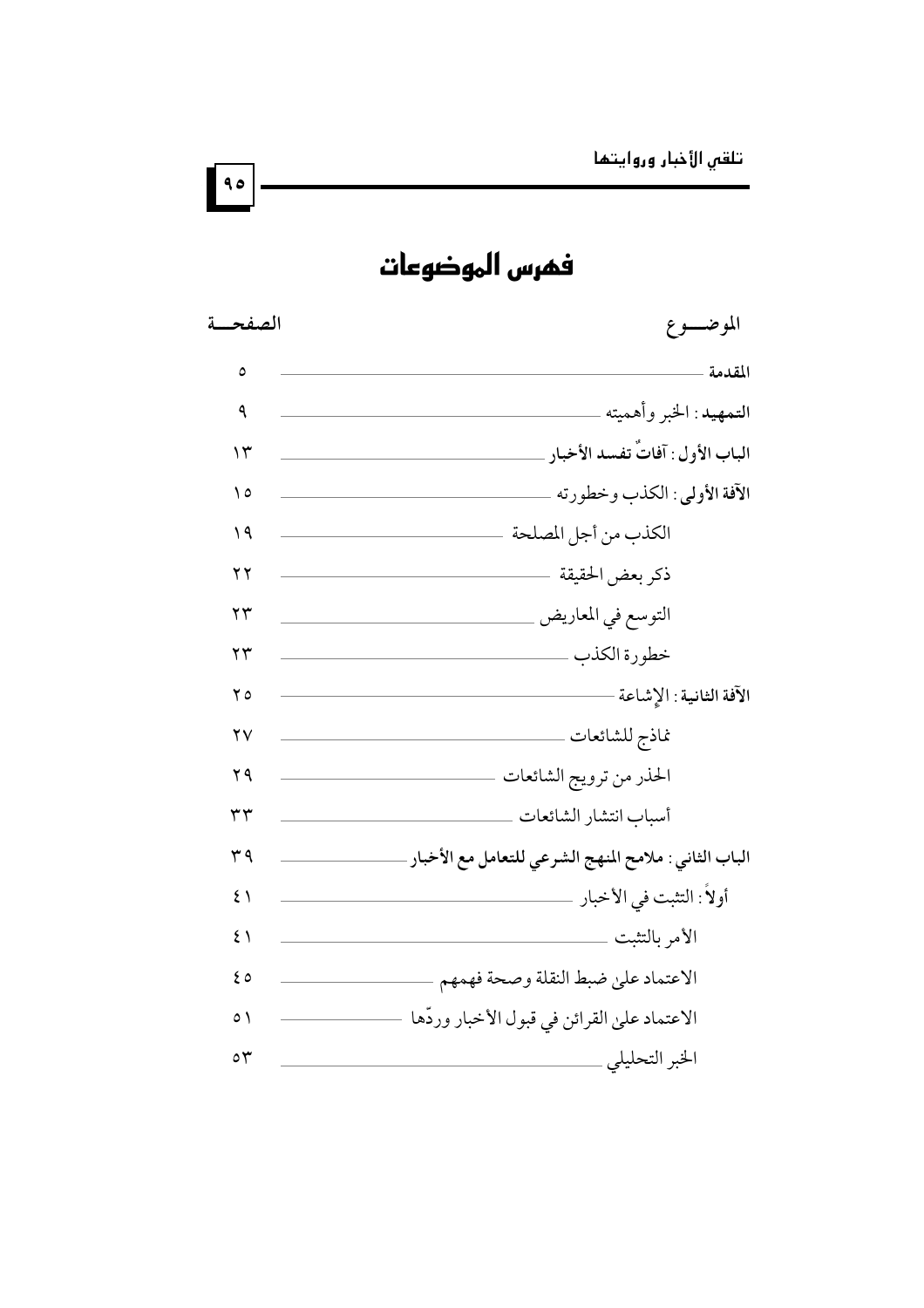# فهرس الموضوعات

| الموضــوع | الصفحــة |
| --- | --- |
| **المقدمة** | ٥ |
| **التمهيد**: الخبر وأهميته | ٩ |
| **الباب الأول: آفاتٌ تفسد الأخبار** | ١٣ |
| **الآفة الأولى**: الكذب وخطورته | ١٥ |
| الكذب من أجل المصلحة | ١٩ |
| ذكر بعض الحقيقة | ٢٢ |
| التوسع في المعاريض | ٢٣ |
| خطورة الكذب | ٢٣ |
| **الآفة الثانية**: الإشاعة | ٢٥ |
| نماذج للشائعات | ٢٧ |
| الحذر من ترويج الشائعات | ٢٩ |
| أسباب انتشار الشائعات | ٣٣ |
| **الباب الثاني: ملامح المنهج الشرعي للتعامل مع الأخبار** | ٣٩ |
| أولاً: التثبت في الأخبار | ٤١ |
| الأمر بالتثبت | ٤١ |
| الاعتماد على ضبط النقلة وصحة فهمهم | ٤٥ |
| الاعتماد على القرائن في قبول الأخبار وردّها | ٥١ |
| الخبر التحليلي | ٥٣ |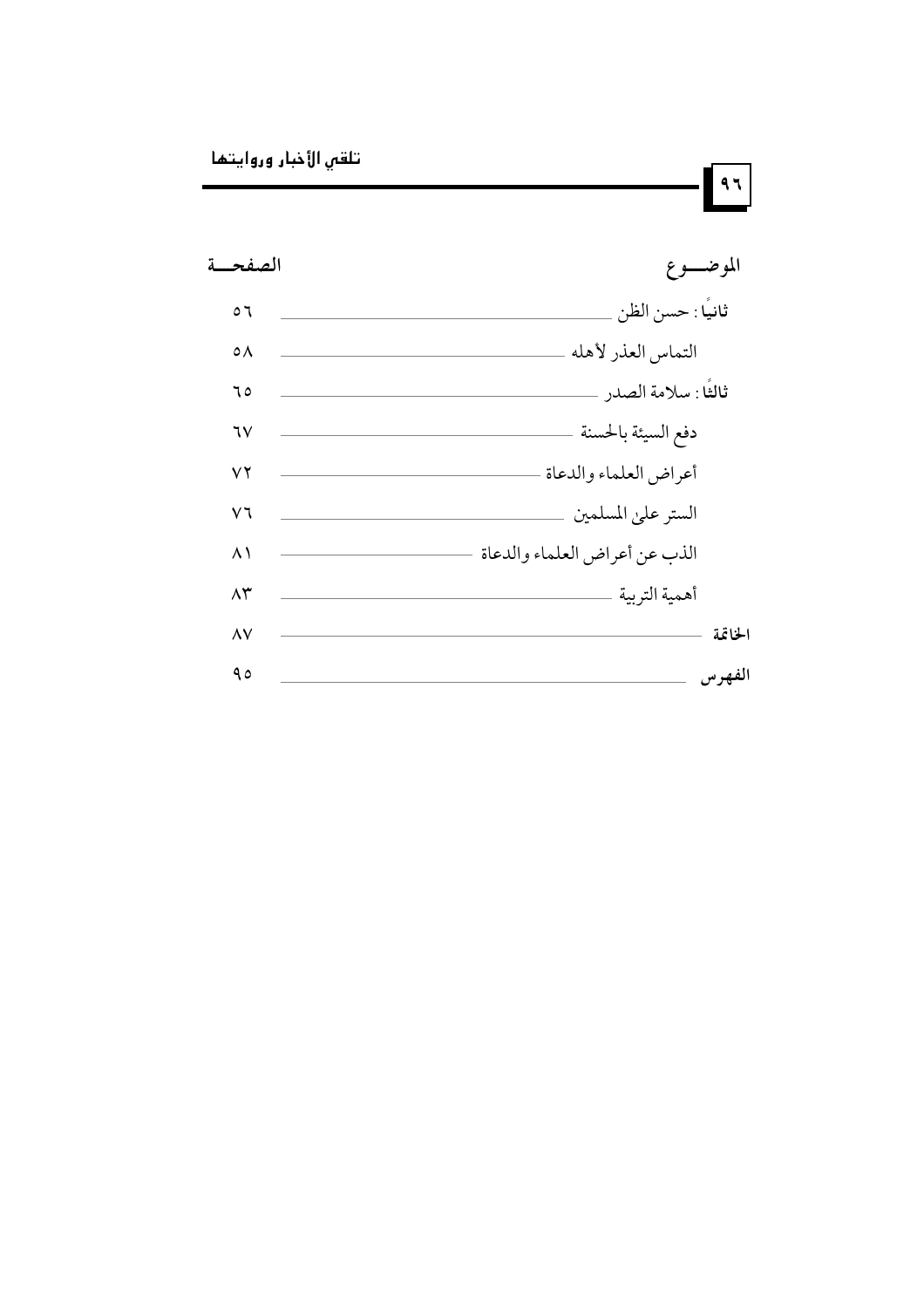| الموضـــوع | الصفحـــة |
| --- | --- |
| **ثانيًا**: حسن الظن | ٥٦ |
| التماس العذر لأهله | ٥٨ |
| **ثالثًا**: سلامة الصدر | ٦٥ |
| دفع السيئة بالحسنة | ٦٧ |
| أعراض العلماء والدعاة | ٧٢ |
| الستر على المسلمين | ٧٦ |
| الذب عن أعراض العلماء والدعاة | ٨١ |
| أهمية التربية | ٨٣ |
| **الخاتمة** | ٨٧ |
| **الفهرس** | ٩٥ |